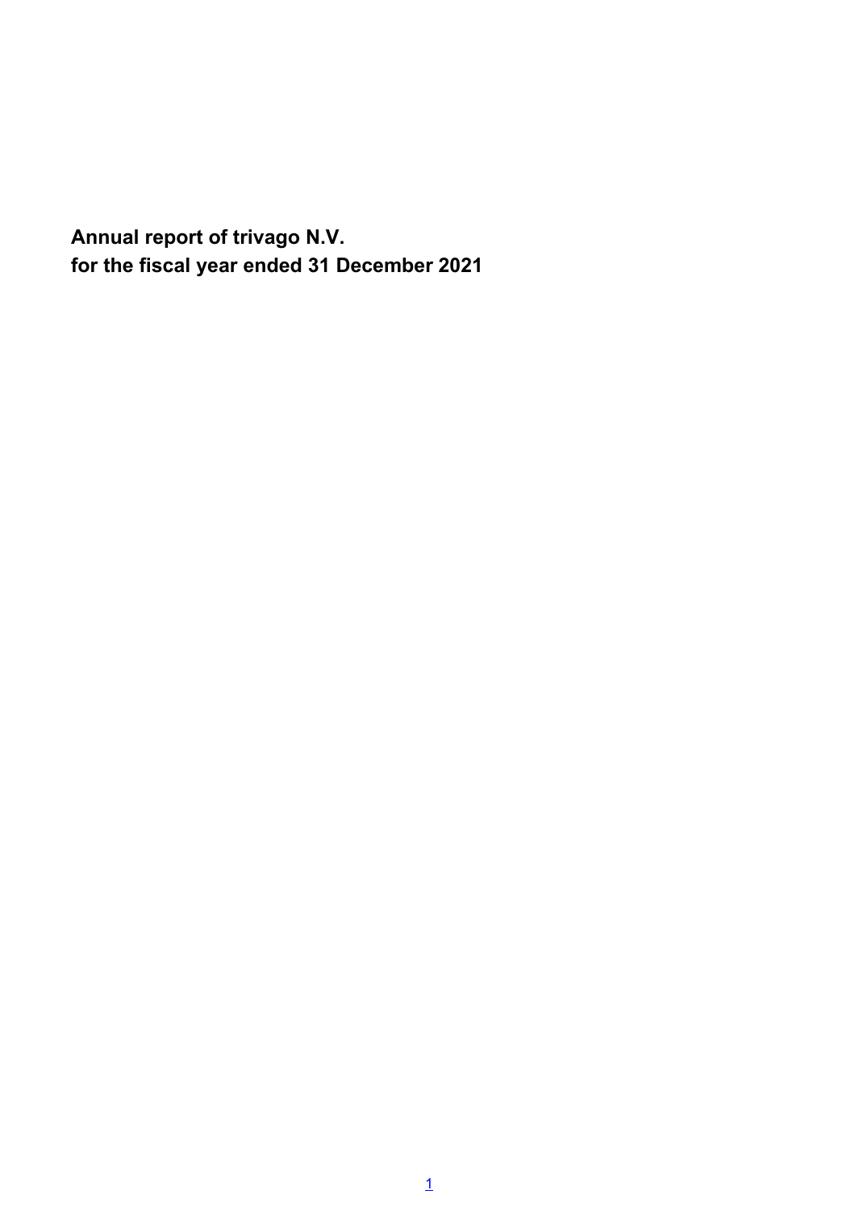# Annual report of trivago N.V.
# for the fiscal year ended 31 December 2021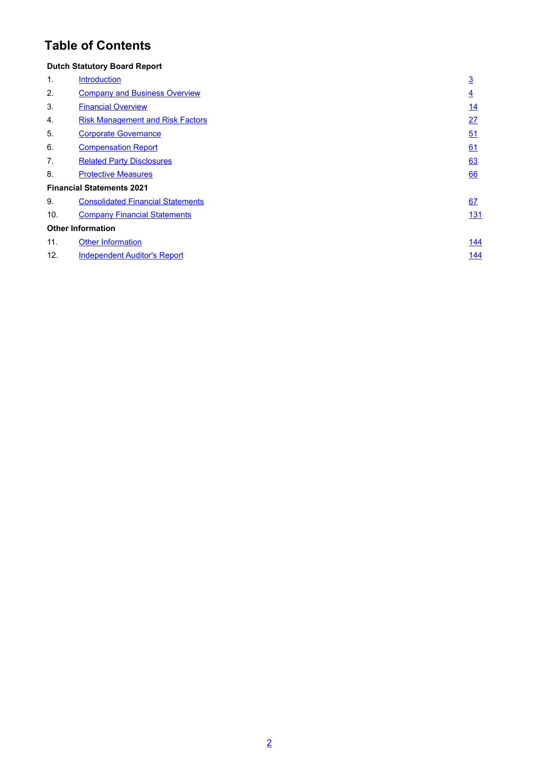# Table of Contents

| | | |
|---|---|---|
| **Dutch Statutory Board Report** | | |
| 1. | Introduction | 3 |
| 2. | Company and Business Overview | 4 |
| 3. | Financial Overview | 14 |
| 4. | Risk Management and Risk Factors | 27 |
| 5. | Corporate Governance | 51 |
| 6. | Compensation Report | 61 |
| 7. | Related Party Disclosures | 63 |
| 8. | Protective Measures | 66 |
| **Financial Statements 2021** | | |
| 9. | Consolidated Financial Statements | 67 |
| 10. | Company Financial Statements | 131 |
| **Other Information** | | |
| 11. | Other Information | 144 |
| 12. | Independent Auditor's Report | 144 |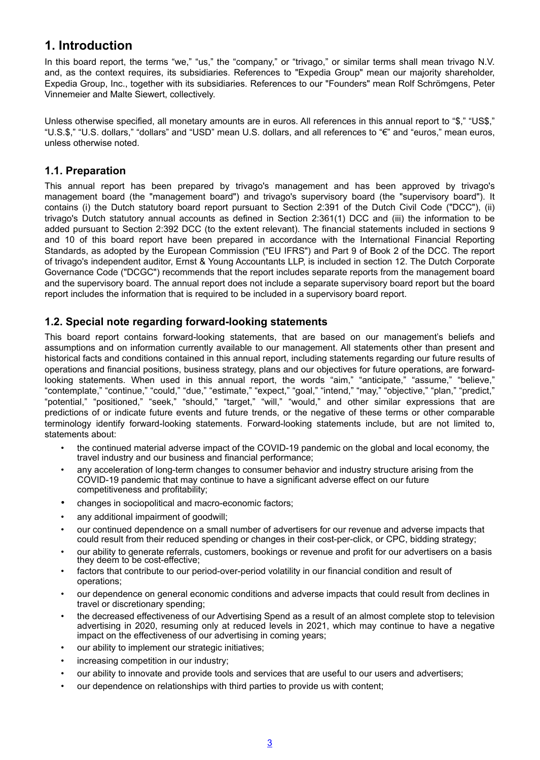# 1. Introduction

In this board report, the terms "we," "us," the "company," or "trivago," or similar terms shall mean trivago N.V. and, as the context requires, its subsidiaries. References to "Expedia Group" mean our majority shareholder, Expedia Group, Inc., together with its subsidiaries. References to our "Founders" mean Rolf Schrömgens, Peter Vinnemeier and Malte Siewert, collectively.

Unless otherwise specified, all monetary amounts are in euros. All references in this annual report to "$," "US$," "U.S.$," "U.S. dollars," "dollars" and "USD" mean U.S. dollars, and all references to "€" and "euros," mean euros, unless otherwise noted.

## 1.1. Preparation

This annual report has been prepared by trivago's management and has been approved by trivago's management board (the "management board") and trivago's supervisory board (the "supervisory board"). It contains (i) the Dutch statutory board report pursuant to Section 2:391 of the Dutch Civil Code ("DCC"), (ii) trivago's Dutch statutory annual accounts as defined in Section 2:361(1) DCC and (iii) the information to be added pursuant to Section 2:392 DCC (to the extent relevant). The financial statements included in sections 9 and 10 of this board report have been prepared in accordance with the International Financial Reporting Standards, as adopted by the European Commission ("EU IFRS") and Part 9 of Book 2 of the DCC. The report of trivago's independent auditor, Ernst & Young Accountants LLP, is included in section 12. The Dutch Corporate Governance Code ("DCGC") recommends that the report includes separate reports from the management board and the supervisory board. The annual report does not include a separate supervisory board report but the board report includes the information that is required to be included in a supervisory board report.

## 1.2. Special note regarding forward-looking statements

This board report contains forward-looking statements, that are based on our management's beliefs and assumptions and on information currently available to our management. All statements other than present and historical facts and conditions contained in this annual report, including statements regarding our future results of operations and financial positions, business strategy, plans and our objectives for future operations, are forward-looking statements. When used in this annual report, the words "aim," "anticipate," "assume," "believe," "contemplate," "continue," "could," "due," "estimate," "expect," "goal," "intend," "may," "objective," "plan," "predict," "potential," "positioned," "seek," "should," "target," "will," "would," and other similar expressions that are predictions of or indicate future events and future trends, or the negative of these terms or other comparable terminology identify forward-looking statements. Forward-looking statements include, but are not limited to, statements about:

- the continued material adverse impact of the COVID-19 pandemic on the global and local economy, the travel industry and our business and financial performance;
- any acceleration of long-term changes to consumer behavior and industry structure arising from the COVID-19 pandemic that may continue to have a significant adverse effect on our future competitiveness and profitability;
- changes in sociopolitical and macro-economic factors;
- any additional impairment of goodwill;
- our continued dependence on a small number of advertisers for our revenue and adverse impacts that could result from their reduced spending or changes in their cost-per-click, or CPC, bidding strategy;
- our ability to generate referrals, customers, bookings or revenue and profit for our advertisers on a basis they deem to be cost-effective;
- factors that contribute to our period-over-period volatility in our financial condition and result of operations;
- our dependence on general economic conditions and adverse impacts that could result from declines in travel or discretionary spending;
- the decreased effectiveness of our Advertising Spend as a result of an almost complete stop to television advertising in 2020, resuming only at reduced levels in 2021, which may continue to have a negative impact on the effectiveness of our advertising in coming years;
- our ability to implement our strategic initiatives;
- increasing competition in our industry;
- our ability to innovate and provide tools and services that are useful to our users and advertisers;
- our dependence on relationships with third parties to provide us with content;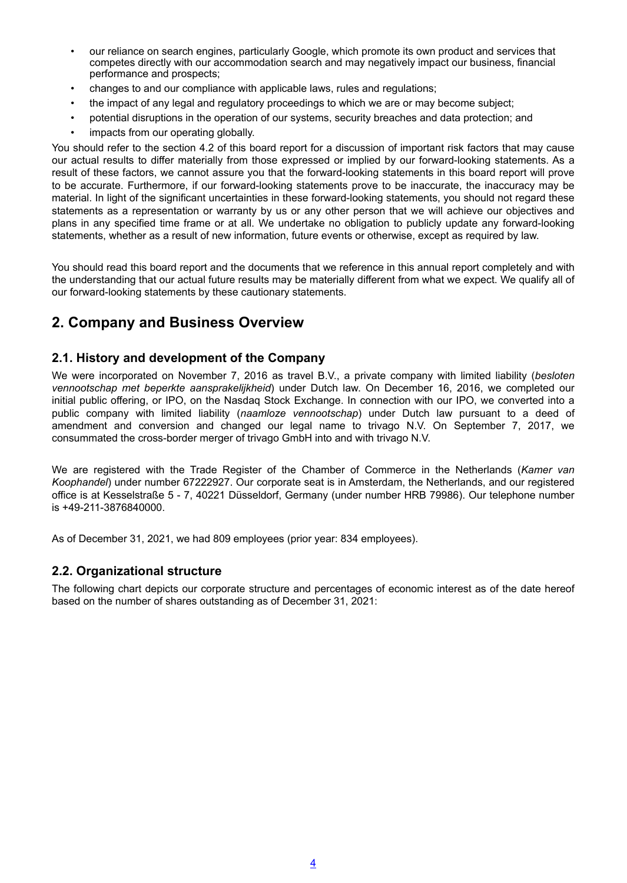- our reliance on search engines, particularly Google, which promote its own product and services that competes directly with our accommodation search and may negatively impact our business, financial performance and prospects;
- changes to and our compliance with applicable laws, rules and regulations;
- the impact of any legal and regulatory proceedings to which we are or may become subject;
- potential disruptions in the operation of our systems, security breaches and data protection; and
- impacts from our operating globally.

You should refer to the section 4.2 of this board report for a discussion of important risk factors that may cause our actual results to differ materially from those expressed or implied by our forward-looking statements. As a result of these factors, we cannot assure you that the forward-looking statements in this board report will prove to be accurate. Furthermore, if our forward-looking statements prove to be inaccurate, the inaccuracy may be material. In light of the significant uncertainties in these forward-looking statements, you should not regard these statements as a representation or warranty by us or any other person that we will achieve our objectives and plans in any specified time frame or at all. We undertake no obligation to publicly update any forward-looking statements, whether as a result of new information, future events or otherwise, except as required by law.

You should read this board report and the documents that we reference in this annual report completely and with the understanding that our actual future results may be materially different from what we expect. We qualify all of our forward-looking statements by these cautionary statements.

# 2. Company and Business Overview

## 2.1. History and development of the Company

We were incorporated on November 7, 2016 as travel B.V., a private company with limited liability (*besloten vennootschap met beperkte aansprakelijkheid*) under Dutch law. On December 16, 2016, we completed our initial public offering, or IPO, on the Nasdaq Stock Exchange. In connection with our IPO, we converted into a public company with limited liability (*naamloze vennootschap*) under Dutch law pursuant to a deed of amendment and conversion and changed our legal name to trivago N.V. On September 7, 2017, we consummated the cross-border merger of trivago GmbH into and with trivago N.V.

We are registered with the Trade Register of the Chamber of Commerce in the Netherlands (*Kamer van Koophandel*) under number 67222927. Our corporate seat is in Amsterdam, the Netherlands, and our registered office is at Kesselstraße 5 - 7, 40221 Düsseldorf, Germany (under number HRB 79986). Our telephone number is +49-211-3876840000.

As of December 31, 2021, we had 809 employees (prior year: 834 employees).

## 2.2. Organizational structure

The following chart depicts our corporate structure and percentages of economic interest as of the date hereof based on the number of shares outstanding as of December 31, 2021: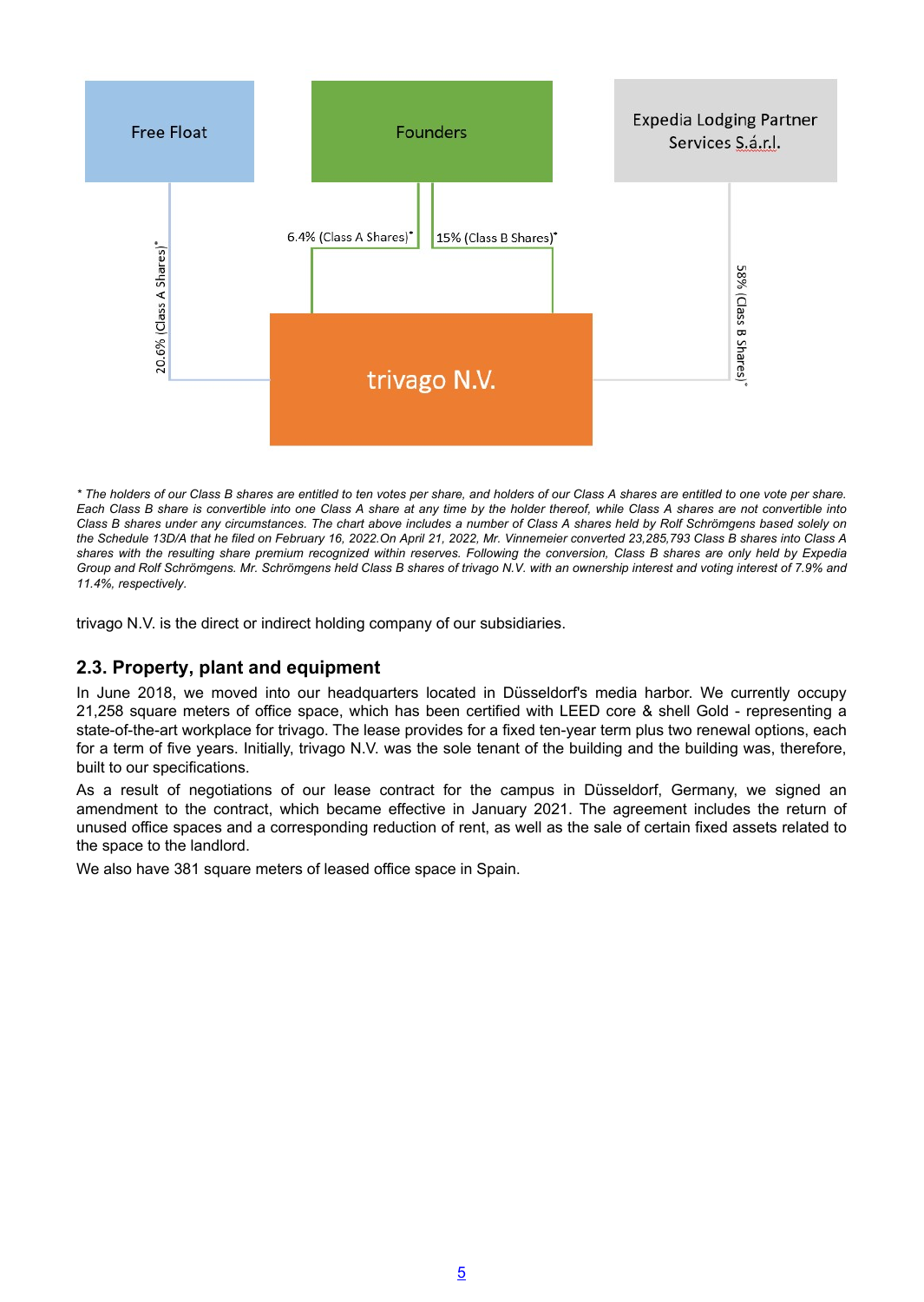Free Float

Founders

Expedia Lodging Partner Services S.á.r.l.

20.6% (Class A Shares)*

6.4% (Class A Shares)*

15% (Class B Shares)*

58% (Class B Shares)*

trivago N.V.

*\* The holders of our Class B shares are entitled to ten votes per share, and holders of our Class A shares are entitled to one vote per share. Each Class B share is convertible into one Class A share at any time by the holder thereof, while Class A shares are not convertible into Class B shares under any circumstances. The chart above includes a number of Class A shares held by Rolf Schrömgens based solely on the Schedule 13D/A that he filed on February 16, 2022.On April 21, 2022, Mr. Vinnemeier converted 23,285,793 Class B shares into Class A shares with the resulting share premium recognized within reserves. Following the conversion, Class B shares are only held by Expedia Group and Rolf Schrömgens. Mr. Schrömgens held Class B shares of trivago N.V. with an ownership interest and voting interest of 7.9% and 11.4%, respectively.*

trivago N.V. is the direct or indirect holding company of our subsidiaries.

## 2.3. Property, plant and equipment

In June 2018, we moved into our headquarters located in Düsseldorf's media harbor. We currently occupy 21,258 square meters of office space, which has been certified with LEED core & shell Gold - representing a state-of-the-art workplace for trivago. The lease provides for a fixed ten-year term plus two renewal options, each for a term of five years. Initially, trivago N.V. was the sole tenant of the building and the building was, therefore, built to our specifications.

As a result of negotiations of our lease contract for the campus in Düsseldorf, Germany, we signed an amendment to the contract, which became effective in January 2021. The agreement includes the return of unused office spaces and a corresponding reduction of rent, as well as the sale of certain fixed assets related to the space to the landlord.

We also have 381 square meters of leased office space in Spain.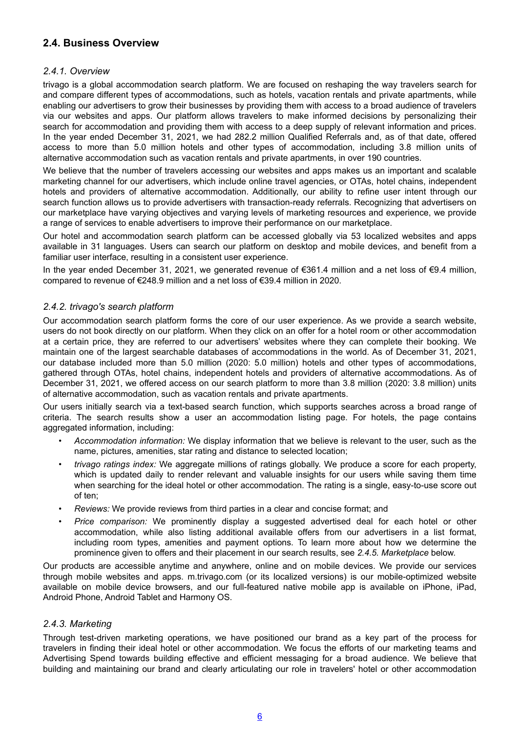## 2.4. Business Overview

### *2.4.1. Overview*

trivago is a global accommodation search platform. We are focused on reshaping the way travelers search for and compare different types of accommodations, such as hotels, vacation rentals and private apartments, while enabling our advertisers to grow their businesses by providing them with access to a broad audience of travelers via our websites and apps. Our platform allows travelers to make informed decisions by personalizing their search for accommodation and providing them with access to a deep supply of relevant information and prices. In the year ended December 31, 2021, we had 282.2 million Qualified Referrals and, as of that date, offered access to more than 5.0 million hotels and other types of accommodation, including 3.8 million units of alternative accommodation such as vacation rentals and private apartments, in over 190 countries.

We believe that the number of travelers accessing our websites and apps makes us an important and scalable marketing channel for our advertisers, which include online travel agencies, or OTAs, hotel chains, independent hotels and providers of alternative accommodation. Additionally, our ability to refine user intent through our search function allows us to provide advertisers with transaction-ready referrals. Recognizing that advertisers on our marketplace have varying objectives and varying levels of marketing resources and experience, we provide a range of services to enable advertisers to improve their performance on our marketplace.

Our hotel and accommodation search platform can be accessed globally via 53 localized websites and apps available in 31 languages. Users can search our platform on desktop and mobile devices, and benefit from a familiar user interface, resulting in a consistent user experience.

In the year ended December 31, 2021, we generated revenue of €361.4 million and a net loss of €9.4 million, compared to revenue of €248.9 million and a net loss of €39.4 million in 2020.

### *2.4.2. trivago's search platform*

Our accommodation search platform forms the core of our user experience. As we provide a search website, users do not book directly on our platform. When they click on an offer for a hotel room or other accommodation at a certain price, they are referred to our advertisers' websites where they can complete their booking. We maintain one of the largest searchable databases of accommodations in the world. As of December 31, 2021, our database included more than 5.0 million (2020: 5.0 million) hotels and other types of accommodations, gathered through OTAs, hotel chains, independent hotels and providers of alternative accommodations. As of December 31, 2021, we offered access on our search platform to more than 3.8 million (2020: 3.8 million) units of alternative accommodation, such as vacation rentals and private apartments.

Our users initially search via a text-based search function, which supports searches across a broad range of criteria. The search results show a user an accommodation listing page. For hotels, the page contains aggregated information, including:

- *Accommodation information:* We display information that we believe is relevant to the user, such as the name, pictures, amenities, star rating and distance to selected location;
- *trivago ratings index:* We aggregate millions of ratings globally. We produce a score for each property, which is updated daily to render relevant and valuable insights for our users while saving them time when searching for the ideal hotel or other accommodation. The rating is a single, easy-to-use score out of ten;
- *Reviews:* We provide reviews from third parties in a clear and concise format; and
- *Price comparison:* We prominently display a suggested advertised deal for each hotel or other accommodation, while also listing additional available offers from our advertisers in a list format, including room types, amenities and payment options. To learn more about how we determine the prominence given to offers and their placement in our search results, see *2.4.5. Marketplace* below.

Our products are accessible anytime and anywhere, online and on mobile devices. We provide our services through mobile websites and apps. m.trivago.com (or its localized versions) is our mobile-optimized website available on mobile device browsers, and our full-featured native mobile app is available on iPhone, iPad, Android Phone, Android Tablet and Harmony OS.

### *2.4.3. Marketing*

Through test-driven marketing operations, we have positioned our brand as a key part of the process for travelers in finding their ideal hotel or other accommodation. We focus the efforts of our marketing teams and Advertising Spend towards building effective and efficient messaging for a broad audience. We believe that building and maintaining our brand and clearly articulating our role in travelers' hotel or other accommodation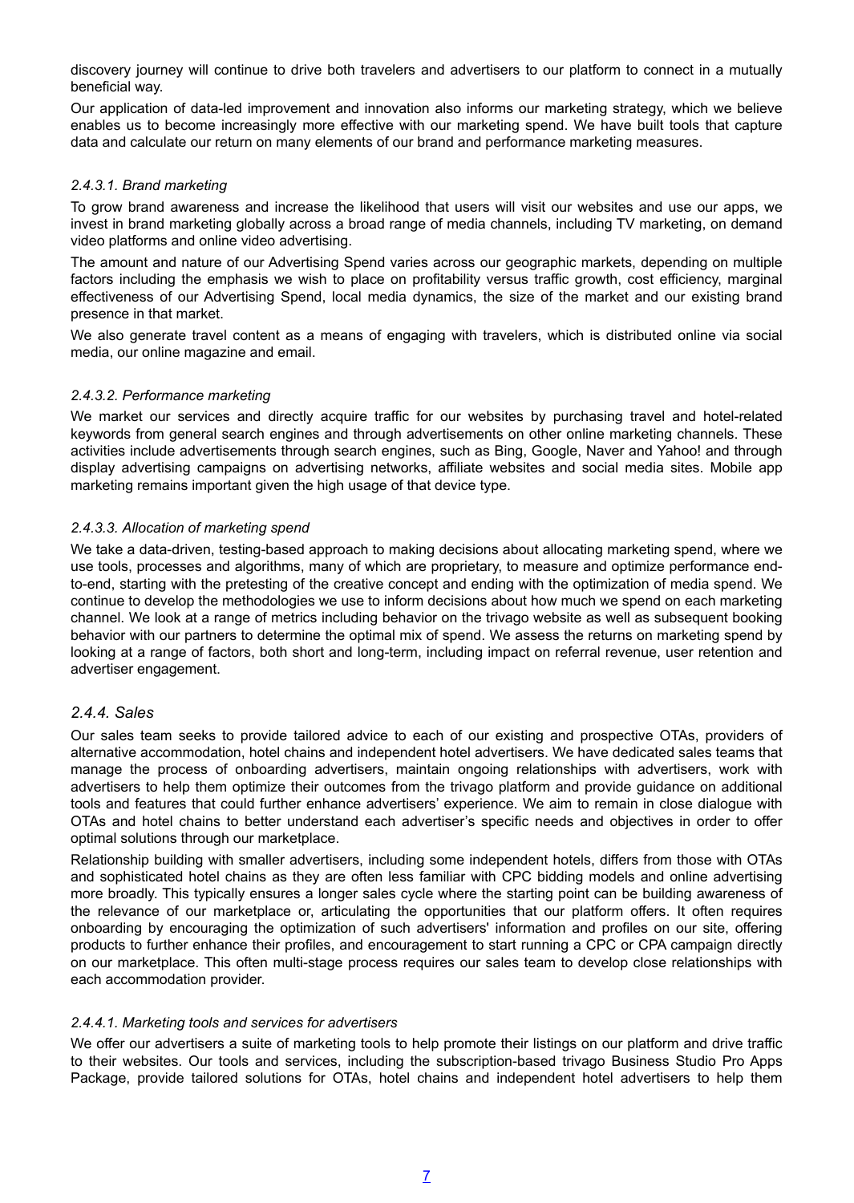discovery journey will continue to drive both travelers and advertisers to our platform to connect in a mutually beneficial way.

Our application of data-led improvement and innovation also informs our marketing strategy, which we believe enables us to become increasingly more effective with our marketing spend. We have built tools that capture data and calculate our return on many elements of our brand and performance marketing measures.

#### *2.4.3.1. Brand marketing*

To grow brand awareness and increase the likelihood that users will visit our websites and use our apps, we invest in brand marketing globally across a broad range of media channels, including TV marketing, on demand video platforms and online video advertising.

The amount and nature of our Advertising Spend varies across our geographic markets, depending on multiple factors including the emphasis we wish to place on profitability versus traffic growth, cost efficiency, marginal effectiveness of our Advertising Spend, local media dynamics, the size of the market and our existing brand presence in that market.

We also generate travel content as a means of engaging with travelers, which is distributed online via social media, our online magazine and email.

#### *2.4.3.2. Performance marketing*

We market our services and directly acquire traffic for our websites by purchasing travel and hotel-related keywords from general search engines and through advertisements on other online marketing channels. These activities include advertisements through search engines, such as Bing, Google, Naver and Yahoo! and through display advertising campaigns on advertising networks, affiliate websites and social media sites. Mobile app marketing remains important given the high usage of that device type.

#### *2.4.3.3. Allocation of marketing spend*

We take a data-driven, testing-based approach to making decisions about allocating marketing spend, where we use tools, processes and algorithms, many of which are proprietary, to measure and optimize performance end-to-end, starting with the pretesting of the creative concept and ending with the optimization of media spend. We continue to develop the methodologies we use to inform decisions about how much we spend on each marketing channel. We look at a range of metrics including behavior on the trivago website as well as subsequent booking behavior with our partners to determine the optimal mix of spend. We assess the returns on marketing spend by looking at a range of factors, both short and long-term, including impact on referral revenue, user retention and advertiser engagement.

### *2.4.4. Sales*

Our sales team seeks to provide tailored advice to each of our existing and prospective OTAs, providers of alternative accommodation, hotel chains and independent hotel advertisers. We have dedicated sales teams that manage the process of onboarding advertisers, maintain ongoing relationships with advertisers, work with advertisers to help them optimize their outcomes from the trivago platform and provide guidance on additional tools and features that could further enhance advertisers' experience. We aim to remain in close dialogue with OTAs and hotel chains to better understand each advertiser's specific needs and objectives in order to offer optimal solutions through our marketplace.

Relationship building with smaller advertisers, including some independent hotels, differs from those with OTAs and sophisticated hotel chains as they are often less familiar with CPC bidding models and online advertising more broadly. This typically ensures a longer sales cycle where the starting point can be building awareness of the relevance of our marketplace or, articulating the opportunities that our platform offers. It often requires onboarding by encouraging the optimization of such advertisers' information and profiles on our site, offering products to further enhance their profiles, and encouragement to start running a CPC or CPA campaign directly on our marketplace. This often multi-stage process requires our sales team to develop close relationships with each accommodation provider.

#### *2.4.4.1. Marketing tools and services for advertisers*

We offer our advertisers a suite of marketing tools to help promote their listings on our platform and drive traffic to their websites. Our tools and services, including the subscription-based trivago Business Studio Pro Apps Package, provide tailored solutions for OTAs, hotel chains and independent hotel advertisers to help them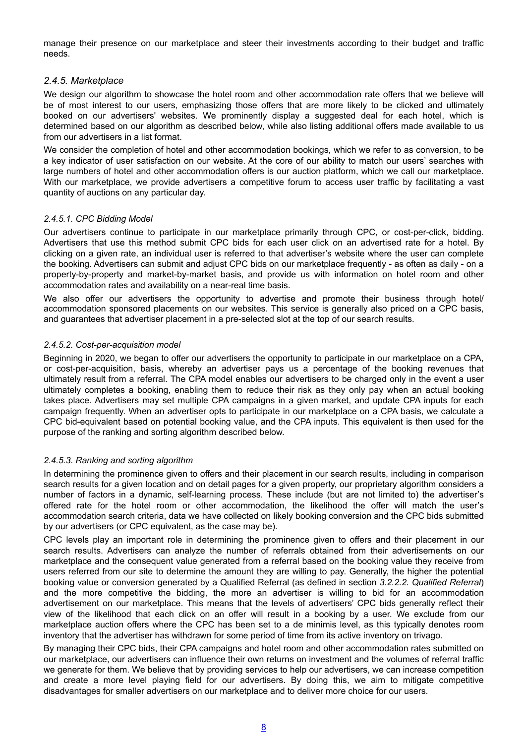manage their presence on our marketplace and steer their investments according to their budget and traffic needs.

### *2.4.5. Marketplace*

We design our algorithm to showcase the hotel room and other accommodation rate offers that we believe will be of most interest to our users, emphasizing those offers that are more likely to be clicked and ultimately booked on our advertisers' websites. We prominently display a suggested deal for each hotel, which is determined based on our algorithm as described below, while also listing additional offers made available to us from our advertisers in a list format.

We consider the completion of hotel and other accommodation bookings, which we refer to as conversion, to be a key indicator of user satisfaction on our website. At the core of our ability to match our users' searches with large numbers of hotel and other accommodation offers is our auction platform, which we call our marketplace. With our marketplace, we provide advertisers a competitive forum to access user traffic by facilitating a vast quantity of auctions on any particular day.

#### *2.4.5.1. CPC Bidding Model*

Our advertisers continue to participate in our marketplace primarily through CPC, or cost-per-click, bidding. Advertisers that use this method submit CPC bids for each user click on an advertised rate for a hotel. By clicking on a given rate, an individual user is referred to that advertiser's website where the user can complete the booking. Advertisers can submit and adjust CPC bids on our marketplace frequently - as often as daily - on a property-by-property and market-by-market basis, and provide us with information on hotel room and other accommodation rates and availability on a near-real time basis.

We also offer our advertisers the opportunity to advertise and promote their business through hotel/ accommodation sponsored placements on our websites. This service is generally also priced on a CPC basis, and guarantees that advertiser placement in a pre-selected slot at the top of our search results.

#### *2.4.5.2. Cost-per-acquisition model*

Beginning in 2020, we began to offer our advertisers the opportunity to participate in our marketplace on a CPA, or cost-per-acquisition, basis, whereby an advertiser pays us a percentage of the booking revenues that ultimately result from a referral. The CPA model enables our advertisers to be charged only in the event a user ultimately completes a booking, enabling them to reduce their risk as they only pay when an actual booking takes place. Advertisers may set multiple CPA campaigns in a given market, and update CPA inputs for each campaign frequently. When an advertiser opts to participate in our marketplace on a CPA basis, we calculate a CPC bid-equivalent based on potential booking value, and the CPA inputs. This equivalent is then used for the purpose of the ranking and sorting algorithm described below.

#### *2.4.5.3. Ranking and sorting algorithm*

In determining the prominence given to offers and their placement in our search results, including in comparison search results for a given location and on detail pages for a given property, our proprietary algorithm considers a number of factors in a dynamic, self-learning process. These include (but are not limited to) the advertiser's offered rate for the hotel room or other accommodation, the likelihood the offer will match the user's accommodation search criteria, data we have collected on likely booking conversion and the CPC bids submitted by our advertisers (or CPC equivalent, as the case may be).

CPC levels play an important role in determining the prominence given to offers and their placement in our search results. Advertisers can analyze the number of referrals obtained from their advertisements on our marketplace and the consequent value generated from a referral based on the booking value they receive from users referred from our site to determine the amount they are willing to pay. Generally, the higher the potential booking value or conversion generated by a Qualified Referral (as defined in section *3.2.2.2. Qualified Referral*) and the more competitive the bidding, the more an advertiser is willing to bid for an accommodation advertisement on our marketplace. This means that the levels of advertisers' CPC bids generally reflect their view of the likelihood that each click on an offer will result in a booking by a user. We exclude from our marketplace auction offers where the CPC has been set to a de minimis level, as this typically denotes room inventory that the advertiser has withdrawn for some period of time from its active inventory on trivago.

By managing their CPC bids, their CPA campaigns and hotel room and other accommodation rates submitted on our marketplace, our advertisers can influence their own returns on investment and the volumes of referral traffic we generate for them. We believe that by providing services to help our advertisers, we can increase competition and create a more level playing field for our advertisers. By doing this, we aim to mitigate competitive disadvantages for smaller advertisers on our marketplace and to deliver more choice for our users.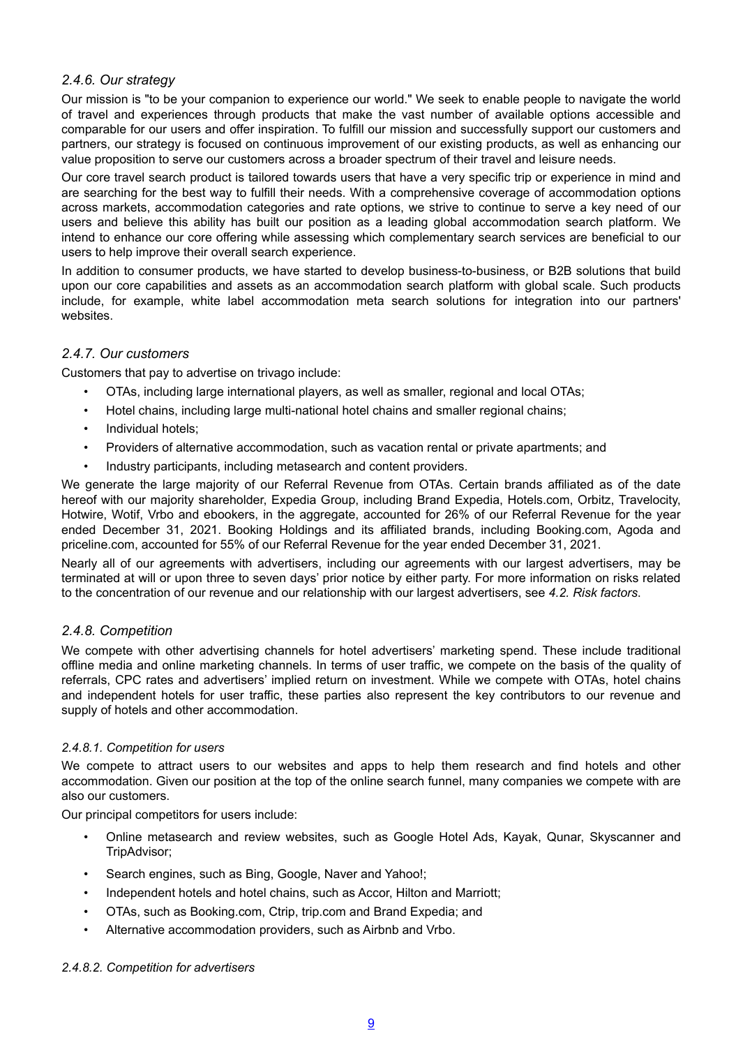### *2.4.6. Our strategy*

Our mission is "to be your companion to experience our world." We seek to enable people to navigate the world of travel and experiences through products that make the vast number of available options accessible and comparable for our users and offer inspiration. To fulfill our mission and successfully support our customers and partners, our strategy is focused on continuous improvement of our existing products, as well as enhancing our value proposition to serve our customers across a broader spectrum of their travel and leisure needs.

Our core travel search product is tailored towards users that have a very specific trip or experience in mind and are searching for the best way to fulfill their needs. With a comprehensive coverage of accommodation options across markets, accommodation categories and rate options, we strive to continue to serve a key need of our users and believe this ability has built our position as a leading global accommodation search platform. We intend to enhance our core offering while assessing which complementary search services are beneficial to our users to help improve their overall search experience.

In addition to consumer products, we have started to develop business-to-business, or B2B solutions that build upon our core capabilities and assets as an accommodation search platform with global scale. Such products include, for example, white label accommodation meta search solutions for integration into our partners' websites.

### *2.4.7. Our customers*

Customers that pay to advertise on trivago include:

- OTAs, including large international players, as well as smaller, regional and local OTAs;
- Hotel chains, including large multi-national hotel chains and smaller regional chains;
- Individual hotels;
- Providers of alternative accommodation, such as vacation rental or private apartments; and
- Industry participants, including metasearch and content providers.

We generate the large majority of our Referral Revenue from OTAs. Certain brands affiliated as of the date hereof with our majority shareholder, Expedia Group, including Brand Expedia, Hotels.com, Orbitz, Travelocity, Hotwire, Wotif, Vrbo and ebookers, in the aggregate, accounted for 26% of our Referral Revenue for the year ended December 31, 2021. Booking Holdings and its affiliated brands, including Booking.com, Agoda and priceline.com, accounted for 55% of our Referral Revenue for the year ended December 31, 2021.

Nearly all of our agreements with advertisers, including our agreements with our largest advertisers, may be terminated at will or upon three to seven days' prior notice by either party. For more information on risks related to the concentration of our revenue and our relationship with our largest advertisers, see *4.2. Risk factors*.

### *2.4.8. Competition*

We compete with other advertising channels for hotel advertisers' marketing spend. These include traditional offline media and online marketing channels. In terms of user traffic, we compete on the basis of the quality of referrals, CPC rates and advertisers' implied return on investment. While we compete with OTAs, hotel chains and independent hotels for user traffic, these parties also represent the key contributors to our revenue and supply of hotels and other accommodation.

#### *2.4.8.1. Competition for users*

We compete to attract users to our websites and apps to help them research and find hotels and other accommodation. Given our position at the top of the online search funnel, many companies we compete with are also our customers.

Our principal competitors for users include:

- Online metasearch and review websites, such as Google Hotel Ads, Kayak, Qunar, Skyscanner and TripAdvisor;
- Search engines, such as Bing, Google, Naver and Yahoo!;
- Independent hotels and hotel chains, such as Accor, Hilton and Marriott;
- OTAs, such as Booking.com, Ctrip, trip.com and Brand Expedia; and
- Alternative accommodation providers, such as Airbnb and Vrbo.

#### *2.4.8.2. Competition for advertisers*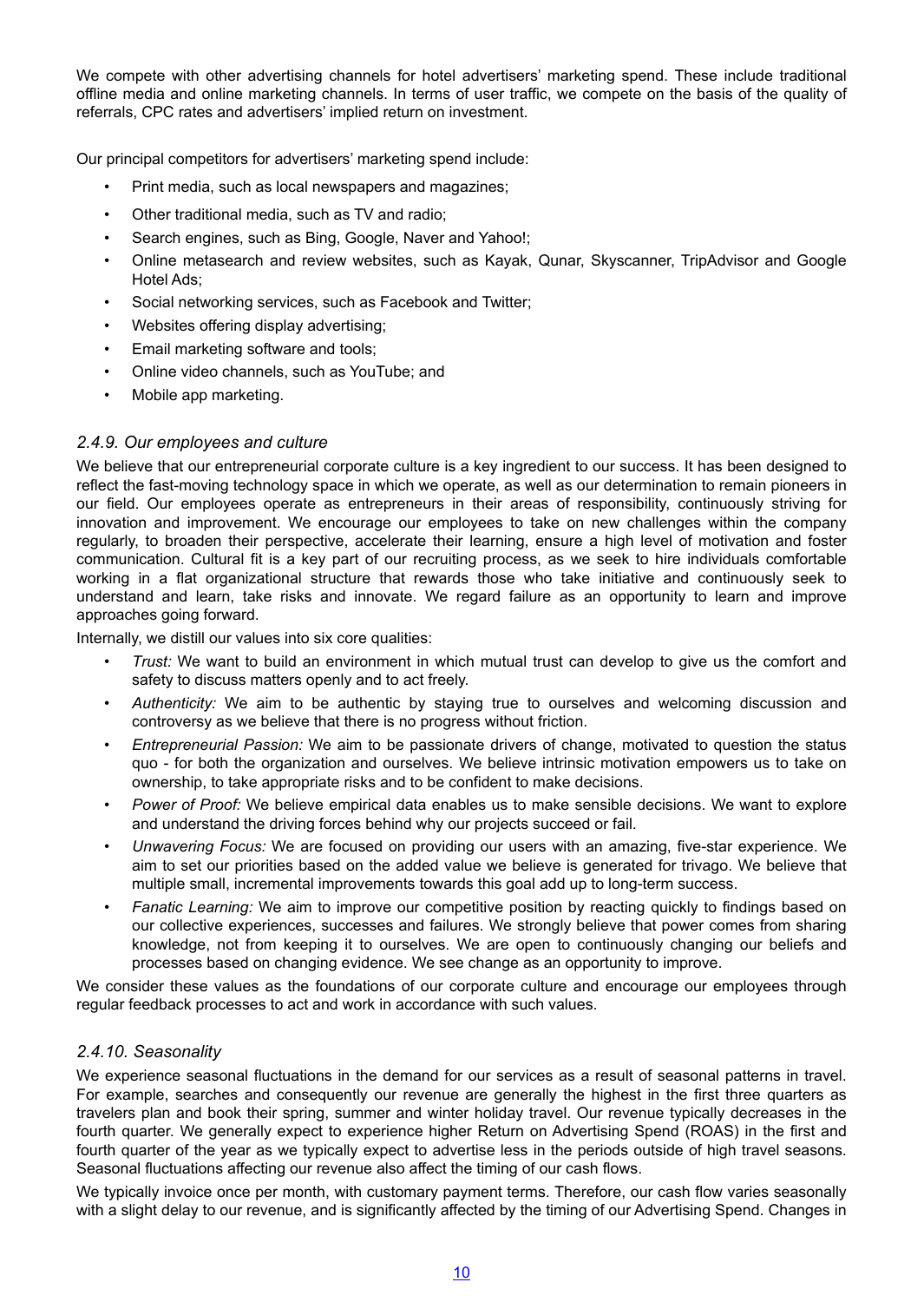We compete with other advertising channels for hotel advertisers' marketing spend. These include traditional offline media and online marketing channels. In terms of user traffic, we compete on the basis of the quality of referrals, CPC rates and advertisers' implied return on investment.

Our principal competitors for advertisers' marketing spend include:

- Print media, such as local newspapers and magazines;
- Other traditional media, such as TV and radio;
- Search engines, such as Bing, Google, Naver and Yahoo!;
- Online metasearch and review websites, such as Kayak, Qunar, Skyscanner, TripAdvisor and Google Hotel Ads;
- Social networking services, such as Facebook and Twitter;
- Websites offering display advertising;
- Email marketing software and tools;
- Online video channels, such as YouTube; and
- Mobile app marketing.

### *2.4.9. Our employees and culture*

We believe that our entrepreneurial corporate culture is a key ingredient to our success. It has been designed to reflect the fast-moving technology space in which we operate, as well as our determination to remain pioneers in our field. Our employees operate as entrepreneurs in their areas of responsibility, continuously striving for innovation and improvement. We encourage our employees to take on new challenges within the company regularly, to broaden their perspective, accelerate their learning, ensure a high level of motivation and foster communication. Cultural fit is a key part of our recruiting process, as we seek to hire individuals comfortable working in a flat organizational structure that rewards those who take initiative and continuously seek to understand and learn, take risks and innovate. We regard failure as an opportunity to learn and improve approaches going forward.

Internally, we distill our values into six core qualities:

- *Trust:* We want to build an environment in which mutual trust can develop to give us the comfort and safety to discuss matters openly and to act freely.
- *Authenticity:* We aim to be authentic by staying true to ourselves and welcoming discussion and controversy as we believe that there is no progress without friction.
- *Entrepreneurial Passion:* We aim to be passionate drivers of change, motivated to question the status quo - for both the organization and ourselves. We believe intrinsic motivation empowers us to take on ownership, to take appropriate risks and to be confident to make decisions.
- *Power of Proof:* We believe empirical data enables us to make sensible decisions. We want to explore and understand the driving forces behind why our projects succeed or fail.
- *Unwavering Focus:* We are focused on providing our users with an amazing, five-star experience. We aim to set our priorities based on the added value we believe is generated for trivago. We believe that multiple small, incremental improvements towards this goal add up to long-term success.
- *Fanatic Learning:* We aim to improve our competitive position by reacting quickly to findings based on our collective experiences, successes and failures. We strongly believe that power comes from sharing knowledge, not from keeping it to ourselves. We are open to continuously changing our beliefs and processes based on changing evidence. We see change as an opportunity to improve.

We consider these values as the foundations of our corporate culture and encourage our employees through regular feedback processes to act and work in accordance with such values.

### *2.4.10. Seasonality*

We experience seasonal fluctuations in the demand for our services as a result of seasonal patterns in travel. For example, searches and consequently our revenue are generally the highest in the first three quarters as travelers plan and book their spring, summer and winter holiday travel. Our revenue typically decreases in the fourth quarter. We generally expect to experience higher Return on Advertising Spend (ROAS) in the first and fourth quarter of the year as we typically expect to advertise less in the periods outside of high travel seasons. Seasonal fluctuations affecting our revenue also affect the timing of our cash flows.

We typically invoice once per month, with customary payment terms. Therefore, our cash flow varies seasonally with a slight delay to our revenue, and is significantly affected by the timing of our Advertising Spend. Changes in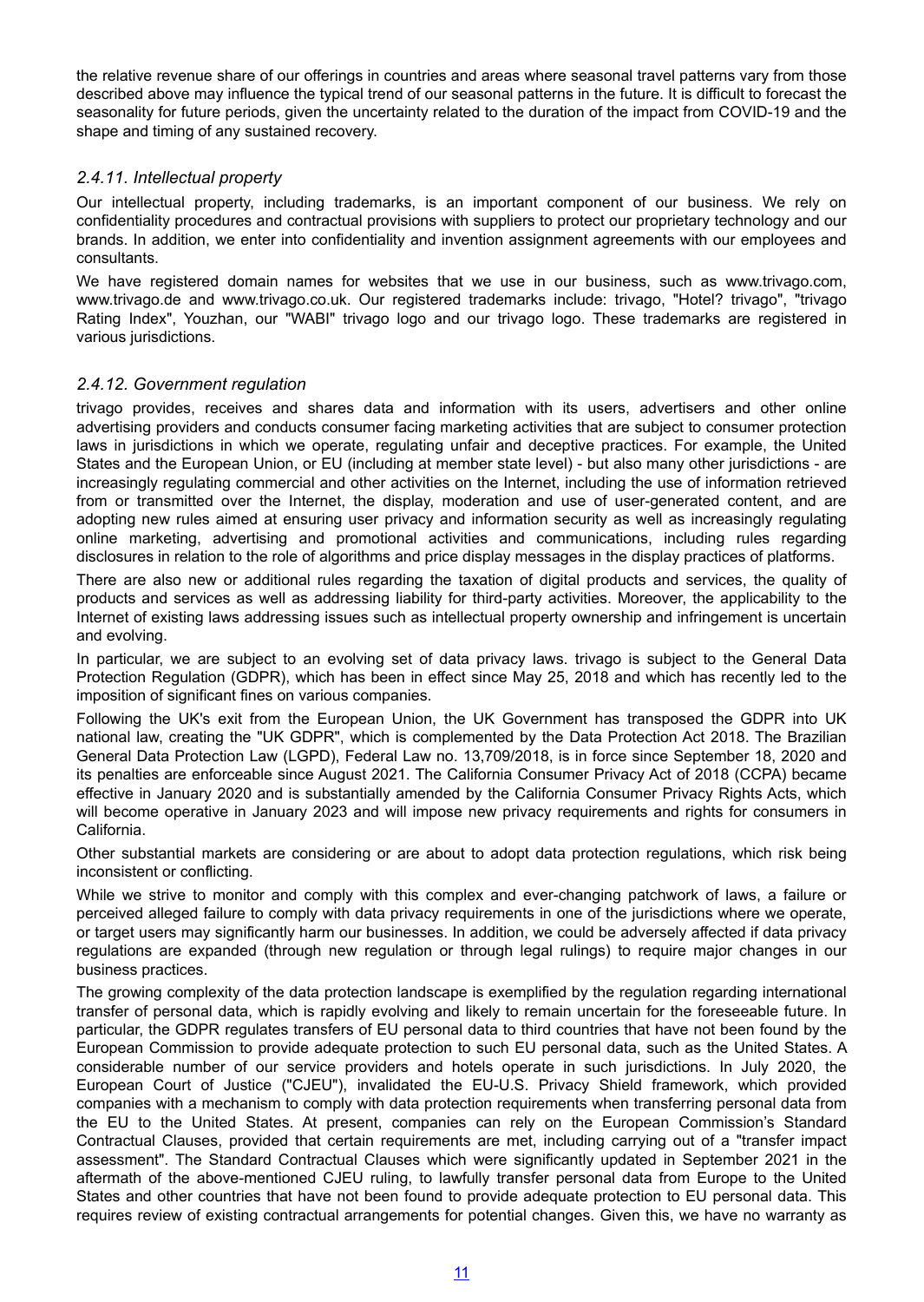the relative revenue share of our offerings in countries and areas where seasonal travel patterns vary from those described above may influence the typical trend of our seasonal patterns in the future. It is difficult to forecast the seasonality for future periods, given the uncertainty related to the duration of the impact from COVID-19 and the shape and timing of any sustained recovery.

### *2.4.11. Intellectual property*

Our intellectual property, including trademarks, is an important component of our business. We rely on confidentiality procedures and contractual provisions with suppliers to protect our proprietary technology and our brands. In addition, we enter into confidentiality and invention assignment agreements with our employees and consultants.

We have registered domain names for websites that we use in our business, such as www.trivago.com, www.trivago.de and www.trivago.co.uk. Our registered trademarks include: trivago, "Hotel? trivago", "trivago Rating Index", Youzhan, our "WABI" trivago logo and our trivago logo. These trademarks are registered in various jurisdictions.

### *2.4.12. Government regulation*

trivago provides, receives and shares data and information with its users, advertisers and other online advertising providers and conducts consumer facing marketing activities that are subject to consumer protection laws in jurisdictions in which we operate, regulating unfair and deceptive practices. For example, the United States and the European Union, or EU (including at member state level) - but also many other jurisdictions - are increasingly regulating commercial and other activities on the Internet, including the use of information retrieved from or transmitted over the Internet, the display, moderation and use of user-generated content, and are adopting new rules aimed at ensuring user privacy and information security as well as increasingly regulating online marketing, advertising and promotional activities and communications, including rules regarding disclosures in relation to the role of algorithms and price display messages in the display practices of platforms.

There are also new or additional rules regarding the taxation of digital products and services, the quality of products and services as well as addressing liability for third-party activities. Moreover, the applicability to the Internet of existing laws addressing issues such as intellectual property ownership and infringement is uncertain and evolving.

In particular, we are subject to an evolving set of data privacy laws. trivago is subject to the General Data Protection Regulation (GDPR), which has been in effect since May 25, 2018 and which has recently led to the imposition of significant fines on various companies.

Following the UK's exit from the European Union, the UK Government has transposed the GDPR into UK national law, creating the "UK GDPR", which is complemented by the Data Protection Act 2018. The Brazilian General Data Protection Law (LGPD), Federal Law no. 13,709/2018, is in force since September 18, 2020 and its penalties are enforceable since August 2021. The California Consumer Privacy Act of 2018 (CCPA) became effective in January 2020 and is substantially amended by the California Consumer Privacy Rights Acts, which will become operative in January 2023 and will impose new privacy requirements and rights for consumers in California.

Other substantial markets are considering or are about to adopt data protection regulations, which risk being inconsistent or conflicting.

While we strive to monitor and comply with this complex and ever-changing patchwork of laws, a failure or perceived alleged failure to comply with data privacy requirements in one of the jurisdictions where we operate, or target users may significantly harm our businesses. In addition, we could be adversely affected if data privacy regulations are expanded (through new regulation or through legal rulings) to require major changes in our business practices.

The growing complexity of the data protection landscape is exemplified by the regulation regarding international transfer of personal data, which is rapidly evolving and likely to remain uncertain for the foreseeable future. In particular, the GDPR regulates transfers of EU personal data to third countries that have not been found by the European Commission to provide adequate protection to such EU personal data, such as the United States. A considerable number of our service providers and hotels operate in such jurisdictions. In July 2020, the European Court of Justice ("CJEU"), invalidated the EU-U.S. Privacy Shield framework, which provided companies with a mechanism to comply with data protection requirements when transferring personal data from the EU to the United States. At present, companies can rely on the European Commission's Standard Contractual Clauses, provided that certain requirements are met, including carrying out of a "transfer impact assessment". The Standard Contractual Clauses which were significantly updated in September 2021 in the aftermath of the above-mentioned CJEU ruling, to lawfully transfer personal data from Europe to the United States and other countries that have not been found to provide adequate protection to EU personal data. This requires review of existing contractual arrangements for potential changes. Given this, we have no warranty as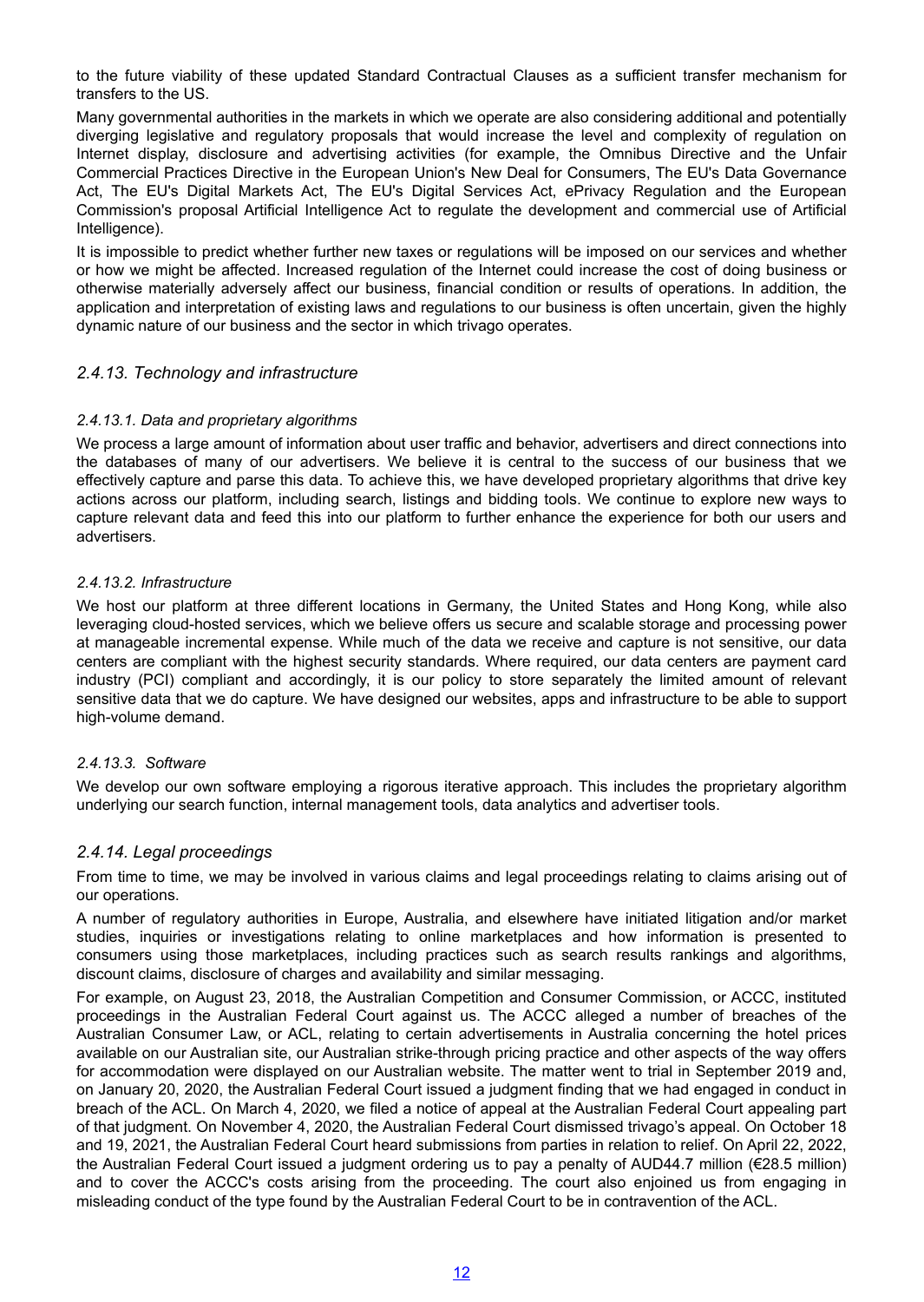to the future viability of these updated Standard Contractual Clauses as a sufficient transfer mechanism for transfers to the US.

Many governmental authorities in the markets in which we operate are also considering additional and potentially diverging legislative and regulatory proposals that would increase the level and complexity of regulation on Internet display, disclosure and advertising activities (for example, the Omnibus Directive and the Unfair Commercial Practices Directive in the European Union's New Deal for Consumers, The EU's Data Governance Act, The EU's Digital Markets Act, The EU's Digital Services Act, ePrivacy Regulation and the European Commission's proposal Artificial Intelligence Act to regulate the development and commercial use of Artificial Intelligence).

It is impossible to predict whether further new taxes or regulations will be imposed on our services and whether or how we might be affected. Increased regulation of the Internet could increase the cost of doing business or otherwise materially adversely affect our business, financial condition or results of operations. In addition, the application and interpretation of existing laws and regulations to our business is often uncertain, given the highly dynamic nature of our business and the sector in which trivago operates.

### *2.4.13. Technology and infrastructure*

#### *2.4.13.1. Data and proprietary algorithms*

We process a large amount of information about user traffic and behavior, advertisers and direct connections into the databases of many of our advertisers. We believe it is central to the success of our business that we effectively capture and parse this data. To achieve this, we have developed proprietary algorithms that drive key actions across our platform, including search, listings and bidding tools. We continue to explore new ways to capture relevant data and feed this into our platform to further enhance the experience for both our users and advertisers.

#### *2.4.13.2. Infrastructure*

We host our platform at three different locations in Germany, the United States and Hong Kong, while also leveraging cloud-hosted services, which we believe offers us secure and scalable storage and processing power at manageable incremental expense. While much of the data we receive and capture is not sensitive, our data centers are compliant with the highest security standards. Where required, our data centers are payment card industry (PCI) compliant and accordingly, it is our policy to store separately the limited amount of relevant sensitive data that we do capture. We have designed our websites, apps and infrastructure to be able to support high-volume demand.

#### *2.4.13.3. Software*

We develop our own software employing a rigorous iterative approach. This includes the proprietary algorithm underlying our search function, internal management tools, data analytics and advertiser tools.

### *2.4.14. Legal proceedings*

From time to time, we may be involved in various claims and legal proceedings relating to claims arising out of our operations.

A number of regulatory authorities in Europe, Australia, and elsewhere have initiated litigation and/or market studies, inquiries or investigations relating to online marketplaces and how information is presented to consumers using those marketplaces, including practices such as search results rankings and algorithms, discount claims, disclosure of charges and availability and similar messaging.

For example, on August 23, 2018, the Australian Competition and Consumer Commission, or ACCC, instituted proceedings in the Australian Federal Court against us. The ACCC alleged a number of breaches of the Australian Consumer Law, or ACL, relating to certain advertisements in Australia concerning the hotel prices available on our Australian site, our Australian strike-through pricing practice and other aspects of the way offers for accommodation were displayed on our Australian website. The matter went to trial in September 2019 and, on January 20, 2020, the Australian Federal Court issued a judgment finding that we had engaged in conduct in breach of the ACL. On March 4, 2020, we filed a notice of appeal at the Australian Federal Court appealing part of that judgment. On November 4, 2020, the Australian Federal Court dismissed trivago's appeal. On October 18 and 19, 2021, the Australian Federal Court heard submissions from parties in relation to relief. On April 22, 2022, the Australian Federal Court issued a judgment ordering us to pay a penalty of AUD44.7 million (€28.5 million) and to cover the ACCC's costs arising from the proceeding. The court also enjoined us from engaging in misleading conduct of the type found by the Australian Federal Court to be in contravention of the ACL.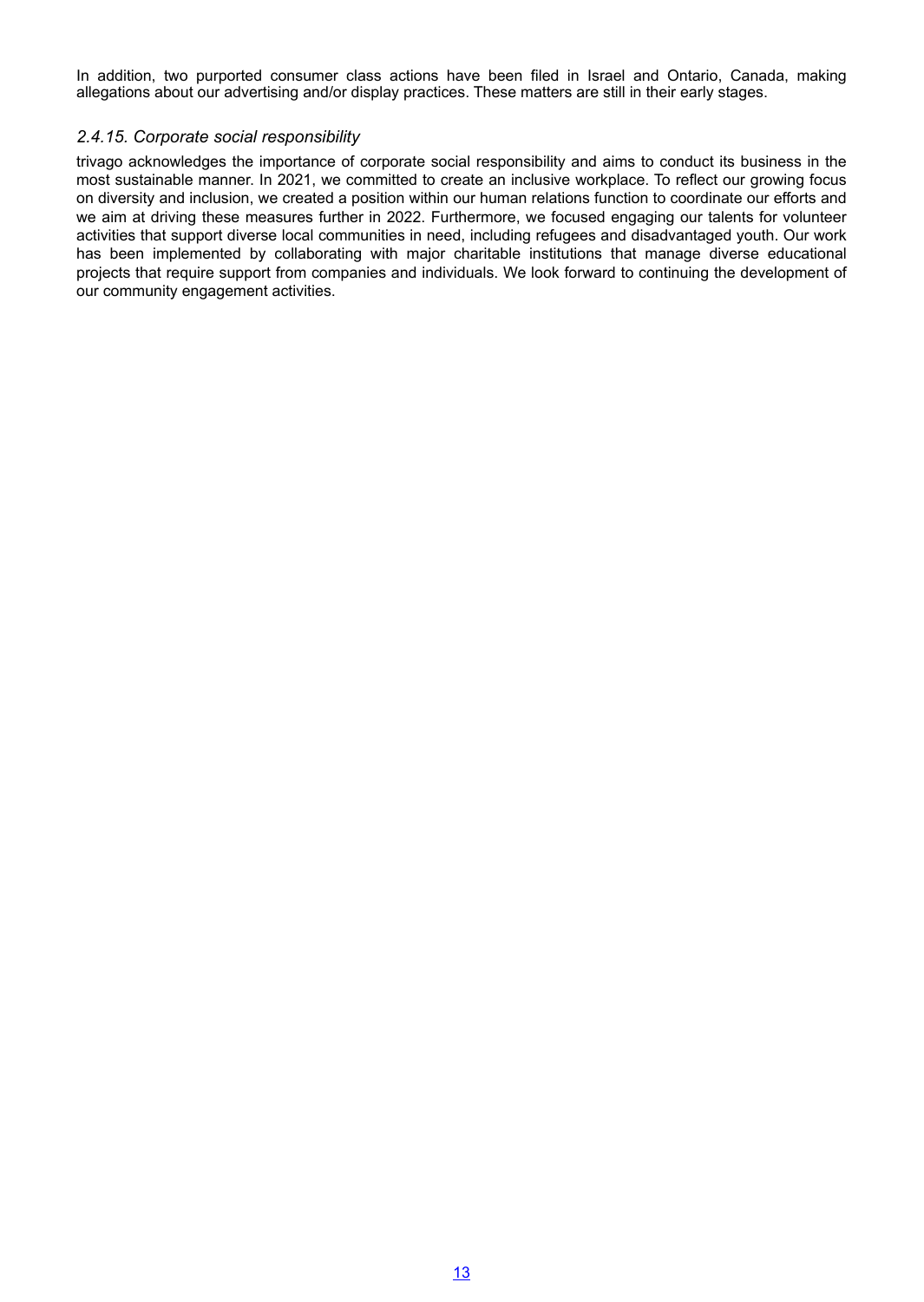In addition, two purported consumer class actions have been filed in Israel and Ontario, Canada, making allegations about our advertising and/or display practices. These matters are still in their early stages.

### *2.4.15. Corporate social responsibility*

trivago acknowledges the importance of corporate social responsibility and aims to conduct its business in the most sustainable manner. In 2021, we committed to create an inclusive workplace. To reflect our growing focus on diversity and inclusion, we created a position within our human relations function to coordinate our efforts and we aim at driving these measures further in 2022. Furthermore, we focused engaging our talents for volunteer activities that support diverse local communities in need, including refugees and disadvantaged youth. Our work has been implemented by collaborating with major charitable institutions that manage diverse educational projects that require support from companies and individuals. We look forward to continuing the development of our community engagement activities.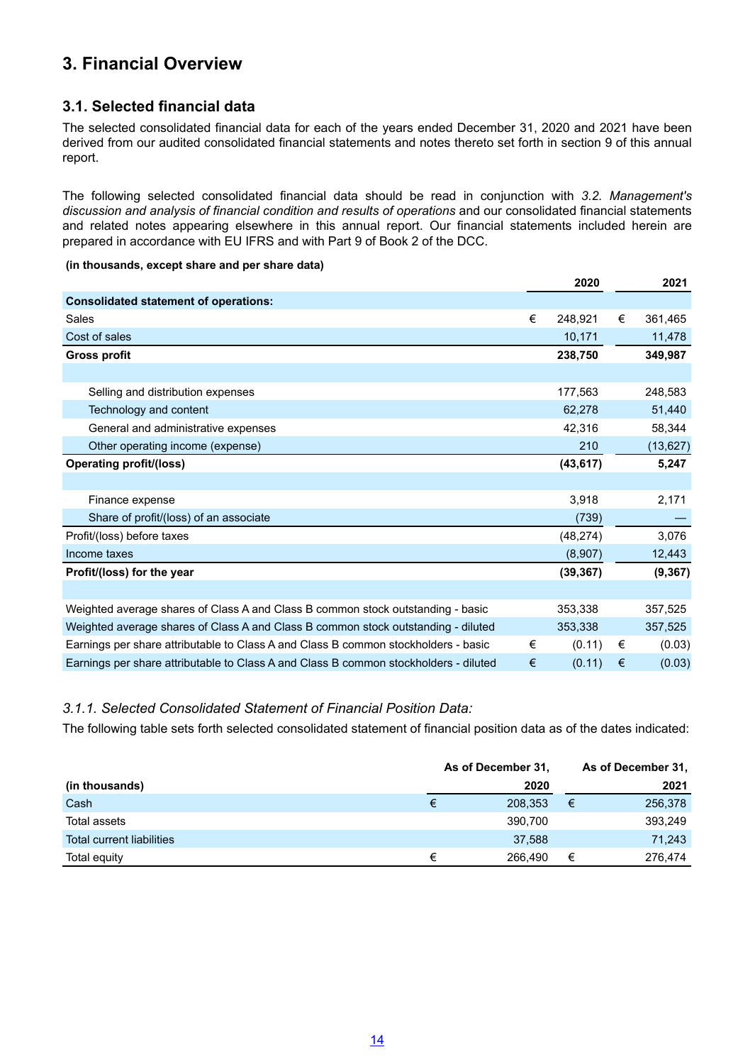# 3. Financial Overview

## 3.1. Selected financial data

The selected consolidated financial data for each of the years ended December 31, 2020 and 2021 have been derived from our audited consolidated financial statements and notes thereto set forth in section 9 of this annual report.

The following selected consolidated financial data should be read in conjunction with *3.2. Management's discussion and analysis of financial condition and results of operations* and our consolidated financial statements and related notes appearing elsewhere in this annual report. Our financial statements included herein are prepared in accordance with EU IFRS and with Part 9 of Book 2 of the DCC.

**(in thousands, except share and per share data)**

| | | 2020 | | 2021 |
|---|---|---|---|---|
| **Consolidated statement of operations:** | | | | |
| Sales | € | 248,921 | € | 361,465 |
| Cost of sales | | 10,171 | | 11,478 |
| **Gross profit** | | **238,750** | | **349,987** |
| | | | | |
| Selling and distribution expenses | | 177,563 | | 248,583 |
| Technology and content | | 62,278 | | 51,440 |
| General and administrative expenses | | 42,316 | | 58,344 |
| Other operating income (expense) | | 210 | | (13,627) |
| **Operating profit/(loss)** | | **(43,617)** | | **5,247** |
| | | | | |
| Finance expense | | 3,918 | | 2,171 |
| Share of profit/(loss) of an associate | | (739) | | — |
| Profit/(loss) before taxes | | (48,274) | | 3,076 |
| Income taxes | | (8,907) | | 12,443 |
| **Profit/(loss) for the year** | | **(39,367)** | | **(9,367)** |
| | | | | |
| Weighted average shares of Class A and Class B common stock outstanding - basic | | 353,338 | | 357,525 |
| Weighted average shares of Class A and Class B common stock outstanding - diluted | | 353,338 | | 357,525 |
| Earnings per share attributable to Class A and Class B common stockholders - basic | € | (0.11) | € | (0.03) |
| Earnings per share attributable to Class A and Class B common stockholders - diluted | € | (0.11) | € | (0.03) |

### *3.1.1. Selected Consolidated Statement of Financial Position Data:*

The following table sets forth selected consolidated statement of financial position data as of the dates indicated:

| | | As of December 31, | | As of December 31, |
|---|---|---|---|---|
| **(in thousands)** | | **2020** | | **2021** |
| Cash | € | 208,353 | € | 256,378 |
| Total assets | | 390,700 | | 393,249 |
| Total current liabilities | | 37,588 | | 71,243 |
| Total equity | € | 266,490 | € | 276,474 |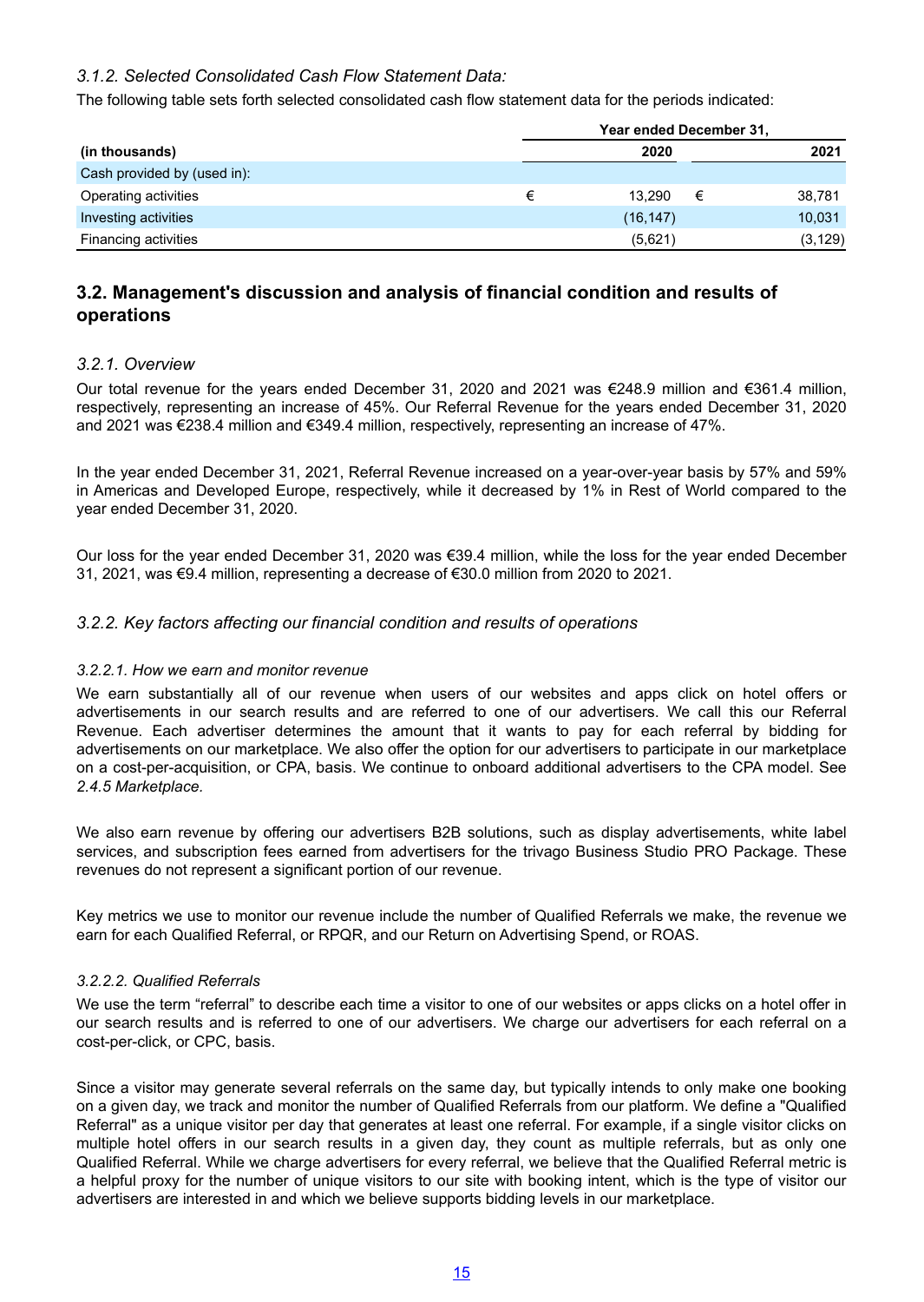### 3.1.2. Selected Consolidated Cash Flow Statement Data:

The following table sets forth selected consolidated cash flow statement data for the periods indicated:

| | Year ended December 31, | |
|---|---|---|
| **(in thousands)** | **2020** | **2021** |
| Cash provided by (used in): | | |
| Operating activities | € 13,290 | € 38,781 |
| Investing activities | (16,147) | 10,031 |
| Financing activities | (5,621) | (3,129) |

## 3.2. Management's discussion and analysis of financial condition and results of operations

### 3.2.1. Overview

Our total revenue for the years ended December 31, 2020 and 2021 was €248.9 million and €361.4 million, respectively, representing an increase of 45%. Our Referral Revenue for the years ended December 31, 2020 and 2021 was €238.4 million and €349.4 million, respectively, representing an increase of 47%.

In the year ended December 31, 2021, Referral Revenue increased on a year-over-year basis by 57% and 59% in Americas and Developed Europe, respectively, while it decreased by 1% in Rest of World compared to the year ended December 31, 2020.

Our loss for the year ended December 31, 2020 was €39.4 million, while the loss for the year ended December 31, 2021, was €9.4 million, representing a decrease of €30.0 million from 2020 to 2021.

### 3.2.2. Key factors affecting our financial condition and results of operations

#### 3.2.2.1. How we earn and monitor revenue

We earn substantially all of our revenue when users of our websites and apps click on hotel offers or advertisements in our search results and are referred to one of our advertisers. We call this our Referral Revenue. Each advertiser determines the amount that it wants to pay for each referral by bidding for advertisements on our marketplace. We also offer the option for our advertisers to participate in our marketplace on a cost-per-acquisition, or CPA, basis. We continue to onboard additional advertisers to the CPA model. See *2.4.5 Marketplace.*

We also earn revenue by offering our advertisers B2B solutions, such as display advertisements, white label services, and subscription fees earned from advertisers for the trivago Business Studio PRO Package. These revenues do not represent a significant portion of our revenue.

Key metrics we use to monitor our revenue include the number of Qualified Referrals we make, the revenue we earn for each Qualified Referral, or RPQR, and our Return on Advertising Spend, or ROAS.

#### 3.2.2.2. Qualified Referrals

We use the term "referral" to describe each time a visitor to one of our websites or apps clicks on a hotel offer in our search results and is referred to one of our advertisers. We charge our advertisers for each referral on a cost-per-click, or CPC, basis.

Since a visitor may generate several referrals on the same day, but typically intends to only make one booking on a given day, we track and monitor the number of Qualified Referrals from our platform. We define a "Qualified Referral" as a unique visitor per day that generates at least one referral. For example, if a single visitor clicks on multiple hotel offers in our search results in a given day, they count as multiple referrals, but as only one Qualified Referral. While we charge advertisers for every referral, we believe that the Qualified Referral metric is a helpful proxy for the number of unique visitors to our site with booking intent, which is the type of visitor our advertisers are interested in and which we believe supports bidding levels in our marketplace.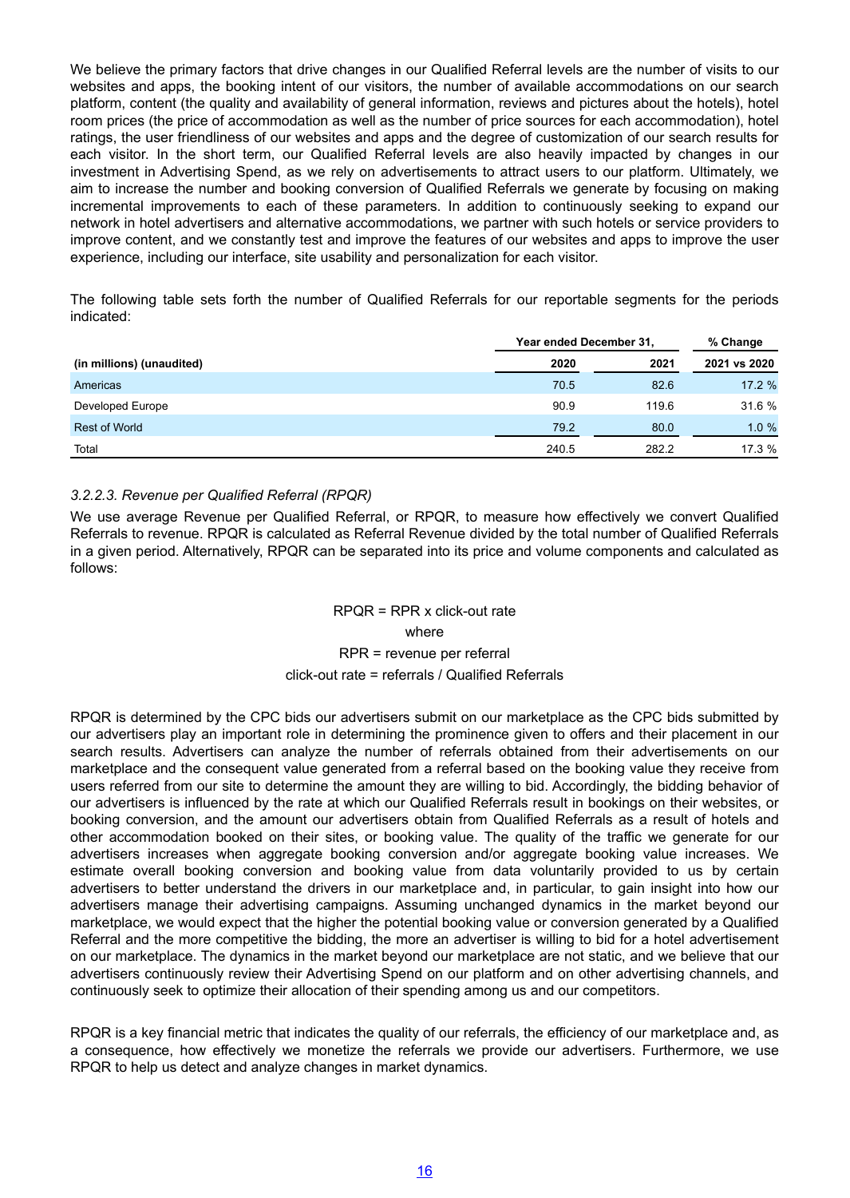We believe the primary factors that drive changes in our Qualified Referral levels are the number of visits to our websites and apps, the booking intent of our visitors, the number of available accommodations on our search platform, content (the quality and availability of general information, reviews and pictures about the hotels), hotel room prices (the price of accommodation as well as the number of price sources for each accommodation), hotel ratings, the user friendliness of our websites and apps and the degree of customization of our search results for each visitor. In the short term, our Qualified Referral levels are also heavily impacted by changes in our investment in Advertising Spend, as we rely on advertisements to attract users to our platform. Ultimately, we aim to increase the number and booking conversion of Qualified Referrals we generate by focusing on making incremental improvements to each of these parameters. In addition to continuously seeking to expand our network in hotel advertisers and alternative accommodations, we partner with such hotels or service providers to improve content, and we constantly test and improve the features of our websites and apps to improve the user experience, including our interface, site usability and personalization for each visitor.

The following table sets forth the number of Qualified Referrals for our reportable segments for the periods indicated:

| | Year ended December 31, | | % Change |
|---|---|---|---|
| **(in millions) (unaudited)** | **2020** | **2021** | **2021 vs 2020** |
| Americas | 70.5 | 82.6 | 17.2 % |
| Developed Europe | 90.9 | 119.6 | 31.6 % |
| Rest of World | 79.2 | 80.0 | 1.0 % |
| Total | 240.5 | 282.2 | 17.3 % |

### *3.2.2.3. Revenue per Qualified Referral (RPQR)*

We use average Revenue per Qualified Referral, or RPQR, to measure how effectively we convert Qualified Referrals to revenue. RPQR is calculated as Referral Revenue divided by the total number of Qualified Referrals in a given period. Alternatively, RPQR can be separated into its price and volume components and calculated as follows:

RPQR = RPR x click-out rate

where

RPR = revenue per referral

click-out rate = referrals / Qualified Referrals

RPQR is determined by the CPC bids our advertisers submit on our marketplace as the CPC bids submitted by our advertisers play an important role in determining the prominence given to offers and their placement in our search results. Advertisers can analyze the number of referrals obtained from their advertisements on our marketplace and the consequent value generated from a referral based on the booking value they receive from users referred from our site to determine the amount they are willing to bid. Accordingly, the bidding behavior of our advertisers is influenced by the rate at which our Qualified Referrals result in bookings on their websites, or booking conversion, and the amount our advertisers obtain from Qualified Referrals as a result of hotels and other accommodation booked on their sites, or booking value. The quality of the traffic we generate for our advertisers increases when aggregate booking conversion and/or aggregate booking value increases. We estimate overall booking conversion and booking value from data voluntarily provided to us by certain advertisers to better understand the drivers in our marketplace and, in particular, to gain insight into how our advertisers manage their advertising campaigns. Assuming unchanged dynamics in the market beyond our marketplace, we would expect that the higher the potential booking value or conversion generated by a Qualified Referral and the more competitive the bidding, the more an advertiser is willing to bid for a hotel advertisement on our marketplace. The dynamics in the market beyond our marketplace are not static, and we believe that our advertisers continuously review their Advertising Spend on our platform and on other advertising channels, and continuously seek to optimize their allocation of their spending among us and our competitors.

RPQR is a key financial metric that indicates the quality of our referrals, the efficiency of our marketplace and, as a consequence, how effectively we monetize the referrals we provide our advertisers. Furthermore, we use RPQR to help us detect and analyze changes in market dynamics.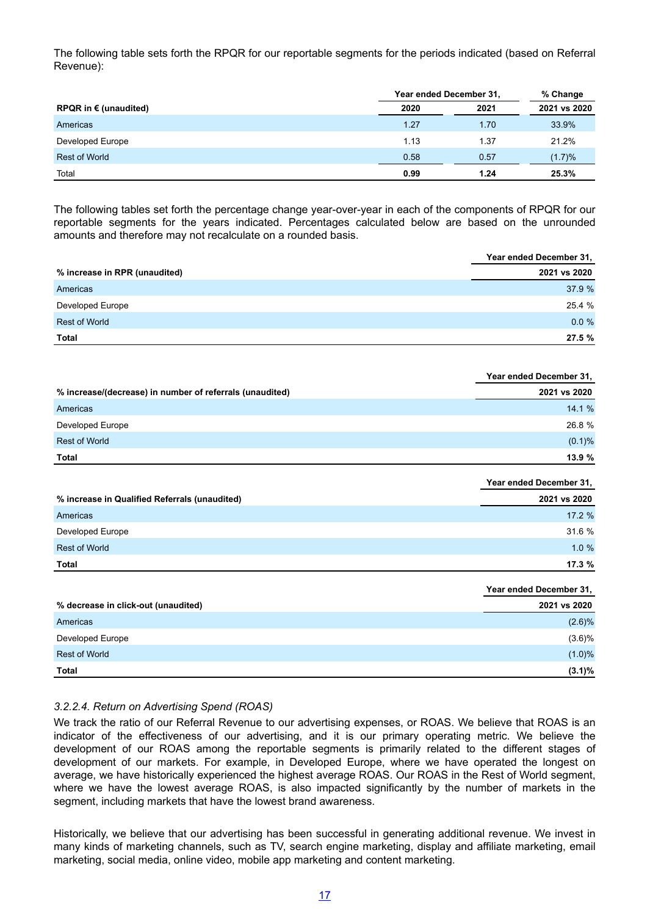The following table sets forth the RPQR for our reportable segments for the periods indicated (based on Referral Revenue):

| RPQR in € (unaudited) | Year ended December 31, | | % Change |
|---|---|---|---|
| | 2020 | 2021 | 2021 vs 2020 |
| Americas | 1.27 | 1.70 | 33.9% |
| Developed Europe | 1.13 | 1.37 | 21.2% |
| Rest of World | 0.58 | 0.57 | (1.7)% |
| Total | **0.99** | **1.24** | **25.3%** |

The following tables set forth the percentage change year-over-year in each of the components of RPQR for our reportable segments for the years indicated. Percentages calculated below are based on the unrounded amounts and therefore may not recalculate on a rounded basis.

| % increase in RPR (unaudited) | Year ended December 31, 2021 vs 2020 |
|---|---|
| Americas | 37.9 % |
| Developed Europe | 25.4 % |
| Rest of World | 0.0 % |
| **Total** | **27.5 %** |

| % increase/(decrease) in number of referrals (unaudited) | Year ended December 31, 2021 vs 2020 |
|---|---|
| Americas | 14.1 % |
| Developed Europe | 26.8 % |
| Rest of World | (0.1)% |
| **Total** | **13.9 %** |

| % increase in Qualified Referrals (unaudited) | Year ended December 31, 2021 vs 2020 |
|---|---|
| Americas | 17.2 % |
| Developed Europe | 31.6 % |
| Rest of World | 1.0 % |
| **Total** | **17.3 %** |

| % decrease in click-out (unaudited) | Year ended December 31, 2021 vs 2020 |
|---|---|
| Americas | (2.6)% |
| Developed Europe | (3.6)% |
| Rest of World | (1.0)% |
| **Total** | **(3.1)%** |

*3.2.2.4. Return on Advertising Spend (ROAS)*

We track the ratio of our Referral Revenue to our advertising expenses, or ROAS. We believe that ROAS is an indicator of the effectiveness of our advertising, and it is our primary operating metric. We believe the development of our ROAS among the reportable segments is primarily related to the different stages of development of our markets. For example, in Developed Europe, where we have operated the longest on average, we have historically experienced the highest average ROAS. Our ROAS in the Rest of World segment, where we have the lowest average ROAS, is also impacted significantly by the number of markets in the segment, including markets that have the lowest brand awareness.

Historically, we believe that our advertising has been successful in generating additional revenue. We invest in many kinds of marketing channels, such as TV, search engine marketing, display and affiliate marketing, email marketing, social media, online video, mobile app marketing and content marketing.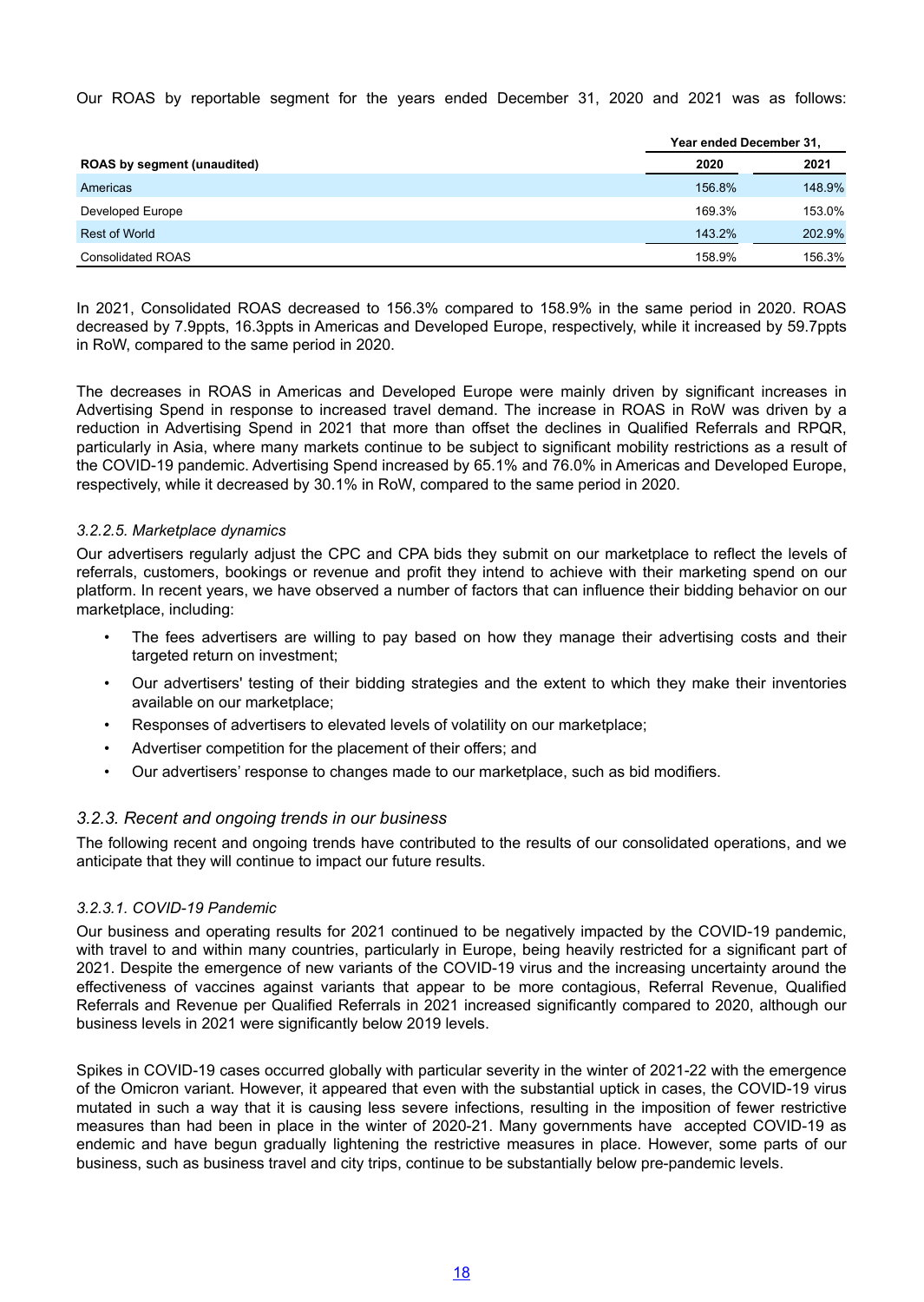Our ROAS by reportable segment for the years ended December 31, 2020 and 2021 was as follows:

| ROAS by segment (unaudited) | Year ended December 31, | |
|---|---|---|
| | 2020 | 2021 |
| Americas | 156.8% | 148.9% |
| Developed Europe | 169.3% | 153.0% |
| Rest of World | 143.2% | 202.9% |
| Consolidated ROAS | 158.9% | 156.3% |

In 2021, Consolidated ROAS decreased to 156.3% compared to 158.9% in the same period in 2020. ROAS decreased by 7.9ppts, 16.3ppts in Americas and Developed Europe, respectively, while it increased by 59.7ppts in RoW, compared to the same period in 2020.

The decreases in ROAS in Americas and Developed Europe were mainly driven by significant increases in Advertising Spend in response to increased travel demand. The increase in ROAS in RoW was driven by a reduction in Advertising Spend in 2021 that more than offset the declines in Qualified Referrals and RPQR, particularly in Asia, where many markets continue to be subject to significant mobility restrictions as a result of the COVID-19 pandemic. Advertising Spend increased by 65.1% and 76.0% in Americas and Developed Europe, respectively, while it decreased by 30.1% in RoW, compared to the same period in 2020.

#### *3.2.2.5. Marketplace dynamics*

Our advertisers regularly adjust the CPC and CPA bids they submit on our marketplace to reflect the levels of referrals, customers, bookings or revenue and profit they intend to achieve with their marketing spend on our platform. In recent years, we have observed a number of factors that can influence their bidding behavior on our marketplace, including:

- The fees advertisers are willing to pay based on how they manage their advertising costs and their targeted return on investment;
- Our advertisers' testing of their bidding strategies and the extent to which they make their inventories available on our marketplace;
- Responses of advertisers to elevated levels of volatility on our marketplace;
- Advertiser competition for the placement of their offers; and
- Our advertisers' response to changes made to our marketplace, such as bid modifiers.

### *3.2.3. Recent and ongoing trends in our business*

The following recent and ongoing trends have contributed to the results of our consolidated operations, and we anticipate that they will continue to impact our future results.

#### *3.2.3.1. COVID-19 Pandemic*

Our business and operating results for 2021 continued to be negatively impacted by the COVID-19 pandemic, with travel to and within many countries, particularly in Europe, being heavily restricted for a significant part of 2021. Despite the emergence of new variants of the COVID-19 virus and the increasing uncertainty around the effectiveness of vaccines against variants that appear to be more contagious, Referral Revenue, Qualified Referrals and Revenue per Qualified Referrals in 2021 increased significantly compared to 2020, although our business levels in 2021 were significantly below 2019 levels.

Spikes in COVID-19 cases occurred globally with particular severity in the winter of 2021-22 with the emergence of the Omicron variant. However, it appeared that even with the substantial uptick in cases, the COVID-19 virus mutated in such a way that it is causing less severe infections, resulting in the imposition of fewer restrictive measures than had been in place in the winter of 2020-21. Many governments have accepted COVID-19 as endemic and have begun gradually lightening the restrictive measures in place. However, some parts of our business, such as business travel and city trips, continue to be substantially below pre-pandemic levels.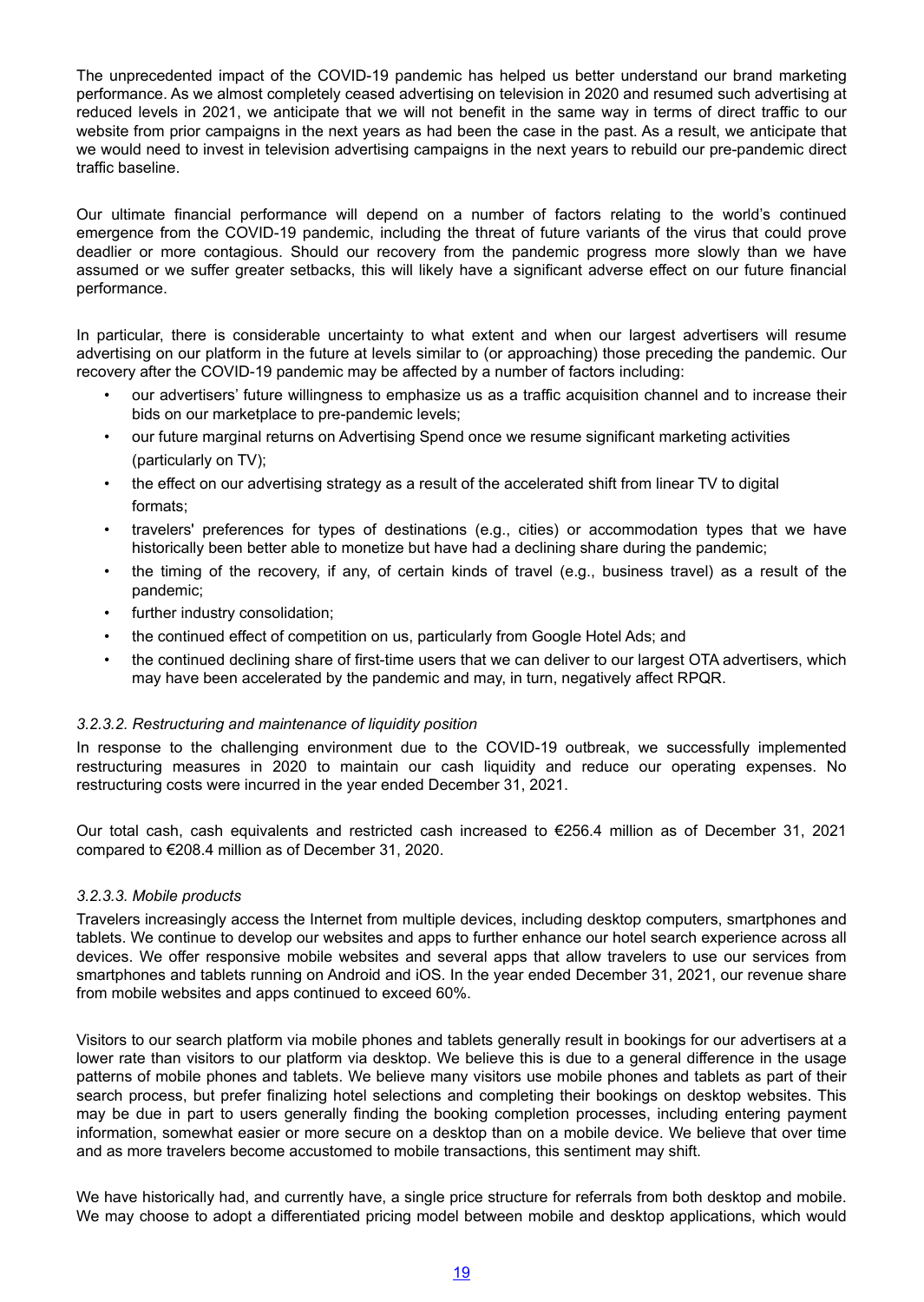The unprecedented impact of the COVID-19 pandemic has helped us better understand our brand marketing performance. As we almost completely ceased advertising on television in 2020 and resumed such advertising at reduced levels in 2021, we anticipate that we will not benefit in the same way in terms of direct traffic to our website from prior campaigns in the next years as had been the case in the past. As a result, we anticipate that we would need to invest in television advertising campaigns in the next years to rebuild our pre-pandemic direct traffic baseline.

Our ultimate financial performance will depend on a number of factors relating to the world's continued emergence from the COVID-19 pandemic, including the threat of future variants of the virus that could prove deadlier or more contagious. Should our recovery from the pandemic progress more slowly than we have assumed or we suffer greater setbacks, this will likely have a significant adverse effect on our future financial performance.

In particular, there is considerable uncertainty to what extent and when our largest advertisers will resume advertising on our platform in the future at levels similar to (or approaching) those preceding the pandemic. Our recovery after the COVID-19 pandemic may be affected by a number of factors including:

- our advertisers' future willingness to emphasize us as a traffic acquisition channel and to increase their bids on our marketplace to pre-pandemic levels;
- our future marginal returns on Advertising Spend once we resume significant marketing activities (particularly on TV);
- the effect on our advertising strategy as a result of the accelerated shift from linear TV to digital formats;
- travelers' preferences for types of destinations (e.g., cities) or accommodation types that we have historically been better able to monetize but have had a declining share during the pandemic;
- the timing of the recovery, if any, of certain kinds of travel (e.g., business travel) as a result of the pandemic;
- further industry consolidation;
- the continued effect of competition on us, particularly from Google Hotel Ads; and
- the continued declining share of first-time users that we can deliver to our largest OTA advertisers, which may have been accelerated by the pandemic and may, in turn, negatively affect RPQR.

#### *3.2.3.2. Restructuring and maintenance of liquidity position*

In response to the challenging environment due to the COVID-19 outbreak, we successfully implemented restructuring measures in 2020 to maintain our cash liquidity and reduce our operating expenses. No restructuring costs were incurred in the year ended December 31, 2021.

Our total cash, cash equivalents and restricted cash increased to €256.4 million as of December 31, 2021 compared to €208.4 million as of December 31, 2020.

#### *3.2.3.3. Mobile products*

Travelers increasingly access the Internet from multiple devices, including desktop computers, smartphones and tablets. We continue to develop our websites and apps to further enhance our hotel search experience across all devices. We offer responsive mobile websites and several apps that allow travelers to use our services from smartphones and tablets running on Android and iOS. In the year ended December 31, 2021, our revenue share from mobile websites and apps continued to exceed 60%.

Visitors to our search platform via mobile phones and tablets generally result in bookings for our advertisers at a lower rate than visitors to our platform via desktop. We believe this is due to a general difference in the usage patterns of mobile phones and tablets. We believe many visitors use mobile phones and tablets as part of their search process, but prefer finalizing hotel selections and completing their bookings on desktop websites. This may be due in part to users generally finding the booking completion processes, including entering payment information, somewhat easier or more secure on a desktop than on a mobile device. We believe that over time and as more travelers become accustomed to mobile transactions, this sentiment may shift.

We have historically had, and currently have, a single price structure for referrals from both desktop and mobile. We may choose to adopt a differentiated pricing model between mobile and desktop applications, which would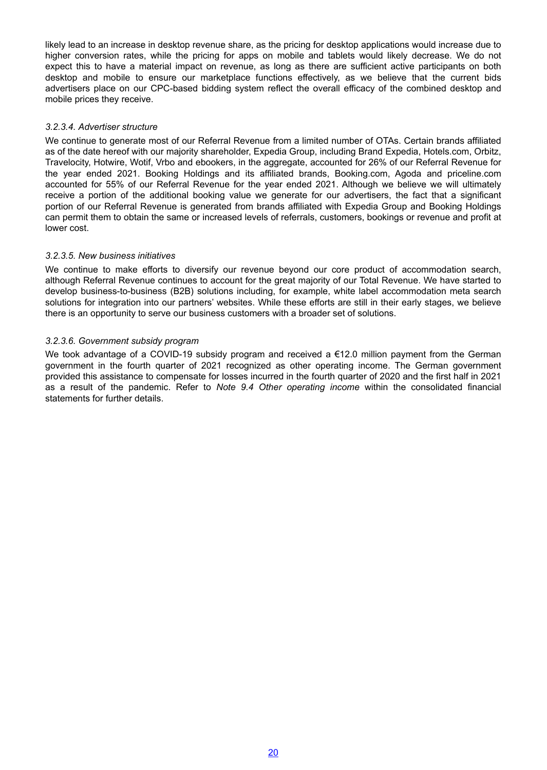likely lead to an increase in desktop revenue share, as the pricing for desktop applications would increase due to higher conversion rates, while the pricing for apps on mobile and tablets would likely decrease. We do not expect this to have a material impact on revenue, as long as there are sufficient active participants on both desktop and mobile to ensure our marketplace functions effectively, as we believe that the current bids advertisers place on our CPC-based bidding system reflect the overall efficacy of the combined desktop and mobile prices they receive.

#### *3.2.3.4. Advertiser structure*

We continue to generate most of our Referral Revenue from a limited number of OTAs. Certain brands affiliated as of the date hereof with our majority shareholder, Expedia Group, including Brand Expedia, Hotels.com, Orbitz, Travelocity, Hotwire, Wotif, Vrbo and ebookers, in the aggregate, accounted for 26% of our Referral Revenue for the year ended 2021. Booking Holdings and its affiliated brands, Booking.com, Agoda and priceline.com accounted for 55% of our Referral Revenue for the year ended 2021. Although we believe we will ultimately receive a portion of the additional booking value we generate for our advertisers, the fact that a significant portion of our Referral Revenue is generated from brands affiliated with Expedia Group and Booking Holdings can permit them to obtain the same or increased levels of referrals, customers, bookings or revenue and profit at lower cost.

#### *3.2.3.5. New business initiatives*

We continue to make efforts to diversify our revenue beyond our core product of accommodation search, although Referral Revenue continues to account for the great majority of our Total Revenue. We have started to develop business-to-business (B2B) solutions including, for example, white label accommodation meta search solutions for integration into our partners' websites. While these efforts are still in their early stages, we believe there is an opportunity to serve our business customers with a broader set of solutions.

#### *3.2.3.6. Government subsidy program*

We took advantage of a COVID-19 subsidy program and received a €12.0 million payment from the German government in the fourth quarter of 2021 recognized as other operating income. The German government provided this assistance to compensate for losses incurred in the fourth quarter of 2020 and the first half in 2021 as a result of the pandemic. Refer to *Note 9.4 Other operating income* within the consolidated financial statements for further details.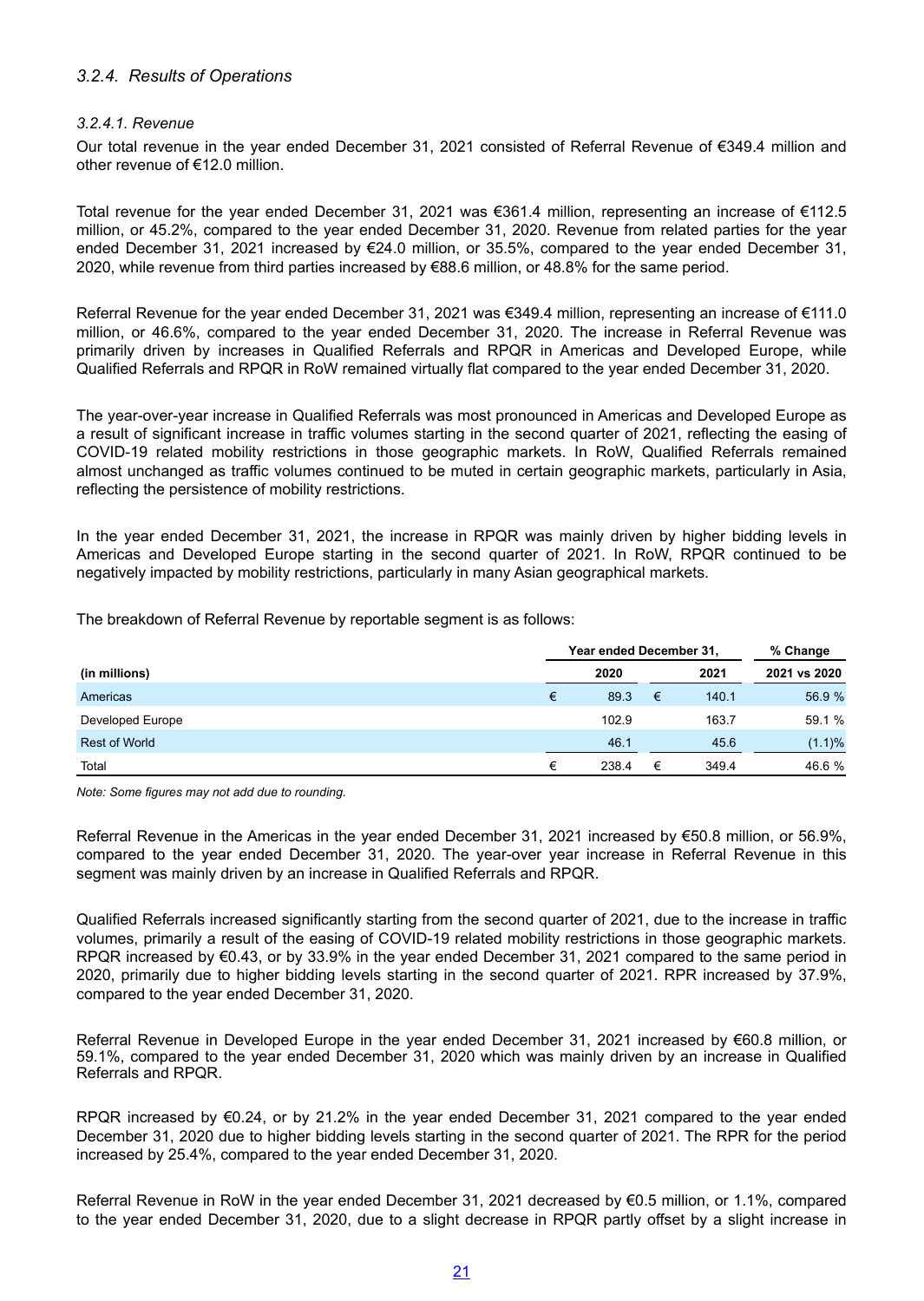### 3.2.4. Results of Operations

#### 3.2.4.1. Revenue

Our total revenue in the year ended December 31, 2021 consisted of Referral Revenue of €349.4 million and other revenue of €12.0 million.

Total revenue for the year ended December 31, 2021 was €361.4 million, representing an increase of €112.5 million, or 45.2%, compared to the year ended December 31, 2020. Revenue from related parties for the year ended December 31, 2021 increased by €24.0 million, or 35.5%, compared to the year ended December 31, 2020, while revenue from third parties increased by €88.6 million, or 48.8% for the same period.

Referral Revenue for the year ended December 31, 2021 was €349.4 million, representing an increase of €111.0 million, or 46.6%, compared to the year ended December 31, 2020. The increase in Referral Revenue was primarily driven by increases in Qualified Referrals and RPQR in Americas and Developed Europe, while Qualified Referrals and RPQR in RoW remained virtually flat compared to the year ended December 31, 2020.

The year-over-year increase in Qualified Referrals was most pronounced in Americas and Developed Europe as a result of significant increase in traffic volumes starting in the second quarter of 2021, reflecting the easing of COVID-19 related mobility restrictions in those geographic markets. In RoW, Qualified Referrals remained almost unchanged as traffic volumes continued to be muted in certain geographic markets, particularly in Asia, reflecting the persistence of mobility restrictions.

In the year ended December 31, 2021, the increase in RPQR was mainly driven by higher bidding levels in Americas and Developed Europe starting in the second quarter of 2021. In RoW, RPQR continued to be negatively impacted by mobility restrictions, particularly in many Asian geographical markets.

The breakdown of Referral Revenue by reportable segment is as follows:

| | Year ended December 31, | | % Change |
|---|---|---|---|
| **(in millions)** | **2020** | **2021** | **2021 vs 2020** |
| Americas | € 89.3 | € 140.1 | 56.9 % |
| Developed Europe | 102.9 | 163.7 | 59.1 % |
| Rest of World | 46.1 | 45.6 | (1.1)% |
| Total | € 238.4 | € 349.4 | 46.6 % |

*Note: Some figures may not add due to rounding.*

Referral Revenue in the Americas in the year ended December 31, 2021 increased by €50.8 million, or 56.9%, compared to the year ended December 31, 2020. The year-over year increase in Referral Revenue in this segment was mainly driven by an increase in Qualified Referrals and RPQR.

Qualified Referrals increased significantly starting from the second quarter of 2021, due to the increase in traffic volumes, primarily a result of the easing of COVID-19 related mobility restrictions in those geographic markets. RPQR increased by €0.43, or by 33.9% in the year ended December 31, 2021 compared to the same period in 2020, primarily due to higher bidding levels starting in the second quarter of 2021. RPR increased by 37.9%, compared to the year ended December 31, 2020.

Referral Revenue in Developed Europe in the year ended December 31, 2021 increased by €60.8 million, or 59.1%, compared to the year ended December 31, 2020 which was mainly driven by an increase in Qualified Referrals and RPQR.

RPQR increased by €0.24, or by 21.2% in the year ended December 31, 2021 compared to the year ended December 31, 2020 due to higher bidding levels starting in the second quarter of 2021. The RPR for the period increased by 25.4%, compared to the year ended December 31, 2020.

Referral Revenue in RoW in the year ended December 31, 2021 decreased by €0.5 million, or 1.1%, compared to the year ended December 31, 2020, due to a slight decrease in RPQR partly offset by a slight increase in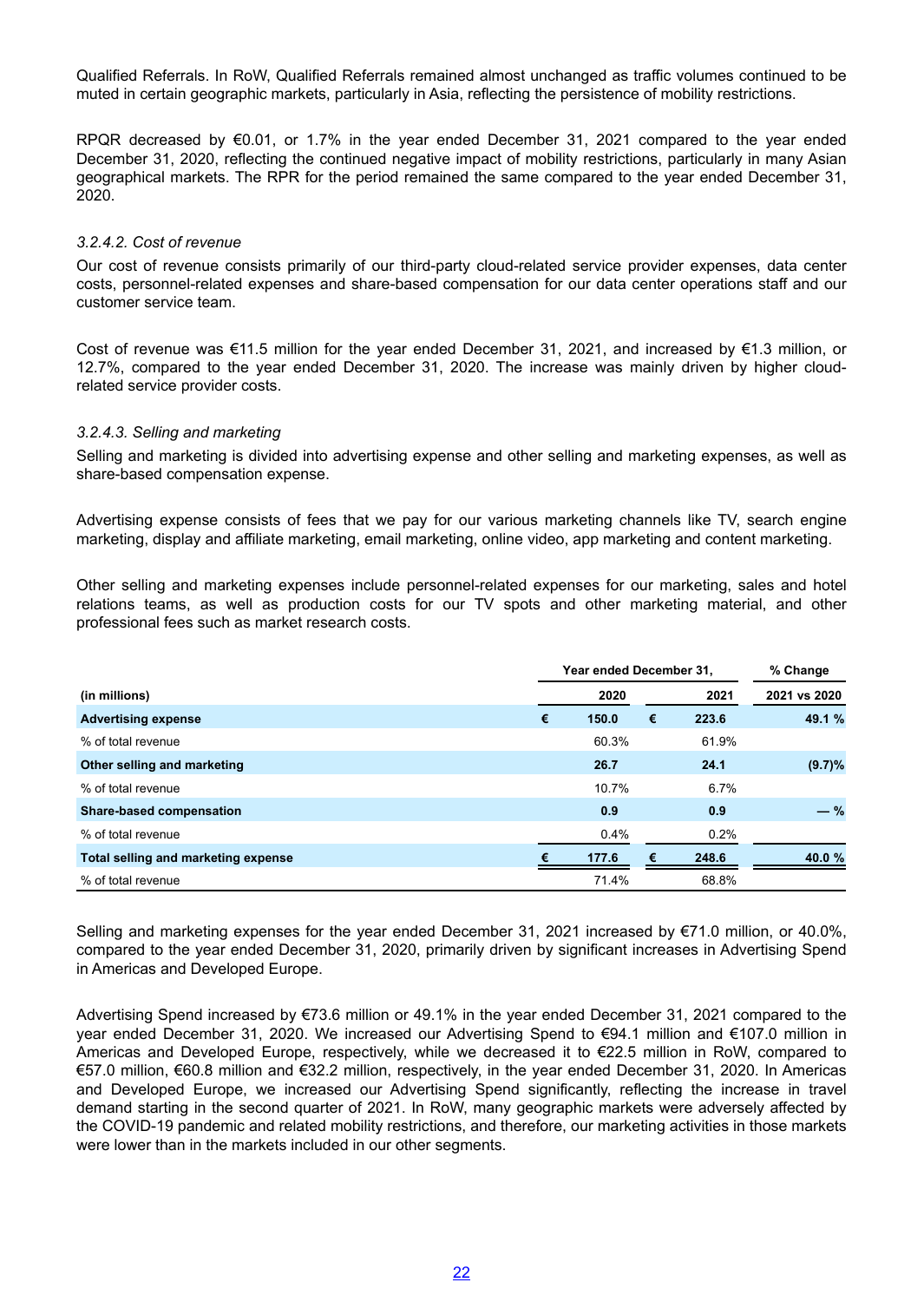Qualified Referrals. In RoW, Qualified Referrals remained almost unchanged as traffic volumes continued to be muted in certain geographic markets, particularly in Asia, reflecting the persistence of mobility restrictions.

RPQR decreased by €0.01, or 1.7% in the year ended December 31, 2021 compared to the year ended December 31, 2020, reflecting the continued negative impact of mobility restrictions, particularly in many Asian geographical markets. The RPR for the period remained the same compared to the year ended December 31, 2020.

#### *3.2.4.2. Cost of revenue*

Our cost of revenue consists primarily of our third-party cloud-related service provider expenses, data center costs, personnel-related expenses and share-based compensation for our data center operations staff and our customer service team.

Cost of revenue was €11.5 million for the year ended December 31, 2021, and increased by €1.3 million, or 12.7%, compared to the year ended December 31, 2020. The increase was mainly driven by higher cloud-related service provider costs.

#### *3.2.4.3. Selling and marketing*

Selling and marketing is divided into advertising expense and other selling and marketing expenses, as well as share-based compensation expense.

Advertising expense consists of fees that we pay for our various marketing channels like TV, search engine marketing, display and affiliate marketing, email marketing, online video, app marketing and content marketing.

Other selling and marketing expenses include personnel-related expenses for our marketing, sales and hotel relations teams, as well as production costs for our TV spots and other marketing material, and other professional fees such as market research costs.

| | Year ended December 31, | | % Change |
|---|---|---|---|
| **(in millions)** | **2020** | **2021** | **2021 vs 2020** |
| **Advertising expense** | **€ 150.0** | **€ 223.6** | **49.1 %** |
| % of total revenue | 60.3% | 61.9% | |
| **Other selling and marketing** | **26.7** | **24.1** | **(9.7)%** |
| % of total revenue | 10.7% | 6.7% | |
| **Share-based compensation** | **0.9** | **0.9** | **— %** |
| % of total revenue | 0.4% | 0.2% | |
| **Total selling and marketing expense** | **€ 177.6** | **€ 248.6** | **40.0 %** |
| % of total revenue | 71.4% | 68.8% | |

Selling and marketing expenses for the year ended December 31, 2021 increased by €71.0 million, or 40.0%, compared to the year ended December 31, 2020, primarily driven by significant increases in Advertising Spend in Americas and Developed Europe.

Advertising Spend increased by €73.6 million or 49.1% in the year ended December 31, 2021 compared to the year ended December 31, 2020. We increased our Advertising Spend to €94.1 million and €107.0 million in Americas and Developed Europe, respectively, while we decreased it to €22.5 million in RoW, compared to €57.0 million, €60.8 million and €32.2 million, respectively, in the year ended December 31, 2020. In Americas and Developed Europe, we increased our Advertising Spend significantly, reflecting the increase in travel demand starting in the second quarter of 2021. In RoW, many geographic markets were adversely affected by the COVID-19 pandemic and related mobility restrictions, and therefore, our marketing activities in those markets were lower than in the markets included in our other segments.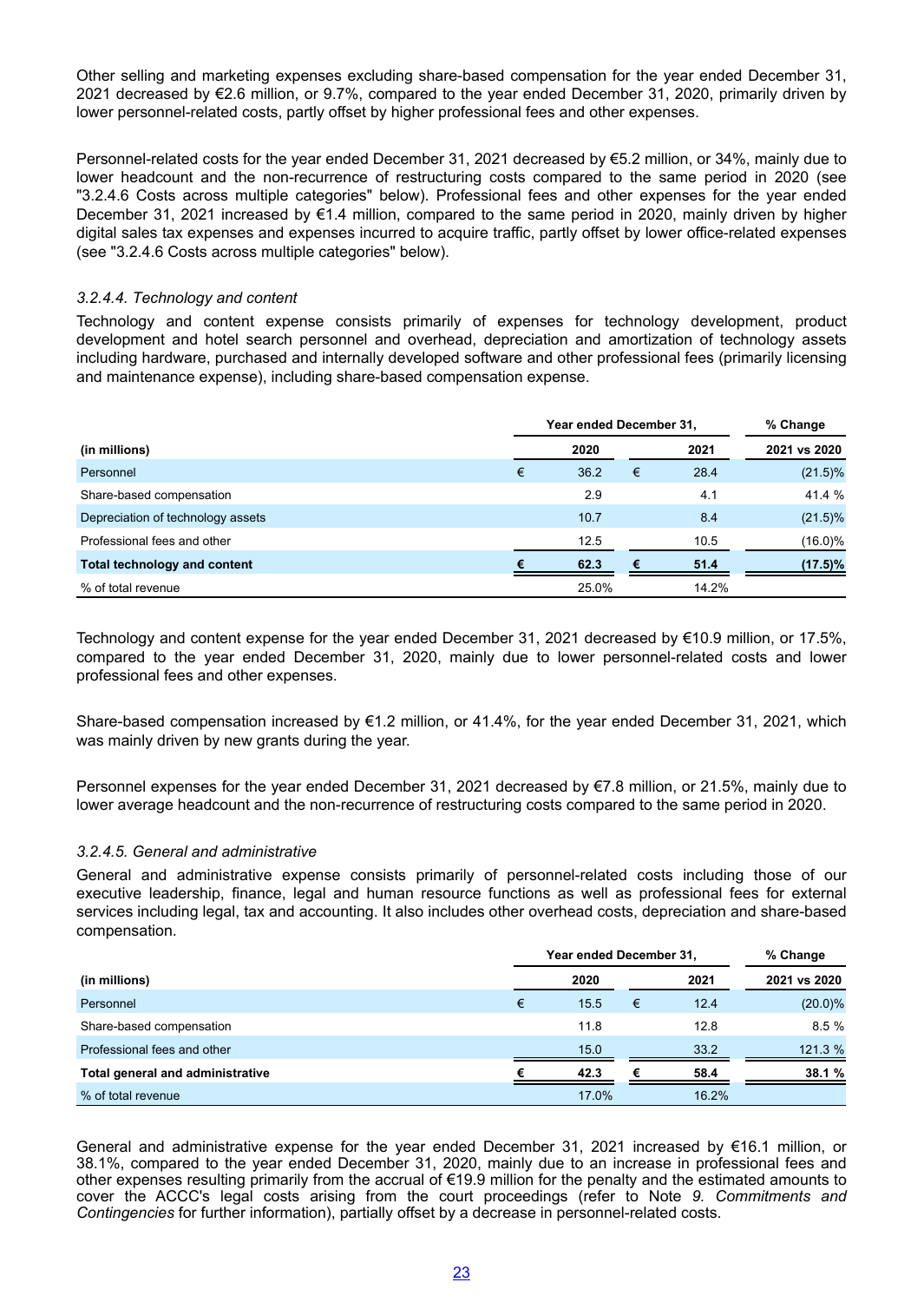Other selling and marketing expenses excluding share-based compensation for the year ended December 31, 2021 decreased by €2.6 million, or 9.7%, compared to the year ended December 31, 2020, primarily driven by lower personnel-related costs, partly offset by higher professional fees and other expenses.

Personnel-related costs for the year ended December 31, 2021 decreased by €5.2 million, or 34%, mainly due to lower headcount and the non-recurrence of restructuring costs compared to the same period in 2020 (see "3.2.4.6 Costs across multiple categories" below). Professional fees and other expenses for the year ended December 31, 2021 increased by €1.4 million, compared to the same period in 2020, mainly driven by higher digital sales tax expenses and expenses incurred to acquire traffic, partly offset by lower office-related expenses (see "3.2.4.6 Costs across multiple categories" below).

### *3.2.4.4. Technology and content*

Technology and content expense consists primarily of expenses for technology development, product development and hotel search personnel and overhead, depreciation and amortization of technology assets including hardware, purchased and internally developed software and other professional fees (primarily licensing and maintenance expense), including share-based compensation expense.

| | Year ended December 31, | | % Change |
|---|---|---|---|
| **(in millions)** | **2020** | **2021** | **2021 vs 2020** |
| Personnel | € 36.2 | € 28.4 | (21.5)% |
| Share-based compensation | 2.9 | 4.1 | 41.4 % |
| Depreciation of technology assets | 10.7 | 8.4 | (21.5)% |
| Professional fees and other | 12.5 | 10.5 | (16.0)% |
| **Total technology and content** | **€ 62.3** | **€ 51.4** | **(17.5)%** |
| % of total revenue | 25.0% | 14.2% | |

Technology and content expense for the year ended December 31, 2021 decreased by €10.9 million, or 17.5%, compared to the year ended December 31, 2020, mainly due to lower personnel-related costs and lower professional fees and other expenses.

Share-based compensation increased by €1.2 million, or 41.4%, for the year ended December 31, 2021, which was mainly driven by new grants during the year.

Personnel expenses for the year ended December 31, 2021 decreased by €7.8 million, or 21.5%, mainly due to lower average headcount and the non-recurrence of restructuring costs compared to the same period in 2020.

### *3.2.4.5. General and administrative*

General and administrative expense consists primarily of personnel-related costs including those of our executive leadership, finance, legal and human resource functions as well as professional fees for external services including legal, tax and accounting. It also includes other overhead costs, depreciation and share-based compensation.

| | Year ended December 31, | | % Change |
|---|---|---|---|
| **(in millions)** | **2020** | **2021** | **2021 vs 2020** |
| Personnel | € 15.5 | € 12.4 | (20.0)% |
| Share-based compensation | 11.8 | 12.8 | 8.5 % |
| Professional fees and other | 15.0 | 33.2 | 121.3 % |
| **Total general and administrative** | **€ 42.3** | **€ 58.4** | **38.1 %** |
| % of total revenue | 17.0% | 16.2% | |

General and administrative expense for the year ended December 31, 2021 increased by €16.1 million, or 38.1%, compared to the year ended December 31, 2020, mainly due to an increase in professional fees and other expenses resulting primarily from the accrual of €19.9 million for the penalty and the estimated amounts to cover the ACCC's legal costs arising from the court proceedings (refer to Note *9. Commitments and Contingencies* for further information), partially offset by a decrease in personnel-related costs.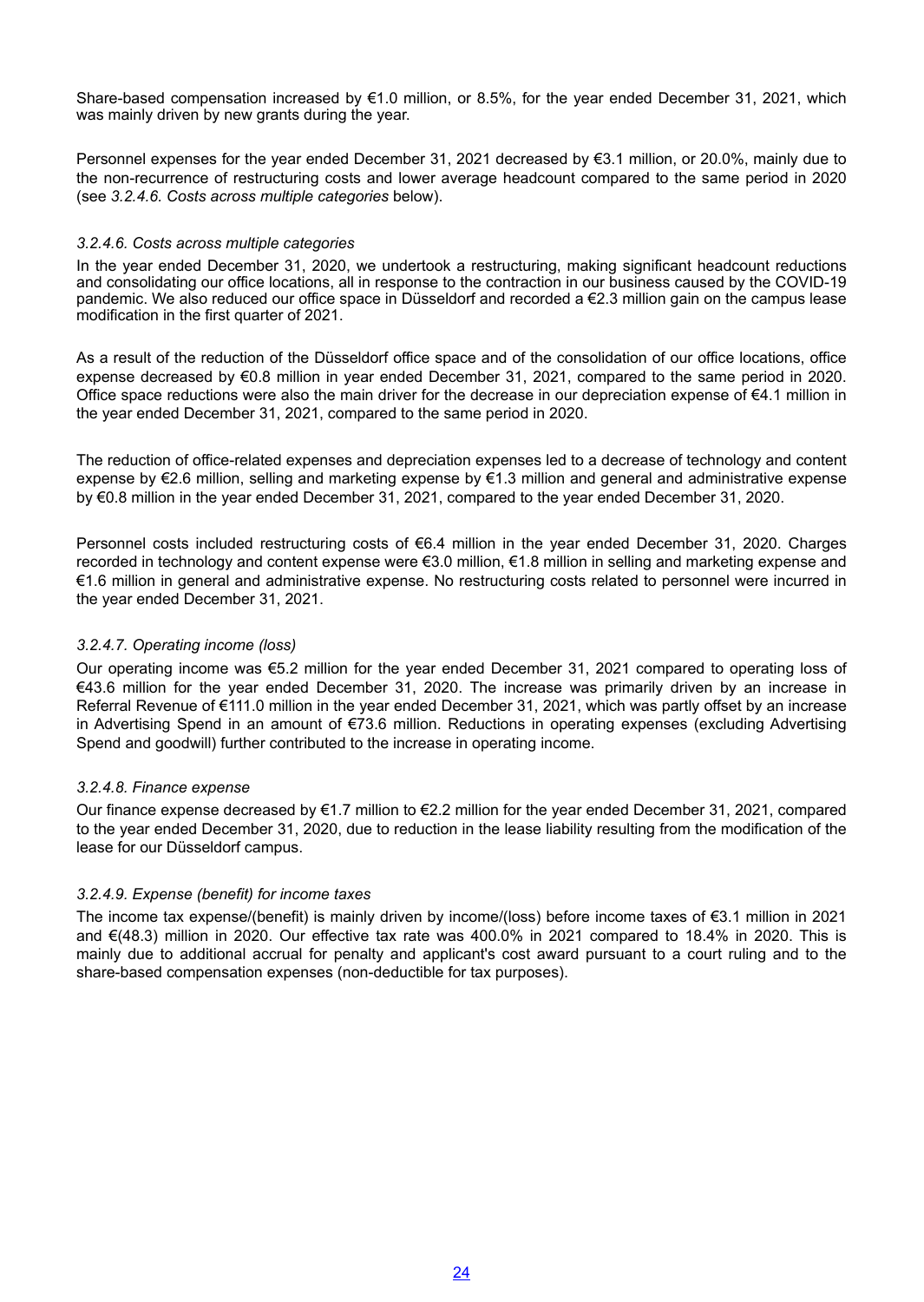Share-based compensation increased by €1.0 million, or 8.5%, for the year ended December 31, 2021, which was mainly driven by new grants during the year.

Personnel expenses for the year ended December 31, 2021 decreased by €3.1 million, or 20.0%, mainly due to the non-recurrence of restructuring costs and lower average headcount compared to the same period in 2020 (see *3.2.4.6. Costs across multiple categories* below).

#### *3.2.4.6. Costs across multiple categories*

In the year ended December 31, 2020, we undertook a restructuring, making significant headcount reductions and consolidating our office locations, all in response to the contraction in our business caused by the COVID-19 pandemic. We also reduced our office space in Düsseldorf and recorded a €2.3 million gain on the campus lease modification in the first quarter of 2021.

As a result of the reduction of the Düsseldorf office space and of the consolidation of our office locations, office expense decreased by €0.8 million in year ended December 31, 2021, compared to the same period in 2020. Office space reductions were also the main driver for the decrease in our depreciation expense of €4.1 million in the year ended December 31, 2021, compared to the same period in 2020.

The reduction of office-related expenses and depreciation expenses led to a decrease of technology and content expense by €2.6 million, selling and marketing expense by €1.3 million and general and administrative expense by €0.8 million in the year ended December 31, 2021, compared to the year ended December 31, 2020.

Personnel costs included restructuring costs of €6.4 million in the year ended December 31, 2020. Charges recorded in technology and content expense were €3.0 million, €1.8 million in selling and marketing expense and €1.6 million in general and administrative expense. No restructuring costs related to personnel were incurred in the year ended December 31, 2021.

#### *3.2.4.7. Operating income (loss)*

Our operating income was €5.2 million for the year ended December 31, 2021 compared to operating loss of €43.6 million for the year ended December 31, 2020. The increase was primarily driven by an increase in Referral Revenue of €111.0 million in the year ended December 31, 2021, which was partly offset by an increase in Advertising Spend in an amount of €73.6 million. Reductions in operating expenses (excluding Advertising Spend and goodwill) further contributed to the increase in operating income.

#### *3.2.4.8. Finance expense*

Our finance expense decreased by €1.7 million to €2.2 million for the year ended December 31, 2021, compared to the year ended December 31, 2020, due to reduction in the lease liability resulting from the modification of the lease for our Düsseldorf campus.

#### *3.2.4.9. Expense (benefit) for income taxes*

The income tax expense/(benefit) is mainly driven by income/(loss) before income taxes of €3.1 million in 2021 and €(48.3) million in 2020. Our effective tax rate was 400.0% in 2021 compared to 18.4% in 2020. This is mainly due to additional accrual for penalty and applicant's cost award pursuant to a court ruling and to the share-based compensation expenses (non-deductible for tax purposes).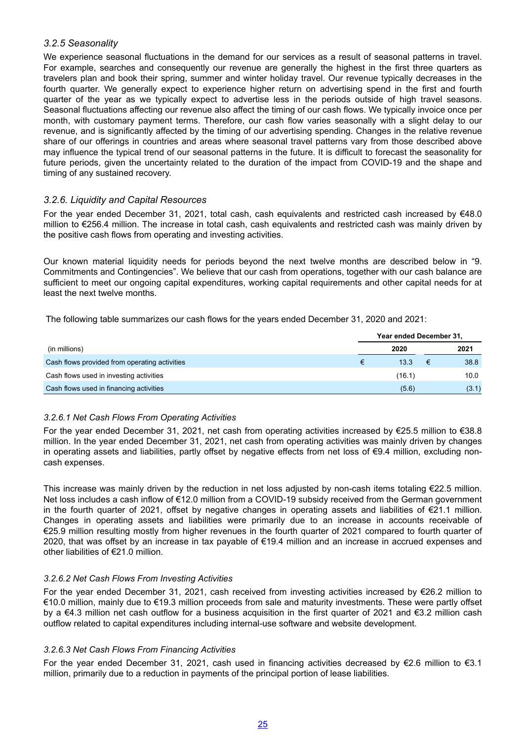### *3.2.5 Seasonality*

We experience seasonal fluctuations in the demand for our services as a result of seasonal patterns in travel. For example, searches and consequently our revenue are generally the highest in the first three quarters as travelers plan and book their spring, summer and winter holiday travel. Our revenue typically decreases in the fourth quarter. We generally expect to experience higher return on advertising spend in the first and fourth quarter of the year as we typically expect to advertise less in the periods outside of high travel seasons. Seasonal fluctuations affecting our revenue also affect the timing of our cash flows. We typically invoice once per month, with customary payment terms. Therefore, our cash flow varies seasonally with a slight delay to our revenue, and is significantly affected by the timing of our advertising spending. Changes in the relative revenue share of our offerings in countries and areas where seasonal travel patterns vary from those described above may influence the typical trend of our seasonal patterns in the future. It is difficult to forecast the seasonality for future periods, given the uncertainty related to the duration of the impact from COVID-19 and the shape and timing of any sustained recovery.

### *3.2.6. Liquidity and Capital Resources*

For the year ended December 31, 2021, total cash, cash equivalents and restricted cash increased by €48.0 million to €256.4 million. The increase in total cash, cash equivalents and restricted cash was mainly driven by the positive cash flows from operating and investing activities.

Our known material liquidity needs for periods beyond the next twelve months are described below in "9. Commitments and Contingencies". We believe that our cash from operations, together with our cash balance are sufficient to meet our ongoing capital expenditures, working capital requirements and other capital needs for at least the next twelve months.

The following table summarizes our cash flows for the years ended December 31, 2020 and 2021:

| | Year ended December 31, | |
|---|---|---|
| (in millions) | 2020 | 2021 |
| Cash flows provided from operating activities | € 13.3 | € 38.8 |
| Cash flows used in investing activities | (16.1) | 10.0 |
| Cash flows used in financing activities | (5.6) | (3.1) |

#### *3.2.6.1 Net Cash Flows From Operating Activities*

For the year ended December 31, 2021, net cash from operating activities increased by €25.5 million to €38.8 million. In the year ended December 31, 2021, net cash from operating activities was mainly driven by changes in operating assets and liabilities, partly offset by negative effects from net loss of €9.4 million, excluding non-cash expenses.

This increase was mainly driven by the reduction in net loss adjusted by non-cash items totaling €22.5 million. Net loss includes a cash inflow of €12.0 million from a COVID-19 subsidy received from the German government in the fourth quarter of 2021, offset by negative changes in operating assets and liabilities of €21.1 million. Changes in operating assets and liabilities were primarily due to an increase in accounts receivable of €25.9 million resulting mostly from higher revenues in the fourth quarter of 2021 compared to fourth quarter of 2020, that was offset by an increase in tax payable of €19.4 million and an increase in accrued expenses and other liabilities of €21.0 million.

#### *3.2.6.2 Net Cash Flows From Investing Activities*

For the year ended December 31, 2021, cash received from investing activities increased by €26.2 million to €10.0 million, mainly due to €19.3 million proceeds from sale and maturity investments. These were partly offset by a €4.3 million net cash outflow for a business acquisition in the first quarter of 2021 and €3.2 million cash outflow related to capital expenditures including internal-use software and website development.

#### *3.2.6.3 Net Cash Flows From Financing Activities*

For the year ended December 31, 2021, cash used in financing activities decreased by €2.6 million to €3.1 million, primarily due to a reduction in payments of the principal portion of lease liabilities.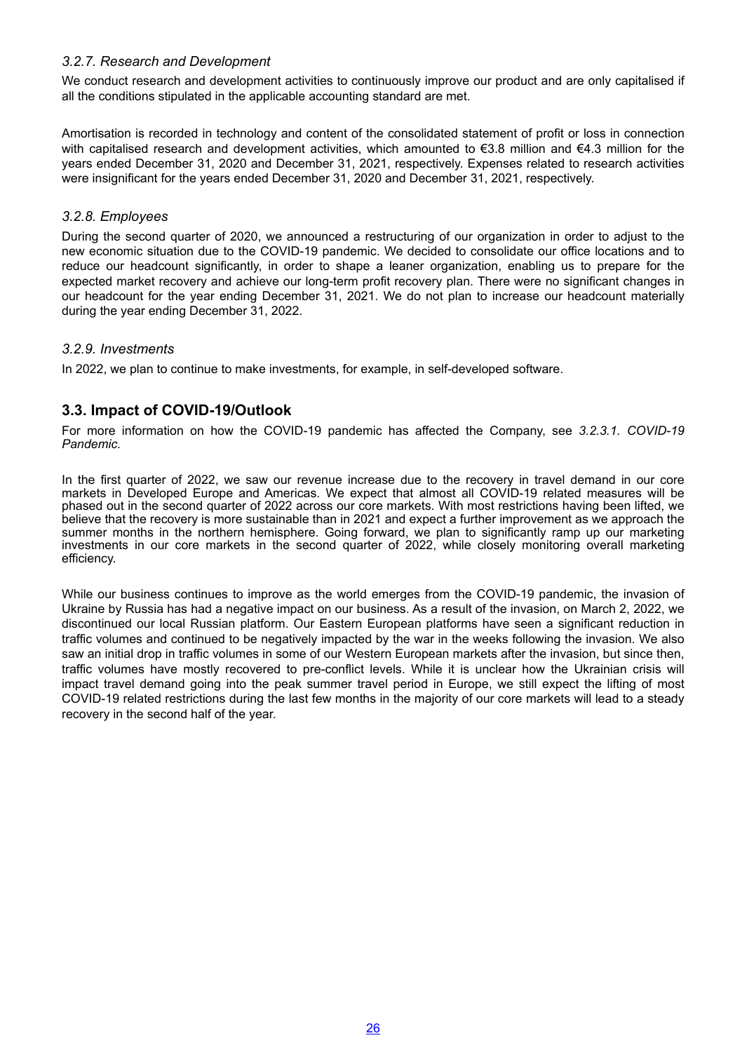### *3.2.7. Research and Development*

We conduct research and development activities to continuously improve our product and are only capitalised if all the conditions stipulated in the applicable accounting standard are met.

Amortisation is recorded in technology and content of the consolidated statement of profit or loss in connection with capitalised research and development activities, which amounted to €3.8 million and €4.3 million for the years ended December 31, 2020 and December 31, 2021, respectively. Expenses related to research activities were insignificant for the years ended December 31, 2020 and December 31, 2021, respectively.

### *3.2.8. Employees*

During the second quarter of 2020, we announced a restructuring of our organization in order to adjust to the new economic situation due to the COVID-19 pandemic. We decided to consolidate our office locations and to reduce our headcount significantly, in order to shape a leaner organization, enabling us to prepare for the expected market recovery and achieve our long-term profit recovery plan. There were no significant changes in our headcount for the year ending December 31, 2021. We do not plan to increase our headcount materially during the year ending December 31, 2022.

### *3.2.9. Investments*

In 2022, we plan to continue to make investments, for example, in self-developed software.

## 3.3. Impact of COVID-19/Outlook

For more information on how the COVID-19 pandemic has affected the Company, see *3.2.3.1. COVID-19 Pandemic.*

In the first quarter of 2022, we saw our revenue increase due to the recovery in travel demand in our core markets in Developed Europe and Americas. We expect that almost all COVID-19 related measures will be phased out in the second quarter of 2022 across our core markets. With most restrictions having been lifted, we believe that the recovery is more sustainable than in 2021 and expect a further improvement as we approach the summer months in the northern hemisphere. Going forward, we plan to significantly ramp up our marketing investments in our core markets in the second quarter of 2022, while closely monitoring overall marketing efficiency.

While our business continues to improve as the world emerges from the COVID-19 pandemic, the invasion of Ukraine by Russia has had a negative impact on our business. As a result of the invasion, on March 2, 2022, we discontinued our local Russian platform. Our Eastern European platforms have seen a significant reduction in traffic volumes and continued to be negatively impacted by the war in the weeks following the invasion. We also saw an initial drop in traffic volumes in some of our Western European markets after the invasion, but since then, traffic volumes have mostly recovered to pre-conflict levels. While it is unclear how the Ukrainian crisis will impact travel demand going into the peak summer travel period in Europe, we still expect the lifting of most COVID-19 related restrictions during the last few months in the majority of our core markets will lead to a steady recovery in the second half of the year.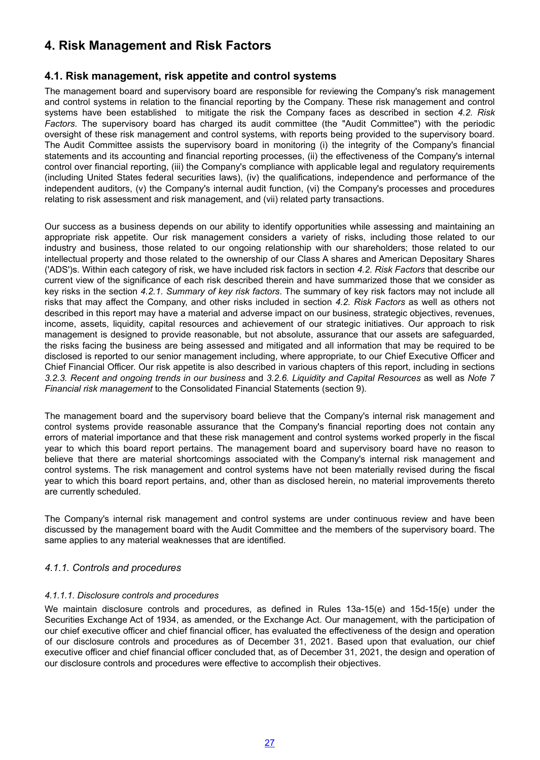# 4. Risk Management and Risk Factors

## 4.1. Risk management, risk appetite and control systems

The management board and supervisory board are responsible for reviewing the Company's risk management and control systems in relation to the financial reporting by the Company. These risk management and control systems have been established to mitigate the risk the Company faces as described in section *4.2. Risk Factors*. The supervisory board has charged its audit committee (the "Audit Committee") with the periodic oversight of these risk management and control systems, with reports being provided to the supervisory board. The Audit Committee assists the supervisory board in monitoring (i) the integrity of the Company's financial statements and its accounting and financial reporting processes, (ii) the effectiveness of the Company's internal control over financial reporting, (iii) the Company's compliance with applicable legal and regulatory requirements (including United States federal securities laws), (iv) the qualifications, independence and performance of the independent auditors, (v) the Company's internal audit function, (vi) the Company's processes and procedures relating to risk assessment and risk management, and (vii) related party transactions.

Our success as a business depends on our ability to identify opportunities while assessing and maintaining an appropriate risk appetite. Our risk management considers a variety of risks, including those related to our industry and business, those related to our ongoing relationship with our shareholders; those related to our intellectual property and those related to the ownership of our Class A shares and American Depositary Shares ('ADS')s. Within each category of risk, we have included risk factors in section *4.2. Risk Factors* that describe our current view of the significance of each risk described therein and have summarized those that we consider as key risks in the section *4.2.1. Summary of key risk factors*. The summary of key risk factors may not include all risks that may affect the Company, and other risks included in section *4.2. Risk Factors* as well as others not described in this report may have a material and adverse impact on our business, strategic objectives, revenues, income, assets, liquidity, capital resources and achievement of our strategic initiatives. Our approach to risk management is designed to provide reasonable, but not absolute, assurance that our assets are safeguarded, the risks facing the business are being assessed and mitigated and all information that may be required to be disclosed is reported to our senior management including, where appropriate, to our Chief Executive Officer and Chief Financial Officer. Our risk appetite is also described in various chapters of this report, including in sections *3.2.3. Recent and ongoing trends in our business* and *3.2.6. Liquidity and Capital Resources* as well as *Note 7 Financial risk management* to the Consolidated Financial Statements (section 9).

The management board and the supervisory board believe that the Company's internal risk management and control systems provide reasonable assurance that the Company's financial reporting does not contain any errors of material importance and that these risk management and control systems worked properly in the fiscal year to which this board report pertains. The management board and supervisory board have no reason to believe that there are material shortcomings associated with the Company's internal risk management and control systems. The risk management and control systems have not been materially revised during the fiscal year to which this board report pertains, and, other than as disclosed herein, no material improvements thereto are currently scheduled.

The Company's internal risk management and control systems are under continuous review and have been discussed by the management board with the Audit Committee and the members of the supervisory board. The same applies to any material weaknesses that are identified.

### *4.1.1. Controls and procedures*

#### *4.1.1.1. Disclosure controls and procedures*

We maintain disclosure controls and procedures, as defined in Rules 13a-15(e) and 15d-15(e) under the Securities Exchange Act of 1934, as amended, or the Exchange Act. Our management, with the participation of our chief executive officer and chief financial officer, has evaluated the effectiveness of the design and operation of our disclosure controls and procedures as of December 31, 2021. Based upon that evaluation, our chief executive officer and chief financial officer concluded that, as of December 31, 2021, the design and operation of our disclosure controls and procedures were effective to accomplish their objectives.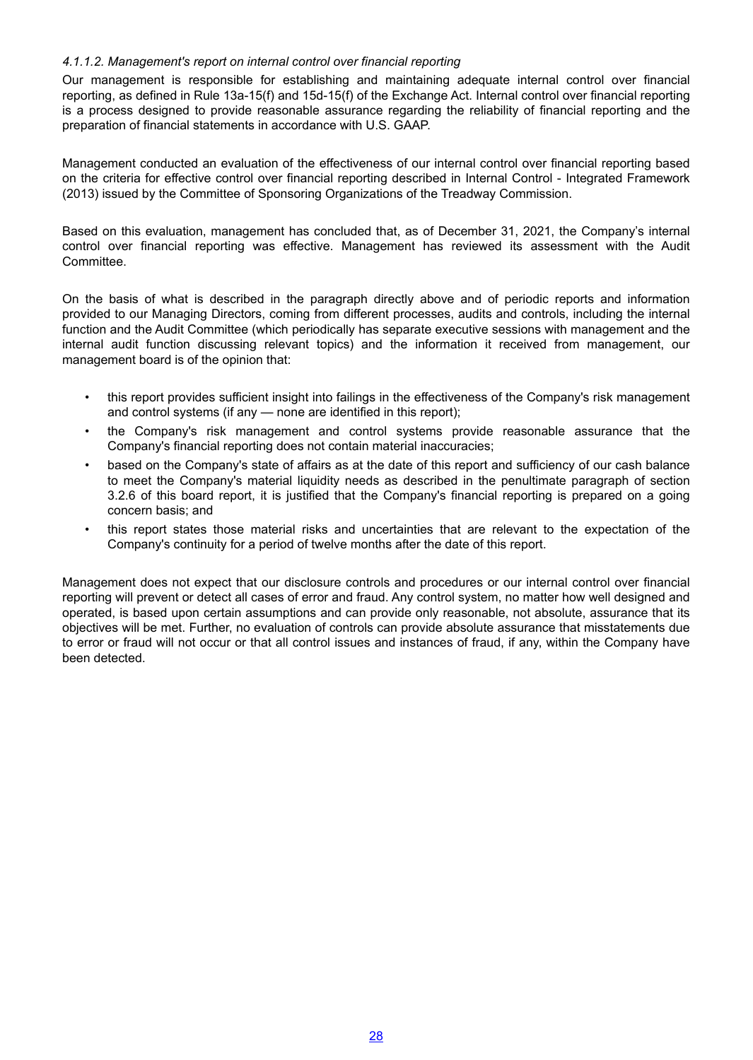*4.1.1.2. Management's report on internal control over financial reporting*

Our management is responsible for establishing and maintaining adequate internal control over financial reporting, as defined in Rule 13a-15(f) and 15d-15(f) of the Exchange Act. Internal control over financial reporting is a process designed to provide reasonable assurance regarding the reliability of financial reporting and the preparation of financial statements in accordance with U.S. GAAP.

Management conducted an evaluation of the effectiveness of our internal control over financial reporting based on the criteria for effective control over financial reporting described in Internal Control - Integrated Framework (2013) issued by the Committee of Sponsoring Organizations of the Treadway Commission.

Based on this evaluation, management has concluded that, as of December 31, 2021, the Company's internal control over financial reporting was effective. Management has reviewed its assessment with the Audit Committee.

On the basis of what is described in the paragraph directly above and of periodic reports and information provided to our Managing Directors, coming from different processes, audits and controls, including the internal function and the Audit Committee (which periodically has separate executive sessions with management and the internal audit function discussing relevant topics) and the information it received from management, our management board is of the opinion that:

- this report provides sufficient insight into failings in the effectiveness of the Company's risk management and control systems (if any — none are identified in this report);
- the Company's risk management and control systems provide reasonable assurance that the Company's financial reporting does not contain material inaccuracies;
- based on the Company's state of affairs as at the date of this report and sufficiency of our cash balance to meet the Company's material liquidity needs as described in the penultimate paragraph of section 3.2.6 of this board report, it is justified that the Company's financial reporting is prepared on a going concern basis; and
- this report states those material risks and uncertainties that are relevant to the expectation of the Company's continuity for a period of twelve months after the date of this report.

Management does not expect that our disclosure controls and procedures or our internal control over financial reporting will prevent or detect all cases of error and fraud. Any control system, no matter how well designed and operated, is based upon certain assumptions and can provide only reasonable, not absolute, assurance that its objectives will be met. Further, no evaluation of controls can provide absolute assurance that misstatements due to error or fraud will not occur or that all control issues and instances of fraud, if any, within the Company have been detected.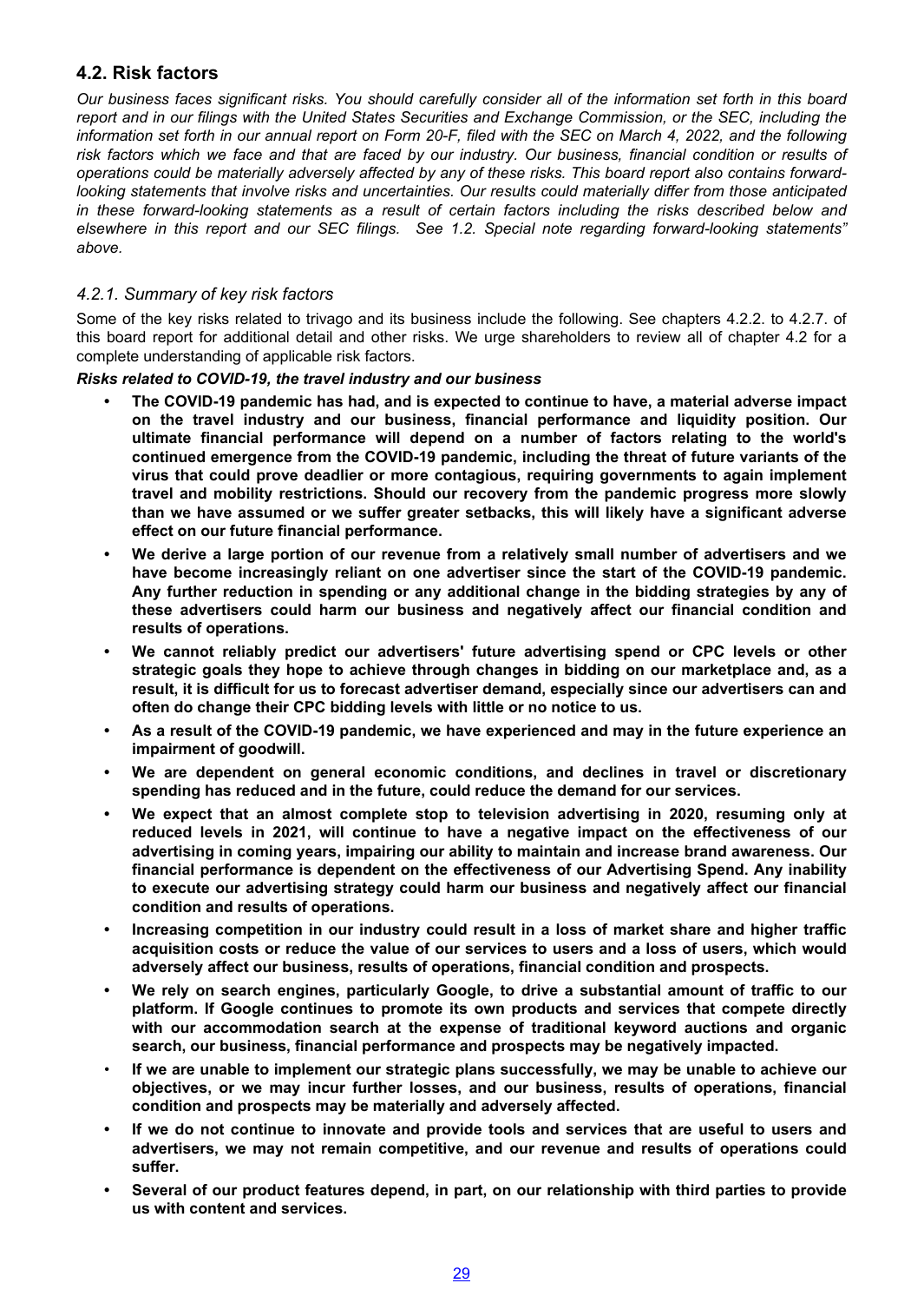## 4.2. Risk factors

*Our business faces significant risks. You should carefully consider all of the information set forth in this board report and in our filings with the United States Securities and Exchange Commission, or the SEC, including the information set forth in our annual report on Form 20-F, filed with the SEC on March 4, 2022, and the following risk factors which we face and that are faced by our industry. Our business, financial condition or results of operations could be materially adversely affected by any of these risks. This board report also contains forward-looking statements that involve risks and uncertainties. Our results could materially differ from those anticipated in these forward-looking statements as a result of certain factors including the risks described below and elsewhere in this report and our SEC filings. See 1.2. Special note regarding forward-looking statements" above.*

### *4.2.1. Summary of key risk factors*

Some of the key risks related to trivago and its business include the following. See chapters 4.2.2. to 4.2.7. of this board report for additional detail and other risks. We urge shareholders to review all of chapter 4.2 for a complete understanding of applicable risk factors.

***Risks related to COVID-19, the travel industry and our business***

- **The COVID-19 pandemic has had, and is expected to continue to have, a material adverse impact on the travel industry and our business, financial performance and liquidity position. Our ultimate financial performance will depend on a number of factors relating to the world's continued emergence from the COVID-19 pandemic, including the threat of future variants of the virus that could prove deadlier or more contagious, requiring governments to again implement travel and mobility restrictions. Should our recovery from the pandemic progress more slowly than we have assumed or we suffer greater setbacks, this will likely have a significant adverse effect on our future financial performance.**
- **We derive a large portion of our revenue from a relatively small number of advertisers and we have become increasingly reliant on one advertiser since the start of the COVID-19 pandemic. Any further reduction in spending or any additional change in the bidding strategies by any of these advertisers could harm our business and negatively affect our financial condition and results of operations.**
- **We cannot reliably predict our advertisers' future advertising spend or CPC levels or other strategic goals they hope to achieve through changes in bidding on our marketplace and, as a result, it is difficult for us to forecast advertiser demand, especially since our advertisers can and often do change their CPC bidding levels with little or no notice to us.**
- **As a result of the COVID-19 pandemic, we have experienced and may in the future experience an impairment of goodwill.**
- **We are dependent on general economic conditions, and declines in travel or discretionary spending has reduced and in the future, could reduce the demand for our services.**
- **We expect that an almost complete stop to television advertising in 2020, resuming only at reduced levels in 2021, will continue to have a negative impact on the effectiveness of our advertising in coming years, impairing our ability to maintain and increase brand awareness. Our financial performance is dependent on the effectiveness of our Advertising Spend. Any inability to execute our advertising strategy could harm our business and negatively affect our financial condition and results of operations.**
- **Increasing competition in our industry could result in a loss of market share and higher traffic acquisition costs or reduce the value of our services to users and a loss of users, which would adversely affect our business, results of operations, financial condition and prospects.**
- **We rely on search engines, particularly Google, to drive a substantial amount of traffic to our platform. If Google continues to promote its own products and services that compete directly with our accommodation search at the expense of traditional keyword auctions and organic search, our business, financial performance and prospects may be negatively impacted.**
- **If we are unable to implement our strategic plans successfully, we may be unable to achieve our objectives, or we may incur further losses, and our business, results of operations, financial condition and prospects may be materially and adversely affected.**
- **If we do not continue to innovate and provide tools and services that are useful to users and advertisers, we may not remain competitive, and our revenue and results of operations could suffer.**
- **Several of our product features depend, in part, on our relationship with third parties to provide us with content and services.**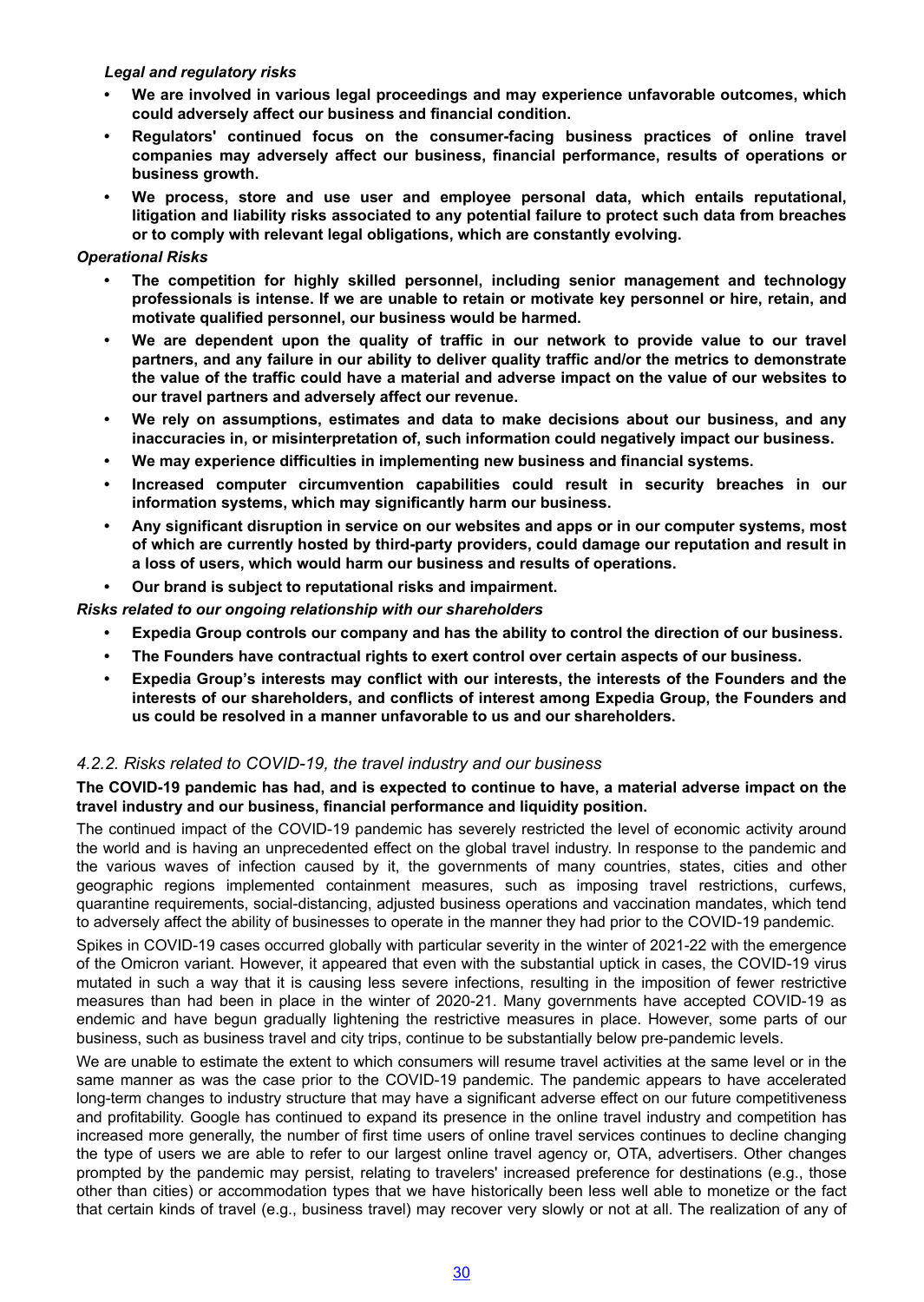*Legal and regulatory risks*

- **We are involved in various legal proceedings and may experience unfavorable outcomes, which could adversely affect our business and financial condition.**
- **Regulators' continued focus on the consumer-facing business practices of online travel companies may adversely affect our business, financial performance, results of operations or business growth.**
- **We process, store and use user and employee personal data, which entails reputational, litigation and liability risks associated to any potential failure to protect such data from breaches or to comply with relevant legal obligations, which are constantly evolving.**

*Operational Risks*

- **The competition for highly skilled personnel, including senior management and technology professionals is intense. If we are unable to retain or motivate key personnel or hire, retain, and motivate qualified personnel, our business would be harmed.**
- **We are dependent upon the quality of traffic in our network to provide value to our travel partners, and any failure in our ability to deliver quality traffic and/or the metrics to demonstrate the value of the traffic could have a material and adverse impact on the value of our websites to our travel partners and adversely affect our revenue.**
- **We rely on assumptions, estimates and data to make decisions about our business, and any inaccuracies in, or misinterpretation of, such information could negatively impact our business.**
- **We may experience difficulties in implementing new business and financial systems.**
- **Increased computer circumvention capabilities could result in security breaches in our information systems, which may significantly harm our business.**
- **Any significant disruption in service on our websites and apps or in our computer systems, most of which are currently hosted by third-party providers, could damage our reputation and result in a loss of users, which would harm our business and results of operations.**
- **Our brand is subject to reputational risks and impairment.**

*Risks related to our ongoing relationship with our shareholders*

- **Expedia Group controls our company and has the ability to control the direction of our business.**
- **The Founders have contractual rights to exert control over certain aspects of our business.**
- **Expedia Group's interests may conflict with our interests, the interests of the Founders and the interests of our shareholders, and conflicts of interest among Expedia Group, the Founders and us could be resolved in a manner unfavorable to us and our shareholders.**

### *4.2.2. Risks related to COVID-19, the travel industry and our business*

**The COVID-19 pandemic has had, and is expected to continue to have, a material adverse impact on the travel industry and our business, financial performance and liquidity position.**

The continued impact of the COVID-19 pandemic has severely restricted the level of economic activity around the world and is having an unprecedented effect on the global travel industry. In response to the pandemic and the various waves of infection caused by it, the governments of many countries, states, cities and other geographic regions implemented containment measures, such as imposing travel restrictions, curfews, quarantine requirements, social-distancing, adjusted business operations and vaccination mandates, which tend to adversely affect the ability of businesses to operate in the manner they had prior to the COVID-19 pandemic.

Spikes in COVID-19 cases occurred globally with particular severity in the winter of 2021-22 with the emergence of the Omicron variant. However, it appeared that even with the substantial uptick in cases, the COVID-19 virus mutated in such a way that it is causing less severe infections, resulting in the imposition of fewer restrictive measures than had been in place in the winter of 2020-21. Many governments have accepted COVID-19 as endemic and have begun gradually lightening the restrictive measures in place. However, some parts of our business, such as business travel and city trips, continue to be substantially below pre-pandemic levels.

We are unable to estimate the extent to which consumers will resume travel activities at the same level or in the same manner as was the case prior to the COVID-19 pandemic. The pandemic appears to have accelerated long-term changes to industry structure that may have a significant adverse effect on our future competitiveness and profitability. Google has continued to expand its presence in the online travel industry and competition has increased more generally, the number of first time users of online travel services continues to decline changing the type of users we are able to refer to our largest online travel agency or, OTA, advertisers. Other changes prompted by the pandemic may persist, relating to travelers' increased preference for destinations (e.g., those other than cities) or accommodation types that we have historically been less well able to monetize or the fact that certain kinds of travel (e.g., business travel) may recover very slowly or not at all. The realization of any of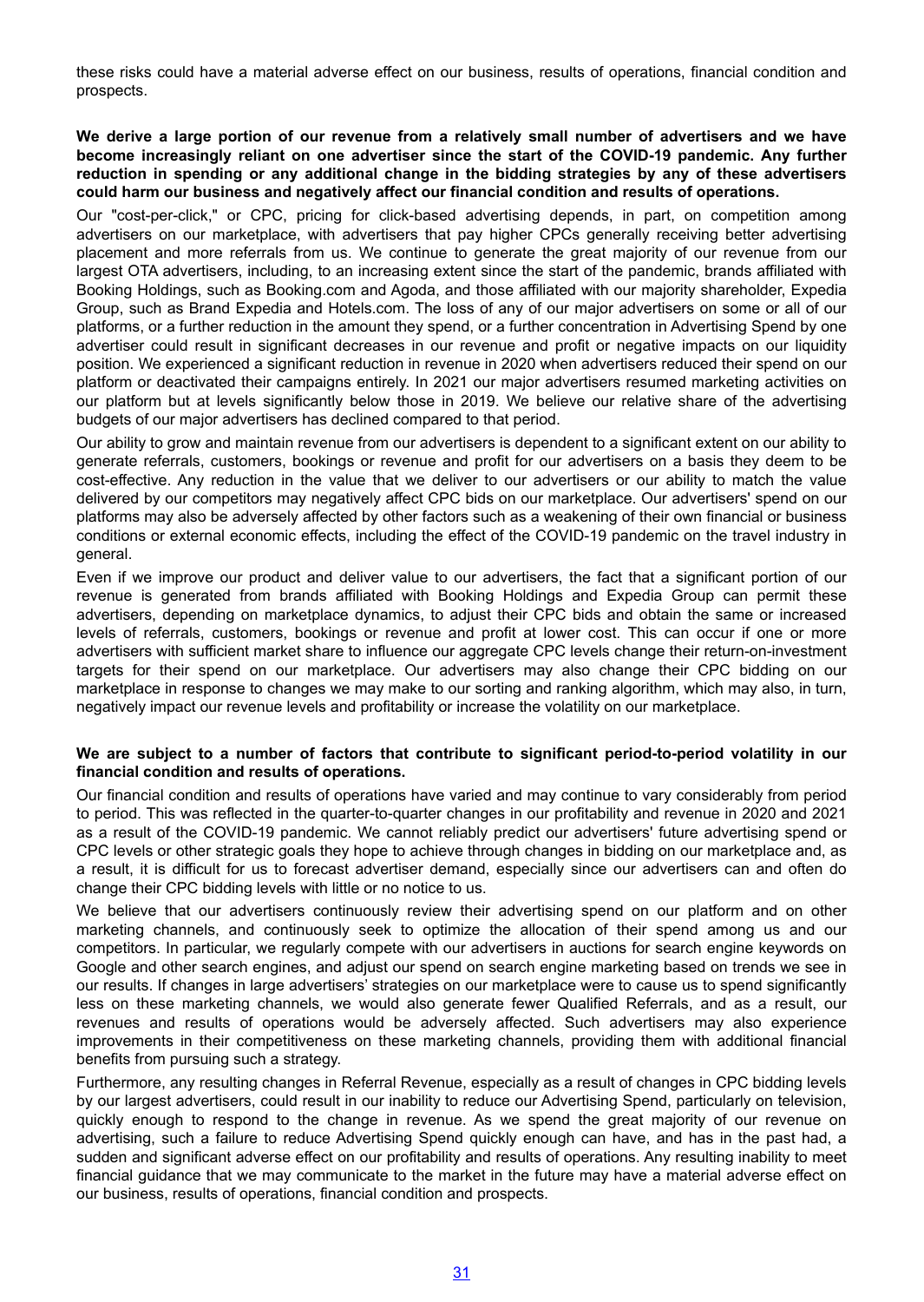these risks could have a material adverse effect on our business, results of operations, financial condition and prospects.

**We derive a large portion of our revenue from a relatively small number of advertisers and we have become increasingly reliant on one advertiser since the start of the COVID-19 pandemic. Any further reduction in spending or any additional change in the bidding strategies by any of these advertisers could harm our business and negatively affect our financial condition and results of operations.**

Our "cost-per-click," or CPC, pricing for click-based advertising depends, in part, on competition among advertisers on our marketplace, with advertisers that pay higher CPCs generally receiving better advertising placement and more referrals from us. We continue to generate the great majority of our revenue from our largest OTA advertisers, including, to an increasing extent since the start of the pandemic, brands affiliated with Booking Holdings, such as Booking.com and Agoda, and those affiliated with our majority shareholder, Expedia Group, such as Brand Expedia and Hotels.com. The loss of any of our major advertisers on some or all of our platforms, or a further reduction in the amount they spend, or a further concentration in Advertising Spend by one advertiser could result in significant decreases in our revenue and profit or negative impacts on our liquidity position. We experienced a significant reduction in revenue in 2020 when advertisers reduced their spend on our platform or deactivated their campaigns entirely. In 2021 our major advertisers resumed marketing activities on our platform but at levels significantly below those in 2019. We believe our relative share of the advertising budgets of our major advertisers has declined compared to that period.

Our ability to grow and maintain revenue from our advertisers is dependent to a significant extent on our ability to generate referrals, customers, bookings or revenue and profit for our advertisers on a basis they deem to be cost-effective. Any reduction in the value that we deliver to our advertisers or our ability to match the value delivered by our competitors may negatively affect CPC bids on our marketplace. Our advertisers' spend on our platforms may also be adversely affected by other factors such as a weakening of their own financial or business conditions or external economic effects, including the effect of the COVID-19 pandemic on the travel industry in general.

Even if we improve our product and deliver value to our advertisers, the fact that a significant portion of our revenue is generated from brands affiliated with Booking Holdings and Expedia Group can permit these advertisers, depending on marketplace dynamics, to adjust their CPC bids and obtain the same or increased levels of referrals, customers, bookings or revenue and profit at lower cost. This can occur if one or more advertisers with sufficient market share to influence our aggregate CPC levels change their return-on-investment targets for their spend on our marketplace. Our advertisers may also change their CPC bidding on our marketplace in response to changes we may make to our sorting and ranking algorithm, which may also, in turn, negatively impact our revenue levels and profitability or increase the volatility on our marketplace.

**We are subject to a number of factors that contribute to significant period-to-period volatility in our financial condition and results of operations.**

Our financial condition and results of operations have varied and may continue to vary considerably from period to period. This was reflected in the quarter-to-quarter changes in our profitability and revenue in 2020 and 2021 as a result of the COVID-19 pandemic. We cannot reliably predict our advertisers' future advertising spend or CPC levels or other strategic goals they hope to achieve through changes in bidding on our marketplace and, as a result, it is difficult for us to forecast advertiser demand, especially since our advertisers can and often do change their CPC bidding levels with little or no notice to us.

We believe that our advertisers continuously review their advertising spend on our platform and on other marketing channels, and continuously seek to optimize the allocation of their spend among us and our competitors. In particular, we regularly compete with our advertisers in auctions for search engine keywords on Google and other search engines, and adjust our spend on search engine marketing based on trends we see in our results. If changes in large advertisers' strategies on our marketplace were to cause us to spend significantly less on these marketing channels, we would also generate fewer Qualified Referrals, and as a result, our revenues and results of operations would be adversely affected. Such advertisers may also experience improvements in their competitiveness on these marketing channels, providing them with additional financial benefits from pursuing such a strategy.

Furthermore, any resulting changes in Referral Revenue, especially as a result of changes in CPC bidding levels by our largest advertisers, could result in our inability to reduce our Advertising Spend, particularly on television, quickly enough to respond to the change in revenue. As we spend the great majority of our revenue on advertising, such a failure to reduce Advertising Spend quickly enough can have, and has in the past had, a sudden and significant adverse effect on our profitability and results of operations. Any resulting inability to meet financial guidance that we may communicate to the market in the future may have a material adverse effect on our business, results of operations, financial condition and prospects.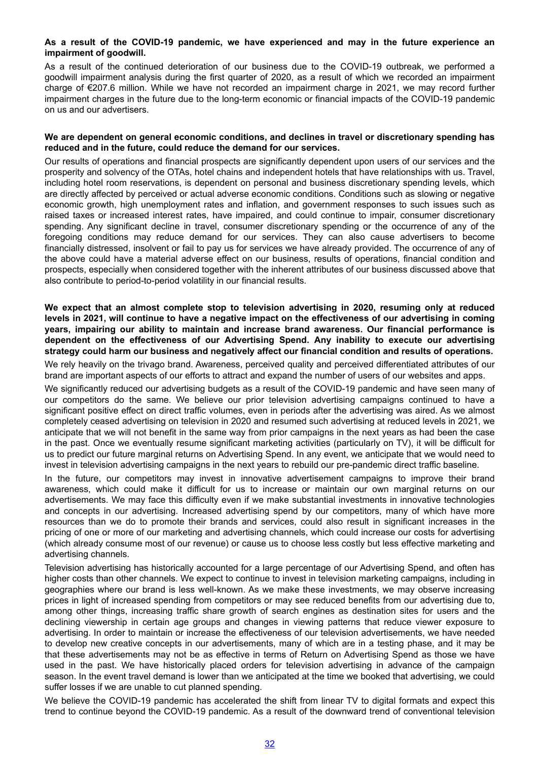**As a result of the COVID-19 pandemic, we have experienced and may in the future experience an impairment of goodwill.**

As a result of the continued deterioration of our business due to the COVID-19 outbreak, we performed a goodwill impairment analysis during the first quarter of 2020, as a result of which we recorded an impairment charge of €207.6 million. While we have not recorded an impairment charge in 2021, we may record further impairment charges in the future due to the long-term economic or financial impacts of the COVID-19 pandemic on us and our advertisers.

**We are dependent on general economic conditions, and declines in travel or discretionary spending has reduced and in the future, could reduce the demand for our services.**

Our results of operations and financial prospects are significantly dependent upon users of our services and the prosperity and solvency of the OTAs, hotel chains and independent hotels that have relationships with us. Travel, including hotel room reservations, is dependent on personal and business discretionary spending levels, which are directly affected by perceived or actual adverse economic conditions. Conditions such as slowing or negative economic growth, high unemployment rates and inflation, and government responses to such issues such as raised taxes or increased interest rates, have impaired, and could continue to impair, consumer discretionary spending. Any significant decline in travel, consumer discretionary spending or the occurrence of any of the foregoing conditions may reduce demand for our services. They can also cause advertisers to become financially distressed, insolvent or fail to pay us for services we have already provided. The occurrence of any of the above could have a material adverse effect on our business, results of operations, financial condition and prospects, especially when considered together with the inherent attributes of our business discussed above that also contribute to period-to-period volatility in our financial results.

**We expect that an almost complete stop to television advertising in 2020, resuming only at reduced levels in 2021, will continue to have a negative impact on the effectiveness of our advertising in coming years, impairing our ability to maintain and increase brand awareness. Our financial performance is dependent on the effectiveness of our Advertising Spend. Any inability to execute our advertising strategy could harm our business and negatively affect our financial condition and results of operations.**

We rely heavily on the trivago brand. Awareness, perceived quality and perceived differentiated attributes of our brand are important aspects of our efforts to attract and expand the number of users of our websites and apps.

We significantly reduced our advertising budgets as a result of the COVID-19 pandemic and have seen many of our competitors do the same. We believe our prior television advertising campaigns continued to have a significant positive effect on direct traffic volumes, even in periods after the advertising was aired. As we almost completely ceased advertising on television in 2020 and resumed such advertising at reduced levels in 2021, we anticipate that we will not benefit in the same way from prior campaigns in the next years as had been the case in the past. Once we eventually resume significant marketing activities (particularly on TV), it will be difficult for us to predict our future marginal returns on Advertising Spend. In any event, we anticipate that we would need to invest in television advertising campaigns in the next years to rebuild our pre-pandemic direct traffic baseline.

In the future, our competitors may invest in innovative advertisement campaigns to improve their brand awareness, which could make it difficult for us to increase or maintain our own marginal returns on our advertisements. We may face this difficulty even if we make substantial investments in innovative technologies and concepts in our advertising. Increased advertising spend by our competitors, many of which have more resources than we do to promote their brands and services, could also result in significant increases in the pricing of one or more of our marketing and advertising channels, which could increase our costs for advertising (which already consume most of our revenue) or cause us to choose less costly but less effective marketing and advertising channels.

Television advertising has historically accounted for a large percentage of our Advertising Spend, and often has higher costs than other channels. We expect to continue to invest in television marketing campaigns, including in geographies where our brand is less well-known. As we make these investments, we may observe increasing prices in light of increased spending from competitors or may see reduced benefits from our advertising due to, among other things, increasing traffic share growth of search engines as destination sites for users and the declining viewership in certain age groups and changes in viewing patterns that reduce viewer exposure to advertising. In order to maintain or increase the effectiveness of our television advertisements, we have needed to develop new creative concepts in our advertisements, many of which are in a testing phase, and it may be that these advertisements may not be as effective in terms of Return on Advertising Spend as those we have used in the past. We have historically placed orders for television advertising in advance of the campaign season. In the event travel demand is lower than we anticipated at the time we booked that advertising, we could suffer losses if we are unable to cut planned spending.

We believe the COVID-19 pandemic has accelerated the shift from linear TV to digital formats and expect this trend to continue beyond the COVID-19 pandemic. As a result of the downward trend of conventional television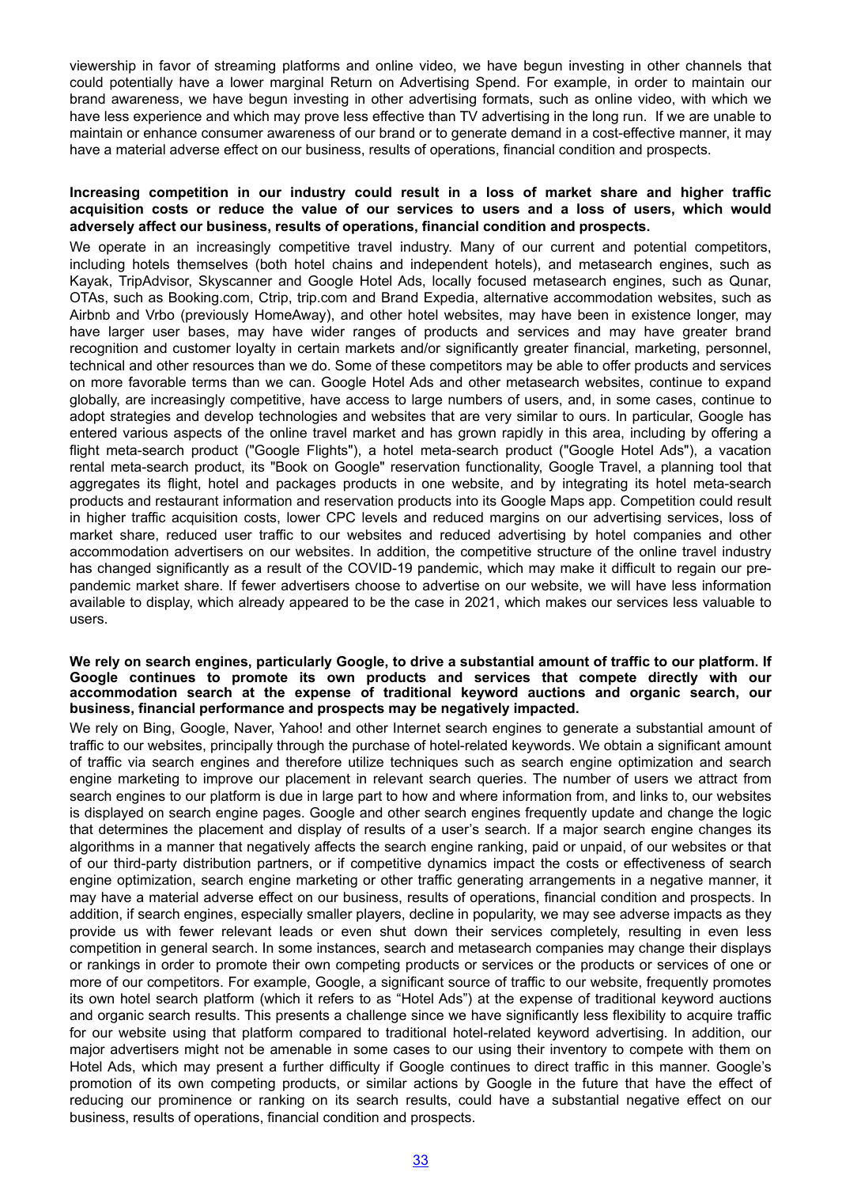viewership in favor of streaming platforms and online video, we have begun investing in other channels that could potentially have a lower marginal Return on Advertising Spend. For example, in order to maintain our brand awareness, we have begun investing in other advertising formats, such as online video, with which we have less experience and which may prove less effective than TV advertising in the long run. If we are unable to maintain or enhance consumer awareness of our brand or to generate demand in a cost-effective manner, it may have a material adverse effect on our business, results of operations, financial condition and prospects.

**Increasing competition in our industry could result in a loss of market share and higher traffic acquisition costs or reduce the value of our services to users and a loss of users, which would adversely affect our business, results of operations, financial condition and prospects.**

We operate in an increasingly competitive travel industry. Many of our current and potential competitors, including hotels themselves (both hotel chains and independent hotels), and metasearch engines, such as Kayak, TripAdvisor, Skyscanner and Google Hotel Ads, locally focused metasearch engines, such as Qunar, OTAs, such as Booking.com, Ctrip, trip.com and Brand Expedia, alternative accommodation websites, such as Airbnb and Vrbo (previously HomeAway), and other hotel websites, may have been in existence longer, may have larger user bases, may have wider ranges of products and services and may have greater brand recognition and customer loyalty in certain markets and/or significantly greater financial, marketing, personnel, technical and other resources than we do. Some of these competitors may be able to offer products and services on more favorable terms than we can. Google Hotel Ads and other metasearch websites, continue to expand globally, are increasingly competitive, have access to large numbers of users, and, in some cases, continue to adopt strategies and develop technologies and websites that are very similar to ours. In particular, Google has entered various aspects of the online travel market and has grown rapidly in this area, including by offering a flight meta-search product ("Google Flights"), a hotel meta-search product ("Google Hotel Ads"), a vacation rental meta-search product, its "Book on Google" reservation functionality, Google Travel, a planning tool that aggregates its flight, hotel and packages products in one website, and by integrating its hotel meta-search products and restaurant information and reservation products into its Google Maps app. Competition could result in higher traffic acquisition costs, lower CPC levels and reduced margins on our advertising services, loss of market share, reduced user traffic to our websites and reduced advertising by hotel companies and other accommodation advertisers on our websites. In addition, the competitive structure of the online travel industry has changed significantly as a result of the COVID-19 pandemic, which may make it difficult to regain our pre-pandemic market share. If fewer advertisers choose to advertise on our website, we will have less information available to display, which already appeared to be the case in 2021, which makes our services less valuable to users.

**We rely on search engines, particularly Google, to drive a substantial amount of traffic to our platform. If Google continues to promote its own products and services that compete directly with our accommodation search at the expense of traditional keyword auctions and organic search, our business, financial performance and prospects may be negatively impacted.**

We rely on Bing, Google, Naver, Yahoo! and other Internet search engines to generate a substantial amount of traffic to our websites, principally through the purchase of hotel-related keywords. We obtain a significant amount of traffic via search engines and therefore utilize techniques such as search engine optimization and search engine marketing to improve our placement in relevant search queries. The number of users we attract from search engines to our platform is due in large part to how and where information from, and links to, our websites is displayed on search engine pages. Google and other search engines frequently update and change the logic that determines the placement and display of results of a user's search. If a major search engine changes its algorithms in a manner that negatively affects the search engine ranking, paid or unpaid, of our websites or that of our third-party distribution partners, or if competitive dynamics impact the costs or effectiveness of search engine optimization, search engine marketing or other traffic generating arrangements in a negative manner, it may have a material adverse effect on our business, results of operations, financial condition and prospects. In addition, if search engines, especially smaller players, decline in popularity, we may see adverse impacts as they provide us with fewer relevant leads or even shut down their services completely, resulting in even less competition in general search. In some instances, search and metasearch companies may change their displays or rankings in order to promote their own competing products or services or the products or services of one or more of our competitors. For example, Google, a significant source of traffic to our website, frequently promotes its own hotel search platform (which it refers to as "Hotel Ads") at the expense of traditional keyword auctions and organic search results. This presents a challenge since we have significantly less flexibility to acquire traffic for our website using that platform compared to traditional hotel-related keyword advertising. In addition, our major advertisers might not be amenable in some cases to our using their inventory to compete with them on Hotel Ads, which may present a further difficulty if Google continues to direct traffic in this manner. Google's promotion of its own competing products, or similar actions by Google in the future that have the effect of reducing our prominence or ranking on its search results, could have a substantial negative effect on our business, results of operations, financial condition and prospects.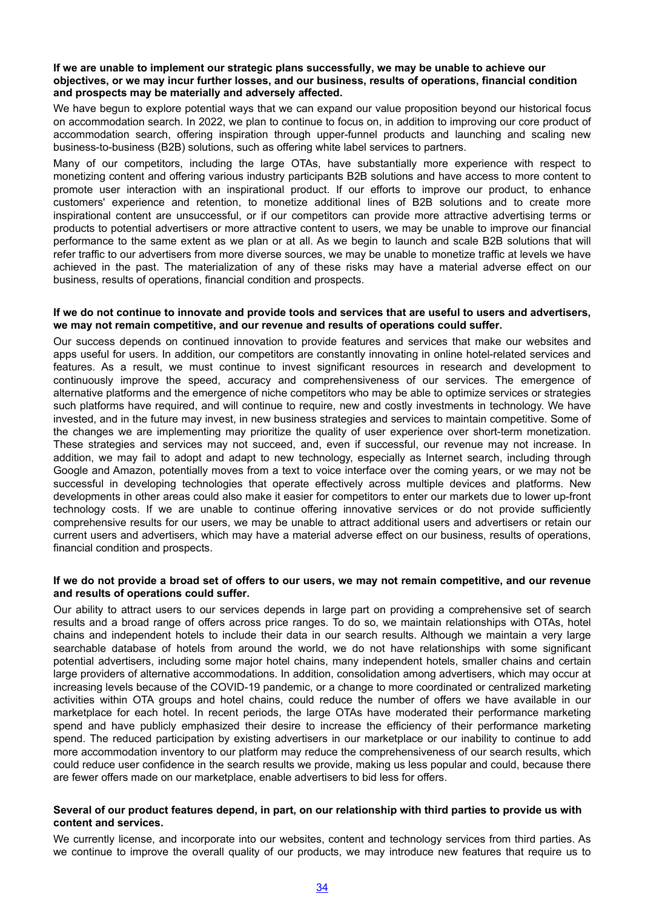**If we are unable to implement our strategic plans successfully, we may be unable to achieve our objectives, or we may incur further losses, and our business, results of operations, financial condition and prospects may be materially and adversely affected.**

We have begun to explore potential ways that we can expand our value proposition beyond our historical focus on accommodation search. In 2022, we plan to continue to focus on, in addition to improving our core product of accommodation search, offering inspiration through upper-funnel products and launching and scaling new business-to-business (B2B) solutions, such as offering white label services to partners.

Many of our competitors, including the large OTAs, have substantially more experience with respect to monetizing content and offering various industry participants B2B solutions and have access to more content to promote user interaction with an inspirational product. If our efforts to improve our product, to enhance customers' experience and retention, to monetize additional lines of B2B solutions and to create more inspirational content are unsuccessful, or if our competitors can provide more attractive advertising terms or products to potential advertisers or more attractive content to users, we may be unable to improve our financial performance to the same extent as we plan or at all. As we begin to launch and scale B2B solutions that will refer traffic to our advertisers from more diverse sources, we may be unable to monetize traffic at levels we have achieved in the past. The materialization of any of these risks may have a material adverse effect on our business, results of operations, financial condition and prospects.

**If we do not continue to innovate and provide tools and services that are useful to users and advertisers, we may not remain competitive, and our revenue and results of operations could suffer.**

Our success depends on continued innovation to provide features and services that make our websites and apps useful for users. In addition, our competitors are constantly innovating in online hotel-related services and features. As a result, we must continue to invest significant resources in research and development to continuously improve the speed, accuracy and comprehensiveness of our services. The emergence of alternative platforms and the emergence of niche competitors who may be able to optimize services or strategies such platforms have required, and will continue to require, new and costly investments in technology. We have invested, and in the future may invest, in new business strategies and services to maintain competitive. Some of the changes we are implementing may prioritize the quality of user experience over short-term monetization. These strategies and services may not succeed, and, even if successful, our revenue may not increase. In addition, we may fail to adopt and adapt to new technology, especially as Internet search, including through Google and Amazon, potentially moves from a text to voice interface over the coming years, or we may not be successful in developing technologies that operate effectively across multiple devices and platforms. New developments in other areas could also make it easier for competitors to enter our markets due to lower up-front technology costs. If we are unable to continue offering innovative services or do not provide sufficiently comprehensive results for our users, we may be unable to attract additional users and advertisers or retain our current users and advertisers, which may have a material adverse effect on our business, results of operations, financial condition and prospects.

**If we do not provide a broad set of offers to our users, we may not remain competitive, and our revenue and results of operations could suffer.**

Our ability to attract users to our services depends in large part on providing a comprehensive set of search results and a broad range of offers across price ranges. To do so, we maintain relationships with OTAs, hotel chains and independent hotels to include their data in our search results. Although we maintain a very large searchable database of hotels from around the world, we do not have relationships with some significant potential advertisers, including some major hotel chains, many independent hotels, smaller chains and certain large providers of alternative accommodations. In addition, consolidation among advertisers, which may occur at increasing levels because of the COVID-19 pandemic, or a change to more coordinated or centralized marketing activities within OTA groups and hotel chains, could reduce the number of offers we have available in our marketplace for each hotel. In recent periods, the large OTAs have moderated their performance marketing spend and have publicly emphasized their desire to increase the efficiency of their performance marketing spend. The reduced participation by existing advertisers in our marketplace or our inability to continue to add more accommodation inventory to our platform may reduce the comprehensiveness of our search results, which could reduce user confidence in the search results we provide, making us less popular and could, because there are fewer offers made on our marketplace, enable advertisers to bid less for offers.

**Several of our product features depend, in part, on our relationship with third parties to provide us with content and services.**

We currently license, and incorporate into our websites, content and technology services from third parties. As we continue to improve the overall quality of our products, we may introduce new features that require us to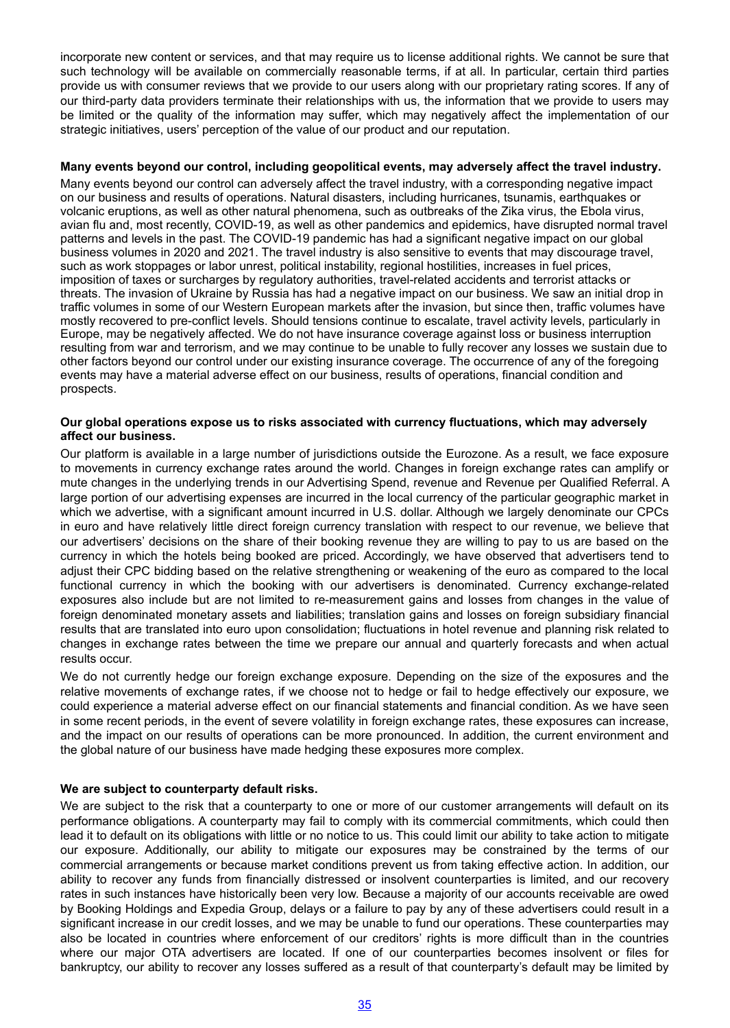incorporate new content or services, and that may require us to license additional rights. We cannot be sure that such technology will be available on commercially reasonable terms, if at all. In particular, certain third parties provide us with consumer reviews that we provide to our users along with our proprietary rating scores. If any of our third-party data providers terminate their relationships with us, the information that we provide to users may be limited or the quality of the information may suffer, which may negatively affect the implementation of our strategic initiatives, users' perception of the value of our product and our reputation.

**Many events beyond our control, including geopolitical events, may adversely affect the travel industry.**

Many events beyond our control can adversely affect the travel industry, with a corresponding negative impact on our business and results of operations. Natural disasters, including hurricanes, tsunamis, earthquakes or volcanic eruptions, as well as other natural phenomena, such as outbreaks of the Zika virus, the Ebola virus, avian flu and, most recently, COVID-19, as well as other pandemics and epidemics, have disrupted normal travel patterns and levels in the past. The COVID-19 pandemic has had a significant negative impact on our global business volumes in 2020 and 2021. The travel industry is also sensitive to events that may discourage travel, such as work stoppages or labor unrest, political instability, regional hostilities, increases in fuel prices, imposition of taxes or surcharges by regulatory authorities, travel-related accidents and terrorist attacks or threats. The invasion of Ukraine by Russia has had a negative impact on our business. We saw an initial drop in traffic volumes in some of our Western European markets after the invasion, but since then, traffic volumes have mostly recovered to pre-conflict levels. Should tensions continue to escalate, travel activity levels, particularly in Europe, may be negatively affected. We do not have insurance coverage against loss or business interruption resulting from war and terrorism, and we may continue to be unable to fully recover any losses we sustain due to other factors beyond our control under our existing insurance coverage. The occurrence of any of the foregoing events may have a material adverse effect on our business, results of operations, financial condition and prospects.

**Our global operations expose us to risks associated with currency fluctuations, which may adversely affect our business.**

Our platform is available in a large number of jurisdictions outside the Eurozone. As a result, we face exposure to movements in currency exchange rates around the world. Changes in foreign exchange rates can amplify or mute changes in the underlying trends in our Advertising Spend, revenue and Revenue per Qualified Referral. A large portion of our advertising expenses are incurred in the local currency of the particular geographic market in which we advertise, with a significant amount incurred in U.S. dollar. Although we largely denominate our CPCs in euro and have relatively little direct foreign currency translation with respect to our revenue, we believe that our advertisers' decisions on the share of their booking revenue they are willing to pay to us are based on the currency in which the hotels being booked are priced. Accordingly, we have observed that advertisers tend to adjust their CPC bidding based on the relative strengthening or weakening of the euro as compared to the local functional currency in which the booking with our advertisers is denominated. Currency exchange-related exposures also include but are not limited to re-measurement gains and losses from changes in the value of foreign denominated monetary assets and liabilities; translation gains and losses on foreign subsidiary financial results that are translated into euro upon consolidation; fluctuations in hotel revenue and planning risk related to changes in exchange rates between the time we prepare our annual and quarterly forecasts and when actual results occur.

We do not currently hedge our foreign exchange exposure. Depending on the size of the exposures and the relative movements of exchange rates, if we choose not to hedge or fail to hedge effectively our exposure, we could experience a material adverse effect on our financial statements and financial condition. As we have seen in some recent periods, in the event of severe volatility in foreign exchange rates, these exposures can increase, and the impact on our results of operations can be more pronounced. In addition, the current environment and the global nature of our business have made hedging these exposures more complex.

**We are subject to counterparty default risks.**

We are subject to the risk that a counterparty to one or more of our customer arrangements will default on its performance obligations. A counterparty may fail to comply with its commercial commitments, which could then lead it to default on its obligations with little or no notice to us. This could limit our ability to take action to mitigate our exposure. Additionally, our ability to mitigate our exposures may be constrained by the terms of our commercial arrangements or because market conditions prevent us from taking effective action. In addition, our ability to recover any funds from financially distressed or insolvent counterparties is limited, and our recovery rates in such instances have historically been very low. Because a majority of our accounts receivable are owed by Booking Holdings and Expedia Group, delays or a failure to pay by any of these advertisers could result in a significant increase in our credit losses, and we may be unable to fund our operations. These counterparties may also be located in countries where enforcement of our creditors' rights is more difficult than in the countries where our major OTA advertisers are located. If one of our counterparties becomes insolvent or files for bankruptcy, our ability to recover any losses suffered as a result of that counterparty's default may be limited by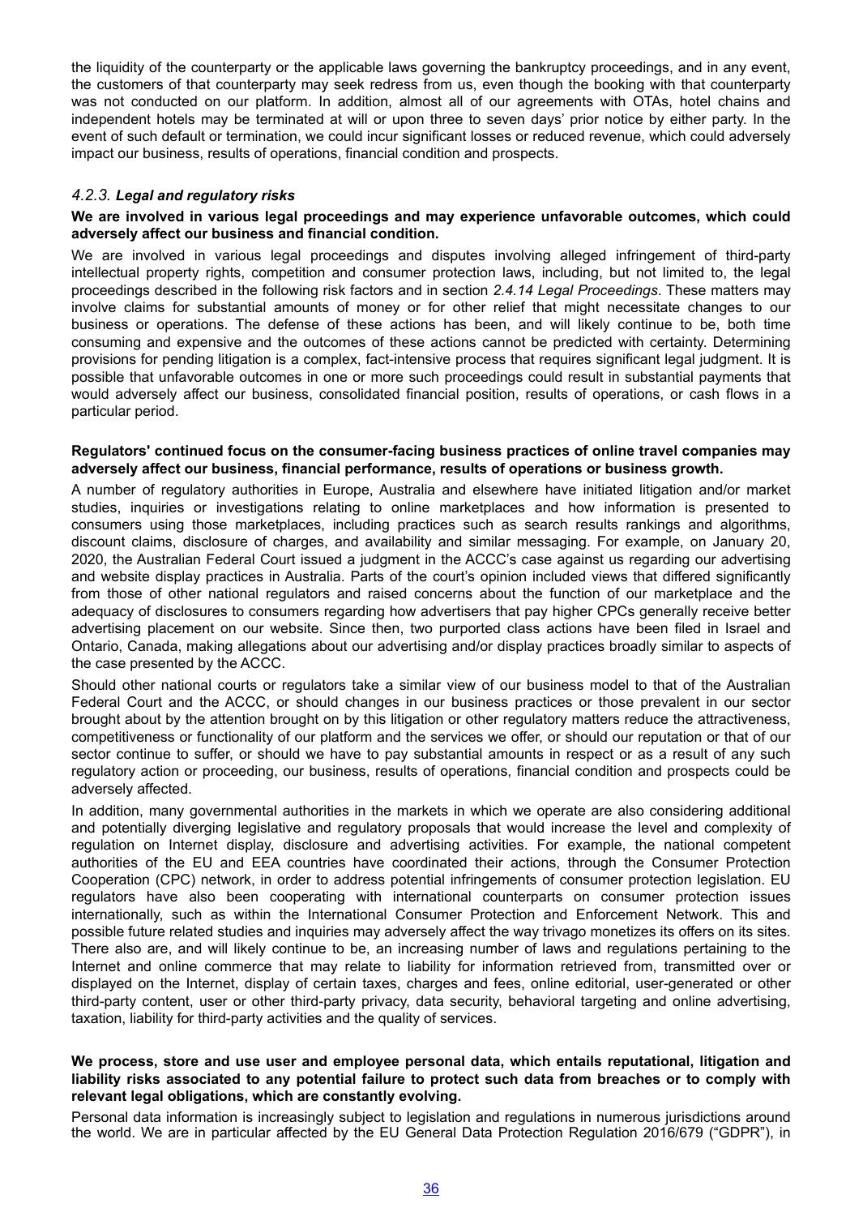the liquidity of the counterparty or the applicable laws governing the bankruptcy proceedings, and in any event, the customers of that counterparty may seek redress from us, even though the booking with that counterparty was not conducted on our platform. In addition, almost all of our agreements with OTAs, hotel chains and independent hotels may be terminated at will or upon three to seven days' prior notice by either party. In the event of such default or termination, we could incur significant losses or reduced revenue, which could adversely impact our business, results of operations, financial condition and prospects.

### *4.2.3. **Legal and regulatory risks***

**We are involved in various legal proceedings and may experience unfavorable outcomes, which could adversely affect our business and financial condition.**

We are involved in various legal proceedings and disputes involving alleged infringement of third-party intellectual property rights, competition and consumer protection laws, including, but not limited to, the legal proceedings described in the following risk factors and in section *2.4.14 Legal Proceedings*. These matters may involve claims for substantial amounts of money or for other relief that might necessitate changes to our business or operations. The defense of these actions has been, and will likely continue to be, both time consuming and expensive and the outcomes of these actions cannot be predicted with certainty. Determining provisions for pending litigation is a complex, fact-intensive process that requires significant legal judgment. It is possible that unfavorable outcomes in one or more such proceedings could result in substantial payments that would adversely affect our business, consolidated financial position, results of operations, or cash flows in a particular period.

**Regulators' continued focus on the consumer-facing business practices of online travel companies may adversely affect our business, financial performance, results of operations or business growth.**

A number of regulatory authorities in Europe, Australia and elsewhere have initiated litigation and/or market studies, inquiries or investigations relating to online marketplaces and how information is presented to consumers using those marketplaces, including practices such as search results rankings and algorithms, discount claims, disclosure of charges, and availability and similar messaging. For example, on January 20, 2020, the Australian Federal Court issued a judgment in the ACCC's case against us regarding our advertising and website display practices in Australia. Parts of the court's opinion included views that differed significantly from those of other national regulators and raised concerns about the function of our marketplace and the adequacy of disclosures to consumers regarding how advertisers that pay higher CPCs generally receive better advertising placement on our website. Since then, two purported class actions have been filed in Israel and Ontario, Canada, making allegations about our advertising and/or display practices broadly similar to aspects of the case presented by the ACCC.

Should other national courts or regulators take a similar view of our business model to that of the Australian Federal Court and the ACCC, or should changes in our business practices or those prevalent in our sector brought about by the attention brought on by this litigation or other regulatory matters reduce the attractiveness, competitiveness or functionality of our platform and the services we offer, or should our reputation or that of our sector continue to suffer, or should we have to pay substantial amounts in respect or as a result of any such regulatory action or proceeding, our business, results of operations, financial condition and prospects could be adversely affected.

In addition, many governmental authorities in the markets in which we operate are also considering additional and potentially diverging legislative and regulatory proposals that would increase the level and complexity of regulation on Internet display, disclosure and advertising activities. For example, the national competent authorities of the EU and EEA countries have coordinated their actions, through the Consumer Protection Cooperation (CPC) network, in order to address potential infringements of consumer protection legislation. EU regulators have also been cooperating with international counterparts on consumer protection issues internationally, such as within the International Consumer Protection and Enforcement Network. This and possible future related studies and inquiries may adversely affect the way trivago monetizes its offers on its sites. There also are, and will likely continue to be, an increasing number of laws and regulations pertaining to the Internet and online commerce that may relate to liability for information retrieved from, transmitted over or displayed on the Internet, display of certain taxes, charges and fees, online editorial, user-generated or other third-party content, user or other third-party privacy, data security, behavioral targeting and online advertising, taxation, liability for third-party activities and the quality of services.

**We process, store and use user and employee personal data, which entails reputational, litigation and liability risks associated to any potential failure to protect such data from breaches or to comply with relevant legal obligations, which are constantly evolving.**

Personal data information is increasingly subject to legislation and regulations in numerous jurisdictions around the world. We are in particular affected by the EU General Data Protection Regulation 2016/679 ("GDPR"), in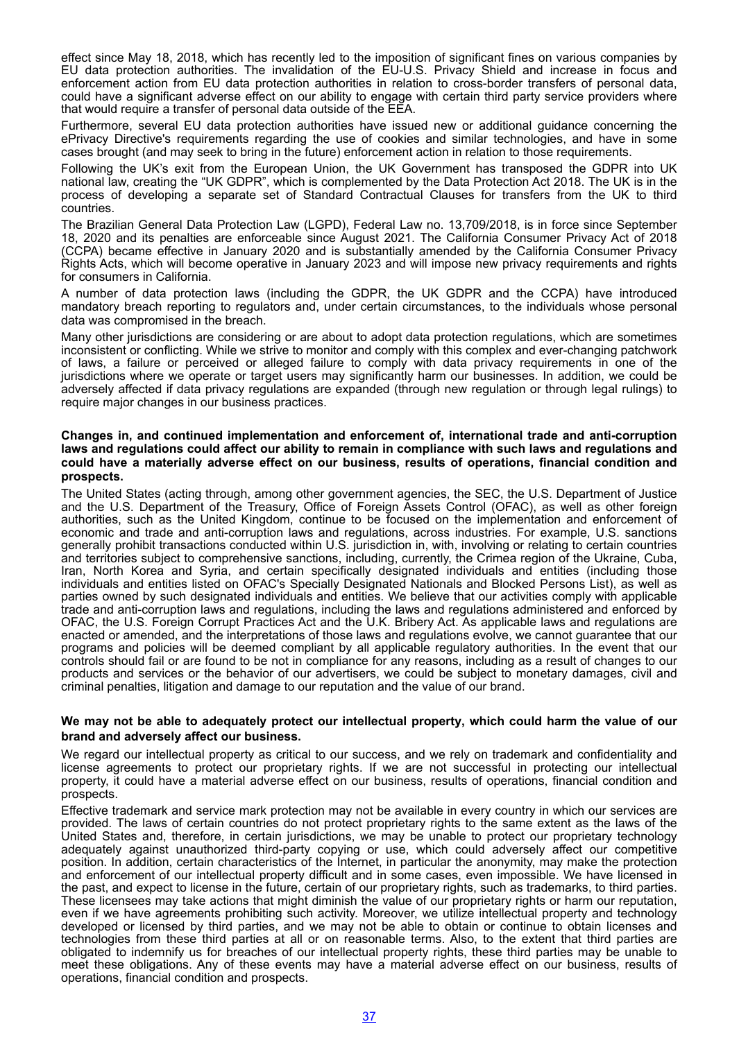effect since May 18, 2018, which has recently led to the imposition of significant fines on various companies by EU data protection authorities. The invalidation of the EU-U.S. Privacy Shield and increase in focus and enforcement action from EU data protection authorities in relation to cross-border transfers of personal data, could have a significant adverse effect on our ability to engage with certain third party service providers where that would require a transfer of personal data outside of the EEA.

Furthermore, several EU data protection authorities have issued new or additional guidance concerning the ePrivacy Directive's requirements regarding the use of cookies and similar technologies, and have in some cases brought (and may seek to bring in the future) enforcement action in relation to those requirements.

Following the UK's exit from the European Union, the UK Government has transposed the GDPR into UK national law, creating the "UK GDPR", which is complemented by the Data Protection Act 2018. The UK is in the process of developing a separate set of Standard Contractual Clauses for transfers from the UK to third countries.

The Brazilian General Data Protection Law (LGPD), Federal Law no. 13,709/2018, is in force since September 18, 2020 and its penalties are enforceable since August 2021. The California Consumer Privacy Act of 2018 (CCPA) became effective in January 2020 and is substantially amended by the California Consumer Privacy Rights Acts, which will become operative in January 2023 and will impose new privacy requirements and rights for consumers in California.

A number of data protection laws (including the GDPR, the UK GDPR and the CCPA) have introduced mandatory breach reporting to regulators and, under certain circumstances, to the individuals whose personal data was compromised in the breach.

Many other jurisdictions are considering or are about to adopt data protection regulations, which are sometimes inconsistent or conflicting. While we strive to monitor and comply with this complex and ever-changing patchwork of laws, a failure or perceived or alleged failure to comply with data privacy requirements in one of the jurisdictions where we operate or target users may significantly harm our businesses. In addition, we could be adversely affected if data privacy regulations are expanded (through new regulation or through legal rulings) to require major changes in our business practices.

**Changes in, and continued implementation and enforcement of, international trade and anti-corruption laws and regulations could affect our ability to remain in compliance with such laws and regulations and could have a materially adverse effect on our business, results of operations, financial condition and prospects.**

The United States (acting through, among other government agencies, the SEC, the U.S. Department of Justice and the U.S. Department of the Treasury, Office of Foreign Assets Control (OFAC), as well as other foreign authorities, such as the United Kingdom, continue to be focused on the implementation and enforcement of economic and trade and anti-corruption laws and regulations, across industries. For example, U.S. sanctions generally prohibit transactions conducted within U.S. jurisdiction in, with, involving or relating to certain countries and territories subject to comprehensive sanctions, including, currently, the Crimea region of the Ukraine, Cuba, Iran, North Korea and Syria, and certain specifically designated individuals and entities (including those individuals and entities listed on OFAC's Specially Designated Nationals and Blocked Persons List), as well as parties owned by such designated individuals and entities. We believe that our activities comply with applicable trade and anti-corruption laws and regulations, including the laws and regulations administered and enforced by OFAC, the U.S. Foreign Corrupt Practices Act and the U.K. Bribery Act. As applicable laws and regulations are enacted or amended, and the interpretations of those laws and regulations evolve, we cannot guarantee that our programs and policies will be deemed compliant by all applicable regulatory authorities. In the event that our controls should fail or are found to be not in compliance for any reasons, including as a result of changes to our products and services or the behavior of our advertisers, we could be subject to monetary damages, civil and criminal penalties, litigation and damage to our reputation and the value of our brand.

**We may not be able to adequately protect our intellectual property, which could harm the value of our brand and adversely affect our business.**

We regard our intellectual property as critical to our success, and we rely on trademark and confidentiality and license agreements to protect our proprietary rights. If we are not successful in protecting our intellectual property, it could have a material adverse effect on our business, results of operations, financial condition and prospects.

Effective trademark and service mark protection may not be available in every country in which our services are provided. The laws of certain countries do not protect proprietary rights to the same extent as the laws of the United States and, therefore, in certain jurisdictions, we may be unable to protect our proprietary technology adequately against unauthorized third-party copying or use, which could adversely affect our competitive position. In addition, certain characteristics of the Internet, in particular the anonymity, may make the protection and enforcement of our intellectual property difficult and in some cases, even impossible. We have licensed in the past, and expect to license in the future, certain of our proprietary rights, such as trademarks, to third parties. These licensees may take actions that might diminish the value of our proprietary rights or harm our reputation, even if we have agreements prohibiting such activity. Moreover, we utilize intellectual property and technology developed or licensed by third parties, and we may not be able to obtain or continue to obtain licenses and technologies from these third parties at all or on reasonable terms. Also, to the extent that third parties are obligated to indemnify us for breaches of our intellectual property rights, these third parties may be unable to meet these obligations. Any of these events may have a material adverse effect on our business, results of operations, financial condition and prospects.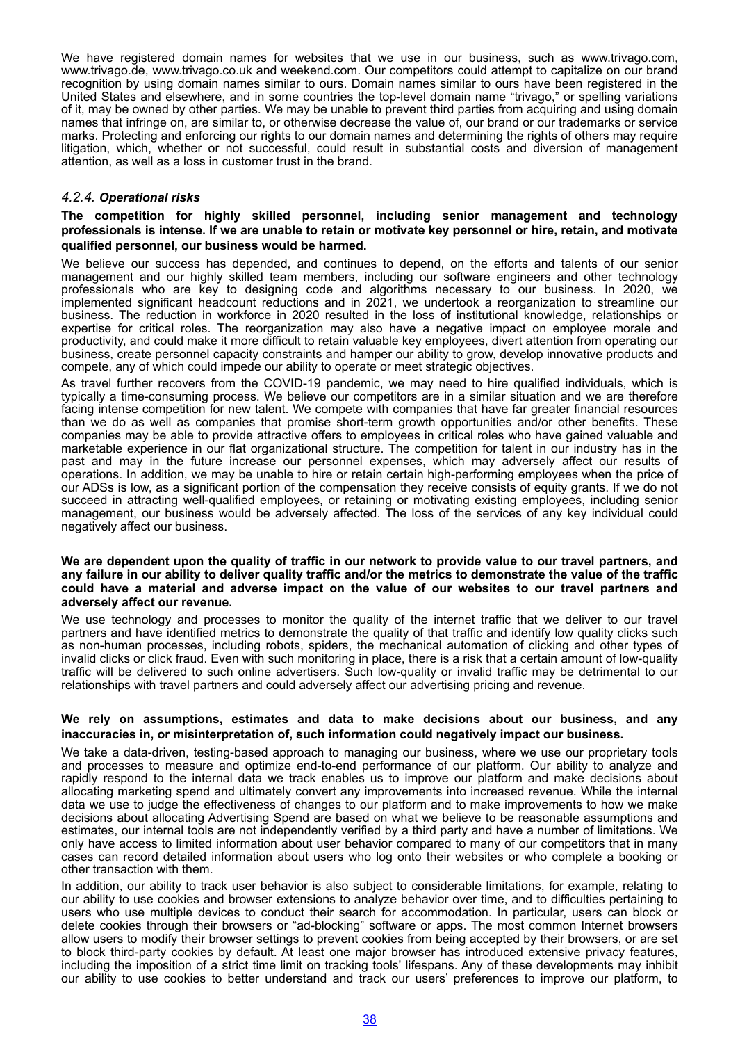We have registered domain names for websites that we use in our business, such as www.trivago.com, www.trivago.de, www.trivago.co.uk and weekend.com. Our competitors could attempt to capitalize on our brand recognition by using domain names similar to ours. Domain names similar to ours have been registered in the United States and elsewhere, and in some countries the top-level domain name "trivago," or spelling variations of it, may be owned by other parties. We may be unable to prevent third parties from acquiring and using domain names that infringe on, are similar to, or otherwise decrease the value of, our brand or our trademarks or service marks. Protecting and enforcing our rights to our domain names and determining the rights of others may require litigation, which, whether or not successful, could result in substantial costs and diversion of management attention, as well as a loss in customer trust in the brand.

### *4.2.4. Operational risks*

**The competition for highly skilled personnel, including senior management and technology professionals is intense. If we are unable to retain or motivate key personnel or hire, retain, and motivate qualified personnel, our business would be harmed.**

We believe our success has depended, and continues to depend, on the efforts and talents of our senior management and our highly skilled team members, including our software engineers and other technology professionals who are key to designing code and algorithms necessary to our business. In 2020, we implemented significant headcount reductions and in 2021, we undertook a reorganization to streamline our business. The reduction in workforce in 2020 resulted in the loss of institutional knowledge, relationships or expertise for critical roles. The reorganization may also have a negative impact on employee morale and productivity, and could make it more difficult to retain valuable key employees, divert attention from operating our business, create personnel capacity constraints and hamper our ability to grow, develop innovative products and compete, any of which could impede our ability to operate or meet strategic objectives.

As travel further recovers from the COVID-19 pandemic, we may need to hire qualified individuals, which is typically a time-consuming process. We believe our competitors are in a similar situation and we are therefore facing intense competition for new talent. We compete with companies that have far greater financial resources than we do as well as companies that promise short-term growth opportunities and/or other benefits. These companies may be able to provide attractive offers to employees in critical roles who have gained valuable and marketable experience in our flat organizational structure. The competition for talent in our industry has in the past and may in the future increase our personnel expenses, which may adversely affect our results of operations. In addition, we may be unable to hire or retain certain high-performing employees when the price of our ADSs is low, as a significant portion of the compensation they receive consists of equity grants. If we do not succeed in attracting well-qualified employees, or retaining or motivating existing employees, including senior management, our business would be adversely affected. The loss of the services of any key individual could negatively affect our business.

**We are dependent upon the quality of traffic in our network to provide value to our travel partners, and any failure in our ability to deliver quality traffic and/or the metrics to demonstrate the value of the traffic could have a material and adverse impact on the value of our websites to our travel partners and adversely affect our revenue.**

We use technology and processes to monitor the quality of the internet traffic that we deliver to our travel partners and have identified metrics to demonstrate the quality of that traffic and identify low quality clicks such as non-human processes, including robots, spiders, the mechanical automation of clicking and other types of invalid clicks or click fraud. Even with such monitoring in place, there is a risk that a certain amount of low-quality traffic will be delivered to such online advertisers. Such low-quality or invalid traffic may be detrimental to our relationships with travel partners and could adversely affect our advertising pricing and revenue.

**We rely on assumptions, estimates and data to make decisions about our business, and any inaccuracies in, or misinterpretation of, such information could negatively impact our business.**

We take a data-driven, testing-based approach to managing our business, where we use our proprietary tools and processes to measure and optimize end-to-end performance of our platform. Our ability to analyze and rapidly respond to the internal data we track enables us to improve our platform and make decisions about allocating marketing spend and ultimately convert any improvements into increased revenue. While the internal data we use to judge the effectiveness of changes to our platform and to make improvements to how we make decisions about allocating Advertising Spend are based on what we believe to be reasonable assumptions and estimates, our internal tools are not independently verified by a third party and have a number of limitations. We only have access to limited information about user behavior compared to many of our competitors that in many cases can record detailed information about users who log onto their websites or who complete a booking or other transaction with them.

In addition, our ability to track user behavior is also subject to considerable limitations, for example, relating to our ability to use cookies and browser extensions to analyze behavior over time, and to difficulties pertaining to users who use multiple devices to conduct their search for accommodation. In particular, users can block or delete cookies through their browsers or "ad-blocking" software or apps. The most common Internet browsers allow users to modify their browser settings to prevent cookies from being accepted by their browsers, or are set to block third-party cookies by default. At least one major browser has introduced extensive privacy features, including the imposition of a strict time limit on tracking tools' lifespans. Any of these developments may inhibit our ability to use cookies to better understand and track our users' preferences to improve our platform, to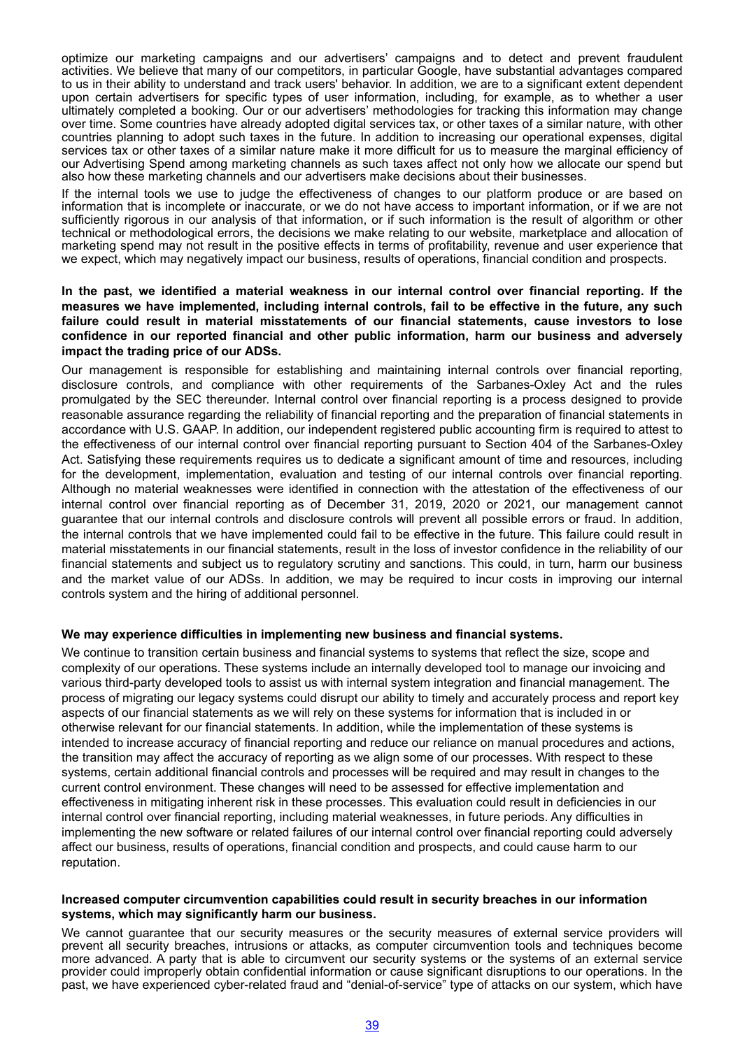optimize our marketing campaigns and our advertisers' campaigns and to detect and prevent fraudulent activities. We believe that many of our competitors, in particular Google, have substantial advantages compared to us in their ability to understand and track users' behavior. In addition, we are to a significant extent dependent upon certain advertisers for specific types of user information, including, for example, as to whether a user ultimately completed a booking. Our or our advertisers' methodologies for tracking this information may change over time. Some countries have already adopted digital services tax, or other taxes of a similar nature, with other countries planning to adopt such taxes in the future. In addition to increasing our operational expenses, digital services tax or other taxes of a similar nature make it more difficult for us to measure the marginal efficiency of our Advertising Spend among marketing channels as such taxes affect not only how we allocate our spend but also how these marketing channels and our advertisers make decisions about their businesses.

If the internal tools we use to judge the effectiveness of changes to our platform produce or are based on information that is incomplete or inaccurate, or we do not have access to important information, or if we are not sufficiently rigorous in our analysis of that information, or if such information is the result of algorithm or other technical or methodological errors, the decisions we make relating to our website, marketplace and allocation of marketing spend may not result in the positive effects in terms of profitability, revenue and user experience that we expect, which may negatively impact our business, results of operations, financial condition and prospects.

**In the past, we identified a material weakness in our internal control over financial reporting. If the measures we have implemented, including internal controls, fail to be effective in the future, any such failure could result in material misstatements of our financial statements, cause investors to lose confidence in our reported financial and other public information, harm our business and adversely impact the trading price of our ADSs.**

Our management is responsible for establishing and maintaining internal controls over financial reporting, disclosure controls, and compliance with other requirements of the Sarbanes-Oxley Act and the rules promulgated by the SEC thereunder. Internal control over financial reporting is a process designed to provide reasonable assurance regarding the reliability of financial reporting and the preparation of financial statements in accordance with U.S. GAAP. In addition, our independent registered public accounting firm is required to attest to the effectiveness of our internal control over financial reporting pursuant to Section 404 of the Sarbanes-Oxley Act. Satisfying these requirements requires us to dedicate a significant amount of time and resources, including for the development, implementation, evaluation and testing of our internal controls over financial reporting. Although no material weaknesses were identified in connection with the attestation of the effectiveness of our internal control over financial reporting as of December 31, 2019, 2020 or 2021, our management cannot guarantee that our internal controls and disclosure controls will prevent all possible errors or fraud. In addition, the internal controls that we have implemented could fail to be effective in the future. This failure could result in material misstatements in our financial statements, result in the loss of investor confidence in the reliability of our financial statements and subject us to regulatory scrutiny and sanctions. This could, in turn, harm our business and the market value of our ADSs. In addition, we may be required to incur costs in improving our internal controls system and the hiring of additional personnel.

**We may experience difficulties in implementing new business and financial systems.**

We continue to transition certain business and financial systems to systems that reflect the size, scope and complexity of our operations. These systems include an internally developed tool to manage our invoicing and various third-party developed tools to assist us with internal system integration and financial management. The process of migrating our legacy systems could disrupt our ability to timely and accurately process and report key aspects of our financial statements as we will rely on these systems for information that is included in or otherwise relevant for our financial statements. In addition, while the implementation of these systems is intended to increase accuracy of financial reporting and reduce our reliance on manual procedures and actions, the transition may affect the accuracy of reporting as we align some of our processes. With respect to these systems, certain additional financial controls and processes will be required and may result in changes to the current control environment. These changes will need to be assessed for effective implementation and effectiveness in mitigating inherent risk in these processes. This evaluation could result in deficiencies in our internal control over financial reporting, including material weaknesses, in future periods. Any difficulties in implementing the new software or related failures of our internal control over financial reporting could adversely affect our business, results of operations, financial condition and prospects, and could cause harm to our reputation.

**Increased computer circumvention capabilities could result in security breaches in our information systems, which may significantly harm our business.**

We cannot guarantee that our security measures or the security measures of external service providers will prevent all security breaches, intrusions or attacks, as computer circumvention tools and techniques become more advanced. A party that is able to circumvent our security systems or the systems of an external service provider could improperly obtain confidential information or cause significant disruptions to our operations. In the past, we have experienced cyber-related fraud and "denial-of-service" type of attacks on our system, which have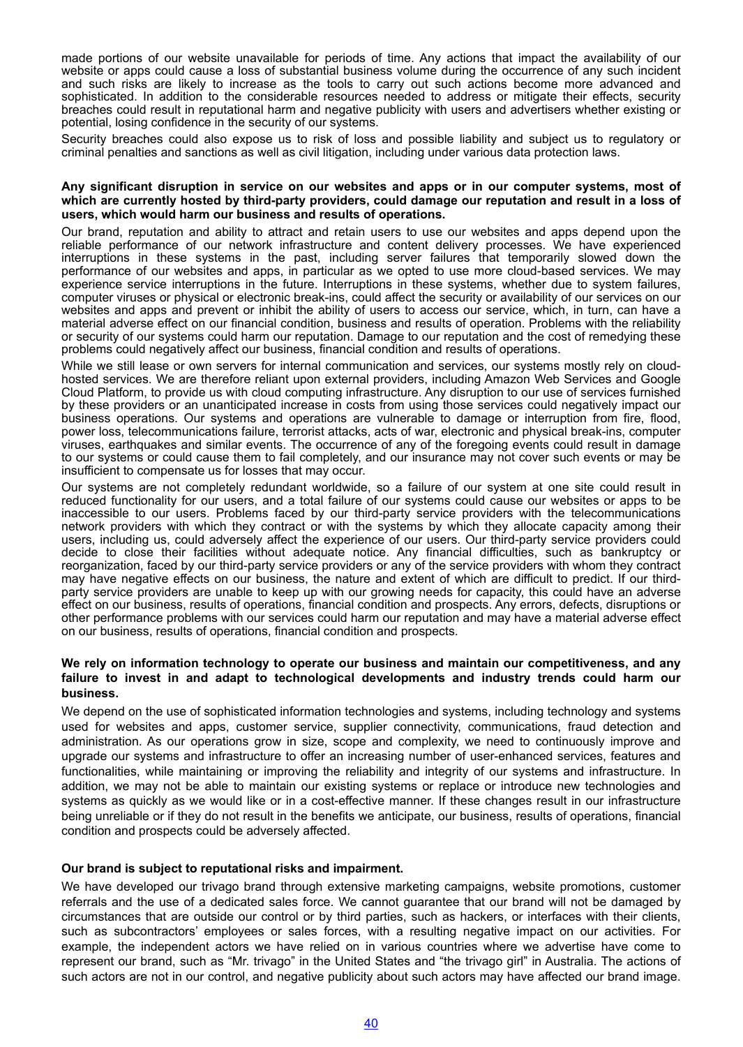made portions of our website unavailable for periods of time. Any actions that impact the availability of our website or apps could cause a loss of substantial business volume during the occurrence of any such incident and such risks are likely to increase as the tools to carry out such actions become more advanced and sophisticated. In addition to the considerable resources needed to address or mitigate their effects, security breaches could result in reputational harm and negative publicity with users and advertisers whether existing or potential, losing confidence in the security of our systems.

Security breaches could also expose us to risk of loss and possible liability and subject us to regulatory or criminal penalties and sanctions as well as civil litigation, including under various data protection laws.

**Any significant disruption in service on our websites and apps or in our computer systems, most of which are currently hosted by third-party providers, could damage our reputation and result in a loss of users, which would harm our business and results of operations.**

Our brand, reputation and ability to attract and retain users to use our websites and apps depend upon the reliable performance of our network infrastructure and content delivery processes. We have experienced interruptions in these systems in the past, including server failures that temporarily slowed down the performance of our websites and apps, in particular as we opted to use more cloud-based services. We may experience service interruptions in the future. Interruptions in these systems, whether due to system failures, computer viruses or physical or electronic break-ins, could affect the security or availability of our services on our websites and apps and prevent or inhibit the ability of users to access our service, which, in turn, can have a material adverse effect on our financial condition, business and results of operation. Problems with the reliability or security of our systems could harm our reputation. Damage to our reputation and the cost of remedying these problems could negatively affect our business, financial condition and results of operations.

While we still lease or own servers for internal communication and services, our systems mostly rely on cloud-hosted services. We are therefore reliant upon external providers, including Amazon Web Services and Google Cloud Platform, to provide us with cloud computing infrastructure. Any disruption to our use of services furnished by these providers or an unanticipated increase in costs from using those services could negatively impact our business operations. Our systems and operations are vulnerable to damage or interruption from fire, flood, power loss, telecommunications failure, terrorist attacks, acts of war, electronic and physical break-ins, computer viruses, earthquakes and similar events. The occurrence of any of the foregoing events could result in damage to our systems or could cause them to fail completely, and our insurance may not cover such events or may be insufficient to compensate us for losses that may occur.

Our systems are not completely redundant worldwide, so a failure of our system at one site could result in reduced functionality for our users, and a total failure of our systems could cause our websites or apps to be inaccessible to our users. Problems faced by our third-party service providers with the telecommunications network providers with which they contract or with the systems by which they allocate capacity among their users, including us, could adversely affect the experience of our users. Our third-party service providers could decide to close their facilities without adequate notice. Any financial difficulties, such as bankruptcy or reorganization, faced by our third-party service providers or any of the service providers with whom they contract may have negative effects on our business, the nature and extent of which are difficult to predict. If our third-party service providers are unable to keep up with our growing needs for capacity, this could have an adverse effect on our business, results of operations, financial condition and prospects. Any errors, defects, disruptions or other performance problems with our services could harm our reputation and may have a material adverse effect on our business, results of operations, financial condition and prospects.

**We rely on information technology to operate our business and maintain our competitiveness, and any failure to invest in and adapt to technological developments and industry trends could harm our business.**

We depend on the use of sophisticated information technologies and systems, including technology and systems used for websites and apps, customer service, supplier connectivity, communications, fraud detection and administration. As our operations grow in size, scope and complexity, we need to continuously improve and upgrade our systems and infrastructure to offer an increasing number of user-enhanced services, features and functionalities, while maintaining or improving the reliability and integrity of our systems and infrastructure. In addition, we may not be able to maintain our existing systems or replace or introduce new technologies and systems as quickly as we would like or in a cost-effective manner. If these changes result in our infrastructure being unreliable or if they do not result in the benefits we anticipate, our business, results of operations, financial condition and prospects could be adversely affected.

**Our brand is subject to reputational risks and impairment.**

We have developed our trivago brand through extensive marketing campaigns, website promotions, customer referrals and the use of a dedicated sales force. We cannot guarantee that our brand will not be damaged by circumstances that are outside our control or by third parties, such as hackers, or interfaces with their clients, such as subcontractors' employees or sales forces, with a resulting negative impact on our activities. For example, the independent actors we have relied on in various countries where we advertise have come to represent our brand, such as "Mr. trivago" in the United States and "the trivago girl" in Australia. The actions of such actors are not in our control, and negative publicity about such actors may have affected our brand image.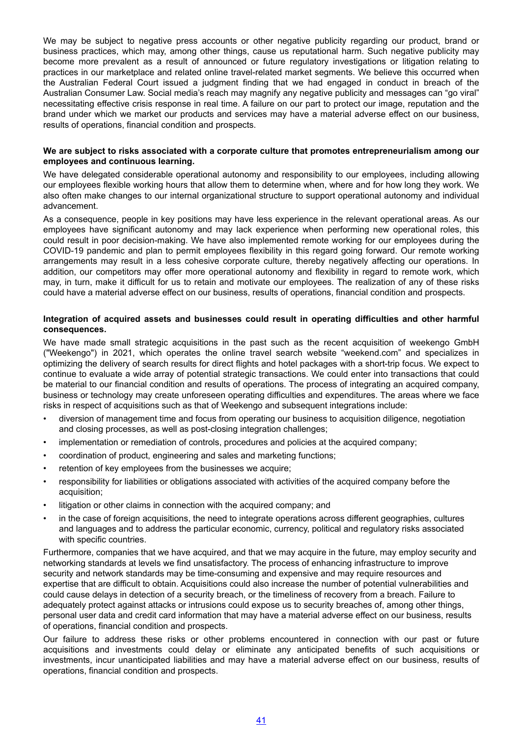We may be subject to negative press accounts or other negative publicity regarding our product, brand or business practices, which may, among other things, cause us reputational harm. Such negative publicity may become more prevalent as a result of announced or future regulatory investigations or litigation relating to practices in our marketplace and related online travel-related market segments. We believe this occurred when the Australian Federal Court issued a judgment finding that we had engaged in conduct in breach of the Australian Consumer Law. Social media's reach may magnify any negative publicity and messages can "go viral" necessitating effective crisis response in real time. A failure on our part to protect our image, reputation and the brand under which we market our products and services may have a material adverse effect on our business, results of operations, financial condition and prospects.

**We are subject to risks associated with a corporate culture that promotes entrepreneurialism among our employees and continuous learning.**

We have delegated considerable operational autonomy and responsibility to our employees, including allowing our employees flexible working hours that allow them to determine when, where and for how long they work. We also often make changes to our internal organizational structure to support operational autonomy and individual advancement.

As a consequence, people in key positions may have less experience in the relevant operational areas. As our employees have significant autonomy and may lack experience when performing new operational roles, this could result in poor decision-making. We have also implemented remote working for our employees during the COVID-19 pandemic and plan to permit employees flexibility in this regard going forward. Our remote working arrangements may result in a less cohesive corporate culture, thereby negatively affecting our operations. In addition, our competitors may offer more operational autonomy and flexibility in regard to remote work, which may, in turn, make it difficult for us to retain and motivate our employees. The realization of any of these risks could have a material adverse effect on our business, results of operations, financial condition and prospects.

**Integration of acquired assets and businesses could result in operating difficulties and other harmful consequences.**

We have made small strategic acquisitions in the past such as the recent acquisition of weekengo GmbH ("Weekengo") in 2021, which operates the online travel search website "weekend.com" and specializes in optimizing the delivery of search results for direct flights and hotel packages with a short-trip focus. We expect to continue to evaluate a wide array of potential strategic transactions. We could enter into transactions that could be material to our financial condition and results of operations. The process of integrating an acquired company, business or technology may create unforeseen operating difficulties and expenditures. The areas where we face risks in respect of acquisitions such as that of Weekengo and subsequent integrations include:

- diversion of management time and focus from operating our business to acquisition diligence, negotiation and closing processes, as well as post-closing integration challenges;
- implementation or remediation of controls, procedures and policies at the acquired company;
- coordination of product, engineering and sales and marketing functions;
- retention of key employees from the businesses we acquire;
- responsibility for liabilities or obligations associated with activities of the acquired company before the acquisition;
- litigation or other claims in connection with the acquired company; and
- in the case of foreign acquisitions, the need to integrate operations across different geographies, cultures and languages and to address the particular economic, currency, political and regulatory risks associated with specific countries.

Furthermore, companies that we have acquired, and that we may acquire in the future, may employ security and networking standards at levels we find unsatisfactory. The process of enhancing infrastructure to improve security and network standards may be time-consuming and expensive and may require resources and expertise that are difficult to obtain. Acquisitions could also increase the number of potential vulnerabilities and could cause delays in detection of a security breach, or the timeliness of recovery from a breach. Failure to adequately protect against attacks or intrusions could expose us to security breaches of, among other things, personal user data and credit card information that may have a material adverse effect on our business, results of operations, financial condition and prospects.

Our failure to address these risks or other problems encountered in connection with our past or future acquisitions and investments could delay or eliminate any anticipated benefits of such acquisitions or investments, incur unanticipated liabilities and may have a material adverse effect on our business, results of operations, financial condition and prospects.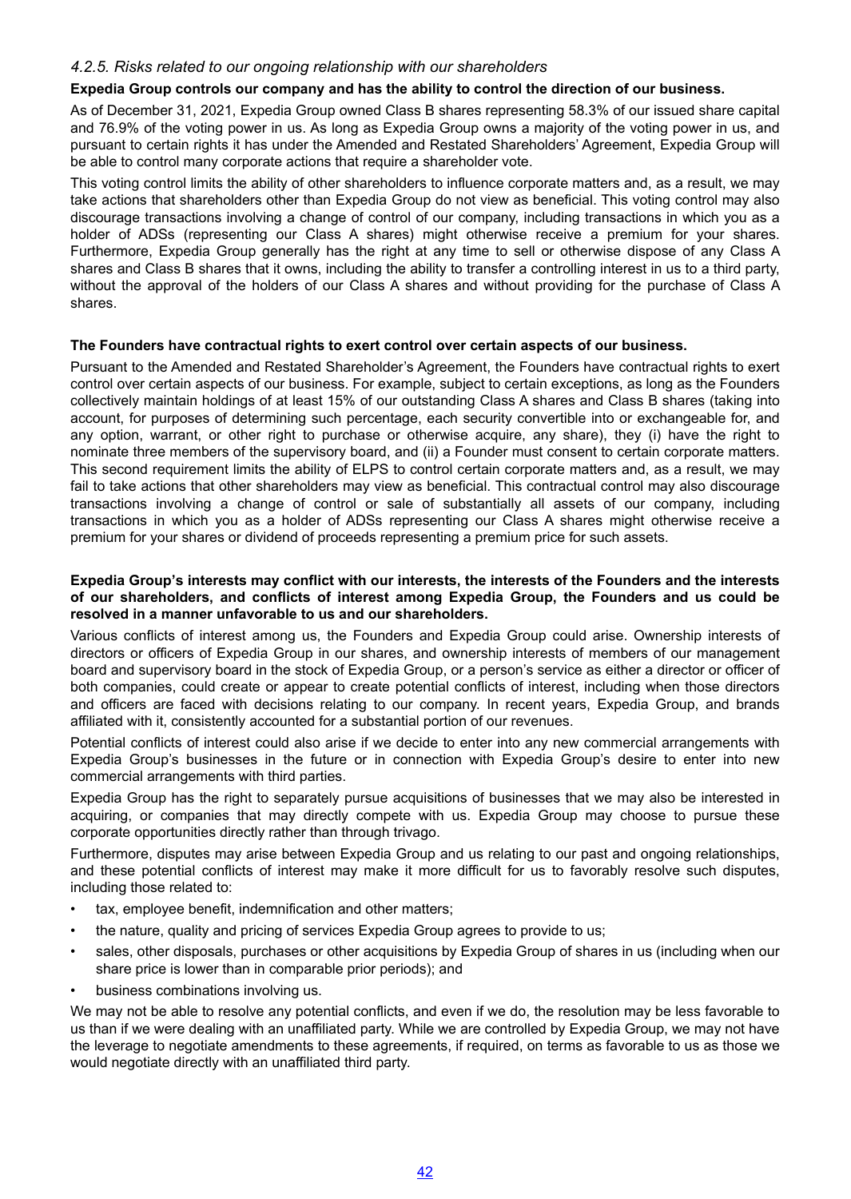### *4.2.5. Risks related to our ongoing relationship with our shareholders*

**Expedia Group controls our company and has the ability to control the direction of our business.**

As of December 31, 2021, Expedia Group owned Class B shares representing 58.3% of our issued share capital and 76.9% of the voting power in us. As long as Expedia Group owns a majority of the voting power in us, and pursuant to certain rights it has under the Amended and Restated Shareholders' Agreement, Expedia Group will be able to control many corporate actions that require a shareholder vote.

This voting control limits the ability of other shareholders to influence corporate matters and, as a result, we may take actions that shareholders other than Expedia Group do not view as beneficial. This voting control may also discourage transactions involving a change of control of our company, including transactions in which you as a holder of ADSs (representing our Class A shares) might otherwise receive a premium for your shares. Furthermore, Expedia Group generally has the right at any time to sell or otherwise dispose of any Class A shares and Class B shares that it owns, including the ability to transfer a controlling interest in us to a third party, without the approval of the holders of our Class A shares and without providing for the purchase of Class A shares.

**The Founders have contractual rights to exert control over certain aspects of our business.**

Pursuant to the Amended and Restated Shareholder's Agreement, the Founders have contractual rights to exert control over certain aspects of our business. For example, subject to certain exceptions, as long as the Founders collectively maintain holdings of at least 15% of our outstanding Class A shares and Class B shares (taking into account, for purposes of determining such percentage, each security convertible into or exchangeable for, and any option, warrant, or other right to purchase or otherwise acquire, any share), they (i) have the right to nominate three members of the supervisory board, and (ii) a Founder must consent to certain corporate matters. This second requirement limits the ability of ELPS to control certain corporate matters and, as a result, we may fail to take actions that other shareholders may view as beneficial. This contractual control may also discourage transactions involving a change of control or sale of substantially all assets of our company, including transactions in which you as a holder of ADSs representing our Class A shares might otherwise receive a premium for your shares or dividend of proceeds representing a premium price for such assets.

**Expedia Group's interests may conflict with our interests, the interests of the Founders and the interests of our shareholders, and conflicts of interest among Expedia Group, the Founders and us could be resolved in a manner unfavorable to us and our shareholders.**

Various conflicts of interest among us, the Founders and Expedia Group could arise. Ownership interests of directors or officers of Expedia Group in our shares, and ownership interests of members of our management board and supervisory board in the stock of Expedia Group, or a person's service as either a director or officer of both companies, could create or appear to create potential conflicts of interest, including when those directors and officers are faced with decisions relating to our company. In recent years, Expedia Group, and brands affiliated with it, consistently accounted for a substantial portion of our revenues.

Potential conflicts of interest could also arise if we decide to enter into any new commercial arrangements with Expedia Group's businesses in the future or in connection with Expedia Group's desire to enter into new commercial arrangements with third parties.

Expedia Group has the right to separately pursue acquisitions of businesses that we may also be interested in acquiring, or companies that may directly compete with us. Expedia Group may choose to pursue these corporate opportunities directly rather than through trivago.

Furthermore, disputes may arise between Expedia Group and us relating to our past and ongoing relationships, and these potential conflicts of interest may make it more difficult for us to favorably resolve such disputes, including those related to:

- tax, employee benefit, indemnification and other matters;
- the nature, quality and pricing of services Expedia Group agrees to provide to us;
- sales, other disposals, purchases or other acquisitions by Expedia Group of shares in us (including when our share price is lower than in comparable prior periods); and
- business combinations involving us.

We may not be able to resolve any potential conflicts, and even if we do, the resolution may be less favorable to us than if we were dealing with an unaffiliated party. While we are controlled by Expedia Group, we may not have the leverage to negotiate amendments to these agreements, if required, on terms as favorable to us as those we would negotiate directly with an unaffiliated third party.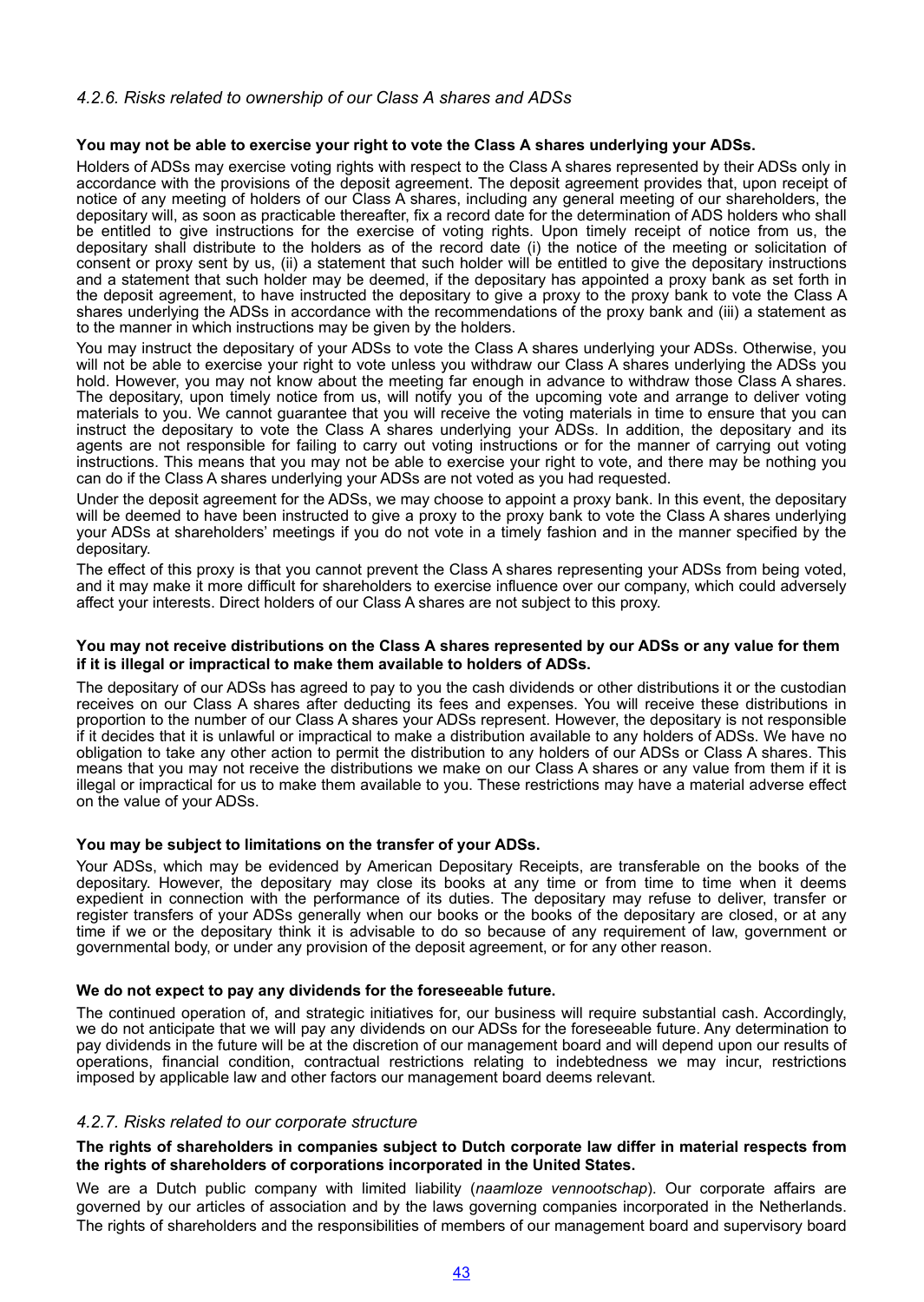### *4.2.6. Risks related to ownership of our Class A shares and ADSs*

**You may not be able to exercise your right to vote the Class A shares underlying your ADSs.**

Holders of ADSs may exercise voting rights with respect to the Class A shares represented by their ADSs only in accordance with the provisions of the deposit agreement. The deposit agreement provides that, upon receipt of notice of any meeting of holders of our Class A shares, including any general meeting of our shareholders, the depositary will, as soon as practicable thereafter, fix a record date for the determination of ADS holders who shall be entitled to give instructions for the exercise of voting rights. Upon timely receipt of notice from us, the depositary shall distribute to the holders as of the record date (i) the notice of the meeting or solicitation of consent or proxy sent by us, (ii) a statement that such holder will be entitled to give the depositary instructions and a statement that such holder may be deemed, if the depositary has appointed a proxy bank as set forth in the deposit agreement, to have instructed the depositary to give a proxy to the proxy bank to vote the Class A shares underlying the ADSs in accordance with the recommendations of the proxy bank and (iii) a statement as to the manner in which instructions may be given by the holders.

You may instruct the depositary of your ADSs to vote the Class A shares underlying your ADSs. Otherwise, you will not be able to exercise your right to vote unless you withdraw our Class A shares underlying the ADSs you hold. However, you may not know about the meeting far enough in advance to withdraw those Class A shares. The depositary, upon timely notice from us, will notify you of the upcoming vote and arrange to deliver voting materials to you. We cannot guarantee that you will receive the voting materials in time to ensure that you can instruct the depositary to vote the Class A shares underlying your ADSs. In addition, the depositary and its agents are not responsible for failing to carry out voting instructions or for the manner of carrying out voting instructions. This means that you may not be able to exercise your right to vote, and there may be nothing you can do if the Class A shares underlying your ADSs are not voted as you had requested.

Under the deposit agreement for the ADSs, we may choose to appoint a proxy bank. In this event, the depositary will be deemed to have been instructed to give a proxy to the proxy bank to vote the Class A shares underlying your ADSs at shareholders' meetings if you do not vote in a timely fashion and in the manner specified by the depositary.

The effect of this proxy is that you cannot prevent the Class A shares representing your ADSs from being voted, and it may make it more difficult for shareholders to exercise influence over our company, which could adversely affect your interests. Direct holders of our Class A shares are not subject to this proxy.

**You may not receive distributions on the Class A shares represented by our ADSs or any value for them if it is illegal or impractical to make them available to holders of ADSs.**

The depositary of our ADSs has agreed to pay to you the cash dividends or other distributions it or the custodian receives on our Class A shares after deducting its fees and expenses. You will receive these distributions in proportion to the number of our Class A shares your ADSs represent. However, the depositary is not responsible if it decides that it is unlawful or impractical to make a distribution available to any holders of ADSs. We have no obligation to take any other action to permit the distribution to any holders of our ADSs or Class A shares. This means that you may not receive the distributions we make on our Class A shares or any value from them if it is illegal or impractical for us to make them available to you. These restrictions may have a material adverse effect on the value of your ADSs.

**You may be subject to limitations on the transfer of your ADSs.**

Your ADSs, which may be evidenced by American Depositary Receipts, are transferable on the books of the depositary. However, the depositary may close its books at any time or from time to time when it deems expedient in connection with the performance of its duties. The depositary may refuse to deliver, transfer or register transfers of your ADSs generally when our books or the books of the depositary are closed, or at any time if we or the depositary think it is advisable to do so because of any requirement of law, government or governmental body, or under any provision of the deposit agreement, or for any other reason.

**We do not expect to pay any dividends for the foreseeable future.**

The continued operation of, and strategic initiatives for, our business will require substantial cash. Accordingly, we do not anticipate that we will pay any dividends on our ADSs for the foreseeable future. Any determination to pay dividends in the future will be at the discretion of our management board and will depend upon our results of operations, financial condition, contractual restrictions relating to indebtedness we may incur, restrictions imposed by applicable law and other factors our management board deems relevant.

### *4.2.7. Risks related to our corporate structure*

**The rights of shareholders in companies subject to Dutch corporate law differ in material respects from the rights of shareholders of corporations incorporated in the United States.**

We are a Dutch public company with limited liability (*naamloze vennootschap*). Our corporate affairs are governed by our articles of association and by the laws governing companies incorporated in the Netherlands. The rights of shareholders and the responsibilities of members of our management board and supervisory board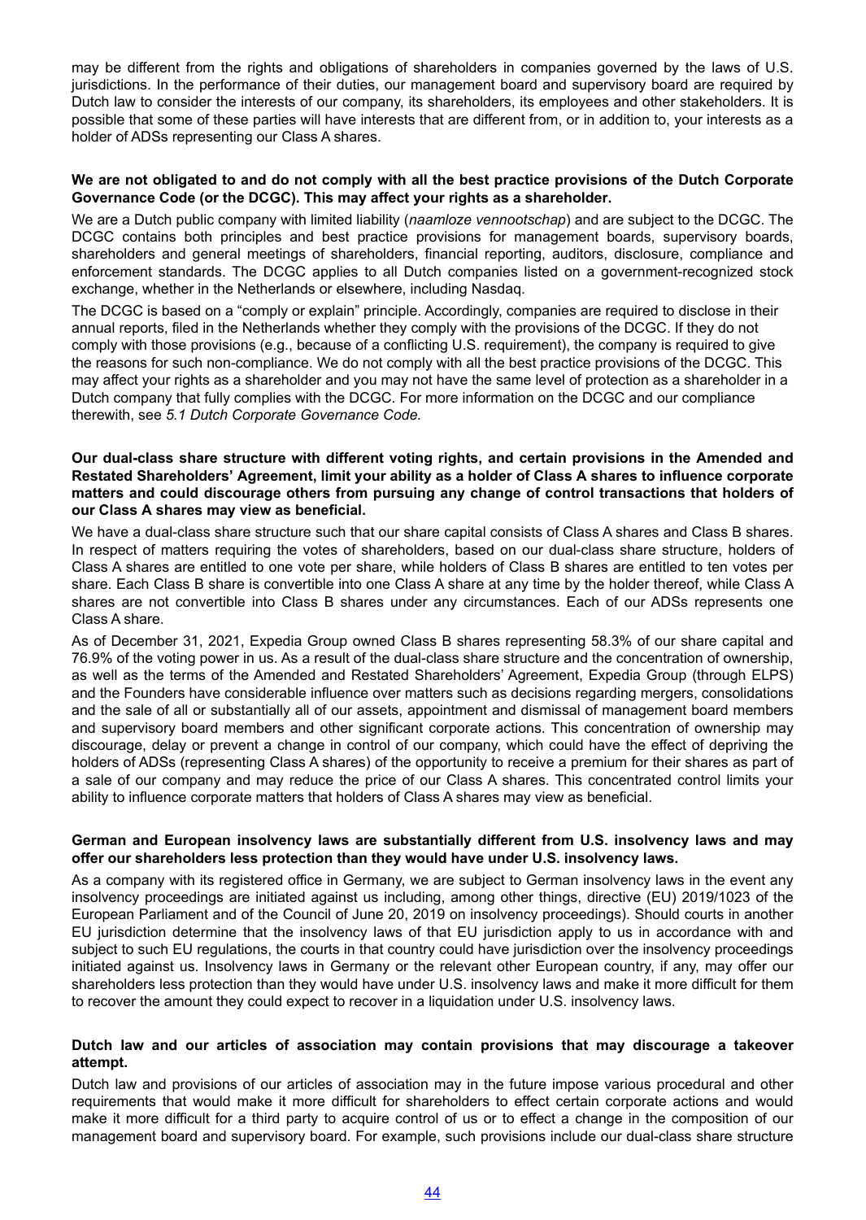may be different from the rights and obligations of shareholders in companies governed by the laws of U.S. jurisdictions. In the performance of their duties, our management board and supervisory board are required by Dutch law to consider the interests of our company, its shareholders, its employees and other stakeholders. It is possible that some of these parties will have interests that are different from, or in addition to, your interests as a holder of ADSs representing our Class A shares.

**We are not obligated to and do not comply with all the best practice provisions of the Dutch Corporate Governance Code (or the DCGC). This may affect your rights as a shareholder.**

We are a Dutch public company with limited liability (*naamloze vennootschap*) and are subject to the DCGC. The DCGC contains both principles and best practice provisions for management boards, supervisory boards, shareholders and general meetings of shareholders, financial reporting, auditors, disclosure, compliance and enforcement standards. The DCGC applies to all Dutch companies listed on a government-recognized stock exchange, whether in the Netherlands or elsewhere, including Nasdaq.

The DCGC is based on a "comply or explain" principle. Accordingly, companies are required to disclose in their annual reports, filed in the Netherlands whether they comply with the provisions of the DCGC. If they do not comply with those provisions (e.g., because of a conflicting U.S. requirement), the company is required to give the reasons for such non-compliance. We do not comply with all the best practice provisions of the DCGC. This may affect your rights as a shareholder and you may not have the same level of protection as a shareholder in a Dutch company that fully complies with the DCGC. For more information on the DCGC and our compliance therewith, see *5.1 Dutch Corporate Governance Code.*

**Our dual-class share structure with different voting rights, and certain provisions in the Amended and Restated Shareholders' Agreement, limit your ability as a holder of Class A shares to influence corporate matters and could discourage others from pursuing any change of control transactions that holders of our Class A shares may view as beneficial.**

We have a dual-class share structure such that our share capital consists of Class A shares and Class B shares. In respect of matters requiring the votes of shareholders, based on our dual-class share structure, holders of Class A shares are entitled to one vote per share, while holders of Class B shares are entitled to ten votes per share. Each Class B share is convertible into one Class A share at any time by the holder thereof, while Class A shares are not convertible into Class B shares under any circumstances. Each of our ADSs represents one Class A share.

As of December 31, 2021, Expedia Group owned Class B shares representing 58.3% of our share capital and 76.9% of the voting power in us. As a result of the dual-class share structure and the concentration of ownership, as well as the terms of the Amended and Restated Shareholders' Agreement, Expedia Group (through ELPS) and the Founders have considerable influence over matters such as decisions regarding mergers, consolidations and the sale of all or substantially all of our assets, appointment and dismissal of management board members and supervisory board members and other significant corporate actions. This concentration of ownership may discourage, delay or prevent a change in control of our company, which could have the effect of depriving the holders of ADSs (representing Class A shares) of the opportunity to receive a premium for their shares as part of a sale of our company and may reduce the price of our Class A shares. This concentrated control limits your ability to influence corporate matters that holders of Class A shares may view as beneficial.

**German and European insolvency laws are substantially different from U.S. insolvency laws and may offer our shareholders less protection than they would have under U.S. insolvency laws.**

As a company with its registered office in Germany, we are subject to German insolvency laws in the event any insolvency proceedings are initiated against us including, among other things, directive (EU) 2019/1023 of the European Parliament and of the Council of June 20, 2019 on insolvency proceedings). Should courts in another EU jurisdiction determine that the insolvency laws of that EU jurisdiction apply to us in accordance with and subject to such EU regulations, the courts in that country could have jurisdiction over the insolvency proceedings initiated against us. Insolvency laws in Germany or the relevant other European country, if any, may offer our shareholders less protection than they would have under U.S. insolvency laws and make it more difficult for them to recover the amount they could expect to recover in a liquidation under U.S. insolvency laws.

**Dutch law and our articles of association may contain provisions that may discourage a takeover attempt.**

Dutch law and provisions of our articles of association may in the future impose various procedural and other requirements that would make it more difficult for shareholders to effect certain corporate actions and would make it more difficult for a third party to acquire control of us or to effect a change in the composition of our management board and supervisory board. For example, such provisions include our dual-class share structure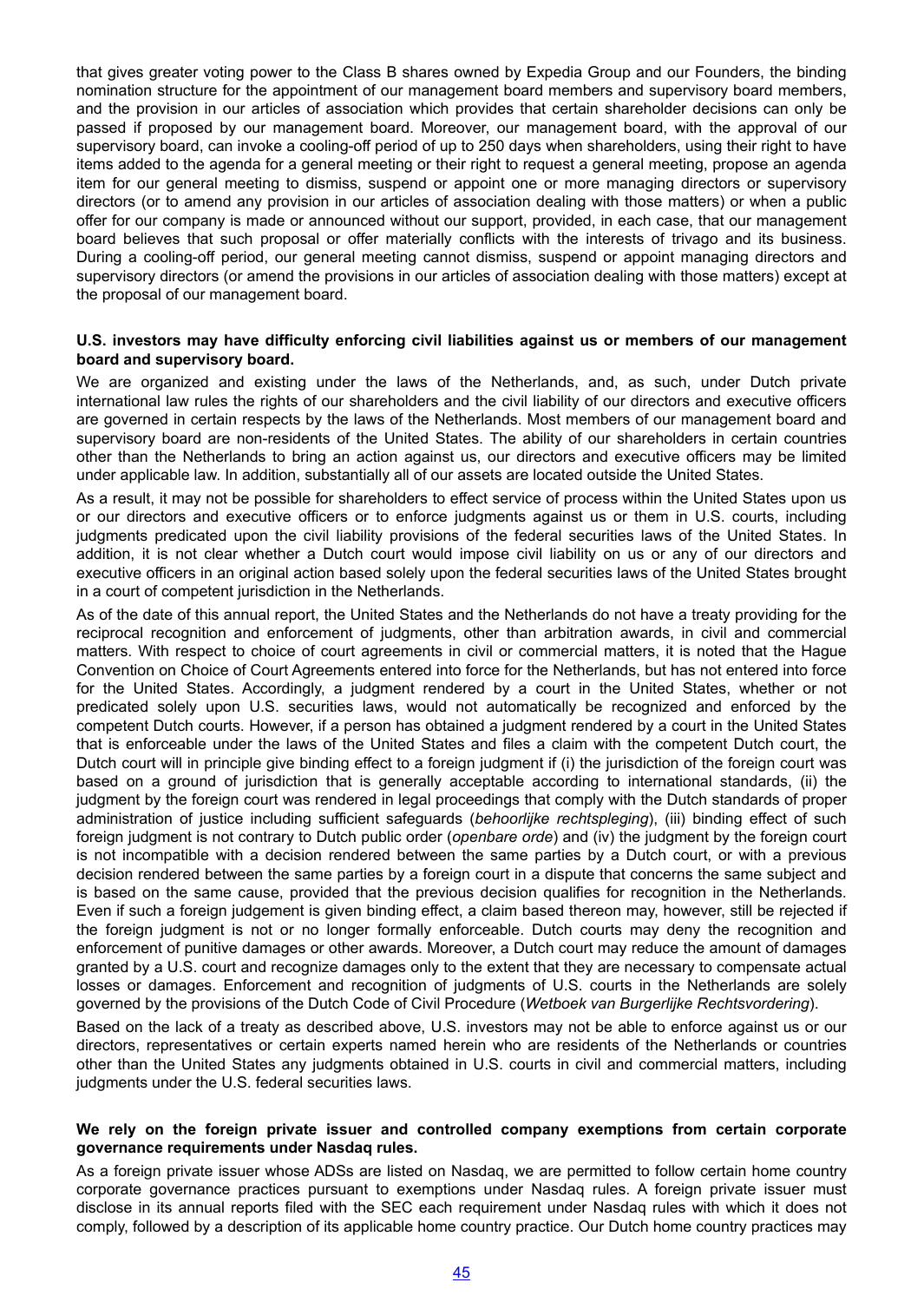that gives greater voting power to the Class B shares owned by Expedia Group and our Founders, the binding nomination structure for the appointment of our management board members and supervisory board members, and the provision in our articles of association which provides that certain shareholder decisions can only be passed if proposed by our management board. Moreover, our management board, with the approval of our supervisory board, can invoke a cooling-off period of up to 250 days when shareholders, using their right to have items added to the agenda for a general meeting or their right to request a general meeting, propose an agenda item for our general meeting to dismiss, suspend or appoint one or more managing directors or supervisory directors (or to amend any provision in our articles of association dealing with those matters) or when a public offer for our company is made or announced without our support, provided, in each case, that our management board believes that such proposal or offer materially conflicts with the interests of trivago and its business. During a cooling-off period, our general meeting cannot dismiss, suspend or appoint managing directors and supervisory directors (or amend the provisions in our articles of association dealing with those matters) except at the proposal of our management board.

**U.S. investors may have difficulty enforcing civil liabilities against us or members of our management board and supervisory board.**

We are organized and existing under the laws of the Netherlands, and, as such, under Dutch private international law rules the rights of our shareholders and the civil liability of our directors and executive officers are governed in certain respects by the laws of the Netherlands. Most members of our management board and supervisory board are non-residents of the United States. The ability of our shareholders in certain countries other than the Netherlands to bring an action against us, our directors and executive officers may be limited under applicable law. In addition, substantially all of our assets are located outside the United States.

As a result, it may not be possible for shareholders to effect service of process within the United States upon us or our directors and executive officers or to enforce judgments against us or them in U.S. courts, including judgments predicated upon the civil liability provisions of the federal securities laws of the United States. In addition, it is not clear whether a Dutch court would impose civil liability on us or any of our directors and executive officers in an original action based solely upon the federal securities laws of the United States brought in a court of competent jurisdiction in the Netherlands.

As of the date of this annual report, the United States and the Netherlands do not have a treaty providing for the reciprocal recognition and enforcement of judgments, other than arbitration awards, in civil and commercial matters. With respect to choice of court agreements in civil or commercial matters, it is noted that the Hague Convention on Choice of Court Agreements entered into force for the Netherlands, but has not entered into force for the United States. Accordingly, a judgment rendered by a court in the United States, whether or not predicated solely upon U.S. securities laws, would not automatically be recognized and enforced by the competent Dutch courts. However, if a person has obtained a judgment rendered by a court in the United States that is enforceable under the laws of the United States and files a claim with the competent Dutch court, the Dutch court will in principle give binding effect to a foreign judgment if (i) the jurisdiction of the foreign court was based on a ground of jurisdiction that is generally acceptable according to international standards, (ii) the judgment by the foreign court was rendered in legal proceedings that comply with the Dutch standards of proper administration of justice including sufficient safeguards (*behoorlijke rechtspleging*), (iii) binding effect of such foreign judgment is not contrary to Dutch public order (*openbare orde*) and (iv) the judgment by the foreign court is not incompatible with a decision rendered between the same parties by a Dutch court, or with a previous decision rendered between the same parties by a foreign court in a dispute that concerns the same subject and is based on the same cause, provided that the previous decision qualifies for recognition in the Netherlands. Even if such a foreign judgement is given binding effect, a claim based thereon may, however, still be rejected if the foreign judgment is not or no longer formally enforceable. Dutch courts may deny the recognition and enforcement of punitive damages or other awards. Moreover, a Dutch court may reduce the amount of damages granted by a U.S. court and recognize damages only to the extent that they are necessary to compensate actual losses or damages. Enforcement and recognition of judgments of U.S. courts in the Netherlands are solely governed by the provisions of the Dutch Code of Civil Procedure (*Wetboek van Burgerlijke Rechtsvordering*).

Based on the lack of a treaty as described above, U.S. investors may not be able to enforce against us or our directors, representatives or certain experts named herein who are residents of the Netherlands or countries other than the United States any judgments obtained in U.S. courts in civil and commercial matters, including judgments under the U.S. federal securities laws.

**We rely on the foreign private issuer and controlled company exemptions from certain corporate governance requirements under Nasdaq rules.**

As a foreign private issuer whose ADSs are listed on Nasdaq, we are permitted to follow certain home country corporate governance practices pursuant to exemptions under Nasdaq rules. A foreign private issuer must disclose in its annual reports filed with the SEC each requirement under Nasdaq rules with which it does not comply, followed by a description of its applicable home country practice. Our Dutch home country practices may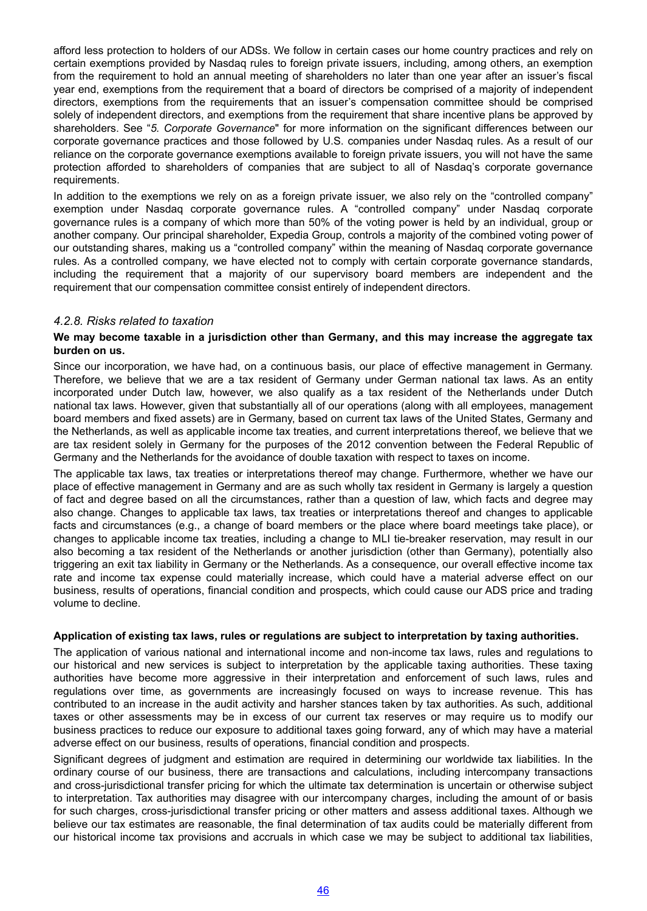afford less protection to holders of our ADSs. We follow in certain cases our home country practices and rely on certain exemptions provided by Nasdaq rules to foreign private issuers, including, among others, an exemption from the requirement to hold an annual meeting of shareholders no later than one year after an issuer's fiscal year end, exemptions from the requirement that a board of directors be comprised of a majority of independent directors, exemptions from the requirements that an issuer's compensation committee should be comprised solely of independent directors, and exemptions from the requirement that share incentive plans be approved by shareholders. See "*5. Corporate Governance*" for more information on the significant differences between our corporate governance practices and those followed by U.S. companies under Nasdaq rules. As a result of our reliance on the corporate governance exemptions available to foreign private issuers, you will not have the same protection afforded to shareholders of companies that are subject to all of Nasdaq's corporate governance requirements.

In addition to the exemptions we rely on as a foreign private issuer, we also rely on the "controlled company" exemption under Nasdaq corporate governance rules. A "controlled company" under Nasdaq corporate governance rules is a company of which more than 50% of the voting power is held by an individual, group or another company. Our principal shareholder, Expedia Group, controls a majority of the combined voting power of our outstanding shares, making us a "controlled company" within the meaning of Nasdaq corporate governance rules. As a controlled company, we have elected not to comply with certain corporate governance standards, including the requirement that a majority of our supervisory board members are independent and the requirement that our compensation committee consist entirely of independent directors.

### *4.2.8. Risks related to taxation*

**We may become taxable in a jurisdiction other than Germany, and this may increase the aggregate tax burden on us.**

Since our incorporation, we have had, on a continuous basis, our place of effective management in Germany. Therefore, we believe that we are a tax resident of Germany under German national tax laws. As an entity incorporated under Dutch law, however, we also qualify as a tax resident of the Netherlands under Dutch national tax laws. However, given that substantially all of our operations (along with all employees, management board members and fixed assets) are in Germany, based on current tax laws of the United States, Germany and the Netherlands, as well as applicable income tax treaties, and current interpretations thereof, we believe that we are tax resident solely in Germany for the purposes of the 2012 convention between the Federal Republic of Germany and the Netherlands for the avoidance of double taxation with respect to taxes on income.

The applicable tax laws, tax treaties or interpretations thereof may change. Furthermore, whether we have our place of effective management in Germany and are as such wholly tax resident in Germany is largely a question of fact and degree based on all the circumstances, rather than a question of law, which facts and degree may also change. Changes to applicable tax laws, tax treaties or interpretations thereof and changes to applicable facts and circumstances (e.g., a change of board members or the place where board meetings take place), or changes to applicable income tax treaties, including a change to MLI tie-breaker reservation, may result in our also becoming a tax resident of the Netherlands or another jurisdiction (other than Germany), potentially also triggering an exit tax liability in Germany or the Netherlands. As a consequence, our overall effective income tax rate and income tax expense could materially increase, which could have a material adverse effect on our business, results of operations, financial condition and prospects, which could cause our ADS price and trading volume to decline.

**Application of existing tax laws, rules or regulations are subject to interpretation by taxing authorities.**

The application of various national and international income and non-income tax laws, rules and regulations to our historical and new services is subject to interpretation by the applicable taxing authorities. These taxing authorities have become more aggressive in their interpretation and enforcement of such laws, rules and regulations over time, as governments are increasingly focused on ways to increase revenue. This has contributed to an increase in the audit activity and harsher stances taken by tax authorities. As such, additional taxes or other assessments may be in excess of our current tax reserves or may require us to modify our business practices to reduce our exposure to additional taxes going forward, any of which may have a material adverse effect on our business, results of operations, financial condition and prospects.

Significant degrees of judgment and estimation are required in determining our worldwide tax liabilities. In the ordinary course of our business, there are transactions and calculations, including intercompany transactions and cross-jurisdictional transfer pricing for which the ultimate tax determination is uncertain or otherwise subject to interpretation. Tax authorities may disagree with our intercompany charges, including the amount of or basis for such charges, cross-jurisdictional transfer pricing or other matters and assess additional taxes. Although we believe our tax estimates are reasonable, the final determination of tax audits could be materially different from our historical income tax provisions and accruals in which case we may be subject to additional tax liabilities,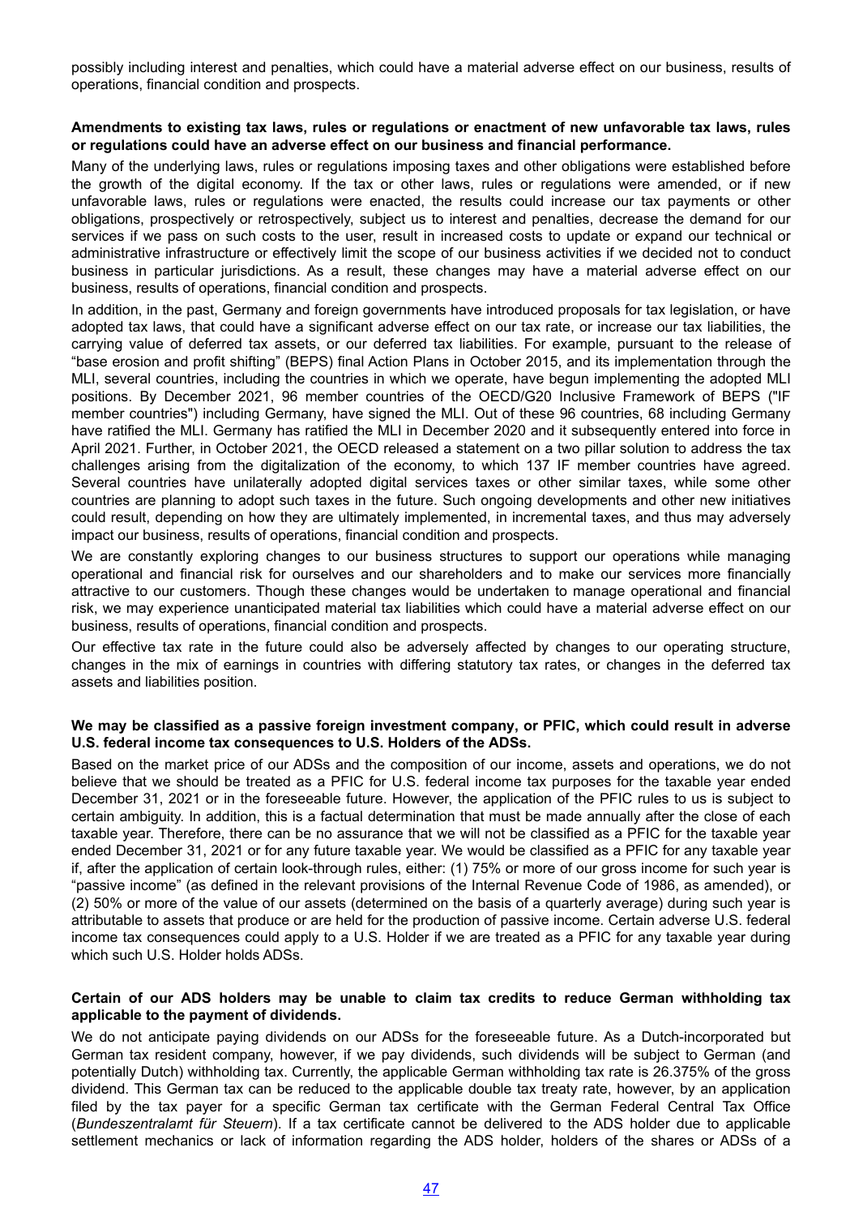possibly including interest and penalties, which could have a material adverse effect on our business, results of operations, financial condition and prospects.

**Amendments to existing tax laws, rules or regulations or enactment of new unfavorable tax laws, rules or regulations could have an adverse effect on our business and financial performance.**

Many of the underlying laws, rules or regulations imposing taxes and other obligations were established before the growth of the digital economy. If the tax or other laws, rules or regulations were amended, or if new unfavorable laws, rules or regulations were enacted, the results could increase our tax payments or other obligations, prospectively or retrospectively, subject us to interest and penalties, decrease the demand for our services if we pass on such costs to the user, result in increased costs to update or expand our technical or administrative infrastructure or effectively limit the scope of our business activities if we decided not to conduct business in particular jurisdictions. As a result, these changes may have a material adverse effect on our business, results of operations, financial condition and prospects.

In addition, in the past, Germany and foreign governments have introduced proposals for tax legislation, or have adopted tax laws, that could have a significant adverse effect on our tax rate, or increase our tax liabilities, the carrying value of deferred tax assets, or our deferred tax liabilities. For example, pursuant to the release of "base erosion and profit shifting" (BEPS) final Action Plans in October 2015, and its implementation through the MLI, several countries, including the countries in which we operate, have begun implementing the adopted MLI positions. By December 2021, 96 member countries of the OECD/G20 Inclusive Framework of BEPS ("IF member countries") including Germany, have signed the MLI. Out of these 96 countries, 68 including Germany have ratified the MLI. Germany has ratified the MLI in December 2020 and it subsequently entered into force in April 2021. Further, in October 2021, the OECD released a statement on a two pillar solution to address the tax challenges arising from the digitalization of the economy, to which 137 IF member countries have agreed. Several countries have unilaterally adopted digital services taxes or other similar taxes, while some other countries are planning to adopt such taxes in the future. Such ongoing developments and other new initiatives could result, depending on how they are ultimately implemented, in incremental taxes, and thus may adversely impact our business, results of operations, financial condition and prospects.

We are constantly exploring changes to our business structures to support our operations while managing operational and financial risk for ourselves and our shareholders and to make our services more financially attractive to our customers. Though these changes would be undertaken to manage operational and financial risk, we may experience unanticipated material tax liabilities which could have a material adverse effect on our business, results of operations, financial condition and prospects.

Our effective tax rate in the future could also be adversely affected by changes to our operating structure, changes in the mix of earnings in countries with differing statutory tax rates, or changes in the deferred tax assets and liabilities position.

**We may be classified as a passive foreign investment company, or PFIC, which could result in adverse U.S. federal income tax consequences to U.S. Holders of the ADSs.**

Based on the market price of our ADSs and the composition of our income, assets and operations, we do not believe that we should be treated as a PFIC for U.S. federal income tax purposes for the taxable year ended December 31, 2021 or in the foreseeable future. However, the application of the PFIC rules to us is subject to certain ambiguity. In addition, this is a factual determination that must be made annually after the close of each taxable year. Therefore, there can be no assurance that we will not be classified as a PFIC for the taxable year ended December 31, 2021 or for any future taxable year. We would be classified as a PFIC for any taxable year if, after the application of certain look-through rules, either: (1) 75% or more of our gross income for such year is "passive income" (as defined in the relevant provisions of the Internal Revenue Code of 1986, as amended), or (2) 50% or more of the value of our assets (determined on the basis of a quarterly average) during such year is attributable to assets that produce or are held for the production of passive income. Certain adverse U.S. federal income tax consequences could apply to a U.S. Holder if we are treated as a PFIC for any taxable year during which such U.S. Holder holds ADSs.

**Certain of our ADS holders may be unable to claim tax credits to reduce German withholding tax applicable to the payment of dividends.**

We do not anticipate paying dividends on our ADSs for the foreseeable future. As a Dutch-incorporated but German tax resident company, however, if we pay dividends, such dividends will be subject to German (and potentially Dutch) withholding tax. Currently, the applicable German withholding tax rate is 26.375% of the gross dividend. This German tax can be reduced to the applicable double tax treaty rate, however, by an application filed by the tax payer for a specific German tax certificate with the German Federal Central Tax Office (*Bundeszentralamt für Steuern*). If a tax certificate cannot be delivered to the ADS holder due to applicable settlement mechanics or lack of information regarding the ADS holder, holders of the shares or ADSs of a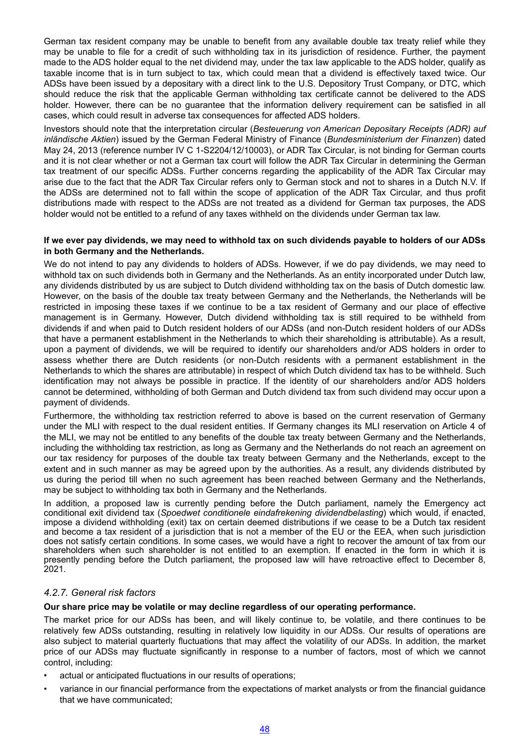German tax resident company may be unable to benefit from any available double tax treaty relief while they may be unable to file for a credit of such withholding tax in its jurisdiction of residence. Further, the payment made to the ADS holder equal to the net dividend may, under the tax law applicable to the ADS holder, qualify as taxable income that is in turn subject to tax, which could mean that a dividend is effectively taxed twice. Our ADSs have been issued by a depositary with a direct link to the U.S. Depository Trust Company, or DTC, which should reduce the risk that the applicable German withholding tax certificate cannot be delivered to the ADS holder. However, there can be no guarantee that the information delivery requirement can be satisfied in all cases, which could result in adverse tax consequences for affected ADS holders.

Investors should note that the interpretation circular (*Besteuerung von American Depositary Receipts (ADR) auf inländische Aktien*) issued by the German Federal Ministry of Finance (*Bundesministerium der Finanzen*) dated May 24, 2013 (reference number IV C 1-S2204/12/10003), or ADR Tax Circular, is not binding for German courts and it is not clear whether or not a German tax court will follow the ADR Tax Circular in determining the German tax treatment of our specific ADSs. Further concerns regarding the applicability of the ADR Tax Circular may arise due to the fact that the ADR Tax Circular refers only to German stock and not to shares in a Dutch N.V. If the ADSs are determined not to fall within the scope of application of the ADR Tax Circular, and thus profit distributions made with respect to the ADSs are not treated as a dividend for German tax purposes, the ADS holder would not be entitled to a refund of any taxes withheld on the dividends under German tax law.

**If we ever pay dividends, we may need to withhold tax on such dividends payable to holders of our ADSs in both Germany and the Netherlands.**

We do not intend to pay any dividends to holders of ADSs. However, if we do pay dividends, we may need to withhold tax on such dividends both in Germany and the Netherlands. As an entity incorporated under Dutch law, any dividends distributed by us are subject to Dutch dividend withholding tax on the basis of Dutch domestic law. However, on the basis of the double tax treaty between Germany and the Netherlands, the Netherlands will be restricted in imposing these taxes if we continue to be a tax resident of Germany and our place of effective management is in Germany. However, Dutch dividend withholding tax is still required to be withheld from dividends if and when paid to Dutch resident holders of our ADSs (and non-Dutch resident holders of our ADSs that have a permanent establishment in the Netherlands to which their shareholding is attributable). As a result, upon a payment of dividends, we will be required to identify our shareholders and/or ADS holders in order to assess whether there are Dutch residents (or non-Dutch residents with a permanent establishment in the Netherlands to which the shares are attributable) in respect of which Dutch dividend tax has to be withheld. Such identification may not always be possible in practice. If the identity of our shareholders and/or ADS holders cannot be determined, withholding of both German and Dutch dividend tax from such dividend may occur upon a payment of dividends.

Furthermore, the withholding tax restriction referred to above is based on the current reservation of Germany under the MLI with respect to the dual resident entities. If Germany changes its MLI reservation on Article 4 of the MLI, we may not be entitled to any benefits of the double tax treaty between Germany and the Netherlands, including the withholding tax restriction, as long as Germany and the Netherlands do not reach an agreement on our tax residency for purposes of the double tax treaty between Germany and the Netherlands, except to the extent and in such manner as may be agreed upon by the authorities. As a result, any dividends distributed by us during the period till when no such agreement has been reached between Germany and the Netherlands, may be subject to withholding tax both in Germany and the Netherlands.

In addition, a proposed law is currently pending before the Dutch parliament, namely the Emergency act conditional exit dividend tax (*Spoedwet conditionele eindafrekening dividendbelasting*) which would, if enacted, impose a dividend withholding (exit) tax on certain deemed distributions if we cease to be a Dutch tax resident and become a tax resident of a jurisdiction that is not a member of the EU or the EEA, when such jurisdiction does not satisfy certain conditions. In some cases, we would have a right to recover the amount of tax from our shareholders when such shareholder is not entitled to an exemption. If enacted in the form in which it is presently pending before the Dutch parliament, the proposed law will have retroactive effect to December 8, 2021.

### *4.2.7. General risk factors*

**Our share price may be volatile or may decline regardless of our operating performance.**

The market price for our ADSs has been, and will likely continue to, be volatile, and there continues to be relatively few ADSs outstanding, resulting in relatively low liquidity in our ADSs. Our results of operations are also subject to material quarterly fluctuations that may affect the volatility of our ADSs. In addition, the market price of our ADSs may fluctuate significantly in response to a number of factors, most of which we cannot control, including:

- actual or anticipated fluctuations in our results of operations;
- variance in our financial performance from the expectations of market analysts or from the financial guidance that we have communicated;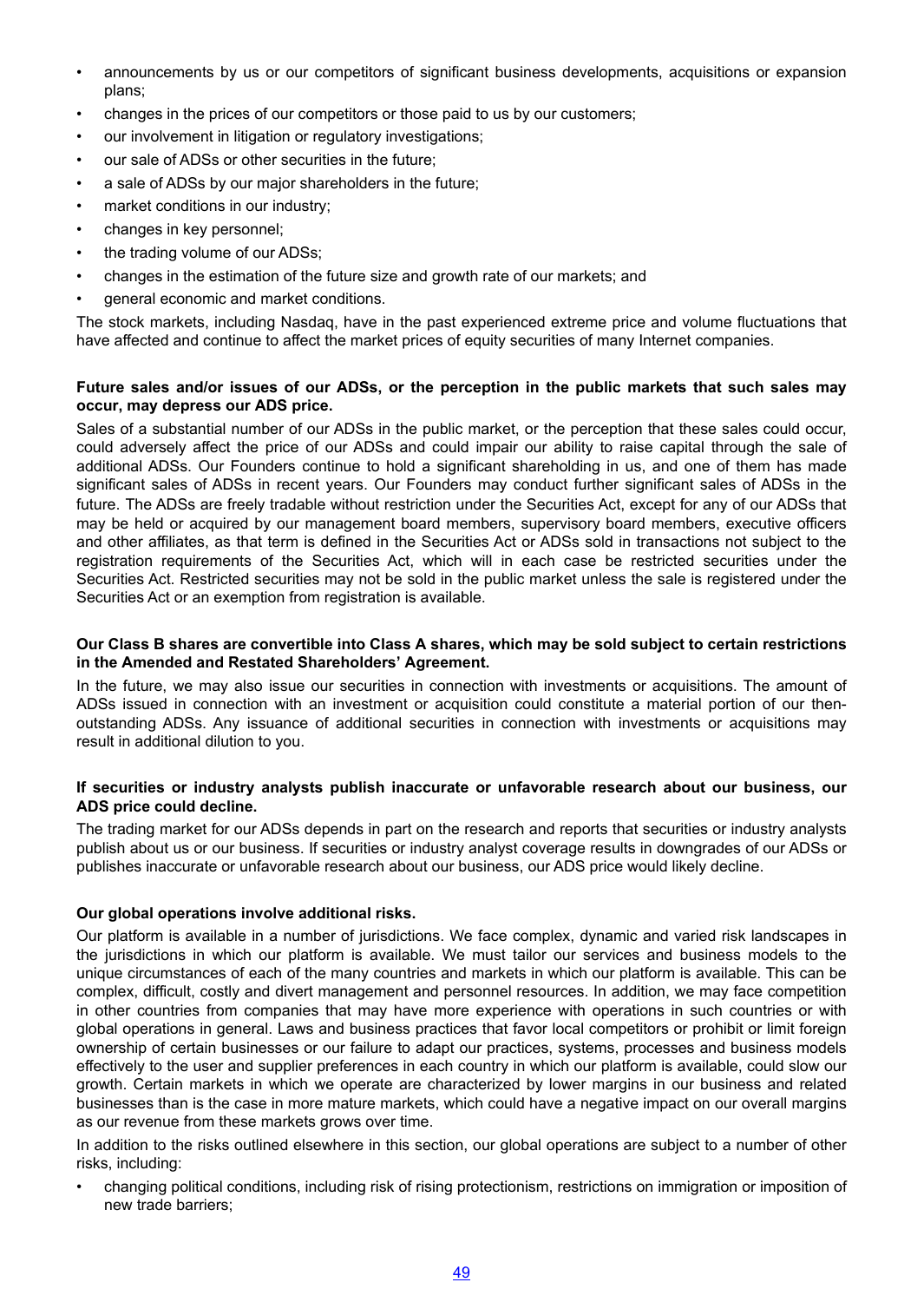- announcements by us or our competitors of significant business developments, acquisitions or expansion plans;
- changes in the prices of our competitors or those paid to us by our customers;
- our involvement in litigation or regulatory investigations;
- our sale of ADSs or other securities in the future;
- a sale of ADSs by our major shareholders in the future;
- market conditions in our industry;
- changes in key personnel;
- the trading volume of our ADSs;
- changes in the estimation of the future size and growth rate of our markets; and
- general economic and market conditions.

The stock markets, including Nasdaq, have in the past experienced extreme price and volume fluctuations that have affected and continue to affect the market prices of equity securities of many Internet companies.

**Future sales and/or issues of our ADSs, or the perception in the public markets that such sales may occur, may depress our ADS price.**

Sales of a substantial number of our ADSs in the public market, or the perception that these sales could occur, could adversely affect the price of our ADSs and could impair our ability to raise capital through the sale of additional ADSs. Our Founders continue to hold a significant shareholding in us, and one of them has made significant sales of ADSs in recent years. Our Founders may conduct further significant sales of ADSs in the future. The ADSs are freely tradable without restriction under the Securities Act, except for any of our ADSs that may be held or acquired by our management board members, supervisory board members, executive officers and other affiliates, as that term is defined in the Securities Act or ADSs sold in transactions not subject to the registration requirements of the Securities Act, which will in each case be restricted securities under the Securities Act. Restricted securities may not be sold in the public market unless the sale is registered under the Securities Act or an exemption from registration is available.

**Our Class B shares are convertible into Class A shares, which may be sold subject to certain restrictions in the Amended and Restated Shareholders' Agreement.**

In the future, we may also issue our securities in connection with investments or acquisitions. The amount of ADSs issued in connection with an investment or acquisition could constitute a material portion of our then-outstanding ADSs. Any issuance of additional securities in connection with investments or acquisitions may result in additional dilution to you.

**If securities or industry analysts publish inaccurate or unfavorable research about our business, our ADS price could decline.**

The trading market for our ADSs depends in part on the research and reports that securities or industry analysts publish about us or our business. If securities or industry analyst coverage results in downgrades of our ADSs or publishes inaccurate or unfavorable research about our business, our ADS price would likely decline.

**Our global operations involve additional risks.**

Our platform is available in a number of jurisdictions. We face complex, dynamic and varied risk landscapes in the jurisdictions in which our platform is available. We must tailor our services and business models to the unique circumstances of each of the many countries and markets in which our platform is available. This can be complex, difficult, costly and divert management and personnel resources. In addition, we may face competition in other countries from companies that may have more experience with operations in such countries or with global operations in general. Laws and business practices that favor local competitors or prohibit or limit foreign ownership of certain businesses or our failure to adapt our practices, systems, processes and business models effectively to the user and supplier preferences in each country in which our platform is available, could slow our growth. Certain markets in which we operate are characterized by lower margins in our business and related businesses than is the case in more mature markets, which could have a negative impact on our overall margins as our revenue from these markets grows over time.

In addition to the risks outlined elsewhere in this section, our global operations are subject to a number of other risks, including:

- changing political conditions, including risk of rising protectionism, restrictions on immigration or imposition of new trade barriers;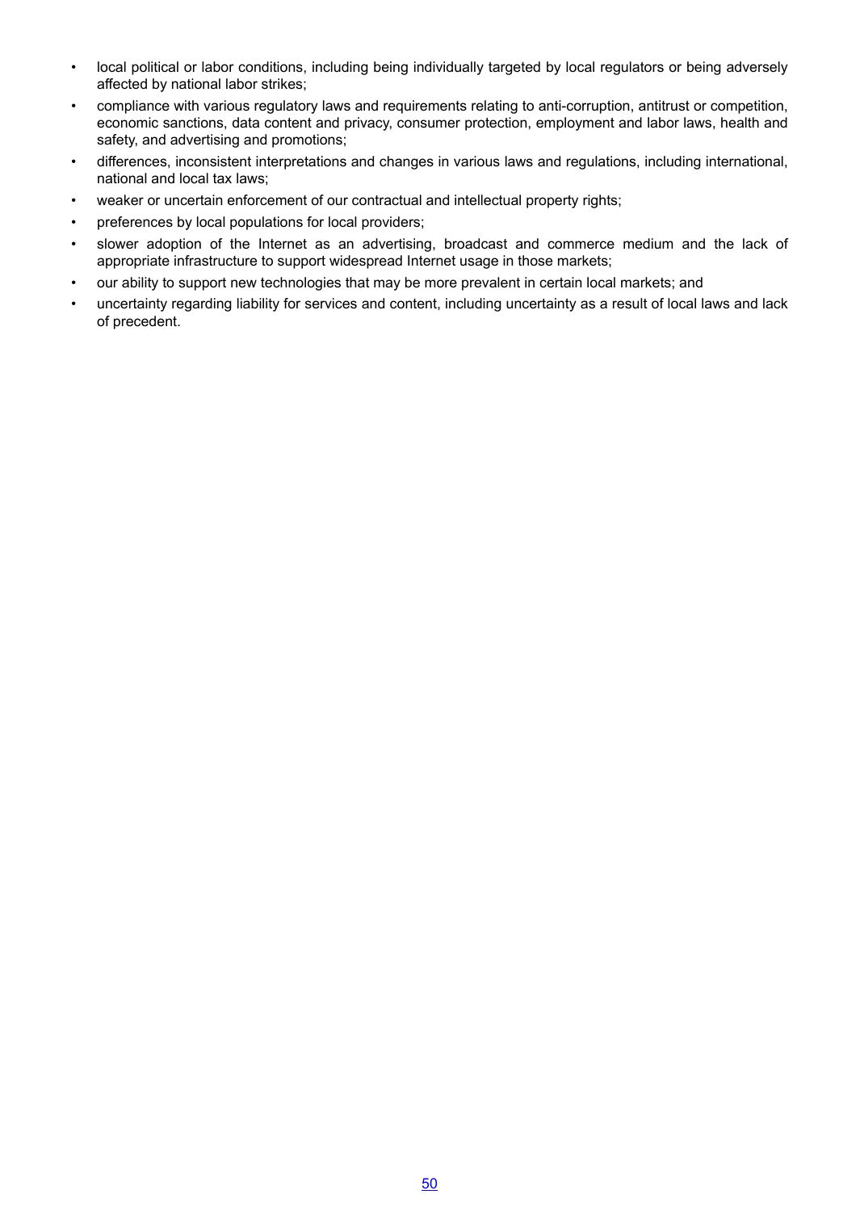- local political or labor conditions, including being individually targeted by local regulators or being adversely affected by national labor strikes;
- compliance with various regulatory laws and requirements relating to anti-corruption, antitrust or competition, economic sanctions, data content and privacy, consumer protection, employment and labor laws, health and safety, and advertising and promotions;
- differences, inconsistent interpretations and changes in various laws and regulations, including international, national and local tax laws;
- weaker or uncertain enforcement of our contractual and intellectual property rights;
- preferences by local populations for local providers;
- slower adoption of the Internet as an advertising, broadcast and commerce medium and the lack of appropriate infrastructure to support widespread Internet usage in those markets;
- our ability to support new technologies that may be more prevalent in certain local markets; and
- uncertainty regarding liability for services and content, including uncertainty as a result of local laws and lack of precedent.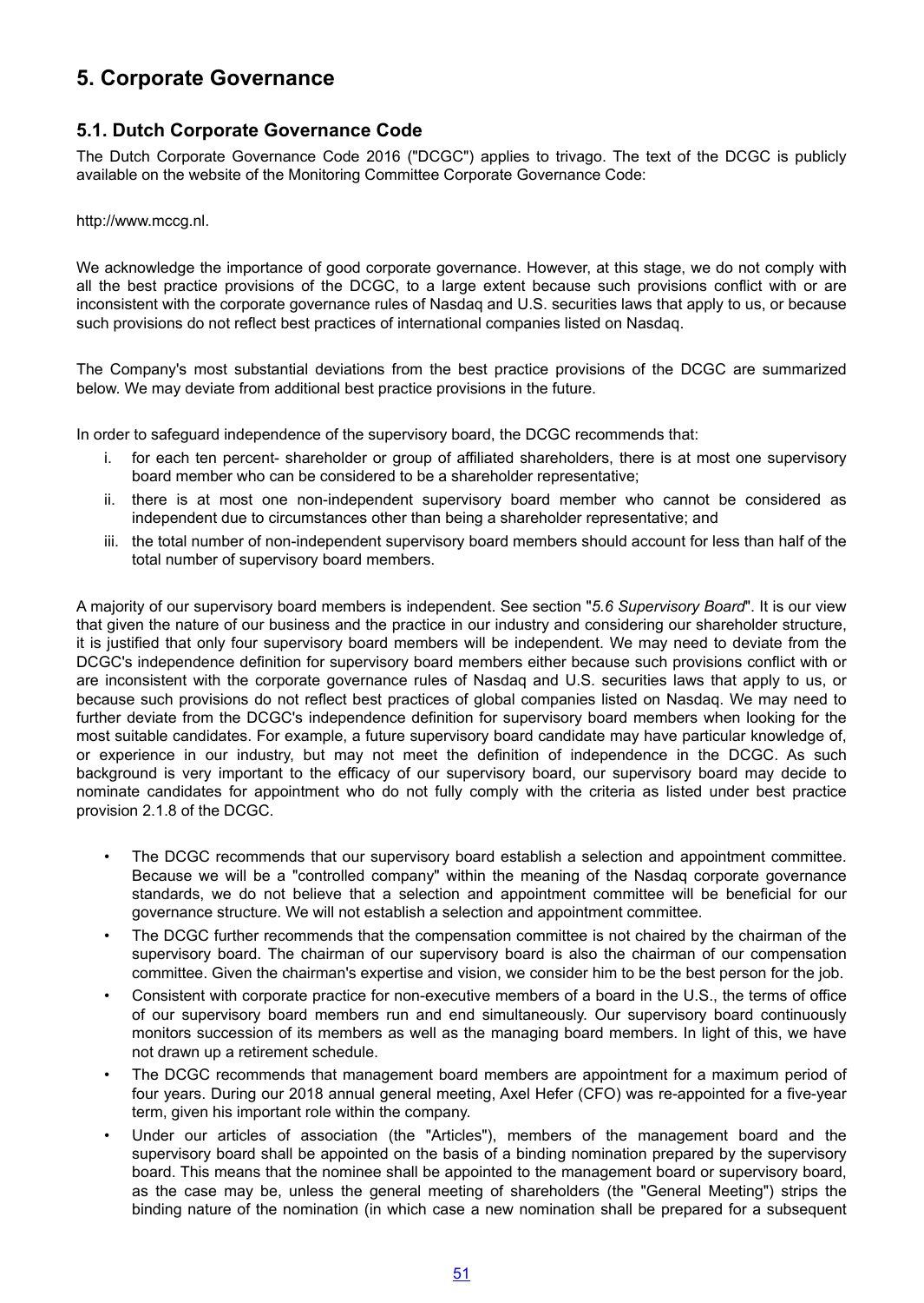# 5. Corporate Governance

## 5.1. Dutch Corporate Governance Code

The Dutch Corporate Governance Code 2016 ("DCGC") applies to trivago. The text of the DCGC is publicly available on the website of the Monitoring Committee Corporate Governance Code:

http://www.mccg.nl.

We acknowledge the importance of good corporate governance. However, at this stage, we do not comply with all the best practice provisions of the DCGC, to a large extent because such provisions conflict with or are inconsistent with the corporate governance rules of Nasdaq and U.S. securities laws that apply to us, or because such provisions do not reflect best practices of international companies listed on Nasdaq.

The Company's most substantial deviations from the best practice provisions of the DCGC are summarized below. We may deviate from additional best practice provisions in the future.

In order to safeguard independence of the supervisory board, the DCGC recommends that:

i. for each ten percent- shareholder or group of affiliated shareholders, there is at most one supervisory board member who can be considered to be a shareholder representative;
ii. there is at most one non-independent supervisory board member who cannot be considered as independent due to circumstances other than being a shareholder representative; and
iii. the total number of non-independent supervisory board members should account for less than half of the total number of supervisory board members.

A majority of our supervisory board members is independent. See section "*5.6 Supervisory Board*". It is our view that given the nature of our business and the practice in our industry and considering our shareholder structure, it is justified that only four supervisory board members will be independent. We may need to deviate from the DCGC's independence definition for supervisory board members either because such provisions conflict with or are inconsistent with the corporate governance rules of Nasdaq and U.S. securities laws that apply to us, or because such provisions do not reflect best practices of global companies listed on Nasdaq. We may need to further deviate from the DCGC's independence definition for supervisory board members when looking for the most suitable candidates. For example, a future supervisory board candidate may have particular knowledge of, or experience in our industry, but may not meet the definition of independence in the DCGC. As such background is very important to the efficacy of our supervisory board, our supervisory board may decide to nominate candidates for appointment who do not fully comply with the criteria as listed under best practice provision 2.1.8 of the DCGC.

- The DCGC recommends that our supervisory board establish a selection and appointment committee. Because we will be a "controlled company" within the meaning of the Nasdaq corporate governance standards, we do not believe that a selection and appointment committee will be beneficial for our governance structure. We will not establish a selection and appointment committee.
- The DCGC further recommends that the compensation committee is not chaired by the chairman of the supervisory board. The chairman of our supervisory board is also the chairman of our compensation committee. Given the chairman's expertise and vision, we consider him to be the best person for the job.
- Consistent with corporate practice for non-executive members of a board in the U.S., the terms of office of our supervisory board members run and end simultaneously. Our supervisory board continuously monitors succession of its members as well as the managing board members. In light of this, we have not drawn up a retirement schedule.
- The DCGC recommends that management board members are appointment for a maximum period of four years. During our 2018 annual general meeting, Axel Hefer (CFO) was re-appointed for a five-year term, given his important role within the company.
- Under our articles of association (the "Articles"), members of the management board and the supervisory board shall be appointed on the basis of a binding nomination prepared by the supervisory board. This means that the nominee shall be appointed to the management board or supervisory board, as the case may be, unless the general meeting of shareholders (the "General Meeting") strips the binding nature of the nomination (in which case a new nomination shall be prepared for a subsequent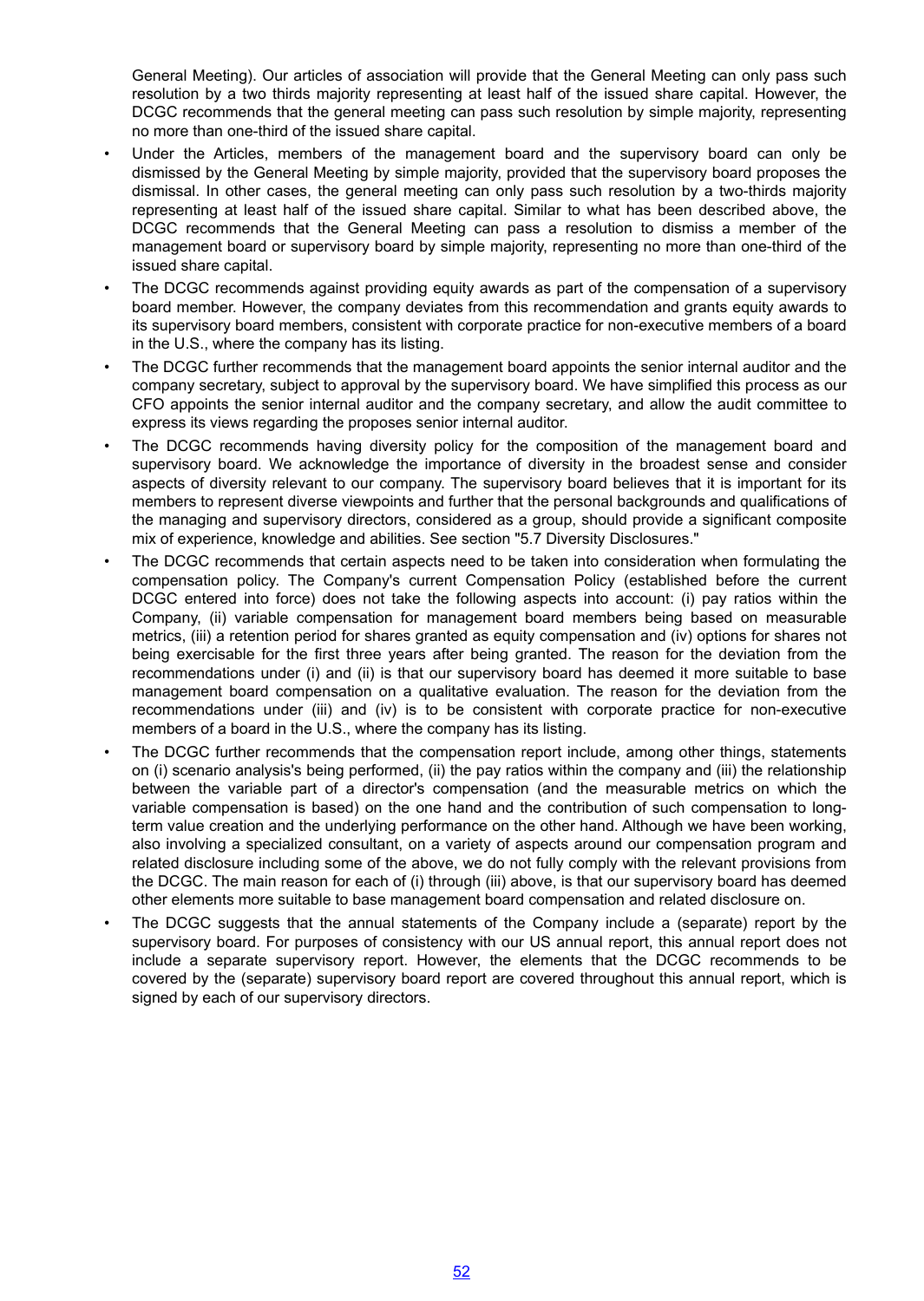General Meeting). Our articles of association will provide that the General Meeting can only pass such resolution by a two thirds majority representing at least half of the issued share capital. However, the DCGC recommends that the general meeting can pass such resolution by simple majority, representing no more than one-third of the issued share capital.

- Under the Articles, members of the management board and the supervisory board can only be dismissed by the General Meeting by simple majority, provided that the supervisory board proposes the dismissal. In other cases, the general meeting can only pass such resolution by a two-thirds majority representing at least half of the issued share capital. Similar to what has been described above, the DCGC recommends that the General Meeting can pass a resolution to dismiss a member of the management board or supervisory board by simple majority, representing no more than one-third of the issued share capital.
- The DCGC recommends against providing equity awards as part of the compensation of a supervisory board member. However, the company deviates from this recommendation and grants equity awards to its supervisory board members, consistent with corporate practice for non-executive members of a board in the U.S., where the company has its listing.
- The DCGC further recommends that the management board appoints the senior internal auditor and the company secretary, subject to approval by the supervisory board. We have simplified this process as our CFO appoints the senior internal auditor and the company secretary, and allow the audit committee to express its views regarding the proposes senior internal auditor.
- The DCGC recommends having diversity policy for the composition of the management board and supervisory board. We acknowledge the importance of diversity in the broadest sense and consider aspects of diversity relevant to our company. The supervisory board believes that it is important for its members to represent diverse viewpoints and further that the personal backgrounds and qualifications of the managing and supervisory directors, considered as a group, should provide a significant composite mix of experience, knowledge and abilities. See section "5.7 Diversity Disclosures."
- The DCGC recommends that certain aspects need to be taken into consideration when formulating the compensation policy. The Company's current Compensation Policy (established before the current DCGC entered into force) does not take the following aspects into account: (i) pay ratios within the Company, (ii) variable compensation for management board members being based on measurable metrics, (iii) a retention period for shares granted as equity compensation and (iv) options for shares not being exercisable for the first three years after being granted. The reason for the deviation from the recommendations under (i) and (ii) is that our supervisory board has deemed it more suitable to base management board compensation on a qualitative evaluation. The reason for the deviation from the recommendations under (iii) and (iv) is to be consistent with corporate practice for non-executive members of a board in the U.S., where the company has its listing.
- The DCGC further recommends that the compensation report include, among other things, statements on (i) scenario analysis's being performed, (ii) the pay ratios within the company and (iii) the relationship between the variable part of a director's compensation (and the measurable metrics on which the variable compensation is based) on the one hand and the contribution of such compensation to long-term value creation and the underlying performance on the other hand. Although we have been working, also involving a specialized consultant, on a variety of aspects around our compensation program and related disclosure including some of the above, we do not fully comply with the relevant provisions from the DCGC. The main reason for each of (i) through (iii) above, is that our supervisory board has deemed other elements more suitable to base management board compensation and related disclosure on.
- The DCGC suggests that the annual statements of the Company include a (separate) report by the supervisory board. For purposes of consistency with our US annual report, this annual report does not include a separate supervisory report. However, the elements that the DCGC recommends to be covered by the (separate) supervisory board report are covered throughout this annual report, which is signed by each of our supervisory directors.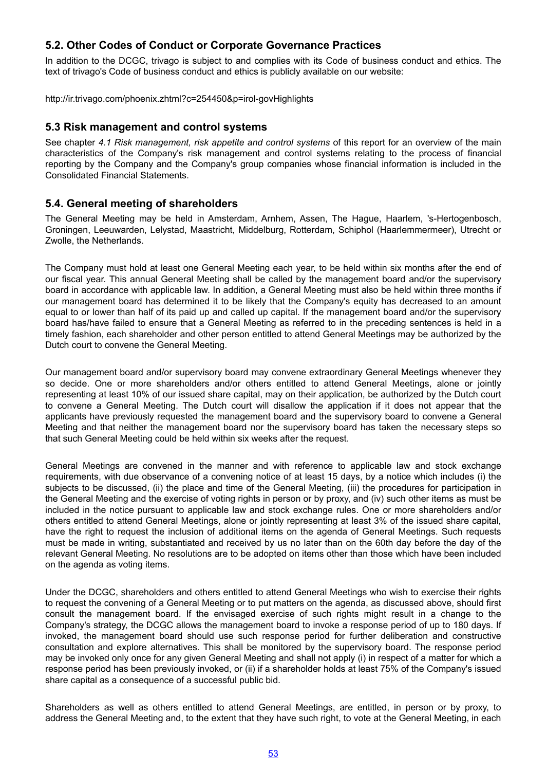## 5.2. Other Codes of Conduct or Corporate Governance Practices

In addition to the DCGC, trivago is subject to and complies with its Code of business conduct and ethics. The text of trivago's Code of business conduct and ethics is publicly available on our website:

http://ir.trivago.com/phoenix.zhtml?c=254450&p=irol-govHighlights

## 5.3 Risk management and control systems

See chapter *4.1 Risk management, risk appetite and control systems* of this report for an overview of the main characteristics of the Company's risk management and control systems relating to the process of financial reporting by the Company and the Company's group companies whose financial information is included in the Consolidated Financial Statements.

## 5.4. General meeting of shareholders

The General Meeting may be held in Amsterdam, Arnhem, Assen, The Hague, Haarlem, 's-Hertogenbosch, Groningen, Leeuwarden, Lelystad, Maastricht, Middelburg, Rotterdam, Schiphol (Haarlemmermeer), Utrecht or Zwolle, the Netherlands.

The Company must hold at least one General Meeting each year, to be held within six months after the end of our fiscal year. This annual General Meeting shall be called by the management board and/or the supervisory board in accordance with applicable law. In addition, a General Meeting must also be held within three months if our management board has determined it to be likely that the Company's equity has decreased to an amount equal to or lower than half of its paid up and called up capital. If the management board and/or the supervisory board has/have failed to ensure that a General Meeting as referred to in the preceding sentences is held in a timely fashion, each shareholder and other person entitled to attend General Meetings may be authorized by the Dutch court to convene the General Meeting.

Our management board and/or supervisory board may convene extraordinary General Meetings whenever they so decide. One or more shareholders and/or others entitled to attend General Meetings, alone or jointly representing at least 10% of our issued share capital, may on their application, be authorized by the Dutch court to convene a General Meeting. The Dutch court will disallow the application if it does not appear that the applicants have previously requested the management board and the supervisory board to convene a General Meeting and that neither the management board nor the supervisory board has taken the necessary steps so that such General Meeting could be held within six weeks after the request.

General Meetings are convened in the manner and with reference to applicable law and stock exchange requirements, with due observance of a convening notice of at least 15 days, by a notice which includes (i) the subjects to be discussed, (ii) the place and time of the General Meeting, (iii) the procedures for participation in the General Meeting and the exercise of voting rights in person or by proxy, and (iv) such other items as must be included in the notice pursuant to applicable law and stock exchange rules. One or more shareholders and/or others entitled to attend General Meetings, alone or jointly representing at least 3% of the issued share capital, have the right to request the inclusion of additional items on the agenda of General Meetings. Such requests must be made in writing, substantiated and received by us no later than on the 60th day before the day of the relevant General Meeting. No resolutions are to be adopted on items other than those which have been included on the agenda as voting items.

Under the DCGC, shareholders and others entitled to attend General Meetings who wish to exercise their rights to request the convening of a General Meeting or to put matters on the agenda, as discussed above, should first consult the management board. If the envisaged exercise of such rights might result in a change to the Company's strategy, the DCGC allows the management board to invoke a response period of up to 180 days. If invoked, the management board should use such response period for further deliberation and constructive consultation and explore alternatives. This shall be monitored by the supervisory board. The response period may be invoked only once for any given General Meeting and shall not apply (i) in respect of a matter for which a response period has been previously invoked, or (ii) if a shareholder holds at least 75% of the Company's issued share capital as a consequence of a successful public bid.

Shareholders as well as others entitled to attend General Meetings, are entitled, in person or by proxy, to address the General Meeting and, to the extent that they have such right, to vote at the General Meeting, in each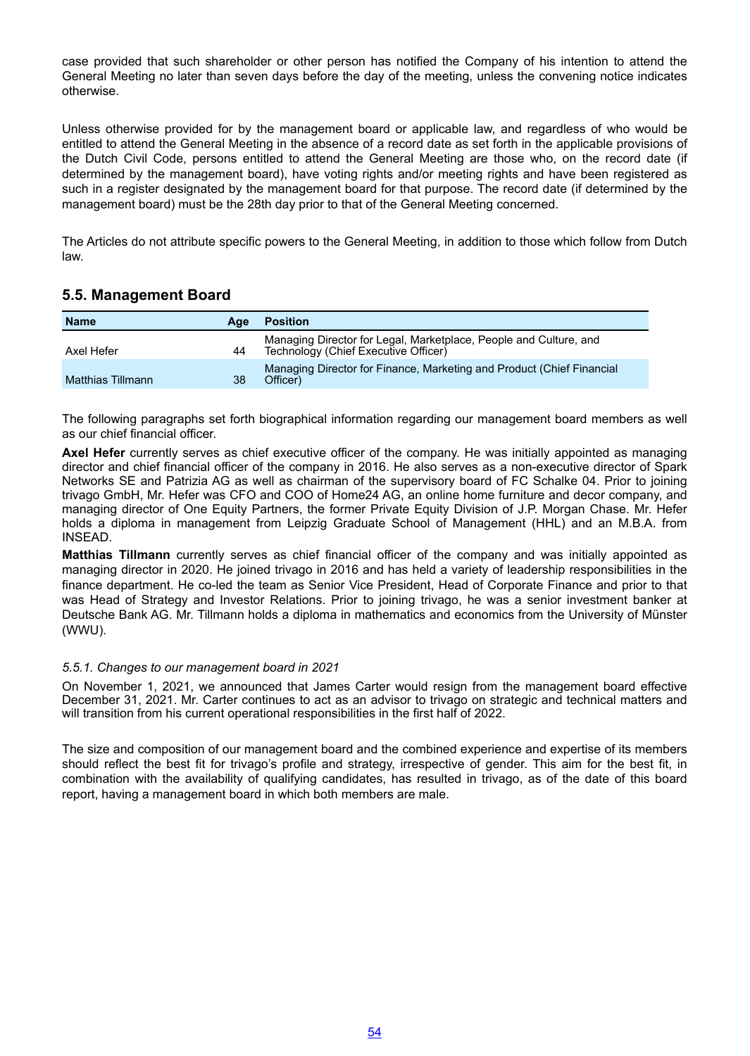case provided that such shareholder or other person has notified the Company of his intention to attend the General Meeting no later than seven days before the day of the meeting, unless the convening notice indicates otherwise.

Unless otherwise provided for by the management board or applicable law, and regardless of who would be entitled to attend the General Meeting in the absence of a record date as set forth in the applicable provisions of the Dutch Civil Code, persons entitled to attend the General Meeting are those who, on the record date (if determined by the management board), have voting rights and/or meeting rights and have been registered as such in a register designated by the management board for that purpose. The record date (if determined by the management board) must be the 28th day prior to that of the General Meeting concerned.

The Articles do not attribute specific powers to the General Meeting, in addition to those which follow from Dutch law.

## 5.5. Management Board

| Name | Age | Position |
|---|---|---|
| Axel Hefer | 44 | Managing Director for Legal, Marketplace, People and Culture, and Technology (Chief Executive Officer) |
| Matthias Tillmann | 38 | Managing Director for Finance, Marketing and Product (Chief Financial Officer) |

The following paragraphs set forth biographical information regarding our management board members as well as our chief financial officer.

**Axel Hefer** currently serves as chief executive officer of the company. He was initially appointed as managing director and chief financial officer of the company in 2016. He also serves as a non-executive director of Spark Networks SE and Patrizia AG as well as chairman of the supervisory board of FC Schalke 04. Prior to joining trivago GmbH, Mr. Hefer was CFO and COO of Home24 AG, an online home furniture and decor company, and managing director of One Equity Partners, the former Private Equity Division of J.P. Morgan Chase. Mr. Hefer holds a diploma in management from Leipzig Graduate School of Management (HHL) and an M.B.A. from INSEAD.

**Matthias Tillmann** currently serves as chief financial officer of the company and was initially appointed as managing director in 2020. He joined trivago in 2016 and has held a variety of leadership responsibilities in the finance department. He co-led the team as Senior Vice President, Head of Corporate Finance and prior to that was Head of Strategy and Investor Relations. Prior to joining trivago, he was a senior investment banker at Deutsche Bank AG. Mr. Tillmann holds a diploma in mathematics and economics from the University of Münster (WWU).

### *5.5.1. Changes to our management board in 2021*

On November 1, 2021, we announced that James Carter would resign from the management board effective December 31, 2021. Mr. Carter continues to act as an advisor to trivago on strategic and technical matters and will transition from his current operational responsibilities in the first half of 2022.

The size and composition of our management board and the combined experience and expertise of its members should reflect the best fit for trivago's profile and strategy, irrespective of gender. This aim for the best fit, in combination with the availability of qualifying candidates, has resulted in trivago, as of the date of this board report, having a management board in which both members are male.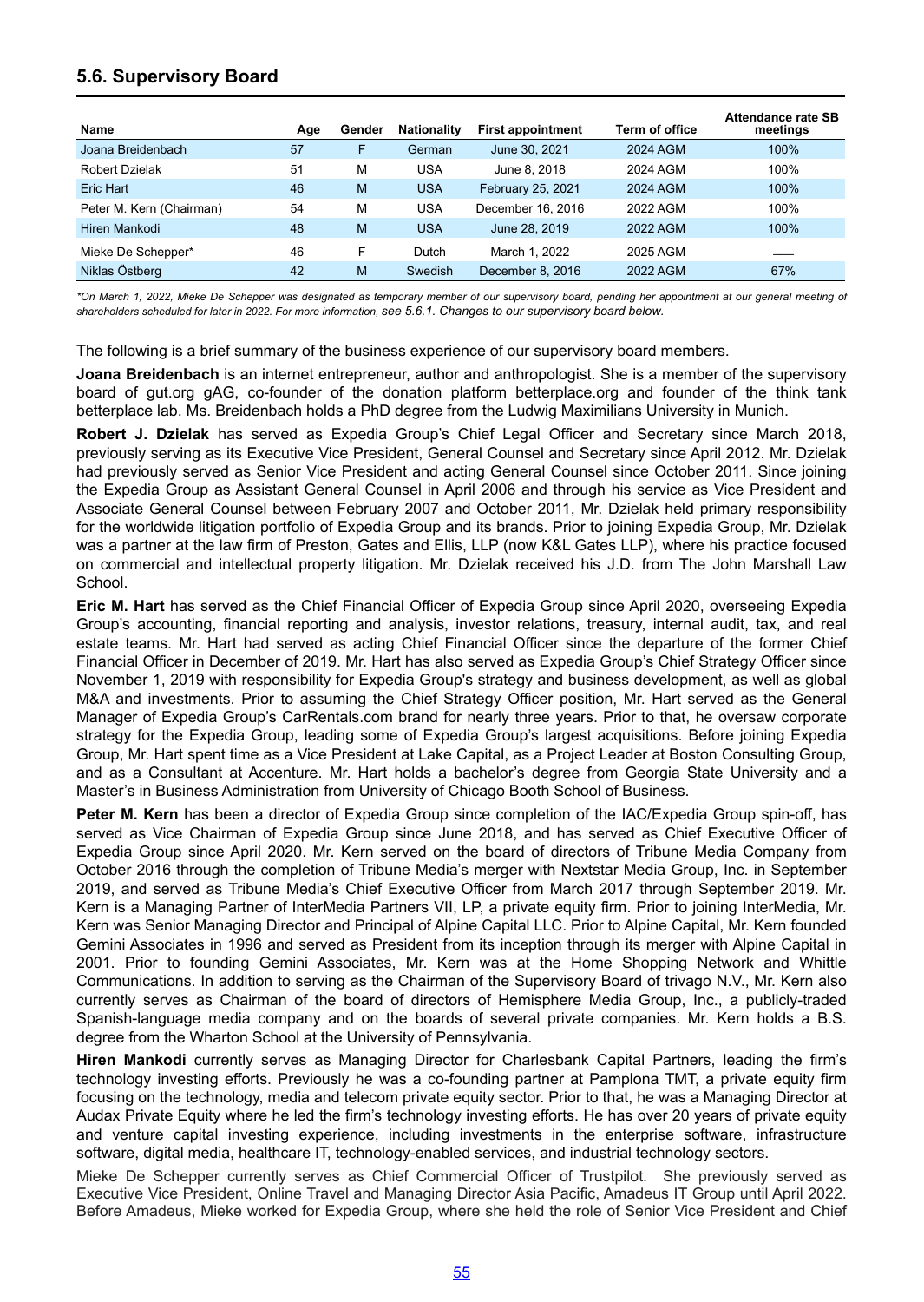## 5.6. Supervisory Board

| Name | Age | Gender | Nationality | First appointment | Term of office | Attendance rate SB meetings |
|---|---|---|---|---|---|---|
| Joana Breidenbach | 57 | F | German | June 30, 2021 | 2024 AGM | 100% |
| Robert Dzielak | 51 | M | USA | June 8, 2018 | 2024 AGM | 100% |
| Eric Hart | 46 | M | USA | February 25, 2021 | 2024 AGM | 100% |
| Peter M. Kern (Chairman) | 54 | M | USA | December 16, 2016 | 2022 AGM | 100% |
| Hiren Mankodi | 48 | M | USA | June 28, 2019 | 2022 AGM | 100% |
| Mieke De Schepper* | 46 | F | Dutch | March 1, 2022 | 2025 AGM | — |
| Niklas Östberg | 42 | M | Swedish | December 8, 2016 | 2022 AGM | 67% |

*\*On March 1, 2022, Mieke De Schepper was designated as temporary member of our supervisory board, pending her appointment at our general meeting of shareholders scheduled for later in 2022. For more information, see 5.6.1. Changes to our supervisory board below.*

The following is a brief summary of the business experience of our supervisory board members.

**Joana Breidenbach** is an internet entrepreneur, author and anthropologist. She is a member of the supervisory board of gut.org gAG, co-founder of the donation platform betterplace.org and founder of the think tank betterplace lab. Ms. Breidenbach holds a PhD degree from the Ludwig Maximilians University in Munich.

**Robert J. Dzielak** has served as Expedia Group's Chief Legal Officer and Secretary since March 2018, previously serving as its Executive Vice President, General Counsel and Secretary since April 2012. Mr. Dzielak had previously served as Senior Vice President and acting General Counsel since October 2011. Since joining the Expedia Group as Assistant General Counsel in April 2006 and through his service as Vice President and Associate General Counsel between February 2007 and October 2011, Mr. Dzielak held primary responsibility for the worldwide litigation portfolio of Expedia Group and its brands. Prior to joining Expedia Group, Mr. Dzielak was a partner at the law firm of Preston, Gates and Ellis, LLP (now K&L Gates LLP), where his practice focused on commercial and intellectual property litigation. Mr. Dzielak received his J.D. from The John Marshall Law School.

**Eric M. Hart** has served as the Chief Financial Officer of Expedia Group since April 2020, overseeing Expedia Group's accounting, financial reporting and analysis, investor relations, treasury, internal audit, tax, and real estate teams. Mr. Hart had served as acting Chief Financial Officer since the departure of the former Chief Financial Officer in December of 2019. Mr. Hart has also served as Expedia Group's Chief Strategy Officer since November 1, 2019 with responsibility for Expedia Group's strategy and business development, as well as global M&A and investments. Prior to assuming the Chief Strategy Officer position, Mr. Hart served as the General Manager of Expedia Group's CarRentals.com brand for nearly three years. Prior to that, he oversaw corporate strategy for the Expedia Group, leading some of Expedia Group's largest acquisitions. Before joining Expedia Group, Mr. Hart spent time as a Vice President at Lake Capital, as a Project Leader at Boston Consulting Group, and as a Consultant at Accenture. Mr. Hart holds a bachelor's degree from Georgia State University and a Master's in Business Administration from University of Chicago Booth School of Business.

**Peter M. Kern** has been a director of Expedia Group since completion of the IAC/Expedia Group spin-off, has served as Vice Chairman of Expedia Group since June 2018, and has served as Chief Executive Officer of Expedia Group since April 2020. Mr. Kern served on the board of directors of Tribune Media Company from October 2016 through the completion of Tribune Media's merger with Nextstar Media Group, Inc. in September 2019, and served as Tribune Media's Chief Executive Officer from March 2017 through September 2019. Mr. Kern is a Managing Partner of InterMedia Partners VII, LP, a private equity firm. Prior to joining InterMedia, Mr. Kern was Senior Managing Director and Principal of Alpine Capital LLC. Prior to Alpine Capital, Mr. Kern founded Gemini Associates in 1996 and served as President from its inception through its merger with Alpine Capital in 2001. Prior to founding Gemini Associates, Mr. Kern was at the Home Shopping Network and Whittle Communications. In addition to serving as the Chairman of the Supervisory Board of trivago N.V., Mr. Kern also currently serves as Chairman of the board of directors of Hemisphere Media Group, Inc., a publicly-traded Spanish-language media company and on the boards of several private companies. Mr. Kern holds a B.S. degree from the Wharton School at the University of Pennsylvania.

**Hiren Mankodi** currently serves as Managing Director for Charlesbank Capital Partners, leading the firm's technology investing efforts. Previously he was a co-founding partner at Pamplona TMT, a private equity firm focusing on the technology, media and telecom private equity sector. Prior to that, he was a Managing Director at Audax Private Equity where he led the firm's technology investing efforts. He has over 20 years of private equity and venture capital investing experience, including investments in the enterprise software, infrastructure software, digital media, healthcare IT, technology-enabled services, and industrial technology sectors.

Mieke De Schepper currently serves as Chief Commercial Officer of Trustpilot. She previously served as Executive Vice President, Online Travel and Managing Director Asia Pacific, Amadeus IT Group until April 2022. Before Amadeus, Mieke worked for Expedia Group, where she held the role of Senior Vice President and Chief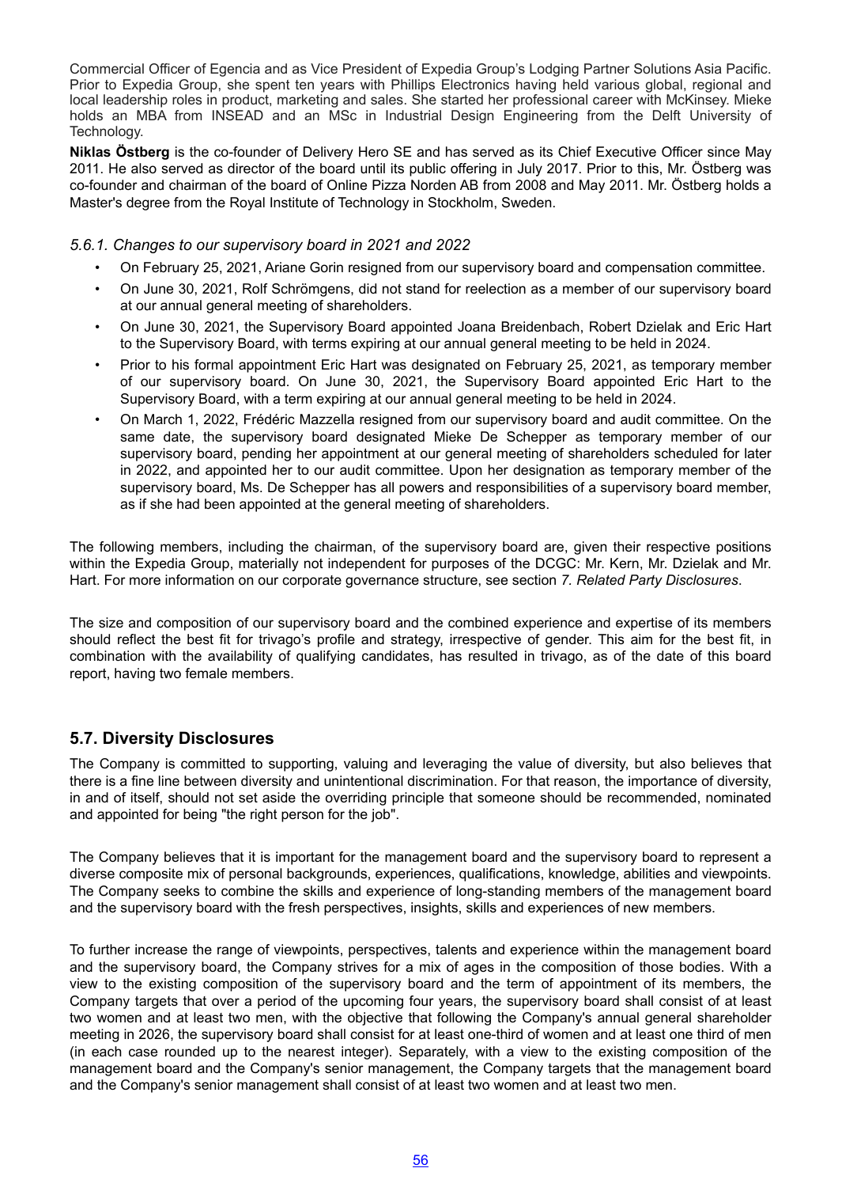Commercial Officer of Egencia and as Vice President of Expedia Group's Lodging Partner Solutions Asia Pacific. Prior to Expedia Group, she spent ten years with Phillips Electronics having held various global, regional and local leadership roles in product, marketing and sales. She started her professional career with McKinsey. Mieke holds an MBA from INSEAD and an MSc in Industrial Design Engineering from the Delft University of Technology.

**Niklas Östberg** is the co-founder of Delivery Hero SE and has served as its Chief Executive Officer since May 2011. He also served as director of the board until its public offering in July 2017. Prior to this, Mr. Östberg was co-founder and chairman of the board of Online Pizza Norden AB from 2008 and May 2011. Mr. Östberg holds a Master's degree from the Royal Institute of Technology in Stockholm, Sweden.

### *5.6.1. Changes to our supervisory board in 2021 and 2022*

- On February 25, 2021, Ariane Gorin resigned from our supervisory board and compensation committee.
- On June 30, 2021, Rolf Schrömgens, did not stand for reelection as a member of our supervisory board at our annual general meeting of shareholders.
- On June 30, 2021, the Supervisory Board appointed Joana Breidenbach, Robert Dzielak and Eric Hart to the Supervisory Board, with terms expiring at our annual general meeting to be held in 2024.
- Prior to his formal appointment Eric Hart was designated on February 25, 2021, as temporary member of our supervisory board. On June 30, 2021, the Supervisory Board appointed Eric Hart to the Supervisory Board, with a term expiring at our annual general meeting to be held in 2024.
- On March 1, 2022, Frédéric Mazzella resigned from our supervisory board and audit committee. On the same date, the supervisory board designated Mieke De Schepper as temporary member of our supervisory board, pending her appointment at our general meeting of shareholders scheduled for later in 2022, and appointed her to our audit committee. Upon her designation as temporary member of the supervisory board, Ms. De Schepper has all powers and responsibilities of a supervisory board member, as if she had been appointed at the general meeting of shareholders.

The following members, including the chairman, of the supervisory board are, given their respective positions within the Expedia Group, materially not independent for purposes of the DCGC: Mr. Kern, Mr. Dzielak and Mr. Hart. For more information on our corporate governance structure, see section *7. Related Party Disclosures*.

The size and composition of our supervisory board and the combined experience and expertise of its members should reflect the best fit for trivago's profile and strategy, irrespective of gender. This aim for the best fit, in combination with the availability of qualifying candidates, has resulted in trivago, as of the date of this board report, having two female members.

## 5.7. Diversity Disclosures

The Company is committed to supporting, valuing and leveraging the value of diversity, but also believes that there is a fine line between diversity and unintentional discrimination. For that reason, the importance of diversity, in and of itself, should not set aside the overriding principle that someone should be recommended, nominated and appointed for being "the right person for the job".

The Company believes that it is important for the management board and the supervisory board to represent a diverse composite mix of personal backgrounds, experiences, qualifications, knowledge, abilities and viewpoints. The Company seeks to combine the skills and experience of long-standing members of the management board and the supervisory board with the fresh perspectives, insights, skills and experiences of new members.

To further increase the range of viewpoints, perspectives, talents and experience within the management board and the supervisory board, the Company strives for a mix of ages in the composition of those bodies. With a view to the existing composition of the supervisory board and the term of appointment of its members, the Company targets that over a period of the upcoming four years, the supervisory board shall consist of at least two women and at least two men, with the objective that following the Company's annual general shareholder meeting in 2026, the supervisory board shall consist for at least one-third of women and at least one third of men (in each case rounded up to the nearest integer). Separately, with a view to the existing composition of the management board and the Company's senior management, the Company targets that the management board and the Company's senior management shall consist of at least two women and at least two men.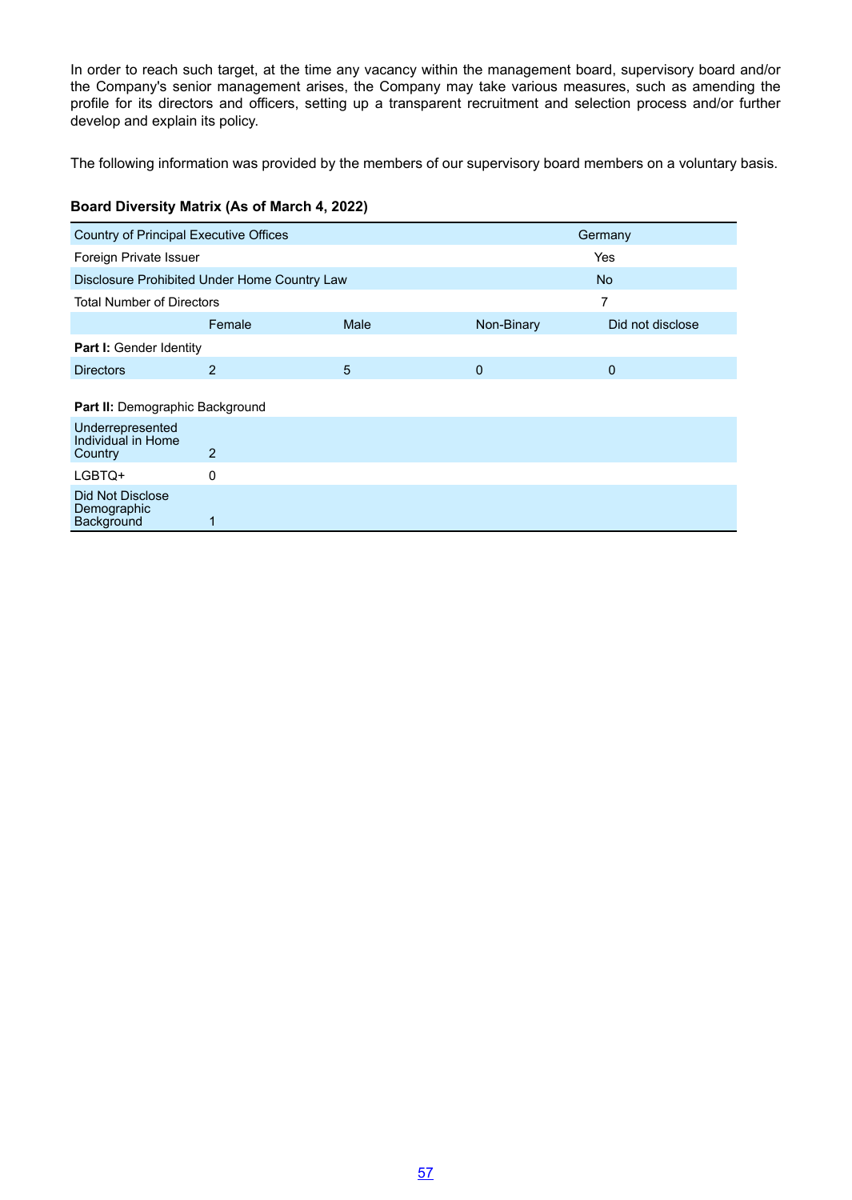In order to reach such target, at the time any vacancy within the management board, supervisory board and/or the Company's senior management arises, the Company may take various measures, such as amending the profile for its directors and officers, setting up a transparent recruitment and selection process and/or further develop and explain its policy.

The following information was provided by the members of our supervisory board members on a voluntary basis.

**Board Diversity Matrix (As of March 4, 2022)**

| Country of Principal Executive Offices | | | | Germany |
|---|---|---|---|---|
| Foreign Private Issuer | | | | Yes |
| Disclosure Prohibited Under Home Country Law | | | | No |
| Total Number of Directors | | | | 7 |
| | Female | Male | Non-Binary | Did not disclose |
| **Part I:** Gender Identity | | | | |
| Directors | 2 | 5 | 0 | 0 |
| **Part II:** Demographic Background | | | | |
| Underrepresented Individual in Home Country | 2 | | | |
| LGBTQ+ | 0 | | | |
| Did Not Disclose Demographic Background | 1 | | | |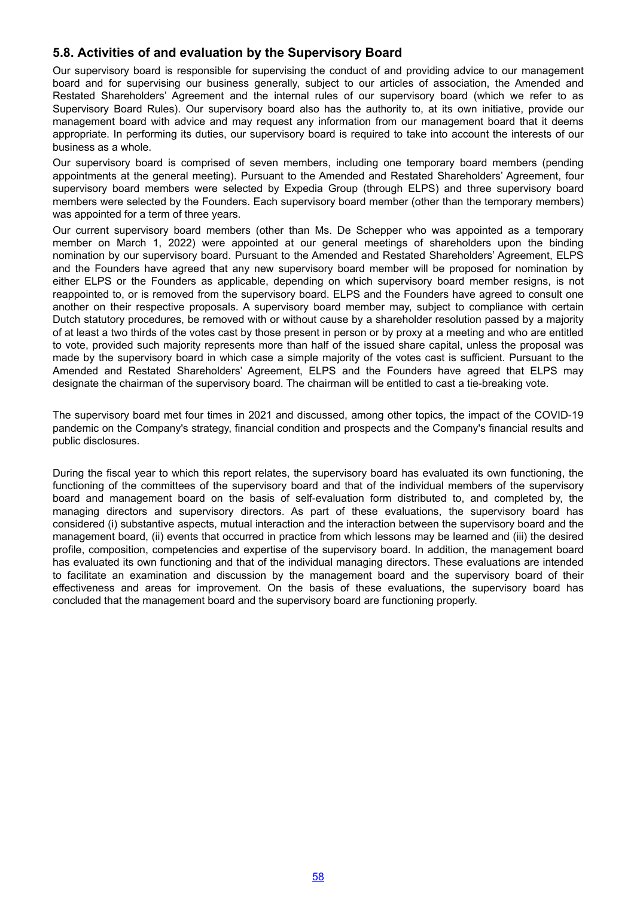## 5.8. Activities of and evaluation by the Supervisory Board

Our supervisory board is responsible for supervising the conduct of and providing advice to our management board and for supervising our business generally, subject to our articles of association, the Amended and Restated Shareholders' Agreement and the internal rules of our supervisory board (which we refer to as Supervisory Board Rules). Our supervisory board also has the authority to, at its own initiative, provide our management board with advice and may request any information from our management board that it deems appropriate. In performing its duties, our supervisory board is required to take into account the interests of our business as a whole.

Our supervisory board is comprised of seven members, including one temporary board members (pending appointments at the general meeting). Pursuant to the Amended and Restated Shareholders' Agreement, four supervisory board members were selected by Expedia Group (through ELPS) and three supervisory board members were selected by the Founders. Each supervisory board member (other than the temporary members) was appointed for a term of three years.

Our current supervisory board members (other than Ms. De Schepper who was appointed as a temporary member on March 1, 2022) were appointed at our general meetings of shareholders upon the binding nomination by our supervisory board. Pursuant to the Amended and Restated Shareholders' Agreement, ELPS and the Founders have agreed that any new supervisory board member will be proposed for nomination by either ELPS or the Founders as applicable, depending on which supervisory board member resigns, is not reappointed to, or is removed from the supervisory board. ELPS and the Founders have agreed to consult one another on their respective proposals. A supervisory board member may, subject to compliance with certain Dutch statutory procedures, be removed with or without cause by a shareholder resolution passed by a majority of at least a two thirds of the votes cast by those present in person or by proxy at a meeting and who are entitled to vote, provided such majority represents more than half of the issued share capital, unless the proposal was made by the supervisory board in which case a simple majority of the votes cast is sufficient. Pursuant to the Amended and Restated Shareholders' Agreement, ELPS and the Founders have agreed that ELPS may designate the chairman of the supervisory board. The chairman will be entitled to cast a tie-breaking vote.

The supervisory board met four times in 2021 and discussed, among other topics, the impact of the COVID-19 pandemic on the Company's strategy, financial condition and prospects and the Company's financial results and public disclosures.

During the fiscal year to which this report relates, the supervisory board has evaluated its own functioning, the functioning of the committees of the supervisory board and that of the individual members of the supervisory board and management board on the basis of self-evaluation form distributed to, and completed by, the managing directors and supervisory directors. As part of these evaluations, the supervisory board has considered (i) substantive aspects, mutual interaction and the interaction between the supervisory board and the management board, (ii) events that occurred in practice from which lessons may be learned and (iii) the desired profile, composition, competencies and expertise of the supervisory board. In addition, the management board has evaluated its own functioning and that of the individual managing directors. These evaluations are intended to facilitate an examination and discussion by the management board and the supervisory board of their effectiveness and areas for improvement. On the basis of these evaluations, the supervisory board has concluded that the management board and the supervisory board are functioning properly.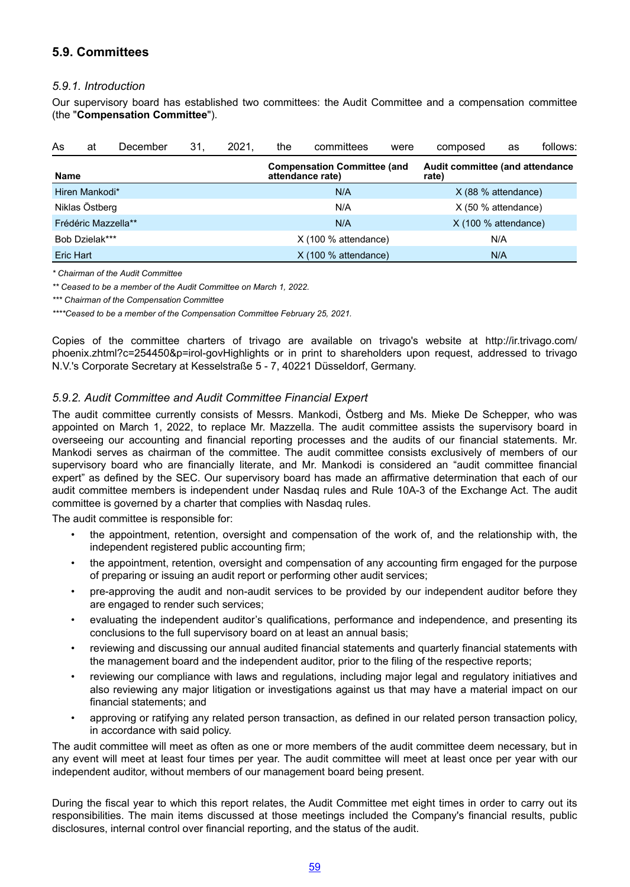## 5.9. Committees

### *5.9.1. Introduction*

Our supervisory board has established two committees: the Audit Committee and a compensation committee (the "**Compensation Committee**").

As at December 31, 2021, the committees were composed as follows:

| Name | Compensation Committee (and attendance rate) | Audit committee (and attendance rate) |
|---|---|---|
| Hiren Mankodi* | N/A | X (88 % attendance) |
| Niklas Östberg | N/A | X (50 % attendance) |
| Frédéric Mazzella** | N/A | X (100 % attendance) |
| Bob Dzielak*** | X (100 % attendance) | N/A |
| Eric Hart | X (100 % attendance) | N/A |

*\* Chairman of the Audit Committee*

*\*\* Ceased to be a member of the Audit Committee on March 1, 2022.*

*\*\*\* Chairman of the Compensation Committee*

*\*\*\*\*Ceased to be a member of the Compensation Committee February 25, 2021.*

Copies of the committee charters of trivago are available on trivago's website at http://ir.trivago.com/phoenix.zhtml?c=254450&p=irol-govHighlights or in print to shareholders upon request, addressed to trivago N.V.'s Corporate Secretary at Kesselstraße 5 - 7, 40221 Düsseldorf, Germany.

### *5.9.2. Audit Committee and Audit Committee Financial Expert*

The audit committee currently consists of Messrs. Mankodi, Östberg and Ms. Mieke De Schepper, who was appointed on March 1, 2022, to replace Mr. Mazzella. The audit committee assists the supervisory board in overseeing our accounting and financial reporting processes and the audits of our financial statements. Mr. Mankodi serves as chairman of the committee. The audit committee consists exclusively of members of our supervisory board who are financially literate, and Mr. Mankodi is considered an "audit committee financial expert" as defined by the SEC. Our supervisory board has made an affirmative determination that each of our audit committee members is independent under Nasdaq rules and Rule 10A-3 of the Exchange Act. The audit committee is governed by a charter that complies with Nasdaq rules.

The audit committee is responsible for:

- the appointment, retention, oversight and compensation of the work of, and the relationship with, the independent registered public accounting firm;
- the appointment, retention, oversight and compensation of any accounting firm engaged for the purpose of preparing or issuing an audit report or performing other audit services;
- pre-approving the audit and non-audit services to be provided by our independent auditor before they are engaged to render such services;
- evaluating the independent auditor's qualifications, performance and independence, and presenting its conclusions to the full supervisory board on at least an annual basis;
- reviewing and discussing our annual audited financial statements and quarterly financial statements with the management board and the independent auditor, prior to the filing of the respective reports;
- reviewing our compliance with laws and regulations, including major legal and regulatory initiatives and also reviewing any major litigation or investigations against us that may have a material impact on our financial statements; and
- approving or ratifying any related person transaction, as defined in our related person transaction policy, in accordance with said policy.

The audit committee will meet as often as one or more members of the audit committee deem necessary, but in any event will meet at least four times per year. The audit committee will meet at least once per year with our independent auditor, without members of our management board being present.

During the fiscal year to which this report relates, the Audit Committee met eight times in order to carry out its responsibilities. The main items discussed at those meetings included the Company's financial results, public disclosures, internal control over financial reporting, and the status of the audit.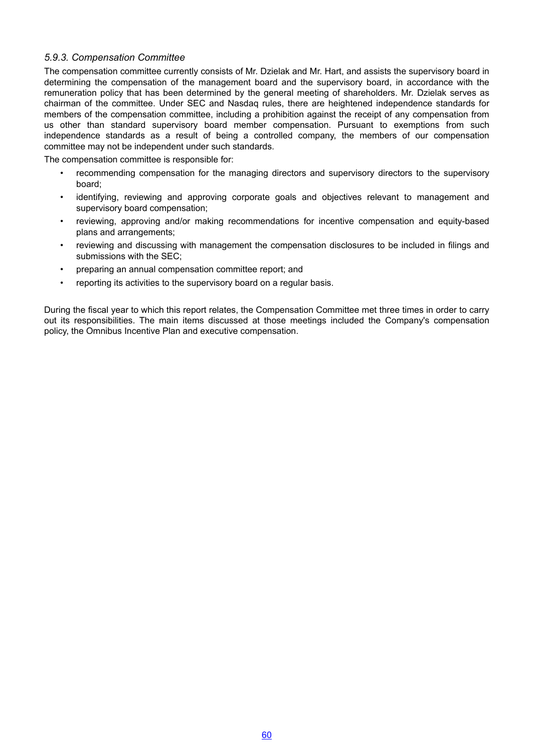### *5.9.3. Compensation Committee*

The compensation committee currently consists of Mr. Dzielak and Mr. Hart, and assists the supervisory board in determining the compensation of the management board and the supervisory board, in accordance with the remuneration policy that has been determined by the general meeting of shareholders. Mr. Dzielak serves as chairman of the committee. Under SEC and Nasdaq rules, there are heightened independence standards for members of the compensation committee, including a prohibition against the receipt of any compensation from us other than standard supervisory board member compensation. Pursuant to exemptions from such independence standards as a result of being a controlled company, the members of our compensation committee may not be independent under such standards.

The compensation committee is responsible for:

- recommending compensation for the managing directors and supervisory directors to the supervisory board;
- identifying, reviewing and approving corporate goals and objectives relevant to management and supervisory board compensation;
- reviewing, approving and/or making recommendations for incentive compensation and equity-based plans and arrangements;
- reviewing and discussing with management the compensation disclosures to be included in filings and submissions with the SEC;
- preparing an annual compensation committee report; and
- reporting its activities to the supervisory board on a regular basis.

During the fiscal year to which this report relates, the Compensation Committee met three times in order to carry out its responsibilities. The main items discussed at those meetings included the Company's compensation policy, the Omnibus Incentive Plan and executive compensation.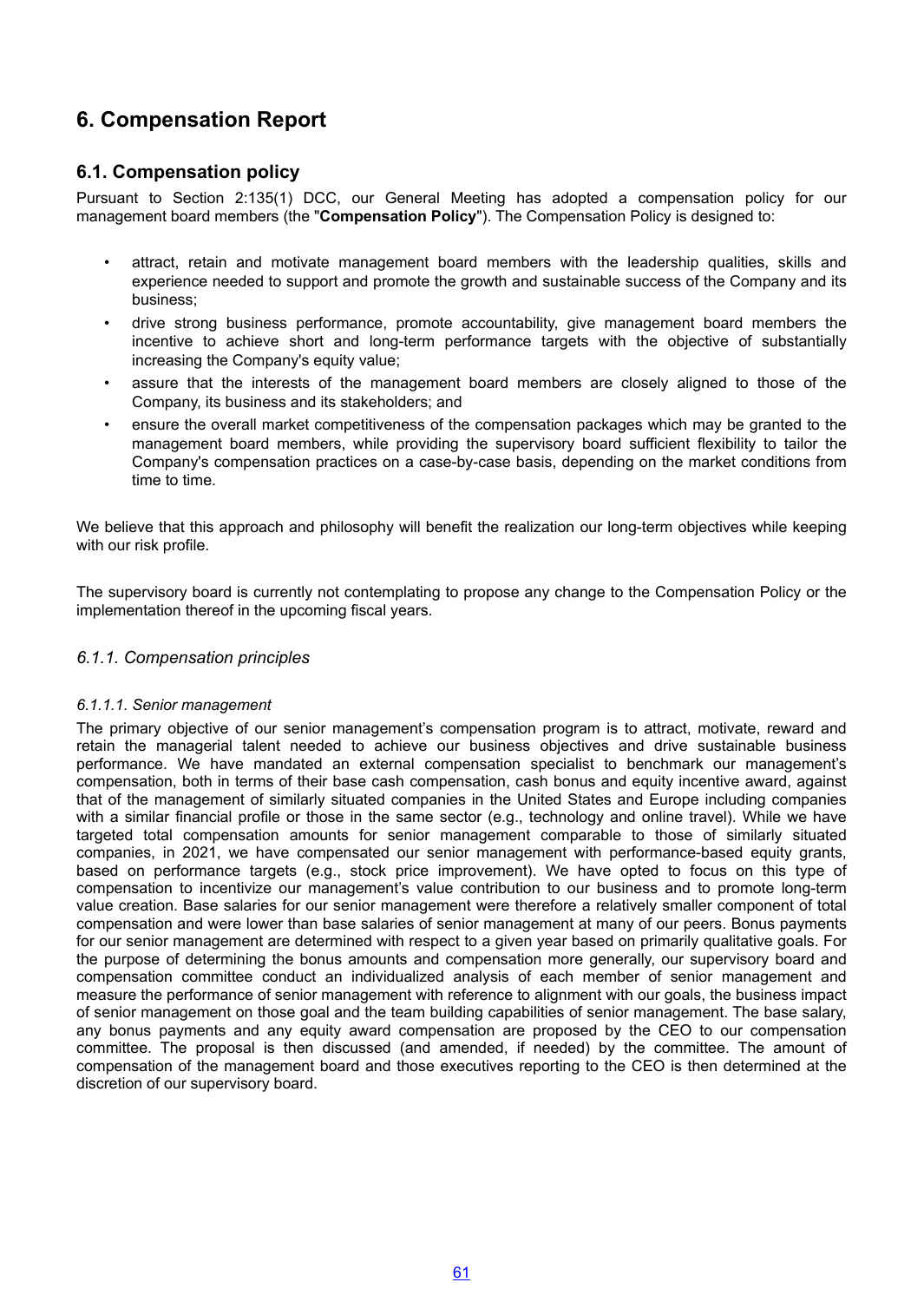# 6. Compensation Report

## 6.1. Compensation policy

Pursuant to Section 2:135(1) DCC, our General Meeting has adopted a compensation policy for our management board members (the "**Compensation Policy**"). The Compensation Policy is designed to:

- attract, retain and motivate management board members with the leadership qualities, skills and experience needed to support and promote the growth and sustainable success of the Company and its business;
- drive strong business performance, promote accountability, give management board members the incentive to achieve short and long-term performance targets with the objective of substantially increasing the Company's equity value;
- assure that the interests of the management board members are closely aligned to those of the Company, its business and its stakeholders; and
- ensure the overall market competitiveness of the compensation packages which may be granted to the management board members, while providing the supervisory board sufficient flexibility to tailor the Company's compensation practices on a case-by-case basis, depending on the market conditions from time to time.

We believe that this approach and philosophy will benefit the realization our long-term objectives while keeping with our risk profile.

The supervisory board is currently not contemplating to propose any change to the Compensation Policy or the implementation thereof in the upcoming fiscal years.

### *6.1.1. Compensation principles*

#### *6.1.1.1. Senior management*

The primary objective of our senior management's compensation program is to attract, motivate, reward and retain the managerial talent needed to achieve our business objectives and drive sustainable business performance. We have mandated an external compensation specialist to benchmark our management's compensation, both in terms of their base cash compensation, cash bonus and equity incentive award, against that of the management of similarly situated companies in the United States and Europe including companies with a similar financial profile or those in the same sector (e.g., technology and online travel). While we have targeted total compensation amounts for senior management comparable to those of similarly situated companies, in 2021, we have compensated our senior management with performance-based equity grants, based on performance targets (e.g., stock price improvement). We have opted to focus on this type of compensation to incentivize our management's value contribution to our business and to promote long-term value creation. Base salaries for our senior management were therefore a relatively smaller component of total compensation and were lower than base salaries of senior management at many of our peers. Bonus payments for our senior management are determined with respect to a given year based on primarily qualitative goals. For the purpose of determining the bonus amounts and compensation more generally, our supervisory board and compensation committee conduct an individualized analysis of each member of senior management and measure the performance of senior management with reference to alignment with our goals, the business impact of senior management on those goal and the team building capabilities of senior management. The base salary, any bonus payments and any equity award compensation are proposed by the CEO to our compensation committee. The proposal is then discussed (and amended, if needed) by the committee. The amount of compensation of the management board and those executives reporting to the CEO is then determined at the discretion of our supervisory board.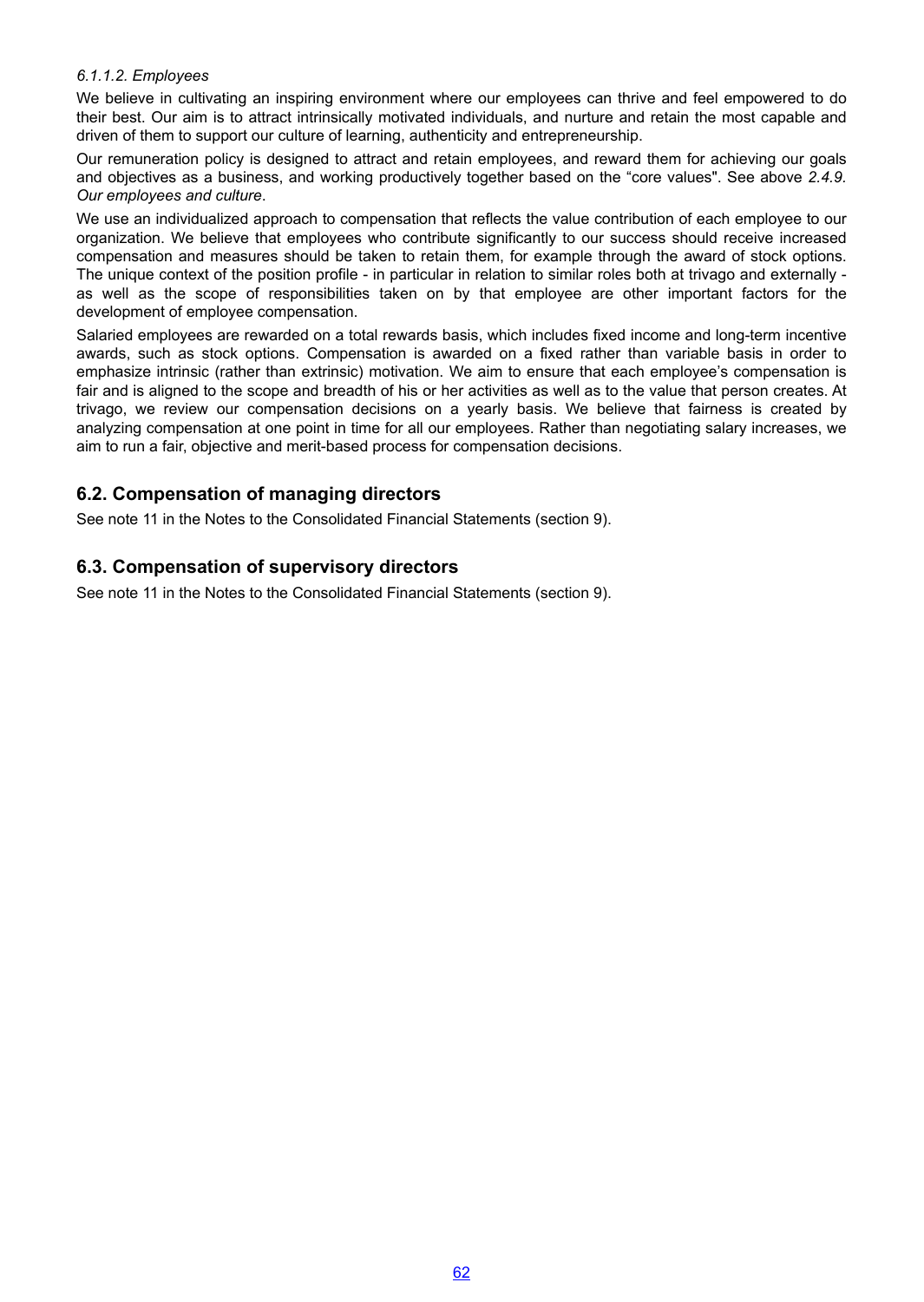*6.1.1.2. Employees*

We believe in cultivating an inspiring environment where our employees can thrive and feel empowered to do their best. Our aim is to attract intrinsically motivated individuals, and nurture and retain the most capable and driven of them to support our culture of learning, authenticity and entrepreneurship.

Our remuneration policy is designed to attract and retain employees, and reward them for achieving our goals and objectives as a business, and working productively together based on the "core values". See above *2.4.9. Our employees and culture*.

We use an individualized approach to compensation that reflects the value contribution of each employee to our organization. We believe that employees who contribute significantly to our success should receive increased compensation and measures should be taken to retain them, for example through the award of stock options. The unique context of the position profile - in particular in relation to similar roles both at trivago and externally - as well as the scope of responsibilities taken on by that employee are other important factors for the development of employee compensation.

Salaried employees are rewarded on a total rewards basis, which includes fixed income and long-term incentive awards, such as stock options. Compensation is awarded on a fixed rather than variable basis in order to emphasize intrinsic (rather than extrinsic) motivation. We aim to ensure that each employee's compensation is fair and is aligned to the scope and breadth of his or her activities as well as to the value that person creates. At trivago, we review our compensation decisions on a yearly basis. We believe that fairness is created by analyzing compensation at one point in time for all our employees. Rather than negotiating salary increases, we aim to run a fair, objective and merit-based process for compensation decisions.

## 6.2. Compensation of managing directors

See note 11 in the Notes to the Consolidated Financial Statements (section 9).

## 6.3. Compensation of supervisory directors

See note 11 in the Notes to the Consolidated Financial Statements (section 9).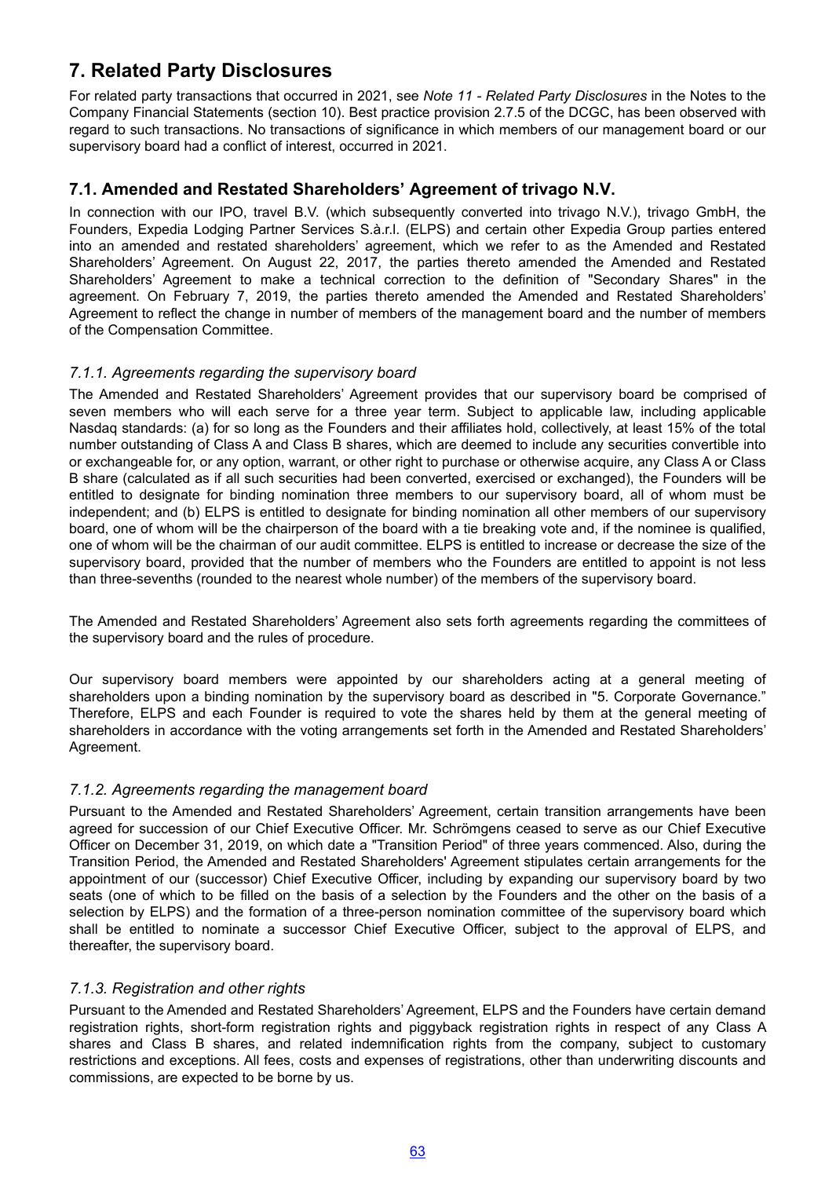# 7. Related Party Disclosures

For related party transactions that occurred in 2021, see *Note 11 - Related Party Disclosures* in the Notes to the Company Financial Statements (section 10). Best practice provision 2.7.5 of the DCGC, has been observed with regard to such transactions. No transactions of significance in which members of our management board or our supervisory board had a conflict of interest, occurred in 2021.

## 7.1. Amended and Restated Shareholders' Agreement of trivago N.V.

In connection with our IPO, travel B.V. (which subsequently converted into trivago N.V.), trivago GmbH, the Founders, Expedia Lodging Partner Services S.à.r.l. (ELPS) and certain other Expedia Group parties entered into an amended and restated shareholders' agreement, which we refer to as the Amended and Restated Shareholders' Agreement. On August 22, 2017, the parties thereto amended the Amended and Restated Shareholders' Agreement to make a technical correction to the definition of "Secondary Shares" in the agreement. On February 7, 2019, the parties thereto amended the Amended and Restated Shareholders' Agreement to reflect the change in number of members of the management board and the number of members of the Compensation Committee.

### *7.1.1. Agreements regarding the supervisory board*

The Amended and Restated Shareholders' Agreement provides that our supervisory board be comprised of seven members who will each serve for a three year term. Subject to applicable law, including applicable Nasdaq standards: (a) for so long as the Founders and their affiliates hold, collectively, at least 15% of the total number outstanding of Class A and Class B shares, which are deemed to include any securities convertible into or exchangeable for, or any option, warrant, or other right to purchase or otherwise acquire, any Class A or Class B share (calculated as if all such securities had been converted, exercised or exchanged), the Founders will be entitled to designate for binding nomination three members to our supervisory board, all of whom must be independent; and (b) ELPS is entitled to designate for binding nomination all other members of our supervisory board, one of whom will be the chairperson of the board with a tie breaking vote and, if the nominee is qualified, one of whom will be the chairman of our audit committee. ELPS is entitled to increase or decrease the size of the supervisory board, provided that the number of members who the Founders are entitled to appoint is not less than three-sevenths (rounded to the nearest whole number) of the members of the supervisory board.

The Amended and Restated Shareholders' Agreement also sets forth agreements regarding the committees of the supervisory board and the rules of procedure.

Our supervisory board members were appointed by our shareholders acting at a general meeting of shareholders upon a binding nomination by the supervisory board as described in "5. Corporate Governance." Therefore, ELPS and each Founder is required to vote the shares held by them at the general meeting of shareholders in accordance with the voting arrangements set forth in the Amended and Restated Shareholders' Agreement.

### *7.1.2. Agreements regarding the management board*

Pursuant to the Amended and Restated Shareholders' Agreement, certain transition arrangements have been agreed for succession of our Chief Executive Officer. Mr. Schrömgens ceased to serve as our Chief Executive Officer on December 31, 2019, on which date a "Transition Period" of three years commenced. Also, during the Transition Period, the Amended and Restated Shareholders' Agreement stipulates certain arrangements for the appointment of our (successor) Chief Executive Officer, including by expanding our supervisory board by two seats (one of which to be filled on the basis of a selection by the Founders and the other on the basis of a selection by ELPS) and the formation of a three-person nomination committee of the supervisory board which shall be entitled to nominate a successor Chief Executive Officer, subject to the approval of ELPS, and thereafter, the supervisory board.

### *7.1.3. Registration and other rights*

Pursuant to the Amended and Restated Shareholders' Agreement, ELPS and the Founders have certain demand registration rights, short-form registration rights and piggyback registration rights in respect of any Class A shares and Class B shares, and related indemnification rights from the company, subject to customary restrictions and exceptions. All fees, costs and expenses of registrations, other than underwriting discounts and commissions, are expected to be borne by us.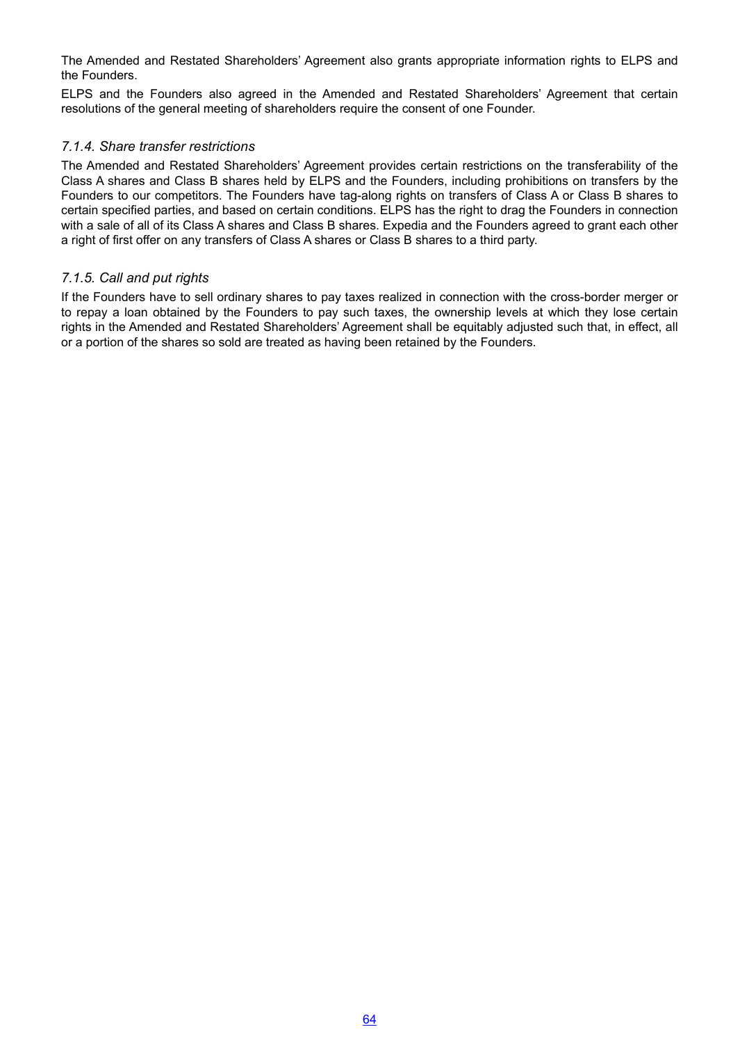The Amended and Restated Shareholders' Agreement also grants appropriate information rights to ELPS and the Founders.

ELPS and the Founders also agreed in the Amended and Restated Shareholders' Agreement that certain resolutions of the general meeting of shareholders require the consent of one Founder.

### *7.1.4. Share transfer restrictions*

The Amended and Restated Shareholders' Agreement provides certain restrictions on the transferability of the Class A shares and Class B shares held by ELPS and the Founders, including prohibitions on transfers by the Founders to our competitors. The Founders have tag-along rights on transfers of Class A or Class B shares to certain specified parties, and based on certain conditions. ELPS has the right to drag the Founders in connection with a sale of all of its Class A shares and Class B shares. Expedia and the Founders agreed to grant each other a right of first offer on any transfers of Class A shares or Class B shares to a third party.

### *7.1.5. Call and put rights*

If the Founders have to sell ordinary shares to pay taxes realized in connection with the cross-border merger or to repay a loan obtained by the Founders to pay such taxes, the ownership levels at which they lose certain rights in the Amended and Restated Shareholders' Agreement shall be equitably adjusted such that, in effect, all or a portion of the shares so sold are treated as having been retained by the Founders.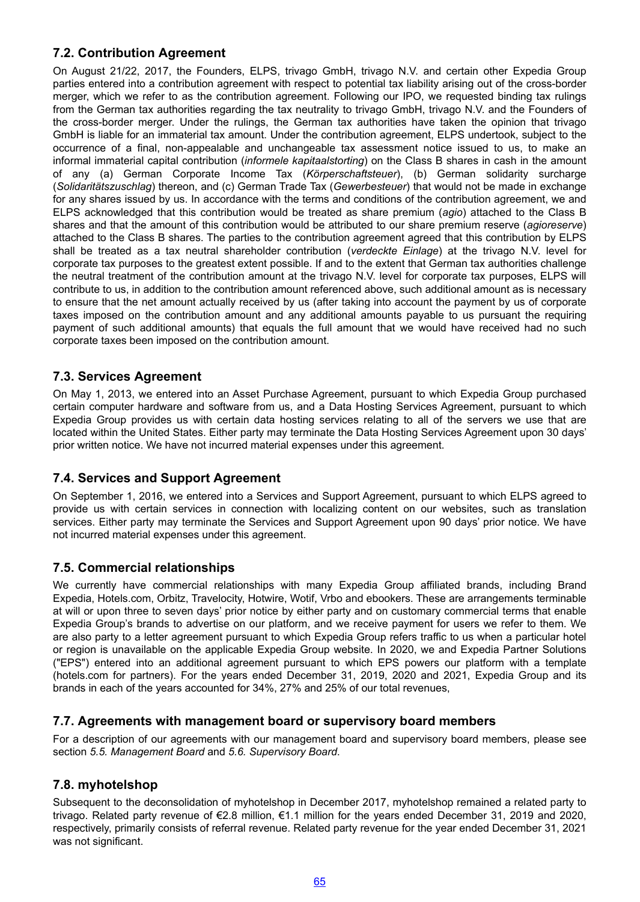### 7.2. Contribution Agreement

On August 21/22, 2017, the Founders, ELPS, trivago GmbH, trivago N.V. and certain other Expedia Group parties entered into a contribution agreement with respect to potential tax liability arising out of the cross-border merger, which we refer to as the contribution agreement. Following our IPO, we requested binding tax rulings from the German tax authorities regarding the tax neutrality to trivago GmbH, trivago N.V. and the Founders of the cross-border merger. Under the rulings, the German tax authorities have taken the opinion that trivago GmbH is liable for an immaterial tax amount. Under the contribution agreement, ELPS undertook, subject to the occurrence of a final, non-appealable and unchangeable tax assessment notice issued to us, to make an informal immaterial capital contribution (*informele kapitaalstorting*) on the Class B shares in cash in the amount of any (a) German Corporate Income Tax (*Körperschaftsteuer*), (b) German solidarity surcharge (*Solidaritätszuschlag*) thereon, and (c) German Trade Tax (*Gewerbesteuer*) that would not be made in exchange for any shares issued by us. In accordance with the terms and conditions of the contribution agreement, we and ELPS acknowledged that this contribution would be treated as share premium (*agio*) attached to the Class B shares and that the amount of this contribution would be attributed to our share premium reserve (*agioreserve*) attached to the Class B shares. The parties to the contribution agreement agreed that this contribution by ELPS shall be treated as a tax neutral shareholder contribution (*verdeckte Einlage*) at the trivago N.V. level for corporate tax purposes to the greatest extent possible. If and to the extent that German tax authorities challenge the neutral treatment of the contribution amount at the trivago N.V. level for corporate tax purposes, ELPS will contribute to us, in addition to the contribution amount referenced above, such additional amount as is necessary to ensure that the net amount actually received by us (after taking into account the payment by us of corporate taxes imposed on the contribution amount and any additional amounts payable to us pursuant the requiring payment of such additional amounts) that equals the full amount that we would have received had no such corporate taxes been imposed on the contribution amount.

### 7.3. Services Agreement

On May 1, 2013, we entered into an Asset Purchase Agreement, pursuant to which Expedia Group purchased certain computer hardware and software from us, and a Data Hosting Services Agreement, pursuant to which Expedia Group provides us with certain data hosting services relating to all of the servers we use that are located within the United States. Either party may terminate the Data Hosting Services Agreement upon 30 days' prior written notice. We have not incurred material expenses under this agreement.

### 7.4. Services and Support Agreement

On September 1, 2016, we entered into a Services and Support Agreement, pursuant to which ELPS agreed to provide us with certain services in connection with localizing content on our websites, such as translation services. Either party may terminate the Services and Support Agreement upon 90 days' prior notice. We have not incurred material expenses under this agreement.

### 7.5. Commercial relationships

We currently have commercial relationships with many Expedia Group affiliated brands, including Brand Expedia, Hotels.com, Orbitz, Travelocity, Hotwire, Wotif, Vrbo and ebookers. These are arrangements terminable at will or upon three to seven days' prior notice by either party and on customary commercial terms that enable Expedia Group's brands to advertise on our platform, and we receive payment for users we refer to them. We are also party to a letter agreement pursuant to which Expedia Group refers traffic to us when a particular hotel or region is unavailable on the applicable Expedia Group website. In 2020, we and Expedia Partner Solutions ("EPS") entered into an additional agreement pursuant to which EPS powers our platform with a template (hotels.com for partners). For the years ended December 31, 2019, 2020 and 2021, Expedia Group and its brands in each of the years accounted for 34%, 27% and 25% of our total revenues,

### 7.7. Agreements with management board or supervisory board members

For a description of our agreements with our management board and supervisory board members, please see section *5.5. Management Board* and *5.6. Supervisory Board*.

### 7.8. myhotelshop

Subsequent to the deconsolidation of myhotelshop in December 2017, myhotelshop remained a related party to trivago. Related party revenue of €2.8 million, €1.1 million for the years ended December 31, 2019 and 2020, respectively, primarily consists of referral revenue. Related party revenue for the year ended December 31, 2021 was not significant.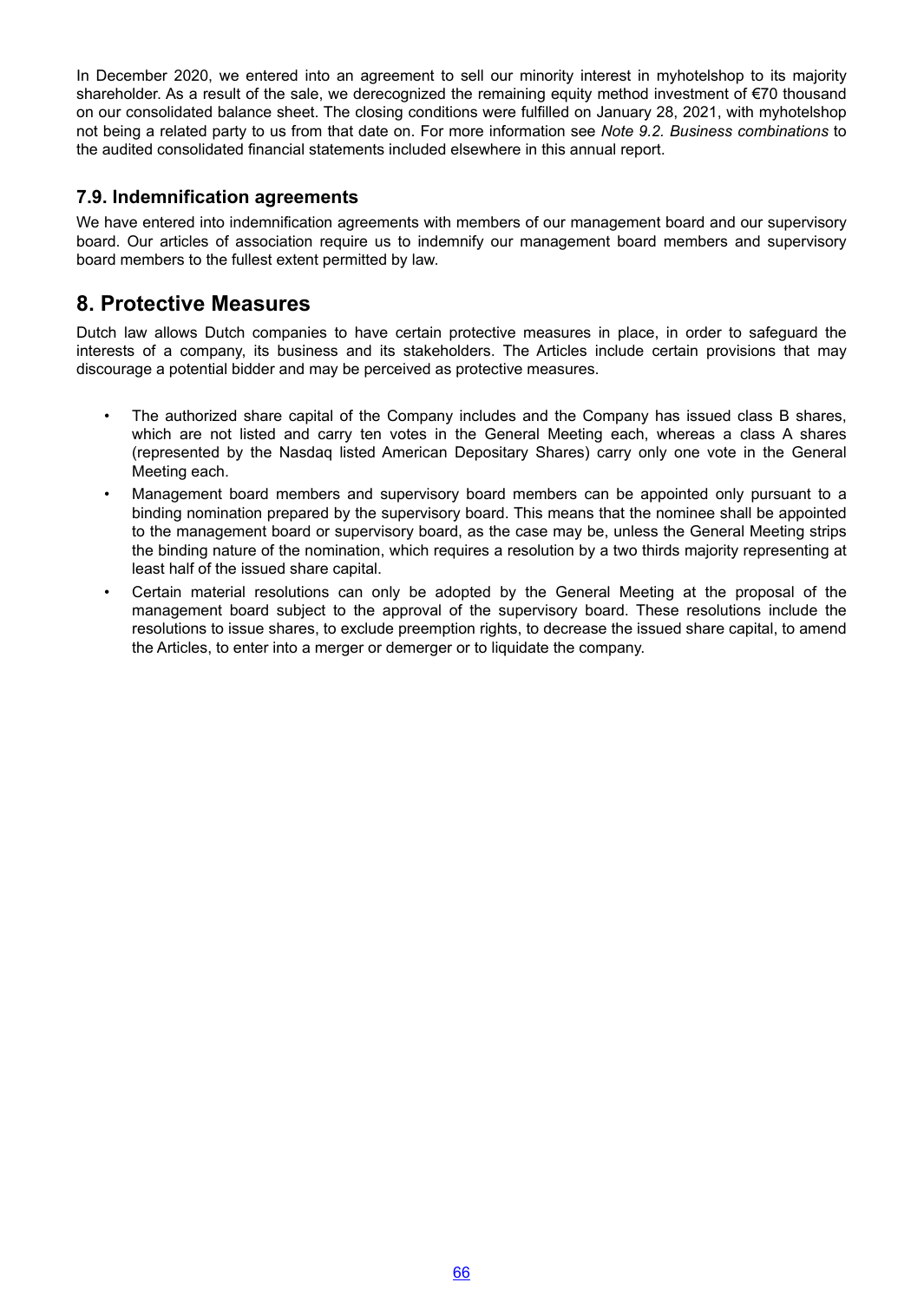In December 2020, we entered into an agreement to sell our minority interest in myhotelshop to its majority shareholder. As a result of the sale, we derecognized the remaining equity method investment of €70 thousand on our consolidated balance sheet. The closing conditions were fulfilled on January 28, 2021, with myhotelshop not being a related party to us from that date on. For more information see *Note 9.2. Business combinations* to the audited consolidated financial statements included elsewhere in this annual report.

### 7.9. Indemnification agreements

We have entered into indemnification agreements with members of our management board and our supervisory board. Our articles of association require us to indemnify our management board members and supervisory board members to the fullest extent permitted by law.

## 8. Protective Measures

Dutch law allows Dutch companies to have certain protective measures in place, in order to safeguard the interests of a company, its business and its stakeholders. The Articles include certain provisions that may discourage a potential bidder and may be perceived as protective measures.

- The authorized share capital of the Company includes and the Company has issued class B shares, which are not listed and carry ten votes in the General Meeting each, whereas a class A shares (represented by the Nasdaq listed American Depositary Shares) carry only one vote in the General Meeting each.
- Management board members and supervisory board members can be appointed only pursuant to a binding nomination prepared by the supervisory board. This means that the nominee shall be appointed to the management board or supervisory board, as the case may be, unless the General Meeting strips the binding nature of the nomination, which requires a resolution by a two thirds majority representing at least half of the issued share capital.
- Certain material resolutions can only be adopted by the General Meeting at the proposal of the management board subject to the approval of the supervisory board. These resolutions include the resolutions to issue shares, to exclude preemption rights, to decrease the issued share capital, to amend the Articles, to enter into a merger or demerger or to liquidate the company.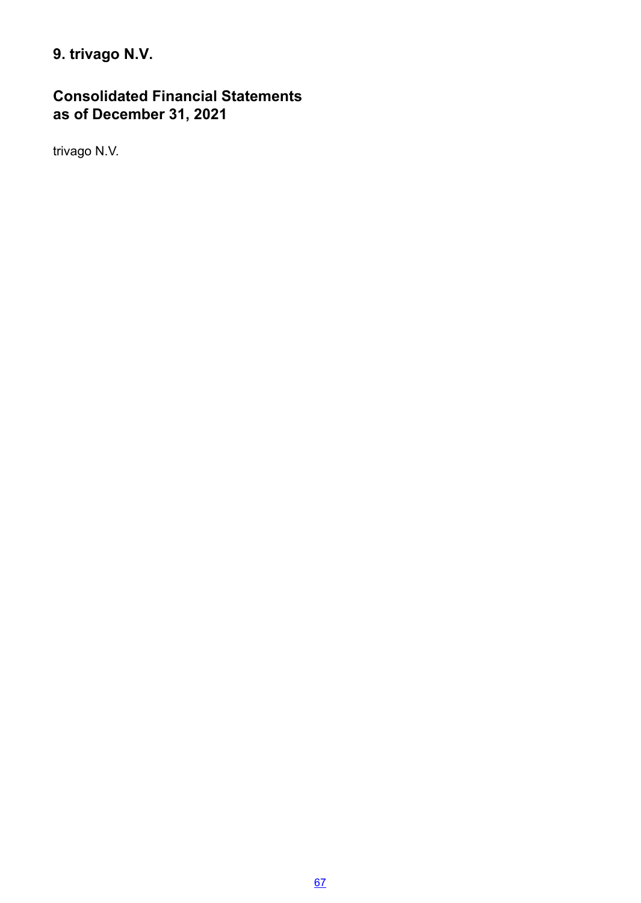# 9. trivago N.V.

## Consolidated Financial Statements as of December 31, 2021

trivago N.V.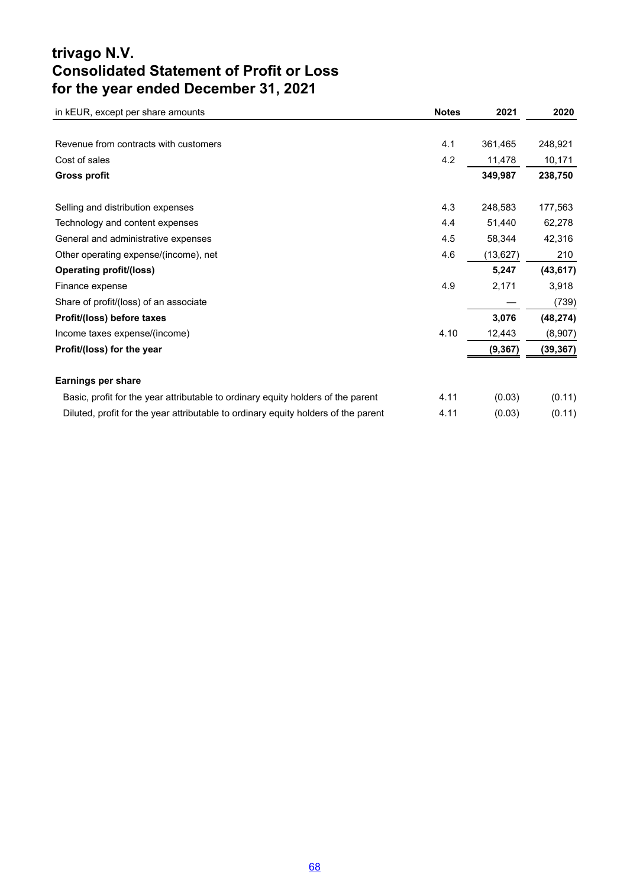# trivago N.V.
# Consolidated Statement of Profit or Loss
# for the year ended December 31, 2021

| in kEUR, except per share amounts | Notes | 2021 | 2020 |
|---|---|---|---|
| Revenue from contracts with customers | 4.1 | 361,465 | 248,921 |
| Cost of sales | 4.2 | 11,478 | 10,171 |
| **Gross profit** | | **349,987** | **238,750** |
| Selling and distribution expenses | 4.3 | 248,583 | 177,563 |
| Technology and content expenses | 4.4 | 51,440 | 62,278 |
| General and administrative expenses | 4.5 | 58,344 | 42,316 |
| Other operating expense/(income), net | 4.6 | (13,627) | 210 |
| **Operating profit/(loss)** | | **5,247** | **(43,617)** |
| Finance expense | 4.9 | 2,171 | 3,918 |
| Share of profit/(loss) of an associate | | — | (739) |
| **Profit/(loss) before taxes** | | **3,076** | **(48,274)** |
| Income taxes expense/(income) | 4.10 | 12,443 | (8,907) |
| **Profit/(loss) for the year** | | **(9,367)** | **(39,367)** |
| **Earnings per share** | | | |
| Basic, profit for the year attributable to ordinary equity holders of the parent | 4.11 | (0.03) | (0.11) |
| Diluted, profit for the year attributable to ordinary equity holders of the parent | 4.11 | (0.03) | (0.11) |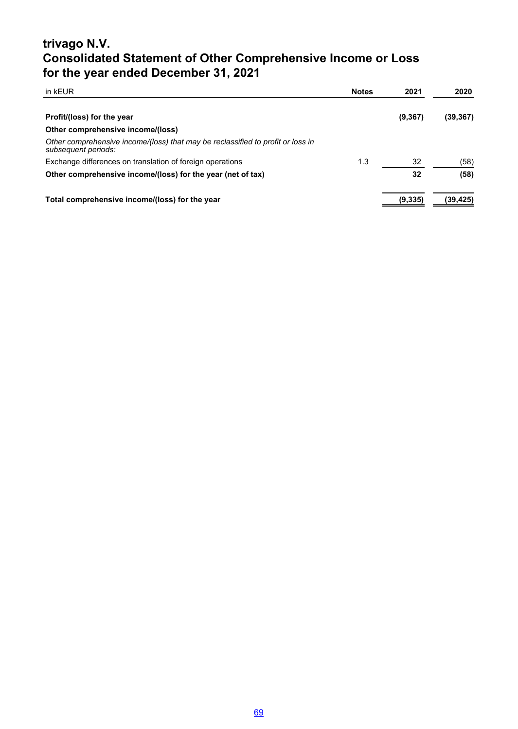# trivago N.V.
# Consolidated Statement of Other Comprehensive Income or Loss for the year ended December 31, 2021

| in kEUR | Notes | 2021 | 2020 |
|---|---|---|---|
| **Profit/(loss) for the year** | | **(9,367)** | **(39,367)** |
| **Other comprehensive income/(loss)** | | | |
| *Other comprehensive income/(loss) that may be reclassified to profit or loss in subsequent periods:* | | | |
| Exchange differences on translation of foreign operations | 1.3 | 32 | (58) |
| **Other comprehensive income/(loss) for the year (net of tax)** | | **32** | **(58)** |
| **Total comprehensive income/(loss) for the year** | | **(9,335)** | **(39,425)** |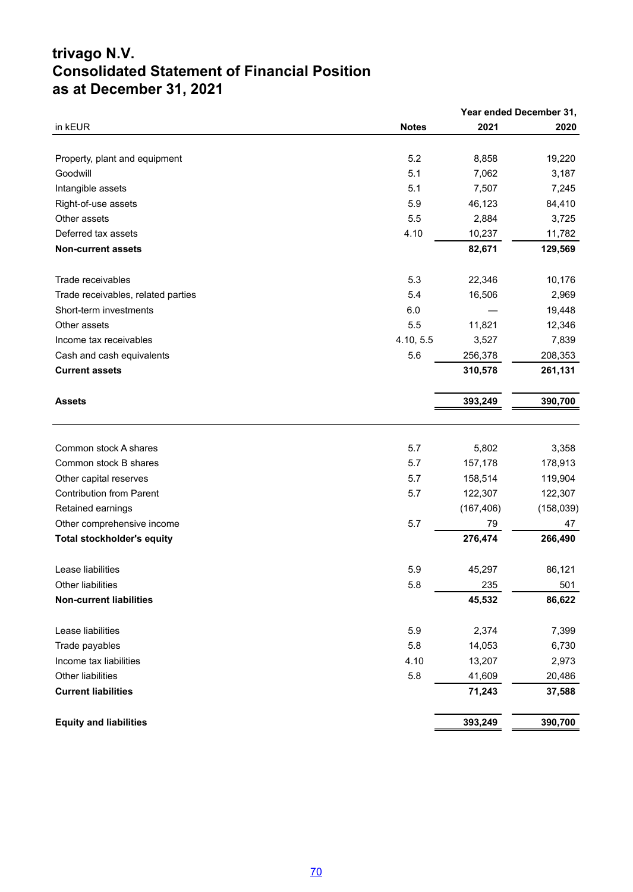# trivago N.V.
# Consolidated Statement of Financial Position
# as at December 31, 2021

| in kEUR | Notes | Year ended December 31, 2021 | 2020 |
|---|---|---|---|
| Property, plant and equipment | 5.2 | 8,858 | 19,220 |
| Goodwill | 5.1 | 7,062 | 3,187 |
| Intangible assets | 5.1 | 7,507 | 7,245 |
| Right-of-use assets | 5.9 | 46,123 | 84,410 |
| Other assets | 5.5 | 2,884 | 3,725 |
| Deferred tax assets | 4.10 | 10,237 | 11,782 |
| **Non-current assets** | | **82,671** | **129,569** |
| Trade receivables | 5.3 | 22,346 | 10,176 |
| Trade receivables, related parties | 5.4 | 16,506 | 2,969 |
| Short-term investments | 6.0 | — | 19,448 |
| Other assets | 5.5 | 11,821 | 12,346 |
| Income tax receivables | 4.10, 5.5 | 3,527 | 7,839 |
| Cash and cash equivalents | 5.6 | 256,378 | 208,353 |
| **Current assets** | | **310,578** | **261,131** |
| **Assets** | | **393,249** | **390,700** |
| Common stock A shares | 5.7 | 5,802 | 3,358 |
| Common stock B shares | 5.7 | 157,178 | 178,913 |
| Other capital reserves | 5.7 | 158,514 | 119,904 |
| Contribution from Parent | 5.7 | 122,307 | 122,307 |
| Retained earnings | | (167,406) | (158,039) |
| Other comprehensive income | 5.7 | 79 | 47 |
| **Total stockholder's equity** | | **276,474** | **266,490** |
| Lease liabilities | 5.9 | 45,297 | 86,121 |
| Other liabilities | 5.8 | 235 | 501 |
| **Non-current liabilities** | | **45,532** | **86,622** |
| Lease liabilities | 5.9 | 2,374 | 7,399 |
| Trade payables | 5.8 | 14,053 | 6,730 |
| Income tax liabilities | 4.10 | 13,207 | 2,973 |
| Other liabilities | 5.8 | 41,609 | 20,486 |
| **Current liabilities** | | **71,243** | **37,588** |
| **Equity and liabilities** | | **393,249** | **390,700** |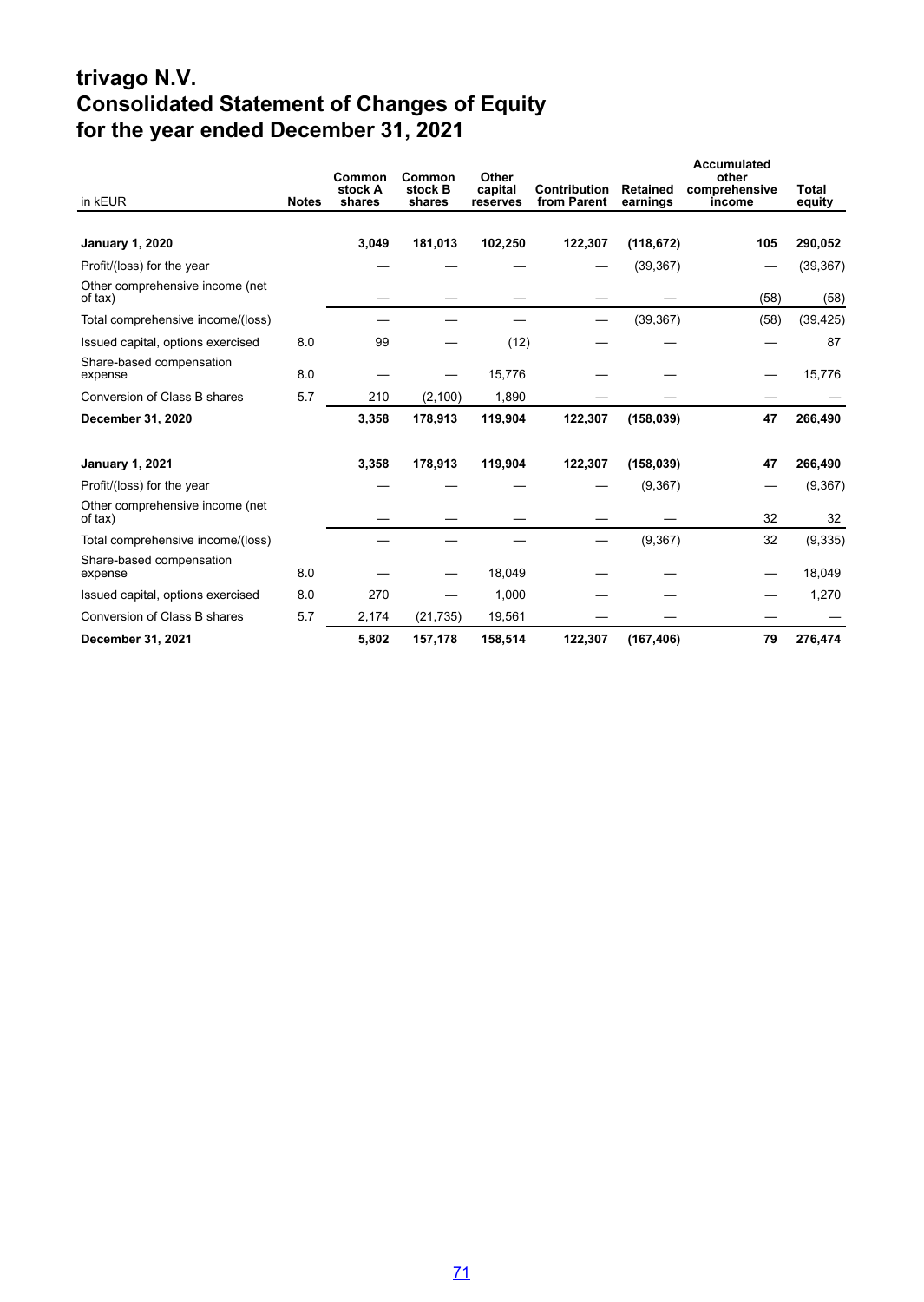# trivago N.V.
# Consolidated Statement of Changes of Equity
# for the year ended December 31, 2021

| in kEUR | Notes | Common stock A shares | Common stock B shares | Other capital reserves | Contribution from Parent | Retained earnings | Accumulated other comprehensive income | Total equity |
|---|---|---|---|---|---|---|---|---|
| **January 1, 2020** | | **3,049** | **181,013** | **102,250** | **122,307** | **(118,672)** | **105** | **290,052** |
| Profit/(loss) for the year | | — | — | — | — | (39,367) | — | (39,367) |
| Other comprehensive income (net of tax) | | — | — | — | — | — | (58) | (58) |
| Total comprehensive income/(loss) | | — | — | — | — | (39,367) | (58) | (39,425) |
| Issued capital, options exercised | 8.0 | 99 | — | (12) | — | — | — | 87 |
| Share-based compensation expense | 8.0 | — | — | 15,776 | — | — | — | 15,776 |
| Conversion of Class B shares | 5.7 | 210 | (2,100) | 1,890 | — | — | — | — |
| **December 31, 2020** | | **3,358** | **178,913** | **119,904** | **122,307** | **(158,039)** | **47** | **266,490** |
| | | | | | | | | |
| **January 1, 2021** | | **3,358** | **178,913** | **119,904** | **122,307** | **(158,039)** | **47** | **266,490** |
| Profit/(loss) for the year | | — | — | — | — | (9,367) | — | (9,367) |
| Other comprehensive income (net of tax) | | — | — | — | — | — | 32 | 32 |
| Total comprehensive income/(loss) | | — | — | — | — | (9,367) | 32 | (9,335) |
| Share-based compensation expense | 8.0 | — | — | 18,049 | — | — | — | 18,049 |
| Issued capital, options exercised | 8.0 | 270 | — | 1,000 | — | — | — | 1,270 |
| Conversion of Class B shares | 5.7 | 2,174 | (21,735) | 19,561 | — | — | — | — |
| **December 31, 2021** | | **5,802** | **157,178** | **158,514** | **122,307** | **(167,406)** | **79** | **276,474** |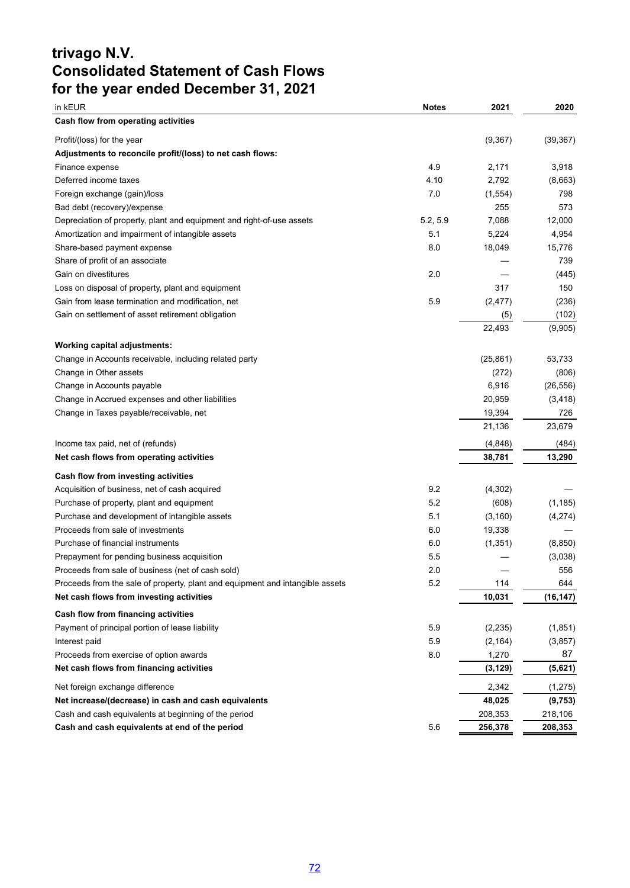# trivago N.V.
# Consolidated Statement of Cash Flows
# for the year ended December 31, 2021

| in kEUR | Notes | 2021 | 2020 |
|---|---|---|---|
| **Cash flow from operating activities** | | | |
| Profit/(loss) for the year | | (9,367) | (39,367) |
| **Adjustments to reconcile profit/(loss) to net cash flows:** | | | |
| Finance expense | 4.9 | 2,171 | 3,918 |
| Deferred income taxes | 4.10 | 2,792 | (8,663) |
| Foreign exchange (gain)/loss | 7.0 | (1,554) | 798 |
| Bad debt (recovery)/expense | | 255 | 573 |
| Depreciation of property, plant and equipment and right-of-use assets | 5.2, 5.9 | 7,088 | 12,000 |
| Amortization and impairment of intangible assets | 5.1 | 5,224 | 4,954 |
| Share-based payment expense | 8.0 | 18,049 | 15,776 |
| Share of profit of an associate | | — | 739 |
| Gain on divestitures | 2.0 | — | (445) |
| Loss on disposal of property, plant and equipment | | 317 | 150 |
| Gain from lease termination and modification, net | 5.9 | (2,477) | (236) |
| Gain on settlement of asset retirement obligation | | (5) | (102) |
| | | 22,493 | (9,905) |
| **Working capital adjustments:** | | | |
| Change in Accounts receivable, including related party | | (25,861) | 53,733 |
| Change in Other assets | | (272) | (806) |
| Change in Accounts payable | | 6,916 | (26,556) |
| Change in Accrued expenses and other liabilities | | 20,959 | (3,418) |
| Change in Taxes payable/receivable, net | | 19,394 | 726 |
| | | 21,136 | 23,679 |
| Income tax paid, net of (refunds) | | (4,848) | (484) |
| **Net cash flows from operating activities** | | **38,781** | **13,290** |
| **Cash flow from investing activities** | | | |
| Acquisition of business, net of cash acquired | 9.2 | (4,302) | — |
| Purchase of property, plant and equipment | 5.2 | (608) | (1,185) |
| Purchase and development of intangible assets | 5.1 | (3,160) | (4,274) |
| Proceeds from sale of investments | 6.0 | 19,338 | — |
| Purchase of financial instruments | 6.0 | (1,351) | (8,850) |
| Prepayment for pending business acquisition | 5.5 | — | (3,038) |
| Proceeds from sale of business (net of cash sold) | 2.0 | — | 556 |
| Proceeds from the sale of property, plant and equipment and intangible assets | 5.2 | 114 | 644 |
| **Net cash flows from investing activities** | | **10,031** | **(16,147)** |
| **Cash flow from financing activities** | | | |
| Payment of principal portion of lease liability | 5.9 | (2,235) | (1,851) |
| Interest paid | 5.9 | (2,164) | (3,857) |
| Proceeds from exercise of option awards | 8.0 | 1,270 | 87 |
| **Net cash flows from financing activities** | | **(3,129)** | **(5,621)** |
| Net foreign exchange difference | | 2,342 | (1,275) |
| **Net increase/(decrease) in cash and cash equivalents** | | **48,025** | **(9,753)** |
| Cash and cash equivalents at beginning of the period | | 208,353 | 218,106 |
| **Cash and cash equivalents at end of the period** | 5.6 | **256,378** | **208,353** |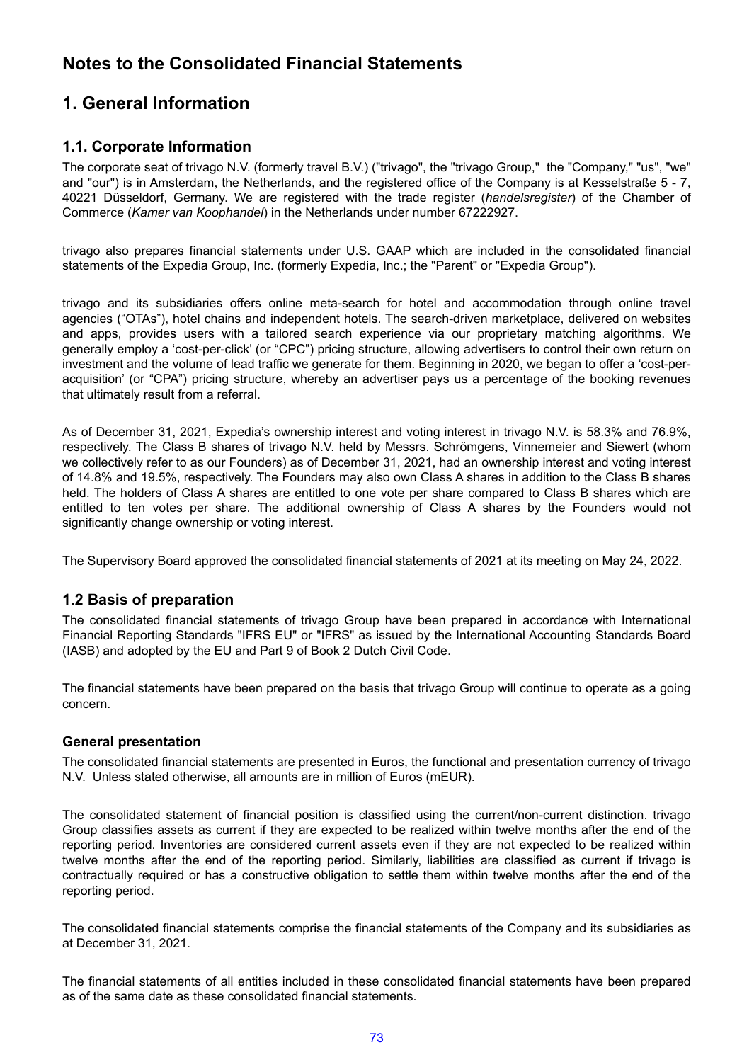# Notes to the Consolidated Financial Statements

# 1. General Information

## 1.1. Corporate Information

The corporate seat of trivago N.V. (formerly travel B.V.) ("trivago", the "trivago Group," the "Company," "us", "we" and "our") is in Amsterdam, the Netherlands, and the registered office of the Company is at Kesselstraße 5 - 7, 40221 Düsseldorf, Germany. We are registered with the trade register (*handelsregister*) of the Chamber of Commerce (*Kamer van Koophandel*) in the Netherlands under number 67222927.

trivago also prepares financial statements under U.S. GAAP which are included in the consolidated financial statements of the Expedia Group, Inc. (formerly Expedia, Inc.; the "Parent" or "Expedia Group").

trivago and its subsidiaries offers online meta-search for hotel and accommodation through online travel agencies ("OTAs"), hotel chains and independent hotels. The search-driven marketplace, delivered on websites and apps, provides users with a tailored search experience via our proprietary matching algorithms. We generally employ a 'cost-per-click' (or "CPC") pricing structure, allowing advertisers to control their own return on investment and the volume of lead traffic we generate for them. Beginning in 2020, we began to offer a 'cost-per-acquisition' (or "CPA") pricing structure, whereby an advertiser pays us a percentage of the booking revenues that ultimately result from a referral.

As of December 31, 2021, Expedia's ownership interest and voting interest in trivago N.V. is 58.3% and 76.9%, respectively. The Class B shares of trivago N.V. held by Messrs. Schrömgens, Vinnemeier and Siewert (whom we collectively refer to as our Founders) as of December 31, 2021, had an ownership interest and voting interest of 14.8% and 19.5%, respectively. The Founders may also own Class A shares in addition to the Class B shares held. The holders of Class A shares are entitled to one vote per share compared to Class B shares which are entitled to ten votes per share. The additional ownership of Class A shares by the Founders would not significantly change ownership or voting interest.

The Supervisory Board approved the consolidated financial statements of 2021 at its meeting on May 24, 2022.

## 1.2 Basis of preparation

The consolidated financial statements of trivago Group have been prepared in accordance with International Financial Reporting Standards "IFRS EU" or "IFRS" as issued by the International Accounting Standards Board (IASB) and adopted by the EU and Part 9 of Book 2 Dutch Civil Code.

The financial statements have been prepared on the basis that trivago Group will continue to operate as a going concern.

### General presentation

The consolidated financial statements are presented in Euros, the functional and presentation currency of trivago N.V. Unless stated otherwise, all amounts are in million of Euros (mEUR).

The consolidated statement of financial position is classified using the current/non-current distinction. trivago Group classifies assets as current if they are expected to be realized within twelve months after the end of the reporting period. Inventories are considered current assets even if they are not expected to be realized within twelve months after the end of the reporting period. Similarly, liabilities are classified as current if trivago is contractually required or has a constructive obligation to settle them within twelve months after the end of the reporting period.

The consolidated financial statements comprise the financial statements of the Company and its subsidiaries as at December 31, 2021.

The financial statements of all entities included in these consolidated financial statements have been prepared as of the same date as these consolidated financial statements.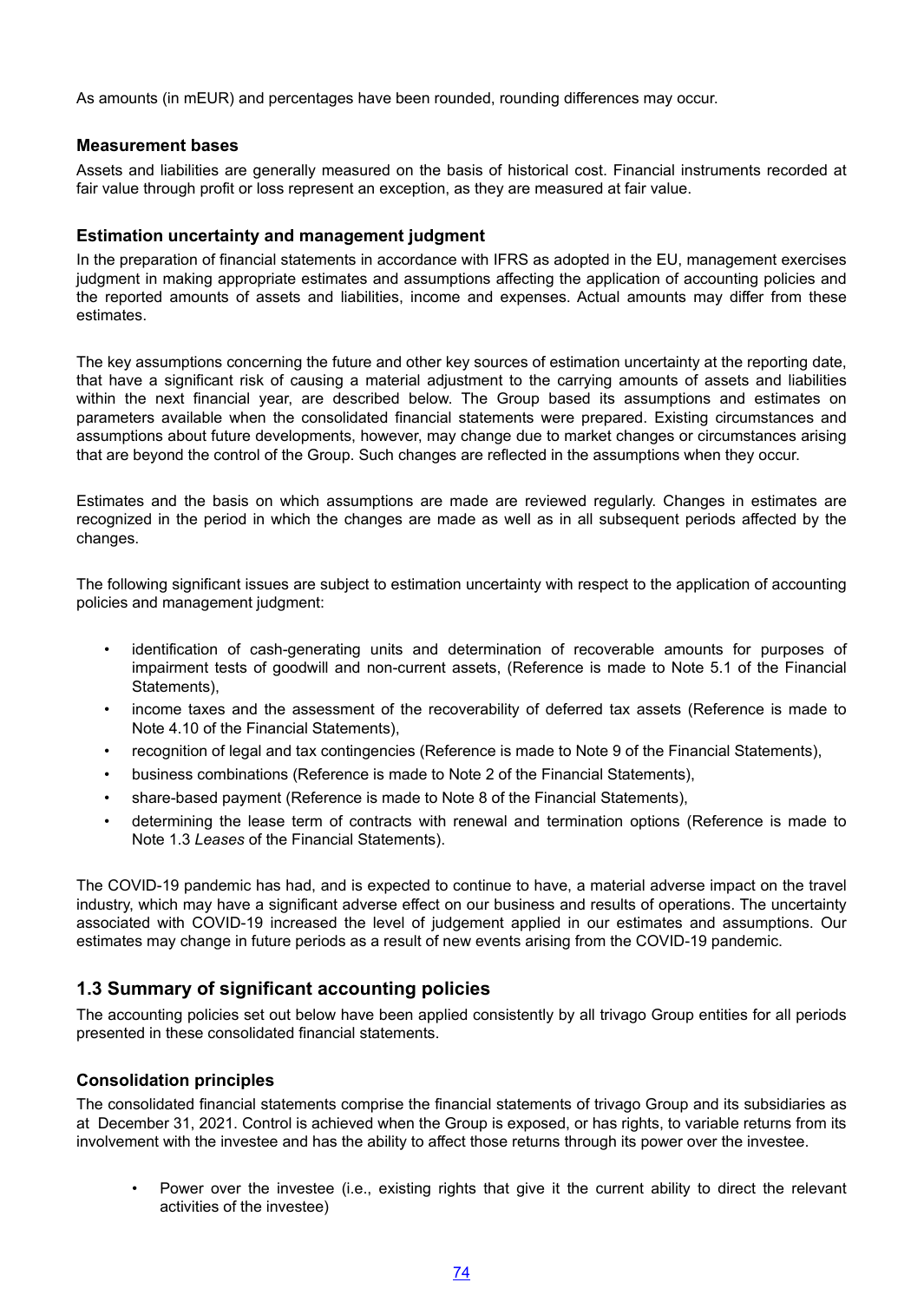As amounts (in mEUR) and percentages have been rounded, rounding differences may occur.

### Measurement bases

Assets and liabilities are generally measured on the basis of historical cost. Financial instruments recorded at fair value through profit or loss represent an exception, as they are measured at fair value.

### Estimation uncertainty and management judgment

In the preparation of financial statements in accordance with IFRS as adopted in the EU, management exercises judgment in making appropriate estimates and assumptions affecting the application of accounting policies and the reported amounts of assets and liabilities, income and expenses. Actual amounts may differ from these estimates.

The key assumptions concerning the future and other key sources of estimation uncertainty at the reporting date, that have a significant risk of causing a material adjustment to the carrying amounts of assets and liabilities within the next financial year, are described below. The Group based its assumptions and estimates on parameters available when the consolidated financial statements were prepared. Existing circumstances and assumptions about future developments, however, may change due to market changes or circumstances arising that are beyond the control of the Group. Such changes are reflected in the assumptions when they occur.

Estimates and the basis on which assumptions are made are reviewed regularly. Changes in estimates are recognized in the period in which the changes are made as well as in all subsequent periods affected by the changes.

The following significant issues are subject to estimation uncertainty with respect to the application of accounting policies and management judgment:

- identification of cash-generating units and determination of recoverable amounts for purposes of impairment tests of goodwill and non-current assets, (Reference is made to Note 5.1 of the Financial Statements),
- income taxes and the assessment of the recoverability of deferred tax assets (Reference is made to Note 4.10 of the Financial Statements),
- recognition of legal and tax contingencies (Reference is made to Note 9 of the Financial Statements),
- business combinations (Reference is made to Note 2 of the Financial Statements),
- share-based payment (Reference is made to Note 8 of the Financial Statements),
- determining the lease term of contracts with renewal and termination options (Reference is made to Note 1.3 *Leases* of the Financial Statements).

The COVID-19 pandemic has had, and is expected to continue to have, a material adverse impact on the travel industry, which may have a significant adverse effect on our business and results of operations. The uncertainty associated with COVID-19 increased the level of judgement applied in our estimates and assumptions. Our estimates may change in future periods as a result of new events arising from the COVID-19 pandemic.

## 1.3 Summary of significant accounting policies

The accounting policies set out below have been applied consistently by all trivago Group entities for all periods presented in these consolidated financial statements.

### Consolidation principles

The consolidated financial statements comprise the financial statements of trivago Group and its subsidiaries as at December 31, 2021. Control is achieved when the Group is exposed, or has rights, to variable returns from its involvement with the investee and has the ability to affect those returns through its power over the investee.

- Power over the investee (i.e., existing rights that give it the current ability to direct the relevant activities of the investee)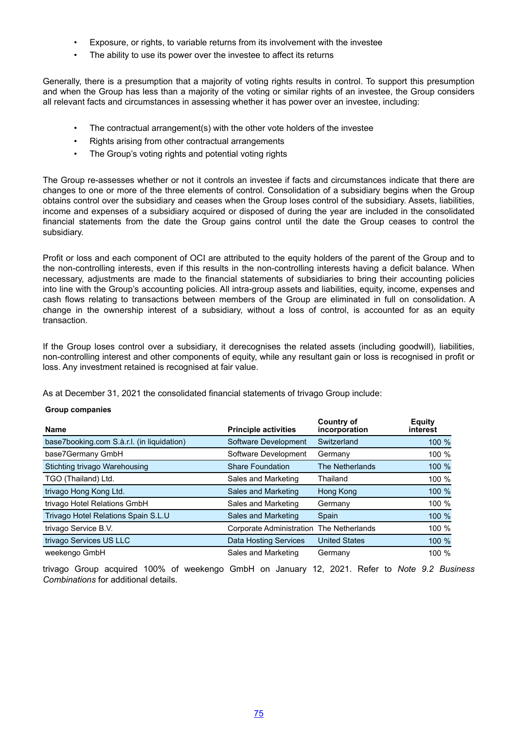- Exposure, or rights, to variable returns from its involvement with the investee
- The ability to use its power over the investee to affect its returns

Generally, there is a presumption that a majority of voting rights results in control. To support this presumption and when the Group has less than a majority of the voting or similar rights of an investee, the Group considers all relevant facts and circumstances in assessing whether it has power over an investee, including:

- The contractual arrangement(s) with the other vote holders of the investee
- Rights arising from other contractual arrangements
- The Group's voting rights and potential voting rights

The Group re-assesses whether or not it controls an investee if facts and circumstances indicate that there are changes to one or more of the three elements of control. Consolidation of a subsidiary begins when the Group obtains control over the subsidiary and ceases when the Group loses control of the subsidiary. Assets, liabilities, income and expenses of a subsidiary acquired or disposed of during the year are included in the consolidated financial statements from the date the Group gains control until the date the Group ceases to control the subsidiary.

Profit or loss and each component of OCI are attributed to the equity holders of the parent of the Group and to the non-controlling interests, even if this results in the non-controlling interests having a deficit balance. When necessary, adjustments are made to the financial statements of subsidiaries to bring their accounting policies into line with the Group's accounting policies. All intra-group assets and liabilities, equity, income, expenses and cash flows relating to transactions between members of the Group are eliminated in full on consolidation. A change in the ownership interest of a subsidiary, without a loss of control, is accounted for as an equity transaction.

If the Group loses control over a subsidiary, it derecognises the related assets (including goodwill), liabilities, non-controlling interest and other components of equity, while any resultant gain or loss is recognised in profit or loss. Any investment retained is recognised at fair value.

As at December 31, 2021 the consolidated financial statements of trivago Group include:

**Group companies**

| Name | Principle activities | Country of incorporation | Equity interest |
|---|---|---|---|
| base7booking.com S.à.r.l. (in liquidation) | Software Development | Switzerland | 100 % |
| base7Germany GmbH | Software Development | Germany | 100 % |
| Stichting trivago Warehousing | Share Foundation | The Netherlands | 100 % |
| TGO (Thailand) Ltd. | Sales and Marketing | Thailand | 100 % |
| trivago Hong Kong Ltd. | Sales and Marketing | Hong Kong | 100 % |
| trivago Hotel Relations GmbH | Sales and Marketing | Germany | 100 % |
| Trivago Hotel Relations Spain S.L.U | Sales and Marketing | Spain | 100 % |
| trivago Service B.V. | Corporate Administration | The Netherlands | 100 % |
| trivago Services US LLC | Data Hosting Services | United States | 100 % |
| weekengo GmbH | Sales and Marketing | Germany | 100 % |

trivago Group acquired 100% of weekengo GmbH on January 12, 2021. Refer to *Note 9.2 Business Combinations* for additional details.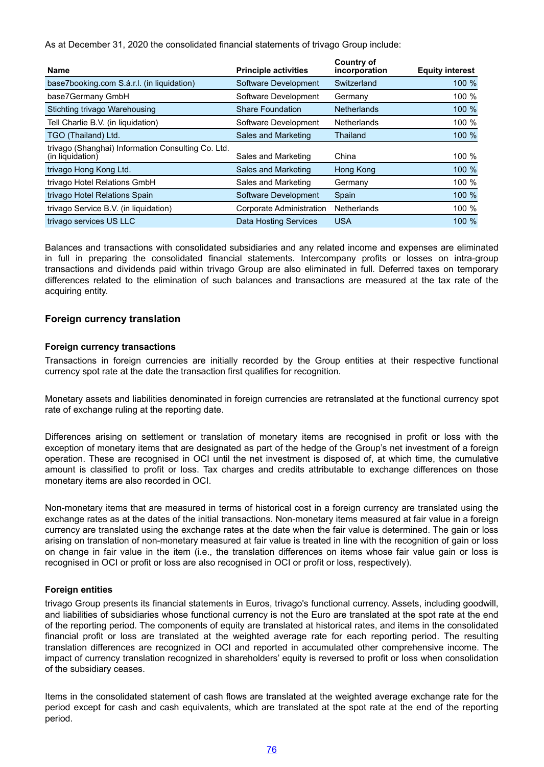As at December 31, 2020 the consolidated financial statements of trivago Group include:

| Name | Principle activities | Country of incorporation | Equity interest |
|---|---|---|---|
| base7booking.com S.á.r.l. (in liquidation) | Software Development | Switzerland | 100 % |
| base7Germany GmbH | Software Development | Germany | 100 % |
| Stichting trivago Warehousing | Share Foundation | Netherlands | 100 % |
| Tell Charlie B.V. (in liquidation) | Software Development | Netherlands | 100 % |
| TGO (Thailand) Ltd. | Sales and Marketing | Thailand | 100 % |
| trivago (Shanghai) Information Consulting Co. Ltd. (in liquidation) | Sales and Marketing | China | 100 % |
| trivago Hong Kong Ltd. | Sales and Marketing | Hong Kong | 100 % |
| trivago Hotel Relations GmbH | Sales and Marketing | Germany | 100 % |
| trivago Hotel Relations Spain | Software Development | Spain | 100 % |
| trivago Service B.V. (in liquidation) | Corporate Administration | Netherlands | 100 % |
| trivago services US LLC | Data Hosting Services | USA | 100 % |

Balances and transactions with consolidated subsidiaries and any related income and expenses are eliminated in full in preparing the consolidated financial statements. Intercompany profits or losses on intra-group transactions and dividends paid within trivago Group are also eliminated in full. Deferred taxes on temporary differences related to the elimination of such balances and transactions are measured at the tax rate of the acquiring entity.

## Foreign currency translation

### Foreign currency transactions

Transactions in foreign currencies are initially recorded by the Group entities at their respective functional currency spot rate at the date the transaction first qualifies for recognition.

Monetary assets and liabilities denominated in foreign currencies are retranslated at the functional currency spot rate of exchange ruling at the reporting date.

Differences arising on settlement or translation of monetary items are recognised in profit or loss with the exception of monetary items that are designated as part of the hedge of the Group's net investment of a foreign operation. These are recognised in OCI until the net investment is disposed of, at which time, the cumulative amount is classified to profit or loss. Tax charges and credits attributable to exchange differences on those monetary items are also recorded in OCI.

Non-monetary items that are measured in terms of historical cost in a foreign currency are translated using the exchange rates as at the dates of the initial transactions. Non-monetary items measured at fair value in a foreign currency are translated using the exchange rates at the date when the fair value is determined. The gain or loss arising on translation of non-monetary measured at fair value is treated in line with the recognition of gain or loss on change in fair value in the item (i.e., the translation differences on items whose fair value gain or loss is recognised in OCI or profit or loss are also recognised in OCI or profit or loss, respectively).

### Foreign entities

trivago Group presents its financial statements in Euros, trivago's functional currency. Assets, including goodwill, and liabilities of subsidiaries whose functional currency is not the Euro are translated at the spot rate at the end of the reporting period. The components of equity are translated at historical rates, and items in the consolidated financial profit or loss are translated at the weighted average rate for each reporting period. The resulting translation differences are recognized in OCI and reported in accumulated other comprehensive income. The impact of currency translation recognized in shareholders' equity is reversed to profit or loss when consolidation of the subsidiary ceases.

Items in the consolidated statement of cash flows are translated at the weighted average exchange rate for the period except for cash and cash equivalents, which are translated at the spot rate at the end of the reporting period.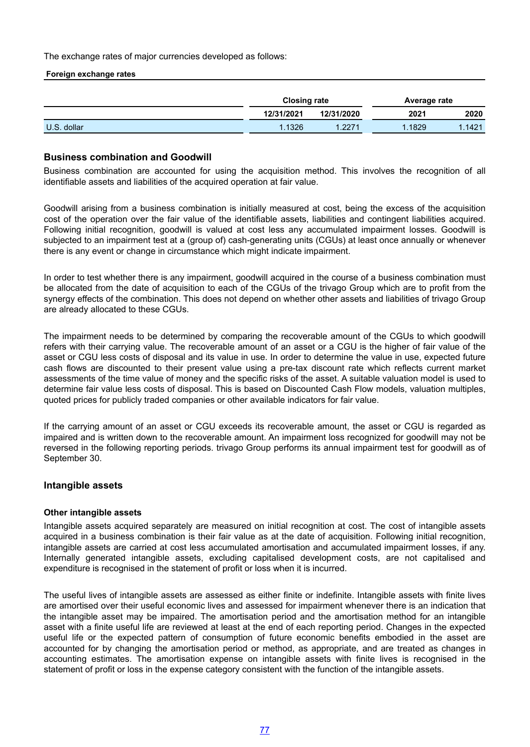The exchange rates of major currencies developed as follows:

**Foreign exchange rates**

| | Closing rate | | Average rate | |
|---|---|---|---|---|
| | 12/31/2021 | 12/31/2020 | 2021 | 2020 |
| U.S. dollar | 1.1326 | 1.2271 | 1.1829 | 1.1421 |

## Business combination and Goodwill

Business combination are accounted for using the acquisition method. This involves the recognition of all identifiable assets and liabilities of the acquired operation at fair value.

Goodwill arising from a business combination is initially measured at cost, being the excess of the acquisition cost of the operation over the fair value of the identifiable assets, liabilities and contingent liabilities acquired. Following initial recognition, goodwill is valued at cost less any accumulated impairment losses. Goodwill is subjected to an impairment test at a (group of) cash-generating units (CGUs) at least once annually or whenever there is any event or change in circumstance which might indicate impairment.

In order to test whether there is any impairment, goodwill acquired in the course of a business combination must be allocated from the date of acquisition to each of the CGUs of the trivago Group which are to profit from the synergy effects of the combination. This does not depend on whether other assets and liabilities of trivago Group are already allocated to these CGUs.

The impairment needs to be determined by comparing the recoverable amount of the CGUs to which goodwill refers with their carrying value. The recoverable amount of an asset or a CGU is the higher of fair value of the asset or CGU less costs of disposal and its value in use. In order to determine the value in use, expected future cash flows are discounted to their present value using a pre-tax discount rate which reflects current market assessments of the time value of money and the specific risks of the asset. A suitable valuation model is used to determine fair value less costs of disposal. This is based on Discounted Cash Flow models, valuation multiples, quoted prices for publicly traded companies or other available indicators for fair value.

If the carrying amount of an asset or CGU exceeds its recoverable amount, the asset or CGU is regarded as impaired and is written down to the recoverable amount. An impairment loss recognized for goodwill may not be reversed in the following reporting periods. trivago Group performs its annual impairment test for goodwill as of September 30.

## Intangible assets

### Other intangible assets

Intangible assets acquired separately are measured on initial recognition at cost. The cost of intangible assets acquired in a business combination is their fair value as at the date of acquisition. Following initial recognition, intangible assets are carried at cost less accumulated amortisation and accumulated impairment losses, if any. Internally generated intangible assets, excluding capitalised development costs, are not capitalised and expenditure is recognised in the statement of profit or loss when it is incurred.

The useful lives of intangible assets are assessed as either finite or indefinite. Intangible assets with finite lives are amortised over their useful economic lives and assessed for impairment whenever there is an indication that the intangible asset may be impaired. The amortisation period and the amortisation method for an intangible asset with a finite useful life are reviewed at least at the end of each reporting period. Changes in the expected useful life or the expected pattern of consumption of future economic benefits embodied in the asset are accounted for by changing the amortisation period or method, as appropriate, and are treated as changes in accounting estimates. The amortisation expense on intangible assets with finite lives is recognised in the statement of profit or loss in the expense category consistent with the function of the intangible assets.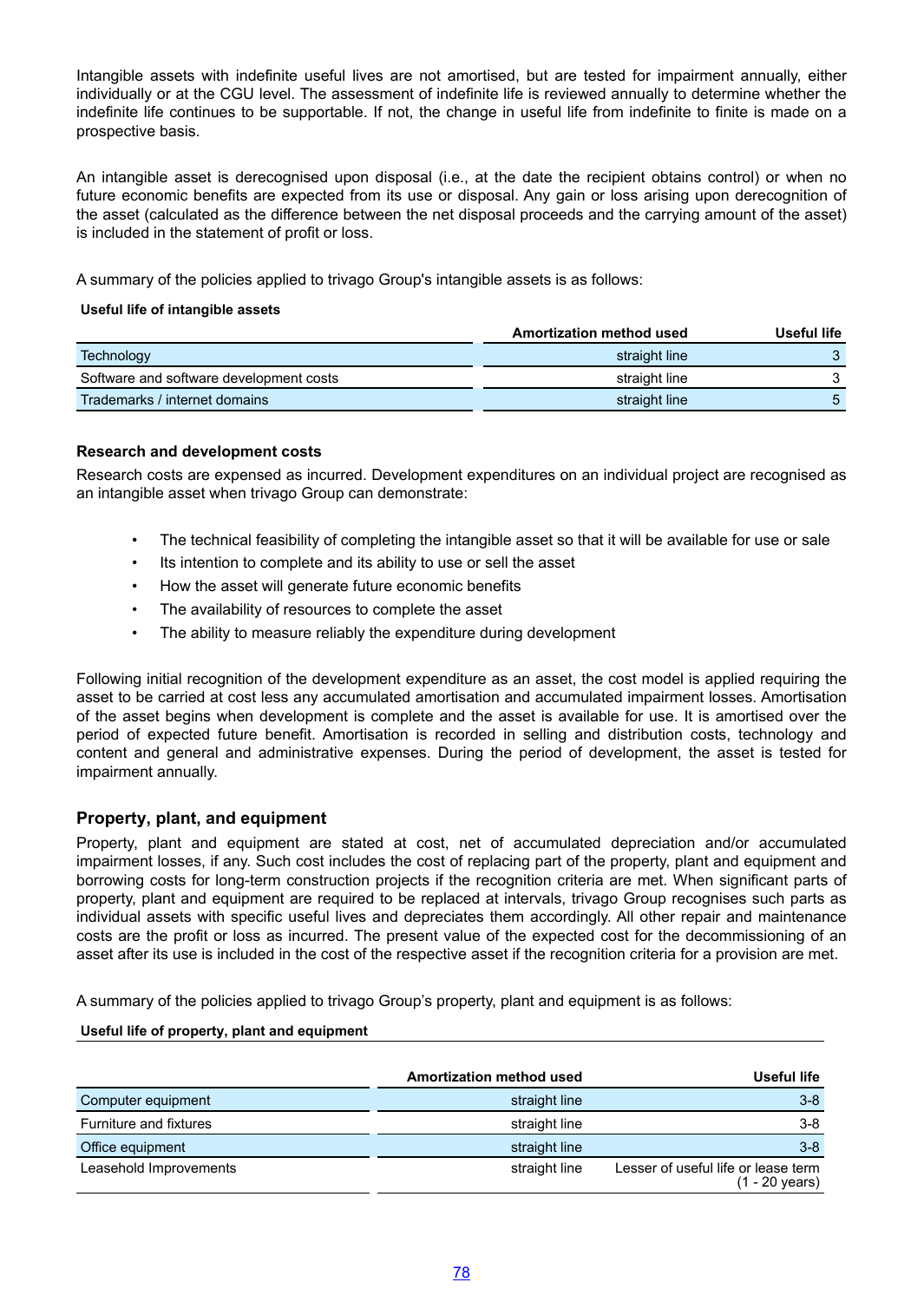Intangible assets with indefinite useful lives are not amortised, but are tested for impairment annually, either individually or at the CGU level. The assessment of indefinite life is reviewed annually to determine whether the indefinite life continues to be supportable. If not, the change in useful life from indefinite to finite is made on a prospective basis.

An intangible asset is derecognised upon disposal (i.e., at the date the recipient obtains control) or when no future economic benefits are expected from its use or disposal. Any gain or loss arising upon derecognition of the asset (calculated as the difference between the net disposal proceeds and the carrying amount of the asset) is included in the statement of profit or loss.

A summary of the policies applied to trivago Group's intangible assets is as follows:

**Useful life of intangible assets**

| | Amortization method used | Useful life |
|---|---|---|
| Technology | straight line | 3 |
| Software and software development costs | straight line | 3 |
| Trademarks / internet domains | straight line | 5 |

**Research and development costs**

Research costs are expensed as incurred. Development expenditures on an individual project are recognised as an intangible asset when trivago Group can demonstrate:

- The technical feasibility of completing the intangible asset so that it will be available for use or sale
- Its intention to complete and its ability to use or sell the asset
- How the asset will generate future economic benefits
- The availability of resources to complete the asset
- The ability to measure reliably the expenditure during development

Following initial recognition of the development expenditure as an asset, the cost model is applied requiring the asset to be carried at cost less any accumulated amortisation and accumulated impairment losses. Amortisation of the asset begins when development is complete and the asset is available for use. It is amortised over the period of expected future benefit. Amortisation is recorded in selling and distribution costs, technology and content and general and administrative expenses. During the period of development, the asset is tested for impairment annually.

## Property, plant, and equipment

Property, plant and equipment are stated at cost, net of accumulated depreciation and/or accumulated impairment losses, if any. Such cost includes the cost of replacing part of the property, plant and equipment and borrowing costs for long-term construction projects if the recognition criteria are met. When significant parts of property, plant and equipment are required to be replaced at intervals, trivago Group recognises such parts as individual assets with specific useful lives and depreciates them accordingly. All other repair and maintenance costs are the profit or loss as incurred. The present value of the expected cost for the decommissioning of an asset after its use is included in the cost of the respective asset if the recognition criteria for a provision are met.

A summary of the policies applied to trivago Group's property, plant and equipment is as follows:

**Useful life of property, plant and equipment**

| | Amortization method used | Useful life |
|---|---|---|
| Computer equipment | straight line | 3-8 |
| Furniture and fixtures | straight line | 3-8 |
| Office equipment | straight line | 3-8 |
| Leasehold Improvements | straight line | Lesser of useful life or lease term (1 - 20 years) |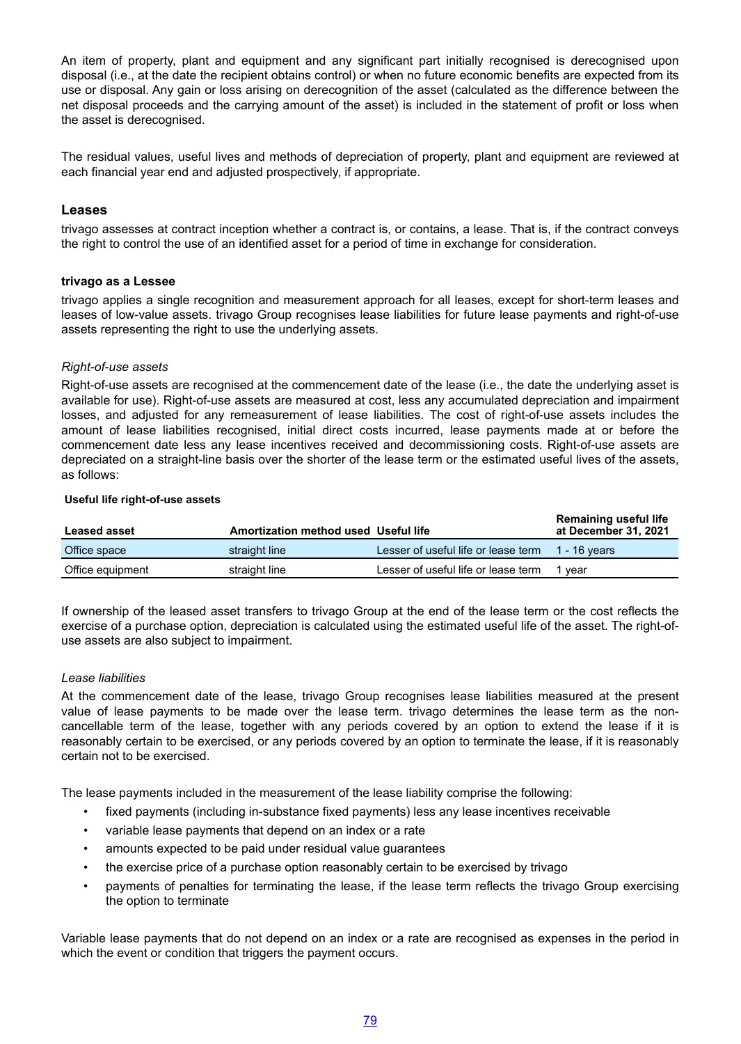An item of property, plant and equipment and any significant part initially recognised is derecognised upon disposal (i.e., at the date the recipient obtains control) or when no future economic benefits are expected from its use or disposal. Any gain or loss arising on derecognition of the asset (calculated as the difference between the net disposal proceeds and the carrying amount of the asset) is included in the statement of profit or loss when the asset is derecognised.

The residual values, useful lives and methods of depreciation of property, plant and equipment are reviewed at each financial year end and adjusted prospectively, if appropriate.

## Leases

trivago assesses at contract inception whether a contract is, or contains, a lease. That is, if the contract conveys the right to control the use of an identified asset for a period of time in exchange for consideration.

### trivago as a Lessee

trivago applies a single recognition and measurement approach for all leases, except for short-term leases and leases of low-value assets. trivago Group recognises lease liabilities for future lease payments and right-of-use assets representing the right to use the underlying assets.

*Right-of-use assets*

Right-of-use assets are recognised at the commencement date of the lease (i.e., the date the underlying asset is available for use). Right-of-use assets are measured at cost, less any accumulated depreciation and impairment losses, and adjusted for any remeasurement of lease liabilities. The cost of right-of-use assets includes the amount of lease liabilities recognised, initial direct costs incurred, lease payments made at or before the commencement date less any lease incentives received and decommissioning costs. Right-of-use assets are depreciated on a straight-line basis over the shorter of the lease term or the estimated useful lives of the assets, as follows:

**Useful life right-of-use assets**

| Leased asset | Amortization method used | Useful life | Remaining useful life at December 31, 2021 |
|---|---|---|---|
| Office space | straight line | Lesser of useful life or lease term | 1 - 16 years |
| Office equipment | straight line | Lesser of useful life or lease term | 1 year |

If ownership of the leased asset transfers to trivago Group at the end of the lease term or the cost reflects the exercise of a purchase option, depreciation is calculated using the estimated useful life of the asset. The right-of-use assets are also subject to impairment.

*Lease liabilities*

At the commencement date of the lease, trivago Group recognises lease liabilities measured at the present value of lease payments to be made over the lease term. trivago determines the lease term as the non-cancellable term of the lease, together with any periods covered by an option to extend the lease if it is reasonably certain to be exercised, or any periods covered by an option to terminate the lease, if it is reasonably certain not to be exercised.

The lease payments included in the measurement of the lease liability comprise the following:

- fixed payments (including in-substance fixed payments) less any lease incentives receivable
- variable lease payments that depend on an index or a rate
- amounts expected to be paid under residual value guarantees
- the exercise price of a purchase option reasonably certain to be exercised by trivago
- payments of penalties for terminating the lease, if the lease term reflects the trivago Group exercising the option to terminate

Variable lease payments that do not depend on an index or a rate are recognised as expenses in the period in which the event or condition that triggers the payment occurs.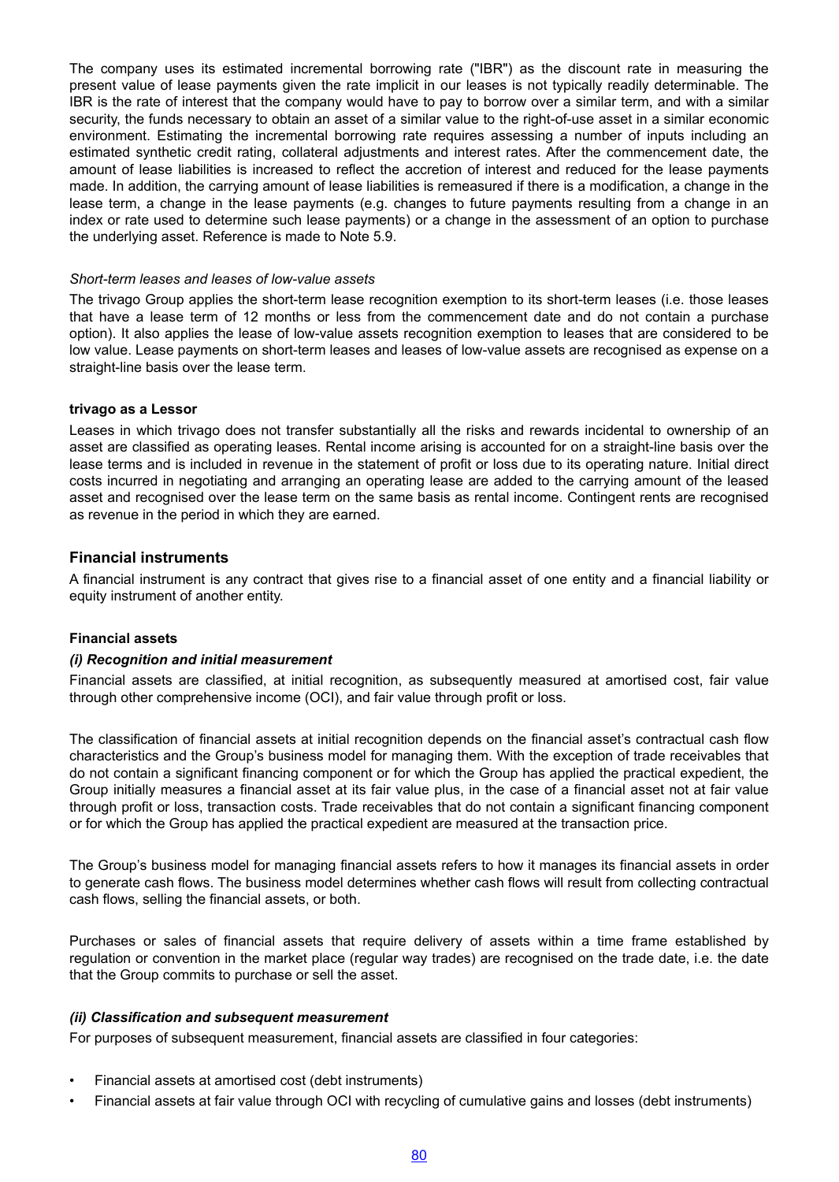The company uses its estimated incremental borrowing rate ("IBR") as the discount rate in measuring the present value of lease payments given the rate implicit in our leases is not typically readily determinable. The IBR is the rate of interest that the company would have to pay to borrow over a similar term, and with a similar security, the funds necessary to obtain an asset of a similar value to the right-of-use asset in a similar economic environment. Estimating the incremental borrowing rate requires assessing a number of inputs including an estimated synthetic credit rating, collateral adjustments and interest rates. After the commencement date, the amount of lease liabilities is increased to reflect the accretion of interest and reduced for the lease payments made. In addition, the carrying amount of lease liabilities is remeasured if there is a modification, a change in the lease term, a change in the lease payments (e.g. changes to future payments resulting from a change in an index or rate used to determine such lease payments) or a change in the assessment of an option to purchase the underlying asset. Reference is made to Note 5.9.

*Short-term leases and leases of low-value assets*

The trivago Group applies the short-term lease recognition exemption to its short-term leases (i.e. those leases that have a lease term of 12 months or less from the commencement date and do not contain a purchase option). It also applies the lease of low-value assets recognition exemption to leases that are considered to be low value. Lease payments on short-term leases and leases of low-value assets are recognised as expense on a straight-line basis over the lease term.

**trivago as a Lessor**

Leases in which trivago does not transfer substantially all the risks and rewards incidental to ownership of an asset are classified as operating leases. Rental income arising is accounted for on a straight-line basis over the lease terms and is included in revenue in the statement of profit or loss due to its operating nature. Initial direct costs incurred in negotiating and arranging an operating lease are added to the carrying amount of the leased asset and recognised over the lease term on the same basis as rental income. Contingent rents are recognised as revenue in the period in which they are earned.

## Financial instruments

A financial instrument is any contract that gives rise to a financial asset of one entity and a financial liability or equity instrument of another entity.

**Financial assets**

***(i) Recognition and initial measurement***

Financial assets are classified, at initial recognition, as subsequently measured at amortised cost, fair value through other comprehensive income (OCI), and fair value through profit or loss.

The classification of financial assets at initial recognition depends on the financial asset's contractual cash flow characteristics and the Group's business model for managing them. With the exception of trade receivables that do not contain a significant financing component or for which the Group has applied the practical expedient, the Group initially measures a financial asset at its fair value plus, in the case of a financial asset not at fair value through profit or loss, transaction costs. Trade receivables that do not contain a significant financing component or for which the Group has applied the practical expedient are measured at the transaction price.

The Group's business model for managing financial assets refers to how it manages its financial assets in order to generate cash flows. The business model determines whether cash flows will result from collecting contractual cash flows, selling the financial assets, or both.

Purchases or sales of financial assets that require delivery of assets within a time frame established by regulation or convention in the market place (regular way trades) are recognised on the trade date, i.e. the date that the Group commits to purchase or sell the asset.

***(ii) Classification and subsequent measurement***

For purposes of subsequent measurement, financial assets are classified in four categories:

- Financial assets at amortised cost (debt instruments)
- Financial assets at fair value through OCI with recycling of cumulative gains and losses (debt instruments)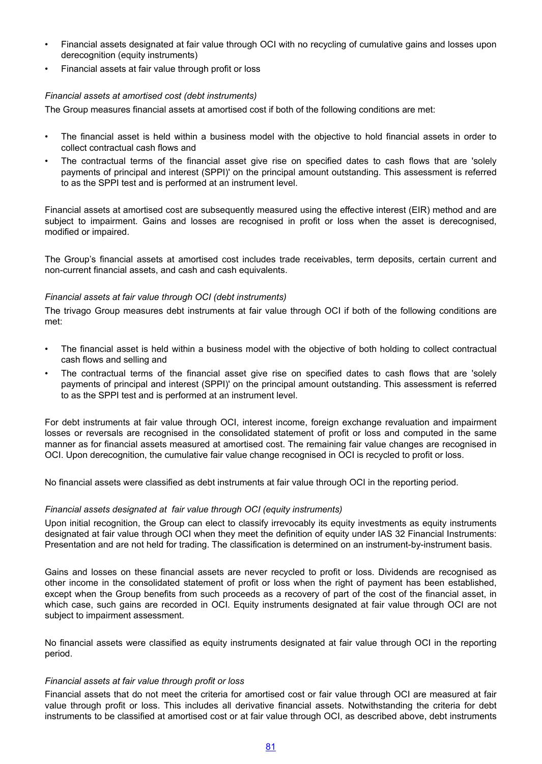- Financial assets designated at fair value through OCI with no recycling of cumulative gains and losses upon derecognition (equity instruments)
- Financial assets at fair value through profit or loss

*Financial assets at amortised cost (debt instruments)*

The Group measures financial assets at amortised cost if both of the following conditions are met:

- The financial asset is held within a business model with the objective to hold financial assets in order to collect contractual cash flows and
- The contractual terms of the financial asset give rise on specified dates to cash flows that are 'solely payments of principal and interest (SPPI)' on the principal amount outstanding. This assessment is referred to as the SPPI test and is performed at an instrument level.

Financial assets at amortised cost are subsequently measured using the effective interest (EIR) method and are subject to impairment. Gains and losses are recognised in profit or loss when the asset is derecognised, modified or impaired.

The Group's financial assets at amortised cost includes trade receivables, term deposits, certain current and non-current financial assets, and cash and cash equivalents.

*Financial assets at fair value through OCI (debt instruments)*

The trivago Group measures debt instruments at fair value through OCI if both of the following conditions are met:

- The financial asset is held within a business model with the objective of both holding to collect contractual cash flows and selling and
- The contractual terms of the financial asset give rise on specified dates to cash flows that are 'solely payments of principal and interest (SPPI)' on the principal amount outstanding. This assessment is referred to as the SPPI test and is performed at an instrument level.

For debt instruments at fair value through OCI, interest income, foreign exchange revaluation and impairment losses or reversals are recognised in the consolidated statement of profit or loss and computed in the same manner as for financial assets measured at amortised cost. The remaining fair value changes are recognised in OCI. Upon derecognition, the cumulative fair value change recognised in OCI is recycled to profit or loss.

No financial assets were classified as debt instruments at fair value through OCI in the reporting period.

*Financial assets designated at fair value through OCI (equity instruments)*

Upon initial recognition, the Group can elect to classify irrevocably its equity investments as equity instruments designated at fair value through OCI when they meet the definition of equity under IAS 32 Financial Instruments: Presentation and are not held for trading. The classification is determined on an instrument-by-instrument basis.

Gains and losses on these financial assets are never recycled to profit or loss. Dividends are recognised as other income in the consolidated statement of profit or loss when the right of payment has been established, except when the Group benefits from such proceeds as a recovery of part of the cost of the financial asset, in which case, such gains are recorded in OCI. Equity instruments designated at fair value through OCI are not subject to impairment assessment.

No financial assets were classified as equity instruments designated at fair value through OCI in the reporting period.

*Financial assets at fair value through profit or loss*

Financial assets that do not meet the criteria for amortised cost or fair value through OCI are measured at fair value through profit or loss. This includes all derivative financial assets. Notwithstanding the criteria for debt instruments to be classified at amortised cost or at fair value through OCI, as described above, debt instruments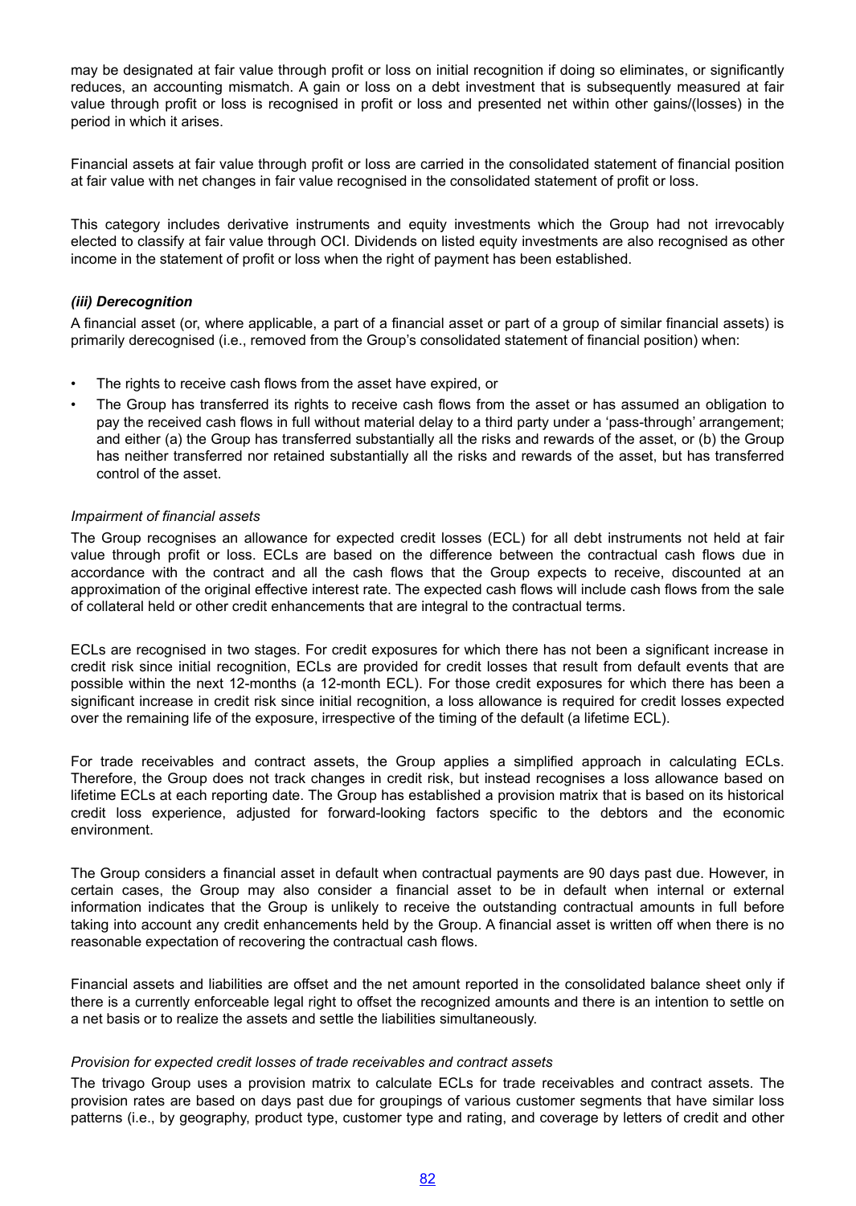may be designated at fair value through profit or loss on initial recognition if doing so eliminates, or significantly reduces, an accounting mismatch. A gain or loss on a debt investment that is subsequently measured at fair value through profit or loss is recognised in profit or loss and presented net within other gains/(losses) in the period in which it arises.

Financial assets at fair value through profit or loss are carried in the consolidated statement of financial position at fair value with net changes in fair value recognised in the consolidated statement of profit or loss.

This category includes derivative instruments and equity investments which the Group had not irrevocably elected to classify at fair value through OCI. Dividends on listed equity investments are also recognised as other income in the statement of profit or loss when the right of payment has been established.

***(iii) Derecognition***

A financial asset (or, where applicable, a part of a financial asset or part of a group of similar financial assets) is primarily derecognised (i.e., removed from the Group's consolidated statement of financial position) when:

- The rights to receive cash flows from the asset have expired, or
- The Group has transferred its rights to receive cash flows from the asset or has assumed an obligation to pay the received cash flows in full without material delay to a third party under a 'pass-through' arrangement; and either (a) the Group has transferred substantially all the risks and rewards of the asset, or (b) the Group has neither transferred nor retained substantially all the risks and rewards of the asset, but has transferred control of the asset.

*Impairment of financial assets*

The Group recognises an allowance for expected credit losses (ECL) for all debt instruments not held at fair value through profit or loss. ECLs are based on the difference between the contractual cash flows due in accordance with the contract and all the cash flows that the Group expects to receive, discounted at an approximation of the original effective interest rate. The expected cash flows will include cash flows from the sale of collateral held or other credit enhancements that are integral to the contractual terms.

ECLs are recognised in two stages. For credit exposures for which there has not been a significant increase in credit risk since initial recognition, ECLs are provided for credit losses that result from default events that are possible within the next 12-months (a 12-month ECL). For those credit exposures for which there has been a significant increase in credit risk since initial recognition, a loss allowance is required for credit losses expected over the remaining life of the exposure, irrespective of the timing of the default (a lifetime ECL).

For trade receivables and contract assets, the Group applies a simplified approach in calculating ECLs. Therefore, the Group does not track changes in credit risk, but instead recognises a loss allowance based on lifetime ECLs at each reporting date. The Group has established a provision matrix that is based on its historical credit loss experience, adjusted for forward-looking factors specific to the debtors and the economic environment.

The Group considers a financial asset in default when contractual payments are 90 days past due. However, in certain cases, the Group may also consider a financial asset to be in default when internal or external information indicates that the Group is unlikely to receive the outstanding contractual amounts in full before taking into account any credit enhancements held by the Group. A financial asset is written off when there is no reasonable expectation of recovering the contractual cash flows.

Financial assets and liabilities are offset and the net amount reported in the consolidated balance sheet only if there is a currently enforceable legal right to offset the recognized amounts and there is an intention to settle on a net basis or to realize the assets and settle the liabilities simultaneously.

*Provision for expected credit losses of trade receivables and contract assets*

The trivago Group uses a provision matrix to calculate ECLs for trade receivables and contract assets. The provision rates are based on days past due for groupings of various customer segments that have similar loss patterns (i.e., by geography, product type, customer type and rating, and coverage by letters of credit and other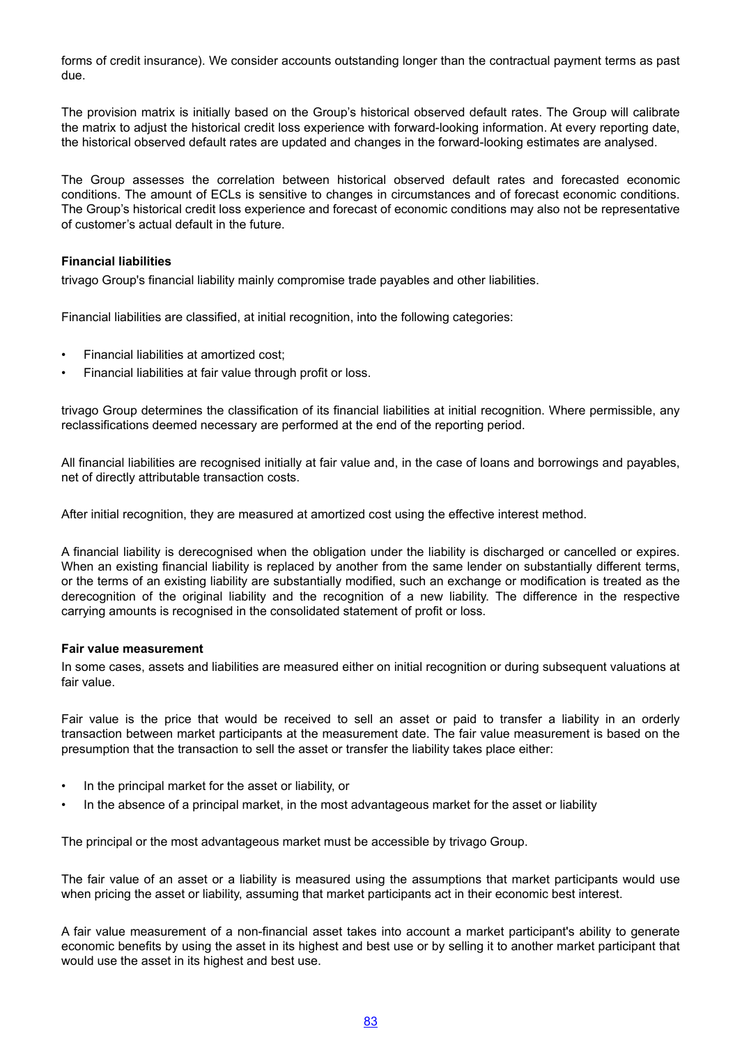forms of credit insurance). We consider accounts outstanding longer than the contractual payment terms as past due.

The provision matrix is initially based on the Group's historical observed default rates. The Group will calibrate the matrix to adjust the historical credit loss experience with forward-looking information. At every reporting date, the historical observed default rates are updated and changes in the forward-looking estimates are analysed.

The Group assesses the correlation between historical observed default rates and forecasted economic conditions. The amount of ECLs is sensitive to changes in circumstances and of forecast economic conditions. The Group's historical credit loss experience and forecast of economic conditions may also not be representative of customer's actual default in the future.

**Financial liabilities**

trivago Group's financial liability mainly compromise trade payables and other liabilities.

Financial liabilities are classified, at initial recognition, into the following categories:

- Financial liabilities at amortized cost;
- Financial liabilities at fair value through profit or loss.

trivago Group determines the classification of its financial liabilities at initial recognition. Where permissible, any reclassifications deemed necessary are performed at the end of the reporting period.

All financial liabilities are recognised initially at fair value and, in the case of loans and borrowings and payables, net of directly attributable transaction costs.

After initial recognition, they are measured at amortized cost using the effective interest method.

A financial liability is derecognised when the obligation under the liability is discharged or cancelled or expires. When an existing financial liability is replaced by another from the same lender on substantially different terms, or the terms of an existing liability are substantially modified, such an exchange or modification is treated as the derecognition of the original liability and the recognition of a new liability. The difference in the respective carrying amounts is recognised in the consolidated statement of profit or loss.

**Fair value measurement**

In some cases, assets and liabilities are measured either on initial recognition or during subsequent valuations at fair value.

Fair value is the price that would be received to sell an asset or paid to transfer a liability in an orderly transaction between market participants at the measurement date. The fair value measurement is based on the presumption that the transaction to sell the asset or transfer the liability takes place either:

- In the principal market for the asset or liability, or
- In the absence of a principal market, in the most advantageous market for the asset or liability

The principal or the most advantageous market must be accessible by trivago Group.

The fair value of an asset or a liability is measured using the assumptions that market participants would use when pricing the asset or liability, assuming that market participants act in their economic best interest.

A fair value measurement of a non-financial asset takes into account a market participant's ability to generate economic benefits by using the asset in its highest and best use or by selling it to another market participant that would use the asset in its highest and best use.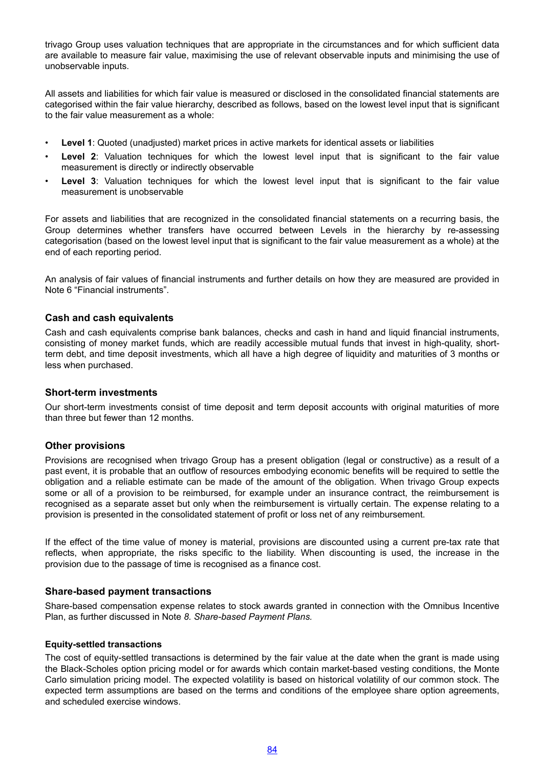trivago Group uses valuation techniques that are appropriate in the circumstances and for which sufficient data are available to measure fair value, maximising the use of relevant observable inputs and minimising the use of unobservable inputs.

All assets and liabilities for which fair value is measured or disclosed in the consolidated financial statements are categorised within the fair value hierarchy, described as follows, based on the lowest level input that is significant to the fair value measurement as a whole:

- **Level 1**: Quoted (unadjusted) market prices in active markets for identical assets or liabilities
- **Level 2**: Valuation techniques for which the lowest level input that is significant to the fair value measurement is directly or indirectly observable
- **Level 3**: Valuation techniques for which the lowest level input that is significant to the fair value measurement is unobservable

For assets and liabilities that are recognized in the consolidated financial statements on a recurring basis, the Group determines whether transfers have occurred between Levels in the hierarchy by re-assessing categorisation (based on the lowest level input that is significant to the fair value measurement as a whole) at the end of each reporting period.

An analysis of fair values of financial instruments and further details on how they are measured are provided in Note 6 "Financial instruments".

## Cash and cash equivalents

Cash and cash equivalents comprise bank balances, checks and cash in hand and liquid financial instruments, consisting of money market funds, which are readily accessible mutual funds that invest in high-quality, short-term debt, and time deposit investments, which all have a high degree of liquidity and maturities of 3 months or less when purchased.

## Short-term investments

Our short-term investments consist of time deposit and term deposit accounts with original maturities of more than three but fewer than 12 months.

## Other provisions

Provisions are recognised when trivago Group has a present obligation (legal or constructive) as a result of a past event, it is probable that an outflow of resources embodying economic benefits will be required to settle the obligation and a reliable estimate can be made of the amount of the obligation. When trivago Group expects some or all of a provision to be reimbursed, for example under an insurance contract, the reimbursement is recognised as a separate asset but only when the reimbursement is virtually certain. The expense relating to a provision is presented in the consolidated statement of profit or loss net of any reimbursement.

If the effect of the time value of money is material, provisions are discounted using a current pre-tax rate that reflects, when appropriate, the risks specific to the liability. When discounting is used, the increase in the provision due to the passage of time is recognised as a finance cost.

## Share-based payment transactions

Share-based compensation expense relates to stock awards granted in connection with the Omnibus Incentive Plan, as further discussed in Note *8. Share-based Payment Plans.*

### Equity-settled transactions

The cost of equity-settled transactions is determined by the fair value at the date when the grant is made using the Black-Scholes option pricing model or for awards which contain market-based vesting conditions, the Monte Carlo simulation pricing model. The expected volatility is based on historical volatility of our common stock. The expected term assumptions are based on the terms and conditions of the employee share option agreements, and scheduled exercise windows.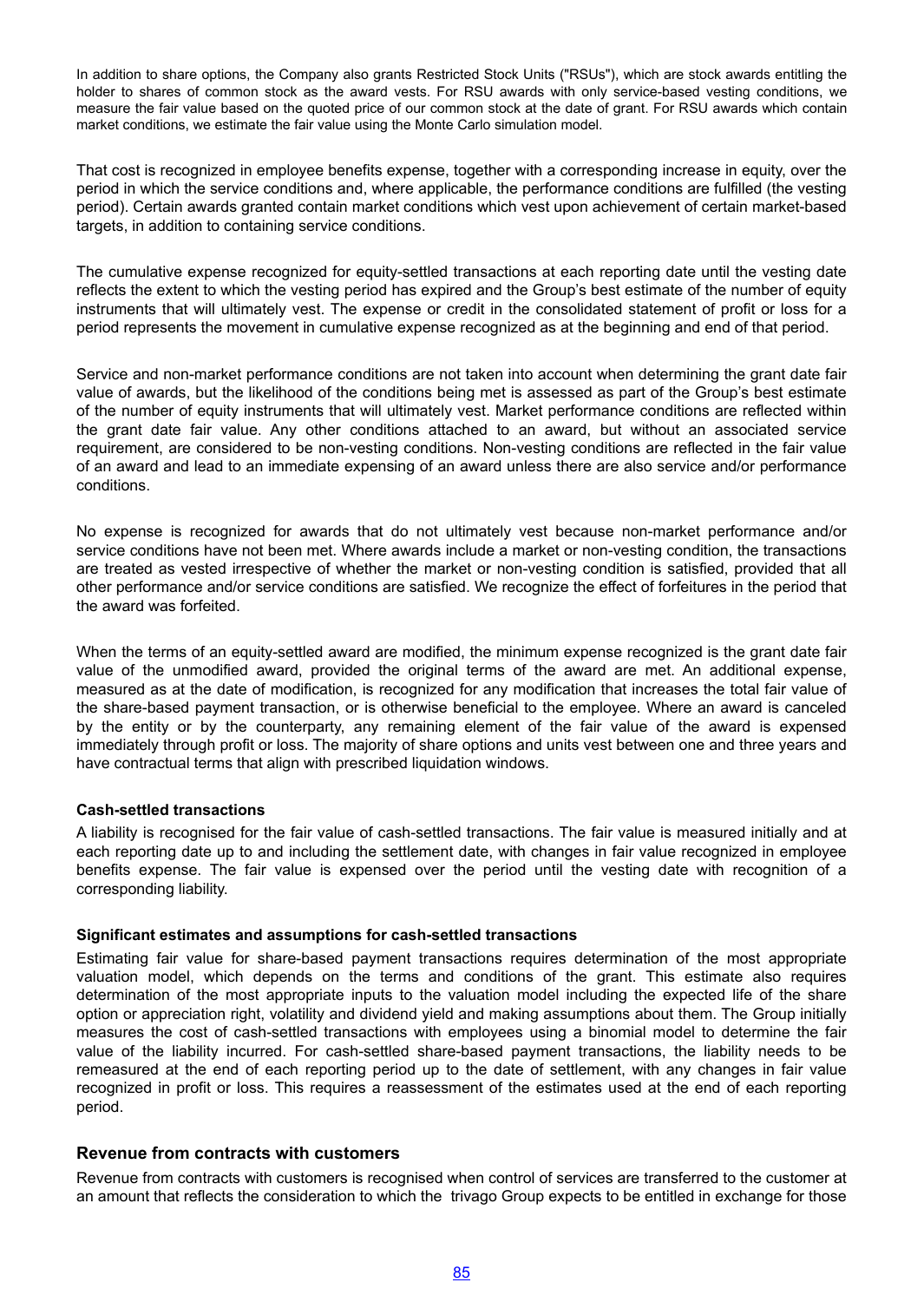In addition to share options, the Company also grants Restricted Stock Units ("RSUs"), which are stock awards entitling the holder to shares of common stock as the award vests. For RSU awards with only service-based vesting conditions, we measure the fair value based on the quoted price of our common stock at the date of grant. For RSU awards which contain market conditions, we estimate the fair value using the Monte Carlo simulation model.

That cost is recognized in employee benefits expense, together with a corresponding increase in equity, over the period in which the service conditions and, where applicable, the performance conditions are fulfilled (the vesting period). Certain awards granted contain market conditions which vest upon achievement of certain market-based targets, in addition to containing service conditions.

The cumulative expense recognized for equity-settled transactions at each reporting date until the vesting date reflects the extent to which the vesting period has expired and the Group's best estimate of the number of equity instruments that will ultimately vest. The expense or credit in the consolidated statement of profit or loss for a period represents the movement in cumulative expense recognized as at the beginning and end of that period.

Service and non-market performance conditions are not taken into account when determining the grant date fair value of awards, but the likelihood of the conditions being met is assessed as part of the Group's best estimate of the number of equity instruments that will ultimately vest. Market performance conditions are reflected within the grant date fair value. Any other conditions attached to an award, but without an associated service requirement, are considered to be non-vesting conditions. Non-vesting conditions are reflected in the fair value of an award and lead to an immediate expensing of an award unless there are also service and/or performance conditions.

No expense is recognized for awards that do not ultimately vest because non-market performance and/or service conditions have not been met. Where awards include a market or non-vesting condition, the transactions are treated as vested irrespective of whether the market or non-vesting condition is satisfied, provided that all other performance and/or service conditions are satisfied. We recognize the effect of forfeitures in the period that the award was forfeited.

When the terms of an equity-settled award are modified, the minimum expense recognized is the grant date fair value of the unmodified award, provided the original terms of the award are met. An additional expense, measured as at the date of modification, is recognized for any modification that increases the total fair value of the share-based payment transaction, or is otherwise beneficial to the employee. Where an award is canceled by the entity or by the counterparty, any remaining element of the fair value of the award is expensed immediately through profit or loss. The majority of share options and units vest between one and three years and have contractual terms that align with prescribed liquidation windows.

**Cash-settled transactions**

A liability is recognised for the fair value of cash-settled transactions. The fair value is measured initially and at each reporting date up to and including the settlement date, with changes in fair value recognized in employee benefits expense. The fair value is expensed over the period until the vesting date with recognition of a corresponding liability.

**Significant estimates and assumptions for cash-settled transactions**

Estimating fair value for share-based payment transactions requires determination of the most appropriate valuation model, which depends on the terms and conditions of the grant. This estimate also requires determination of the most appropriate inputs to the valuation model including the expected life of the share option or appreciation right, volatility and dividend yield and making assumptions about them. The Group initially measures the cost of cash-settled transactions with employees using a binomial model to determine the fair value of the liability incurred. For cash-settled share-based payment transactions, the liability needs to be remeasured at the end of each reporting period up to the date of settlement, with any changes in fair value recognized in profit or loss. This requires a reassessment of the estimates used at the end of each reporting period.

## Revenue from contracts with customers

Revenue from contracts with customers is recognised when control of services are transferred to the customer at an amount that reflects the consideration to which the trivago Group expects to be entitled in exchange for those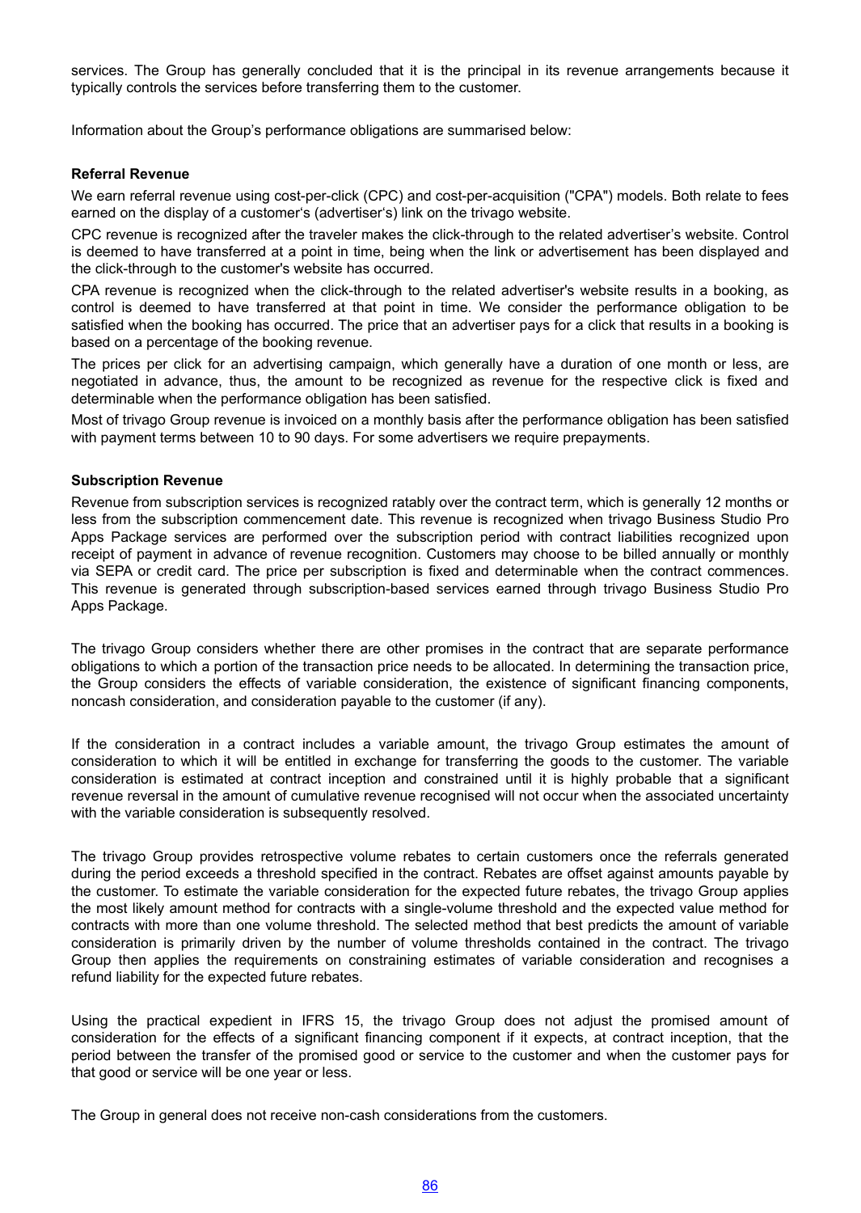services. The Group has generally concluded that it is the principal in its revenue arrangements because it typically controls the services before transferring them to the customer.

Information about the Group's performance obligations are summarised below:

**Referral Revenue**

We earn referral revenue using cost-per-click (CPC) and cost-per-acquisition ("CPA") models. Both relate to fees earned on the display of a customer's (advertiser's) link on the trivago website.

CPC revenue is recognized after the traveler makes the click-through to the related advertiser's website. Control is deemed to have transferred at a point in time, being when the link or advertisement has been displayed and the click-through to the customer's website has occurred.

CPA revenue is recognized when the click-through to the related advertiser's website results in a booking, as control is deemed to have transferred at that point in time. We consider the performance obligation to be satisfied when the booking has occurred. The price that an advertiser pays for a click that results in a booking is based on a percentage of the booking revenue.

The prices per click for an advertising campaign, which generally have a duration of one month or less, are negotiated in advance, thus, the amount to be recognized as revenue for the respective click is fixed and determinable when the performance obligation has been satisfied.

Most of trivago Group revenue is invoiced on a monthly basis after the performance obligation has been satisfied with payment terms between 10 to 90 days. For some advertisers we require prepayments.

**Subscription Revenue**

Revenue from subscription services is recognized ratably over the contract term, which is generally 12 months or less from the subscription commencement date. This revenue is recognized when trivago Business Studio Pro Apps Package services are performed over the subscription period with contract liabilities recognized upon receipt of payment in advance of revenue recognition. Customers may choose to be billed annually or monthly via SEPA or credit card. The price per subscription is fixed and determinable when the contract commences. This revenue is generated through subscription-based services earned through trivago Business Studio Pro Apps Package.

The trivago Group considers whether there are other promises in the contract that are separate performance obligations to which a portion of the transaction price needs to be allocated. In determining the transaction price, the Group considers the effects of variable consideration, the existence of significant financing components, noncash consideration, and consideration payable to the customer (if any).

If the consideration in a contract includes a variable amount, the trivago Group estimates the amount of consideration to which it will be entitled in exchange for transferring the goods to the customer. The variable consideration is estimated at contract inception and constrained until it is highly probable that a significant revenue reversal in the amount of cumulative revenue recognised will not occur when the associated uncertainty with the variable consideration is subsequently resolved.

The trivago Group provides retrospective volume rebates to certain customers once the referrals generated during the period exceeds a threshold specified in the contract. Rebates are offset against amounts payable by the customer. To estimate the variable consideration for the expected future rebates, the trivago Group applies the most likely amount method for contracts with a single-volume threshold and the expected value method for contracts with more than one volume threshold. The selected method that best predicts the amount of variable consideration is primarily driven by the number of volume thresholds contained in the contract. The trivago Group then applies the requirements on constraining estimates of variable consideration and recognises a refund liability for the expected future rebates.

Using the practical expedient in IFRS 15, the trivago Group does not adjust the promised amount of consideration for the effects of a significant financing component if it expects, at contract inception, that the period between the transfer of the promised good or service to the customer and when the customer pays for that good or service will be one year or less.

The Group in general does not receive non-cash considerations from the customers.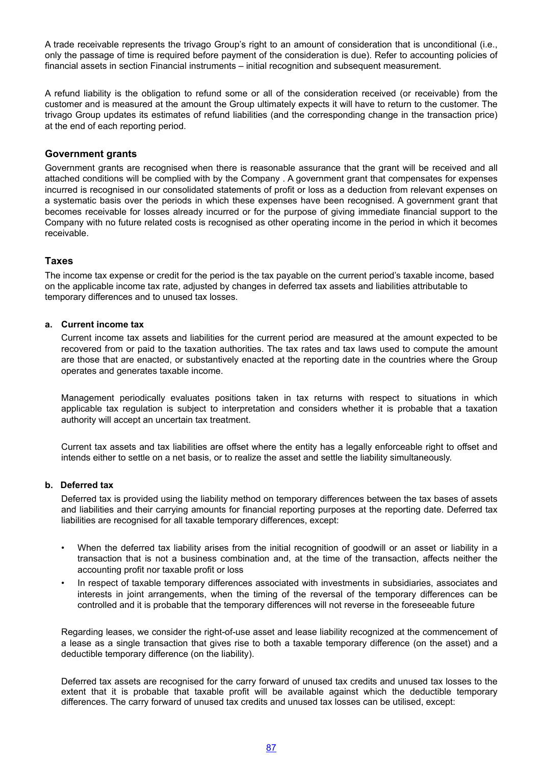A trade receivable represents the trivago Group's right to an amount of consideration that is unconditional (i.e., only the passage of time is required before payment of the consideration is due). Refer to accounting policies of financial assets in section Financial instruments – initial recognition and subsequent measurement.

A refund liability is the obligation to refund some or all of the consideration received (or receivable) from the customer and is measured at the amount the Group ultimately expects it will have to return to the customer. The trivago Group updates its estimates of refund liabilities (and the corresponding change in the transaction price) at the end of each reporting period.

### Government grants

Government grants are recognised when there is reasonable assurance that the grant will be received and all attached conditions will be complied with by the Company . A government grant that compensates for expenses incurred is recognised in our consolidated statements of profit or loss as a deduction from relevant expenses on a systematic basis over the periods in which these expenses have been recognised. A government grant that becomes receivable for losses already incurred or for the purpose of giving immediate financial support to the Company with no future related costs is recognised as other operating income in the period in which it becomes receivable.

### Taxes

The income tax expense or credit for the period is the tax payable on the current period's taxable income, based on the applicable income tax rate, adjusted by changes in deferred tax assets and liabilities attributable to temporary differences and to unused tax losses.

#### a. Current income tax

Current income tax assets and liabilities for the current period are measured at the amount expected to be recovered from or paid to the taxation authorities. The tax rates and tax laws used to compute the amount are those that are enacted, or substantively enacted at the reporting date in the countries where the Group operates and generates taxable income.

Management periodically evaluates positions taken in tax returns with respect to situations in which applicable tax regulation is subject to interpretation and considers whether it is probable that a taxation authority will accept an uncertain tax treatment.

Current tax assets and tax liabilities are offset where the entity has a legally enforceable right to offset and intends either to settle on a net basis, or to realize the asset and settle the liability simultaneously.

#### b. Deferred tax

Deferred tax is provided using the liability method on temporary differences between the tax bases of assets and liabilities and their carrying amounts for financial reporting purposes at the reporting date. Deferred tax liabilities are recognised for all taxable temporary differences, except:

- When the deferred tax liability arises from the initial recognition of goodwill or an asset or liability in a transaction that is not a business combination and, at the time of the transaction, affects neither the accounting profit nor taxable profit or loss
- In respect of taxable temporary differences associated with investments in subsidiaries, associates and interests in joint arrangements, when the timing of the reversal of the temporary differences can be controlled and it is probable that the temporary differences will not reverse in the foreseeable future

Regarding leases, we consider the right-of-use asset and lease liability recognized at the commencement of a lease as a single transaction that gives rise to both a taxable temporary difference (on the asset) and a deductible temporary difference (on the liability).

Deferred tax assets are recognised for the carry forward of unused tax credits and unused tax losses to the extent that it is probable that taxable profit will be available against which the deductible temporary differences. The carry forward of unused tax credits and unused tax losses can be utilised, except: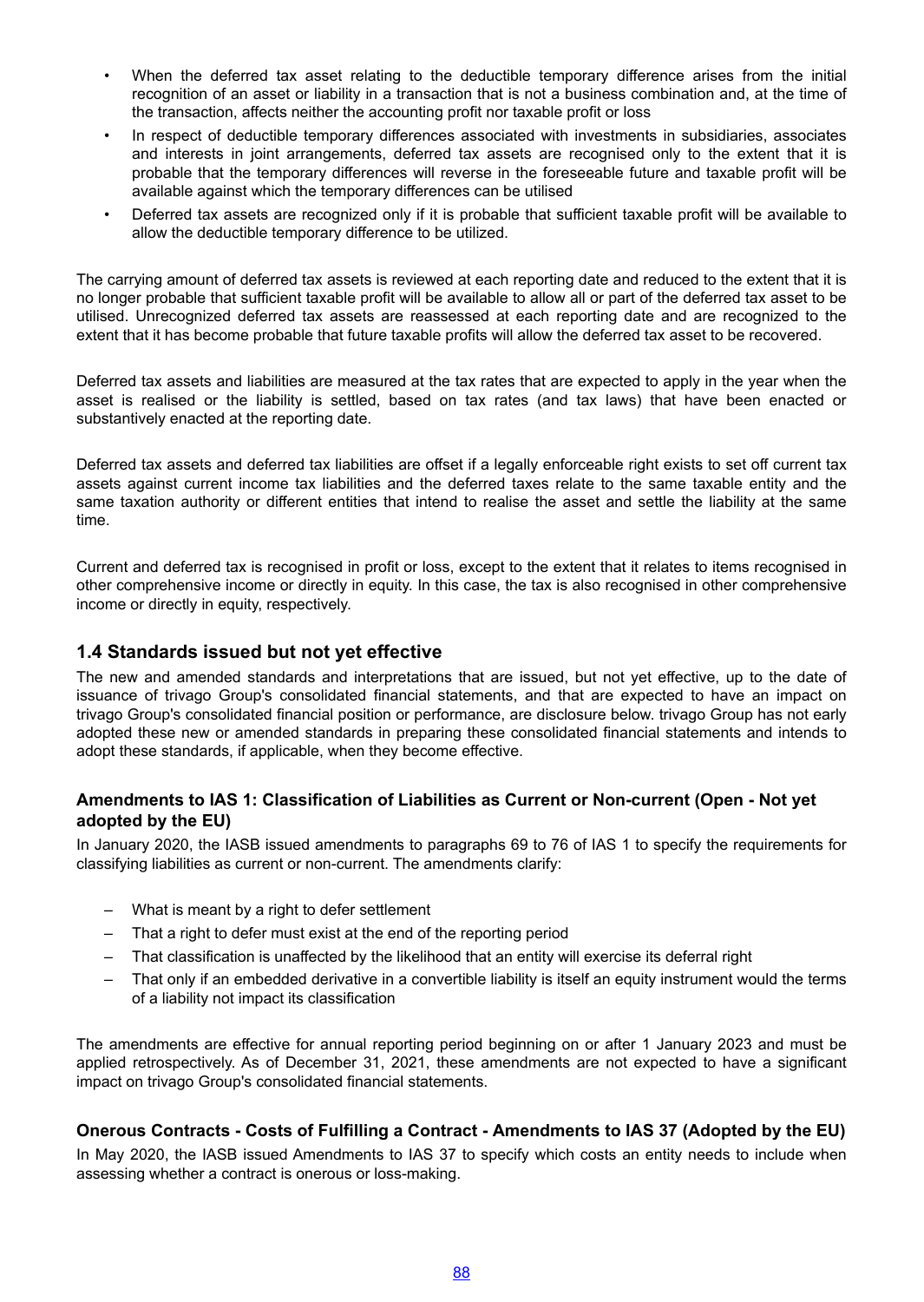- When the deferred tax asset relating to the deductible temporary difference arises from the initial recognition of an asset or liability in a transaction that is not a business combination and, at the time of the transaction, affects neither the accounting profit nor taxable profit or loss
- In respect of deductible temporary differences associated with investments in subsidiaries, associates and interests in joint arrangements, deferred tax assets are recognised only to the extent that it is probable that the temporary differences will reverse in the foreseeable future and taxable profit will be available against which the temporary differences can be utilised
- Deferred tax assets are recognized only if it is probable that sufficient taxable profit will be available to allow the deductible temporary difference to be utilized.

The carrying amount of deferred tax assets is reviewed at each reporting date and reduced to the extent that it is no longer probable that sufficient taxable profit will be available to allow all or part of the deferred tax asset to be utilised. Unrecognized deferred tax assets are reassessed at each reporting date and are recognized to the extent that it has become probable that future taxable profits will allow the deferred tax asset to be recovered.

Deferred tax assets and liabilities are measured at the tax rates that are expected to apply in the year when the asset is realised or the liability is settled, based on tax rates (and tax laws) that have been enacted or substantively enacted at the reporting date.

Deferred tax assets and deferred tax liabilities are offset if a legally enforceable right exists to set off current tax assets against current income tax liabilities and the deferred taxes relate to the same taxable entity and the same taxation authority or different entities that intend to realise the asset and settle the liability at the same time.

Current and deferred tax is recognised in profit or loss, except to the extent that it relates to items recognised in other comprehensive income or directly in equity. In this case, the tax is also recognised in other comprehensive income or directly in equity, respectively.

## 1.4 Standards issued but not yet effective

The new and amended standards and interpretations that are issued, but not yet effective, up to the date of issuance of trivago Group's consolidated financial statements, and that are expected to have an impact on trivago Group's consolidated financial position or performance, are disclosure below. trivago Group has not early adopted these new or amended standards in preparing these consolidated financial statements and intends to adopt these standards, if applicable, when they become effective.

### Amendments to IAS 1: Classification of Liabilities as Current or Non-current (Open - Not yet adopted by the EU)

In January 2020, the IASB issued amendments to paragraphs 69 to 76 of IAS 1 to specify the requirements for classifying liabilities as current or non-current. The amendments clarify:

- What is meant by a right to defer settlement
- That a right to defer must exist at the end of the reporting period
- That classification is unaffected by the likelihood that an entity will exercise its deferral right
- That only if an embedded derivative in a convertible liability is itself an equity instrument would the terms of a liability not impact its classification

The amendments are effective for annual reporting period beginning on or after 1 January 2023 and must be applied retrospectively. As of December 31, 2021, these amendments are not expected to have a significant impact on trivago Group's consolidated financial statements.

### Onerous Contracts - Costs of Fulfilling a Contract - Amendments to IAS 37 (Adopted by the EU)

In May 2020, the IASB issued Amendments to IAS 37 to specify which costs an entity needs to include when assessing whether a contract is onerous or loss-making.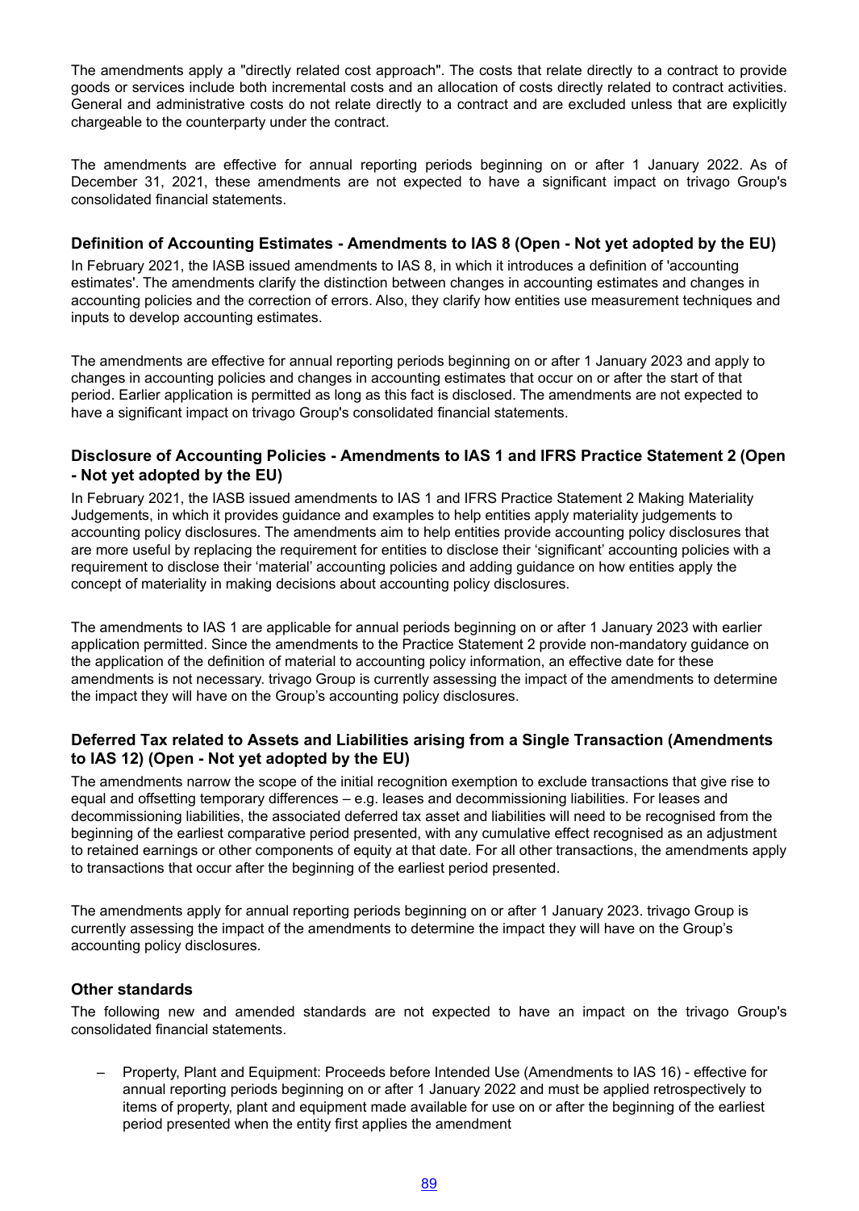The amendments apply a "directly related cost approach". The costs that relate directly to a contract to provide goods or services include both incremental costs and an allocation of costs directly related to contract activities. General and administrative costs do not relate directly to a contract and are excluded unless that are explicitly chargeable to the counterparty under the contract.

The amendments are effective for annual reporting periods beginning on or after 1 January 2022. As of December 31, 2021, these amendments are not expected to have a significant impact on trivago Group's consolidated financial statements.

### Definition of Accounting Estimates - Amendments to IAS 8 (Open - Not yet adopted by the EU)

In February 2021, the IASB issued amendments to IAS 8, in which it introduces a definition of 'accounting estimates'. The amendments clarify the distinction between changes in accounting estimates and changes in accounting policies and the correction of errors. Also, they clarify how entities use measurement techniques and inputs to develop accounting estimates.

The amendments are effective for annual reporting periods beginning on or after 1 January 2023 and apply to changes in accounting policies and changes in accounting estimates that occur on or after the start of that period. Earlier application is permitted as long as this fact is disclosed. The amendments are not expected to have a significant impact on trivago Group's consolidated financial statements.

### Disclosure of Accounting Policies - Amendments to IAS 1 and IFRS Practice Statement 2 (Open - Not yet adopted by the EU)

In February 2021, the IASB issued amendments to IAS 1 and IFRS Practice Statement 2 Making Materiality Judgements, in which it provides guidance and examples to help entities apply materiality judgements to accounting policy disclosures. The amendments aim to help entities provide accounting policy disclosures that are more useful by replacing the requirement for entities to disclose their 'significant' accounting policies with a requirement to disclose their 'material' accounting policies and adding guidance on how entities apply the concept of materiality in making decisions about accounting policy disclosures.

The amendments to IAS 1 are applicable for annual periods beginning on or after 1 January 2023 with earlier application permitted. Since the amendments to the Practice Statement 2 provide non-mandatory guidance on the application of the definition of material to accounting policy information, an effective date for these amendments is not necessary. trivago Group is currently assessing the impact of the amendments to determine the impact they will have on the Group's accounting policy disclosures.

### Deferred Tax related to Assets and Liabilities arising from a Single Transaction (Amendments to IAS 12) (Open - Not yet adopted by the EU)

The amendments narrow the scope of the initial recognition exemption to exclude transactions that give rise to equal and offsetting temporary differences – e.g. leases and decommissioning liabilities. For leases and decommissioning liabilities, the associated deferred tax asset and liabilities will need to be recognised from the beginning of the earliest comparative period presented, with any cumulative effect recognised as an adjustment to retained earnings or other components of equity at that date. For all other transactions, the amendments apply to transactions that occur after the beginning of the earliest period presented.

The amendments apply for annual reporting periods beginning on or after 1 January 2023. trivago Group is currently assessing the impact of the amendments to determine the impact they will have on the Group's accounting policy disclosures.

### Other standards

The following new and amended standards are not expected to have an impact on the trivago Group's consolidated financial statements.

- Property, Plant and Equipment: Proceeds before Intended Use (Amendments to IAS 16) - effective for annual reporting periods beginning on or after 1 January 2022 and must be applied retrospectively to items of property, plant and equipment made available for use on or after the beginning of the earliest period presented when the entity first applies the amendment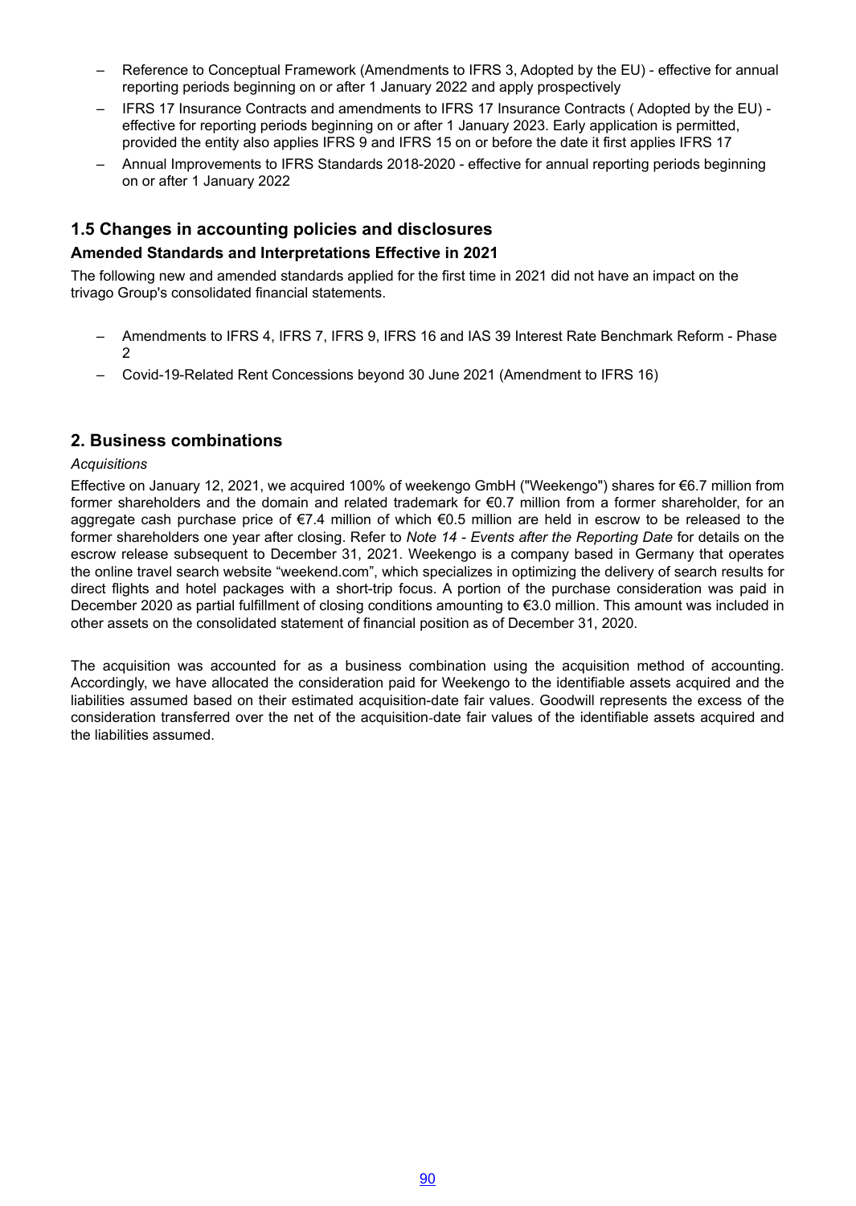- Reference to Conceptual Framework (Amendments to IFRS 3, Adopted by the EU) - effective for annual reporting periods beginning on or after 1 January 2022 and apply prospectively
- IFRS 17 Insurance Contracts and amendments to IFRS 17 Insurance Contracts ( Adopted by the EU) - effective for reporting periods beginning on or after 1 January 2023. Early application is permitted, provided the entity also applies IFRS 9 and IFRS 15 on or before the date it first applies IFRS 17
- Annual Improvements to IFRS Standards 2018-2020 - effective for annual reporting periods beginning on or after 1 January 2022

## 1.5 Changes in accounting policies and disclosures

### Amended Standards and Interpretations Effective in 2021

The following new and amended standards applied for the first time in 2021 did not have an impact on the trivago Group's consolidated financial statements.

- Amendments to IFRS 4, IFRS 7, IFRS 9, IFRS 16 and IAS 39 Interest Rate Benchmark Reform - Phase 2
- Covid-19-Related Rent Concessions beyond 30 June 2021 (Amendment to IFRS 16)

## 2. Business combinations

*Acquisitions*

Effective on January 12, 2021, we acquired 100% of weekengo GmbH ("Weekengo") shares for €6.7 million from former shareholders and the domain and related trademark for €0.7 million from a former shareholder, for an aggregate cash purchase price of €7.4 million of which €0.5 million are held in escrow to be released to the former shareholders one year after closing. Refer to *Note 14 - Events after the Reporting Date* for details on the escrow release subsequent to December 31, 2021. Weekengo is a company based in Germany that operates the online travel search website “weekend.com”, which specializes in optimizing the delivery of search results for direct flights and hotel packages with a short-trip focus. A portion of the purchase consideration was paid in December 2020 as partial fulfillment of closing conditions amounting to €3.0 million. This amount was included in other assets on the consolidated statement of financial position as of December 31, 2020.

The acquisition was accounted for as a business combination using the acquisition method of accounting. Accordingly, we have allocated the consideration paid for Weekengo to the identifiable assets acquired and the liabilities assumed based on their estimated acquisition-date fair values. Goodwill represents the excess of the consideration transferred over the net of the acquisition-date fair values of the identifiable assets acquired and the liabilities assumed.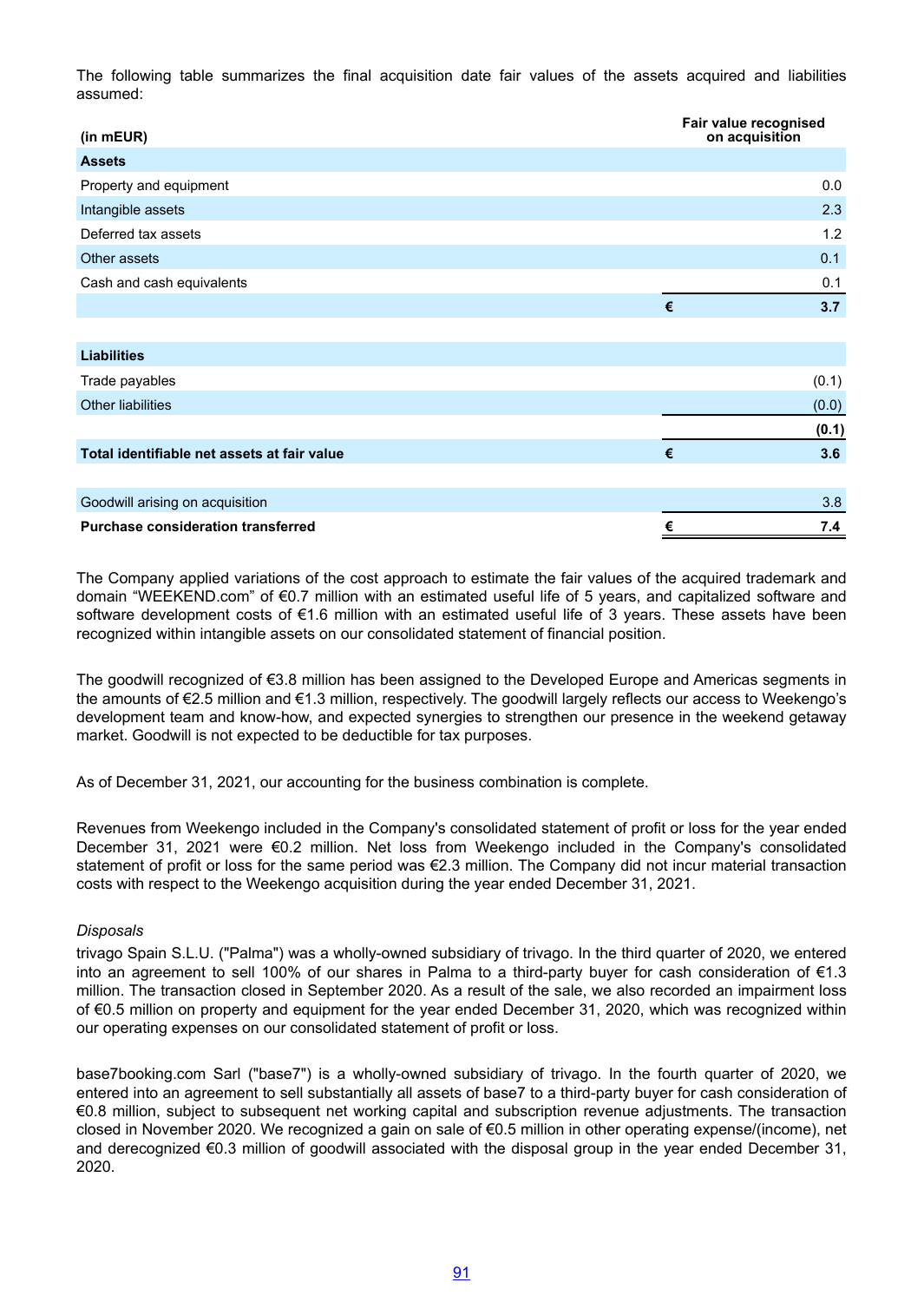The following table summarizes the final acquisition date fair values of the assets acquired and liabilities assumed:

| (in mEUR) | | Fair value recognised on acquisition |
|---|---|---|
| **Assets** | | |
| Property and equipment | | 0.0 |
| Intangible assets | | 2.3 |
| Deferred tax assets | | 1.2 |
| Other assets | | 0.1 |
| Cash and cash equivalents | | 0.1 |
| | **€** | **3.7** |
| | | |
| **Liabilities** | | |
| Trade payables | | (0.1) |
| Other liabilities | | (0.0) |
| | | **(0.1)** |
| **Total identifiable net assets at fair value** | **€** | **3.6** |
| | | |
| Goodwill arising on acquisition | | 3.8 |
| **Purchase consideration transferred** | **€** | **7.4** |

The Company applied variations of the cost approach to estimate the fair values of the acquired trademark and domain "WEEKEND.com" of €0.7 million with an estimated useful life of 5 years, and capitalized software and software development costs of €1.6 million with an estimated useful life of 3 years. These assets have been recognized within intangible assets on our consolidated statement of financial position.

The goodwill recognized of €3.8 million has been assigned to the Developed Europe and Americas segments in the amounts of €2.5 million and €1.3 million, respectively. The goodwill largely reflects our access to Weekengo's development team and know-how, and expected synergies to strengthen our presence in the weekend getaway market. Goodwill is not expected to be deductible for tax purposes.

As of December 31, 2021, our accounting for the business combination is complete.

Revenues from Weekengo included in the Company's consolidated statement of profit or loss for the year ended December 31, 2021 were €0.2 million. Net loss from Weekengo included in the Company's consolidated statement of profit or loss for the same period was €2.3 million. The Company did not incur material transaction costs with respect to the Weekengo acquisition during the year ended December 31, 2021.

*Disposals*

trivago Spain S.L.U. ("Palma") was a wholly-owned subsidiary of trivago. In the third quarter of 2020, we entered into an agreement to sell 100% of our shares in Palma to a third-party buyer for cash consideration of €1.3 million. The transaction closed in September 2020. As a result of the sale, we also recorded an impairment loss of €0.5 million on property and equipment for the year ended December 31, 2020, which was recognized within our operating expenses on our consolidated statement of profit or loss.

base7booking.com Sarl ("base7") is a wholly-owned subsidiary of trivago. In the fourth quarter of 2020, we entered into an agreement to sell substantially all assets of base7 to a third-party buyer for cash consideration of €0.8 million, subject to subsequent net working capital and subscription revenue adjustments. The transaction closed in November 2020. We recognized a gain on sale of €0.5 million in other operating expense/(income), net and derecognized €0.3 million of goodwill associated with the disposal group in the year ended December 31, 2020.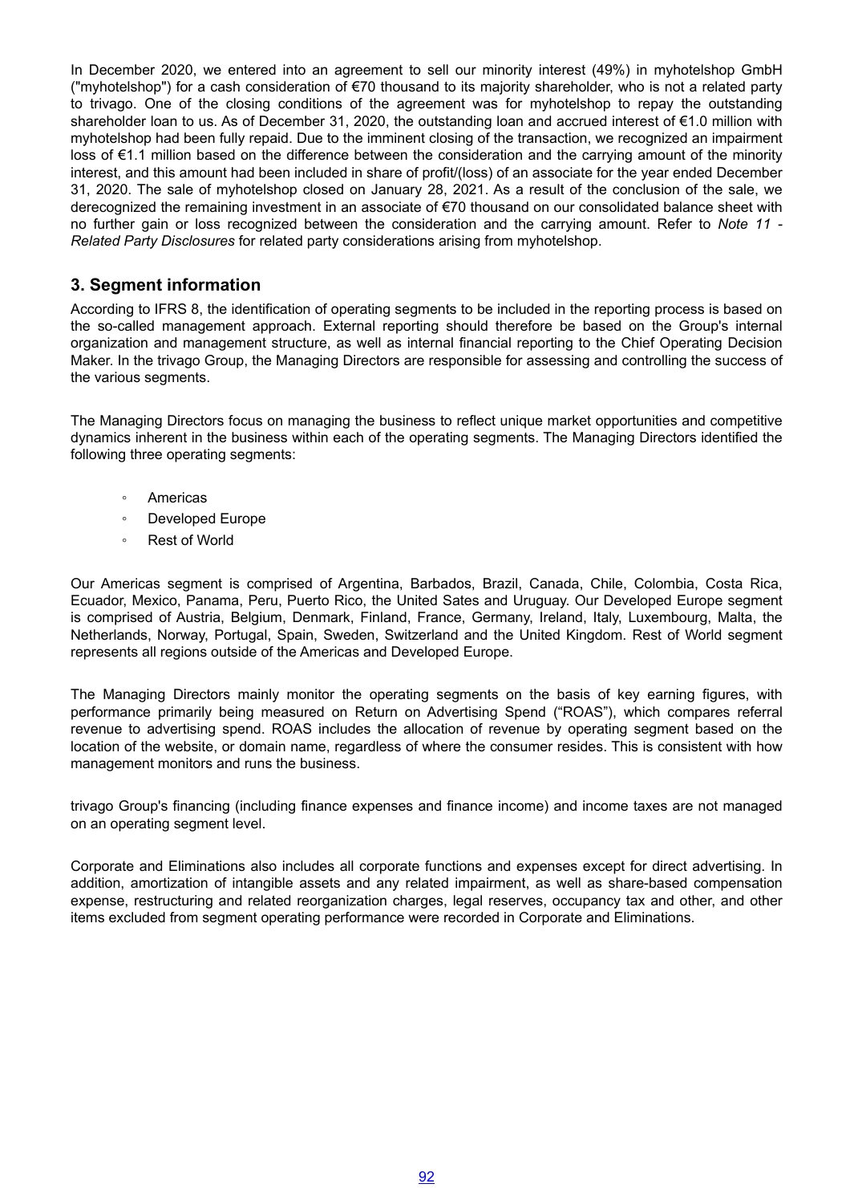In December 2020, we entered into an agreement to sell our minority interest (49%) in myhotelshop GmbH ("myhotelshop") for a cash consideration of €70 thousand to its majority shareholder, who is not a related party to trivago. One of the closing conditions of the agreement was for myhotelshop to repay the outstanding shareholder loan to us. As of December 31, 2020, the outstanding loan and accrued interest of €1.0 million with myhotelshop had been fully repaid. Due to the imminent closing of the transaction, we recognized an impairment loss of €1.1 million based on the difference between the consideration and the carrying amount of the minority interest, and this amount had been included in share of profit/(loss) of an associate for the year ended December 31, 2020. The sale of myhotelshop closed on January 28, 2021. As a result of the conclusion of the sale, we derecognized the remaining investment in an associate of €70 thousand on our consolidated balance sheet with no further gain or loss recognized between the consideration and the carrying amount. Refer to *Note 11 - Related Party Disclosures* for related party considerations arising from myhotelshop.

## 3. Segment information

According to IFRS 8, the identification of operating segments to be included in the reporting process is based on the so-called management approach. External reporting should therefore be based on the Group's internal organization and management structure, as well as internal financial reporting to the Chief Operating Decision Maker. In the trivago Group, the Managing Directors are responsible for assessing and controlling the success of the various segments.

The Managing Directors focus on managing the business to reflect unique market opportunities and competitive dynamics inherent in the business within each of the operating segments. The Managing Directors identified the following three operating segments:

- Americas
- Developed Europe
- Rest of World

Our Americas segment is comprised of Argentina, Barbados, Brazil, Canada, Chile, Colombia, Costa Rica, Ecuador, Mexico, Panama, Peru, Puerto Rico, the United Sates and Uruguay. Our Developed Europe segment is comprised of Austria, Belgium, Denmark, Finland, France, Germany, Ireland, Italy, Luxembourg, Malta, the Netherlands, Norway, Portugal, Spain, Sweden, Switzerland and the United Kingdom. Rest of World segment represents all regions outside of the Americas and Developed Europe.

The Managing Directors mainly monitor the operating segments on the basis of key earning figures, with performance primarily being measured on Return on Advertising Spend ("ROAS"), which compares referral revenue to advertising spend. ROAS includes the allocation of revenue by operating segment based on the location of the website, or domain name, regardless of where the consumer resides. This is consistent with how management monitors and runs the business.

trivago Group's financing (including finance expenses and finance income) and income taxes are not managed on an operating segment level.

Corporate and Eliminations also includes all corporate functions and expenses except for direct advertising. In addition, amortization of intangible assets and any related impairment, as well as share-based compensation expense, restructuring and related reorganization charges, legal reserves, occupancy tax and other, and other items excluded from segment operating performance were recorded in Corporate and Eliminations.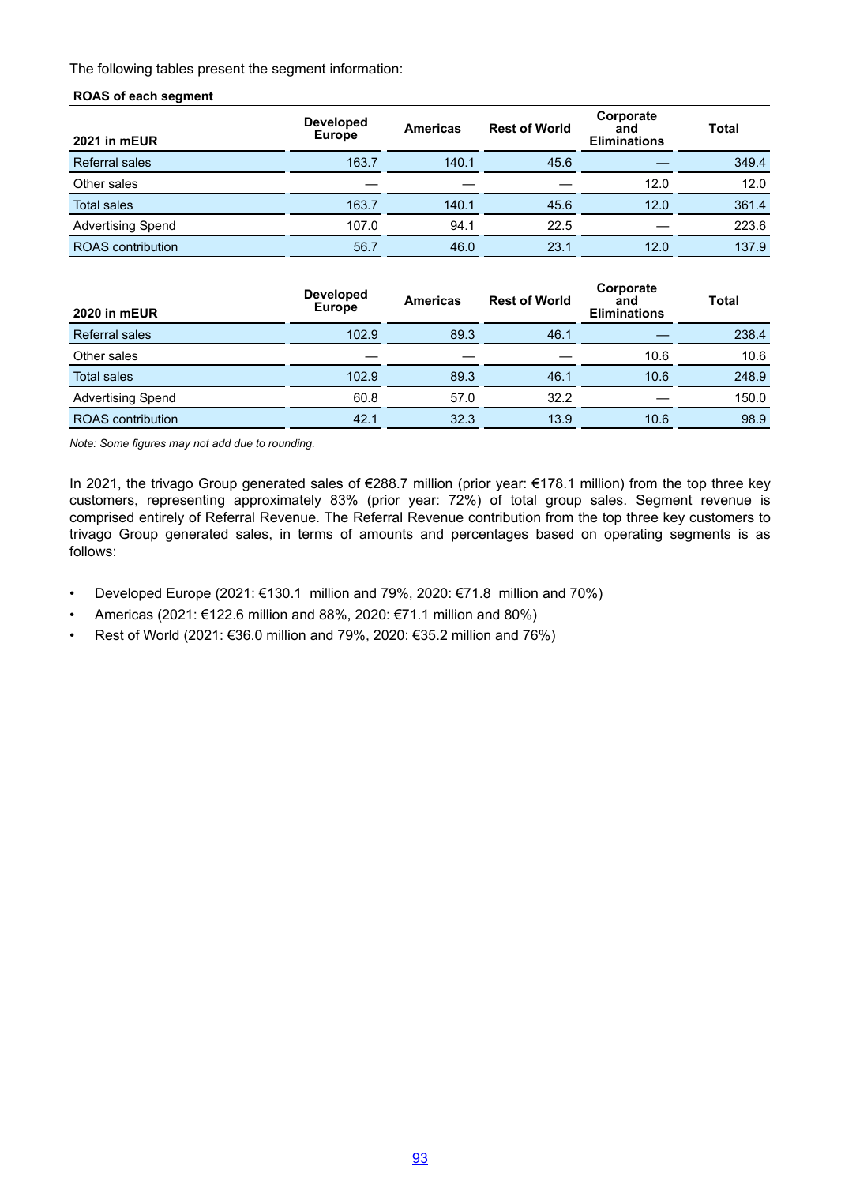The following tables present the segment information:

**ROAS of each segment**

| 2021 in mEUR | Developed Europe | Americas | Rest of World | Corporate and Eliminations | Total |
|---|---|---|---|---|---|
| Referral sales | 163.7 | 140.1 | 45.6 | — | 349.4 |
| Other sales | — | — | — | 12.0 | 12.0 |
| Total sales | 163.7 | 140.1 | 45.6 | 12.0 | 361.4 |
| Advertising Spend | 107.0 | 94.1 | 22.5 | — | 223.6 |
| ROAS contribution | 56.7 | 46.0 | 23.1 | 12.0 | 137.9 |

| 2020 in mEUR | Developed Europe | Americas | Rest of World | Corporate and Eliminations | Total |
|---|---|---|---|---|---|
| Referral sales | 102.9 | 89.3 | 46.1 | — | 238.4 |
| Other sales | — | — | — | 10.6 | 10.6 |
| Total sales | 102.9 | 89.3 | 46.1 | 10.6 | 248.9 |
| Advertising Spend | 60.8 | 57.0 | 32.2 | — | 150.0 |
| ROAS contribution | 42.1 | 32.3 | 13.9 | 10.6 | 98.9 |

*Note: Some figures may not add due to rounding.*

In 2021, the trivago Group generated sales of €288.7 million (prior year: €178.1 million) from the top three key customers, representing approximately 83% (prior year: 72%) of total group sales. Segment revenue is comprised entirely of Referral Revenue. The Referral Revenue contribution from the top three key customers to trivago Group generated sales, in terms of amounts and percentages based on operating segments is as follows:

- Developed Europe (2021: €130.1 million and 79%, 2020: €71.8 million and 70%)
- Americas (2021: €122.6 million and 88%, 2020: €71.1 million and 80%)
- Rest of World (2021: €36.0 million and 79%, 2020: €35.2 million and 76%)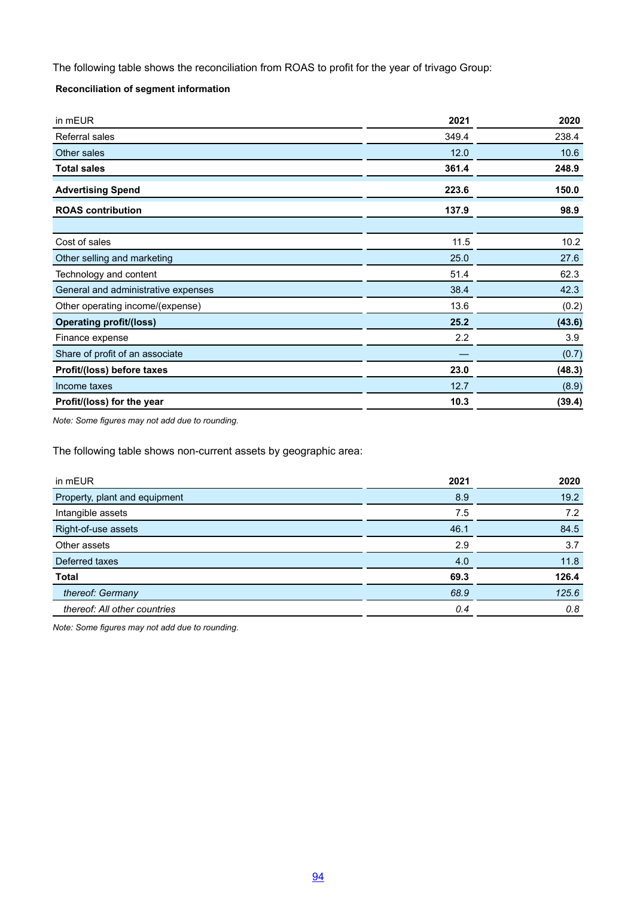The following table shows the reconciliation from ROAS to profit for the year of trivago Group:

**Reconciliation of segment information**

| in mEUR | 2021 | 2020 |
|---|---|---|
| Referral sales | 349.4 | 238.4 |
| Other sales | 12.0 | 10.6 |
| **Total sales** | **361.4** | **248.9** |
| **Advertising Spend** | **223.6** | **150.0** |
| **ROAS contribution** | **137.9** | **98.9** |
| | | |
| Cost of sales | 11.5 | 10.2 |
| Other selling and marketing | 25.0 | 27.6 |
| Technology and content | 51.4 | 62.3 |
| General and administrative expenses | 38.4 | 42.3 |
| Other operating income/(expense) | 13.6 | (0.2) |
| **Operating profit/(loss)** | **25.2** | **(43.6)** |
| Finance expense | 2.2 | 3.9 |
| Share of profit of an associate | — | (0.7) |
| **Profit/(loss) before taxes** | **23.0** | **(48.3)** |
| Income taxes | 12.7 | (8.9) |
| **Profit/(loss) for the year** | **10.3** | **(39.4)** |

*Note: Some figures may not add due to rounding.*

The following table shows non-current assets by geographic area:

| in mEUR | 2021 | 2020 |
|---|---|---|
| Property, plant and equipment | 8.9 | 19.2 |
| Intangible assets | 7.5 | 7.2 |
| Right-of-use assets | 46.1 | 84.5 |
| Other assets | 2.9 | 3.7 |
| Deferred taxes | 4.0 | 11.8 |
| **Total** | **69.3** | **126.4** |
| *thereof: Germany* | *68.9* | *125.6* |
| *thereof: All other countries* | *0.4* | *0.8* |

*Note: Some figures may not add due to rounding.*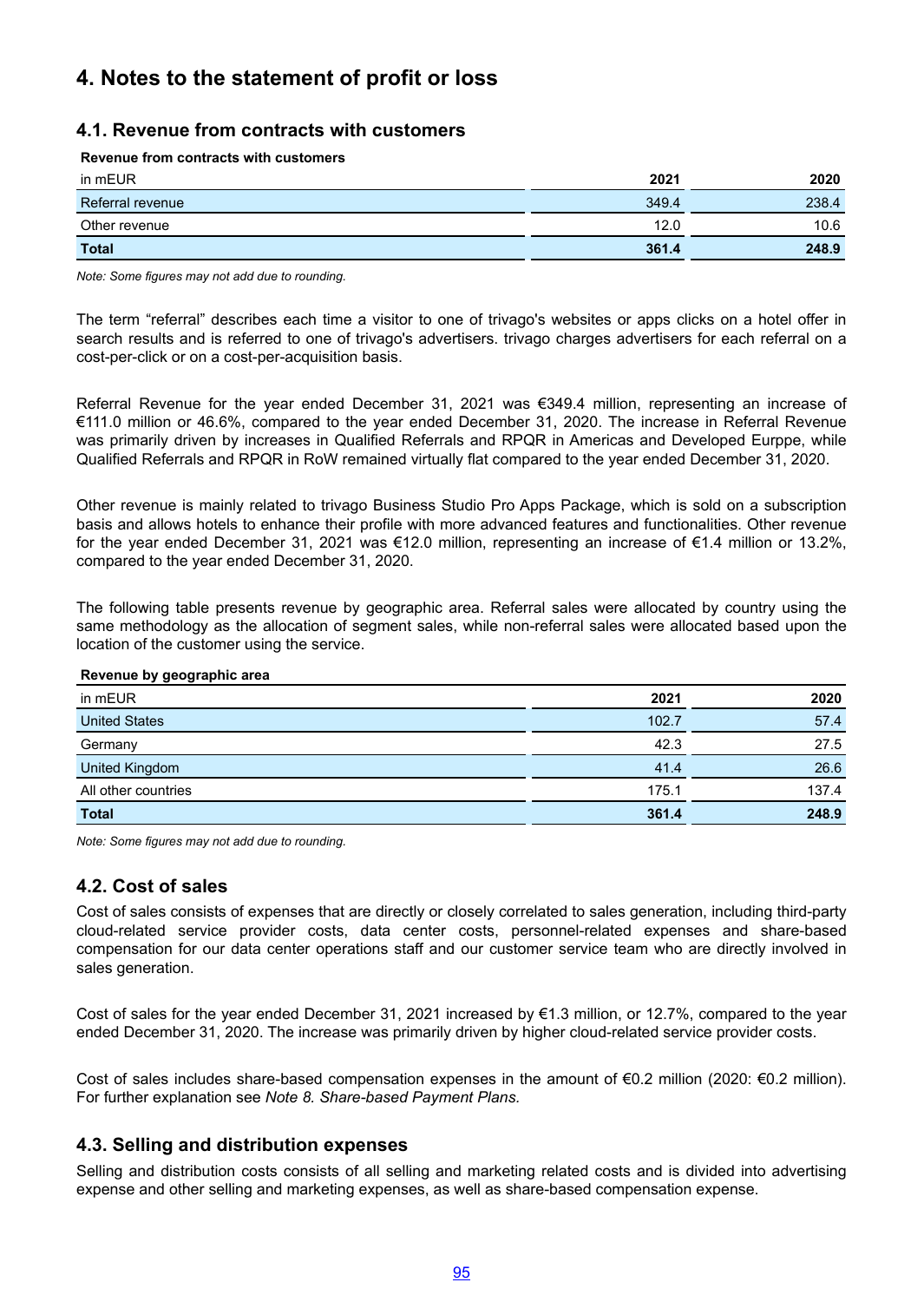# 4. Notes to the statement of profit or loss

## 4.1. Revenue from contracts with customers

**Revenue from contracts with customers**

| in mEUR | 2021 | 2020 |
|---|---|---|
| Referral revenue | 349.4 | 238.4 |
| Other revenue | 12.0 | 10.6 |
| **Total** | **361.4** | **248.9** |

*Note: Some figures may not add due to rounding.*

The term “referral” describes each time a visitor to one of trivago's websites or apps clicks on a hotel offer in search results and is referred to one of trivago's advertisers. trivago charges advertisers for each referral on a cost-per-click or on a cost-per-acquisition basis.

Referral Revenue for the year ended December 31, 2021 was €349.4 million, representing an increase of €111.0 million or 46.6%, compared to the year ended December 31, 2020. The increase in Referral Revenue was primarily driven by increases in Qualified Referrals and RPQR in Americas and Developed Eurppe, while Qualified Referrals and RPQR in RoW remained virtually flat compared to the year ended December 31, 2020.

Other revenue is mainly related to trivago Business Studio Pro Apps Package, which is sold on a subscription basis and allows hotels to enhance their profile with more advanced features and functionalities. Other revenue for the year ended December 31, 2021 was €12.0 million, representing an increase of €1.4 million or 13.2%, compared to the year ended December 31, 2020.

The following table presents revenue by geographic area. Referral sales were allocated by country using the same methodology as the allocation of segment sales, while non-referral sales were allocated based upon the location of the customer using the service.

**Revenue by geographic area**

| in mEUR | 2021 | 2020 |
|---|---|---|
| United States | 102.7 | 57.4 |
| Germany | 42.3 | 27.5 |
| United Kingdom | 41.4 | 26.6 |
| All other countries | 175.1 | 137.4 |
| **Total** | **361.4** | **248.9** |

*Note: Some figures may not add due to rounding.*

## 4.2. Cost of sales

Cost of sales consists of expenses that are directly or closely correlated to sales generation, including third-party cloud-related service provider costs, data center costs, personnel-related expenses and share-based compensation for our data center operations staff and our customer service team who are directly involved in sales generation.

Cost of sales for the year ended December 31, 2021 increased by €1.3 million, or 12.7%, compared to the year ended December 31, 2020. The increase was primarily driven by higher cloud-related service provider costs.

Cost of sales includes share-based compensation expenses in the amount of €0.2 million (2020: €0.2 million). For further explanation see *Note 8. Share-based Payment Plans.*

## 4.3. Selling and distribution expenses

Selling and distribution costs consists of all selling and marketing related costs and is divided into advertising expense and other selling and marketing expenses, as well as share-based compensation expense.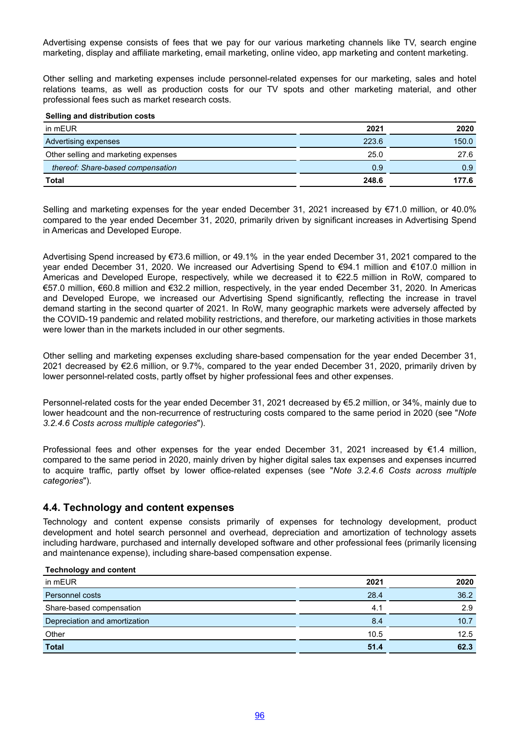Advertising expense consists of fees that we pay for our various marketing channels like TV, search engine marketing, display and affiliate marketing, email marketing, online video, app marketing and content marketing.

Other selling and marketing expenses include personnel-related expenses for our marketing, sales and hotel relations teams, as well as production costs for our TV spots and other marketing material, and other professional fees such as market research costs.

**Selling and distribution costs**

| in mEUR | 2021 | 2020 |
|---|---|---|
| Advertising expenses | 223.6 | 150.0 |
| Other selling and marketing expenses | 25.0 | 27.6 |
| *thereof: Share-based compensation* | 0.9 | 0.9 |
| **Total** | **248.6** | **177.6** |

Selling and marketing expenses for the year ended December 31, 2021 increased by €71.0 million, or 40.0% compared to the year ended December 31, 2020, primarily driven by significant increases in Advertising Spend in Americas and Developed Europe.

Advertising Spend increased by €73.6 million, or 49.1% in the year ended December 31, 2021 compared to the year ended December 31, 2020. We increased our Advertising Spend to €94.1 million and €107.0 million in Americas and Developed Europe, respectively, while we decreased it to €22.5 million in RoW, compared to €57.0 million, €60.8 million and €32.2 million, respectively, in the year ended December 31, 2020. In Americas and Developed Europe, we increased our Advertising Spend significantly, reflecting the increase in travel demand starting in the second quarter of 2021. In RoW, many geographic markets were adversely affected by the COVID-19 pandemic and related mobility restrictions, and therefore, our marketing activities in those markets were lower than in the markets included in our other segments.

Other selling and marketing expenses excluding share-based compensation for the year ended December 31, 2021 decreased by €2.6 million, or 9.7%, compared to the year ended December 31, 2020, primarily driven by lower personnel-related costs, partly offset by higher professional fees and other expenses.

Personnel-related costs for the year ended December 31, 2021 decreased by €5.2 million, or 34%, mainly due to lower headcount and the non-recurrence of restructuring costs compared to the same period in 2020 (see "*Note 3.2.4.6 Costs across multiple categories*").

Professional fees and other expenses for the year ended December 31, 2021 increased by €1.4 million, compared to the same period in 2020, mainly driven by higher digital sales tax expenses and expenses incurred to acquire traffic, partly offset by lower office-related expenses (see "*Note 3.2.4.6 Costs across multiple categories*").

## 4.4. Technology and content expenses

Technology and content expense consists primarily of expenses for technology development, product development and hotel search personnel and overhead, depreciation and amortization of technology assets including hardware, purchased and internally developed software and other professional fees (primarily licensing and maintenance expense), including share-based compensation expense.

**Technology and content**

| in mEUR | 2021 | 2020 |
|---|---|---|
| Personnel costs | 28.4 | 36.2 |
| Share-based compensation | 4.1 | 2.9 |
| Depreciation and amortization | 8.4 | 10.7 |
| Other | 10.5 | 12.5 |
| **Total** | **51.4** | **62.3** |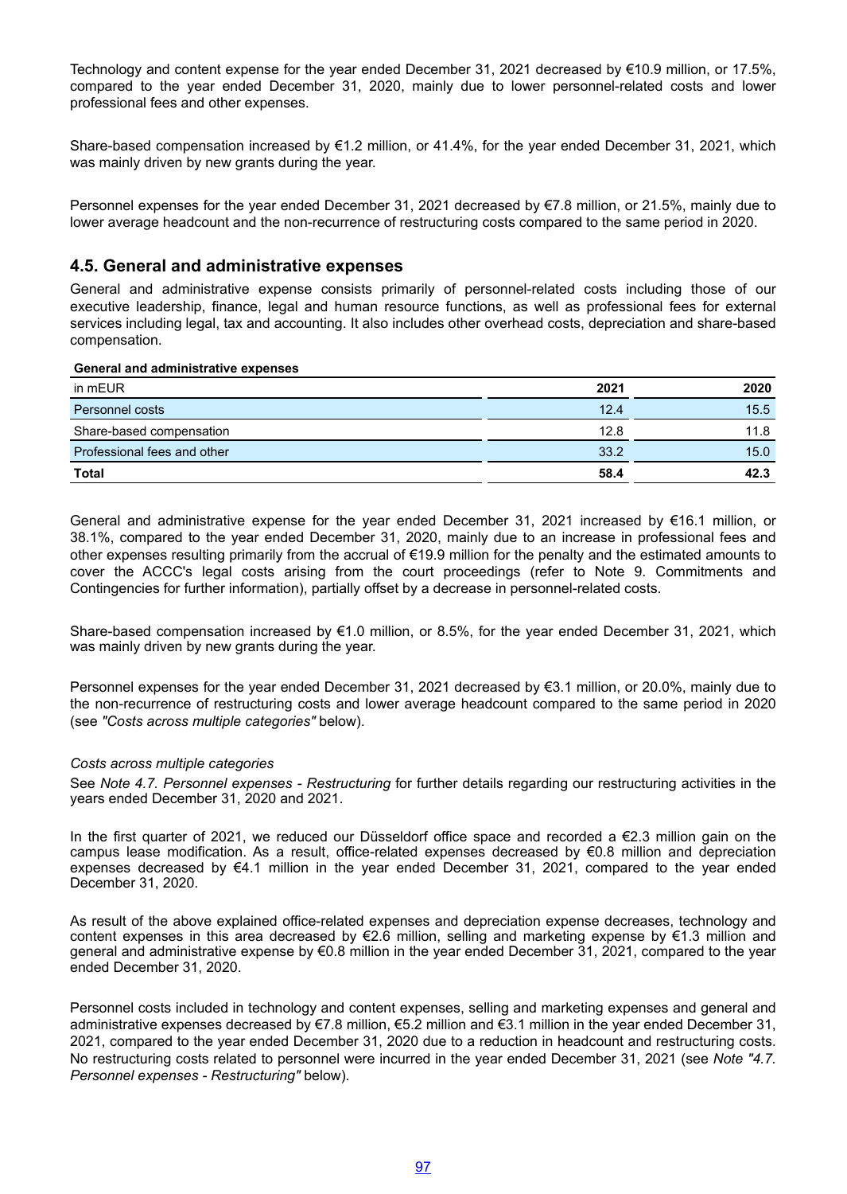Technology and content expense for the year ended December 31, 2021 decreased by €10.9 million, or 17.5%, compared to the year ended December 31, 2020, mainly due to lower personnel-related costs and lower professional fees and other expenses.

Share-based compensation increased by €1.2 million, or 41.4%, for the year ended December 31, 2021, which was mainly driven by new grants during the year.

Personnel expenses for the year ended December 31, 2021 decreased by €7.8 million, or 21.5%, mainly due to lower average headcount and the non-recurrence of restructuring costs compared to the same period in 2020.

## 4.5. General and administrative expenses

General and administrative expense consists primarily of personnel-related costs including those of our executive leadership, finance, legal and human resource functions, as well as professional fees for external services including legal, tax and accounting. It also includes other overhead costs, depreciation and share-based compensation.

**General and administrative expenses**

| in mEUR | 2021 | 2020 |
|---|---|---|
| Personnel costs | 12.4 | 15.5 |
| Share-based compensation | 12.8 | 11.8 |
| Professional fees and other | 33.2 | 15.0 |
| **Total** | **58.4** | **42.3** |

General and administrative expense for the year ended December 31, 2021 increased by €16.1 million, or 38.1%, compared to the year ended December 31, 2020, mainly due to an increase in professional fees and other expenses resulting primarily from the accrual of €19.9 million for the penalty and the estimated amounts to cover the ACCC's legal costs arising from the court proceedings (refer to Note 9. Commitments and Contingencies for further information), partially offset by a decrease in personnel-related costs.

Share-based compensation increased by €1.0 million, or 8.5%, for the year ended December 31, 2021, which was mainly driven by new grants during the year.

Personnel expenses for the year ended December 31, 2021 decreased by €3.1 million, or 20.0%, mainly due to the non-recurrence of restructuring costs and lower average headcount compared to the same period in 2020 (see *"Costs across multiple categories"* below).

*Costs across multiple categories*

See *Note 4.7. Personnel expenses - Restructuring* for further details regarding our restructuring activities in the years ended December 31, 2020 and 2021.

In the first quarter of 2021, we reduced our Düsseldorf office space and recorded a €2.3 million gain on the campus lease modification. As a result, office-related expenses decreased by €0.8 million and depreciation expenses decreased by €4.1 million in the year ended December 31, 2021, compared to the year ended December 31, 2020.

As result of the above explained office-related expenses and depreciation expense decreases, technology and content expenses in this area decreased by €2.6 million, selling and marketing expense by €1.3 million and general and administrative expense by €0.8 million in the year ended December 31, 2021, compared to the year ended December 31, 2020.

Personnel costs included in technology and content expenses, selling and marketing expenses and general and administrative expenses decreased by €7.8 million, €5.2 million and €3.1 million in the year ended December 31, 2021, compared to the year ended December 31, 2020 due to a reduction in headcount and restructuring costs. No restructuring costs related to personnel were incurred in the year ended December 31, 2021 (see *Note "4.7. Personnel expenses - Restructuring"* below).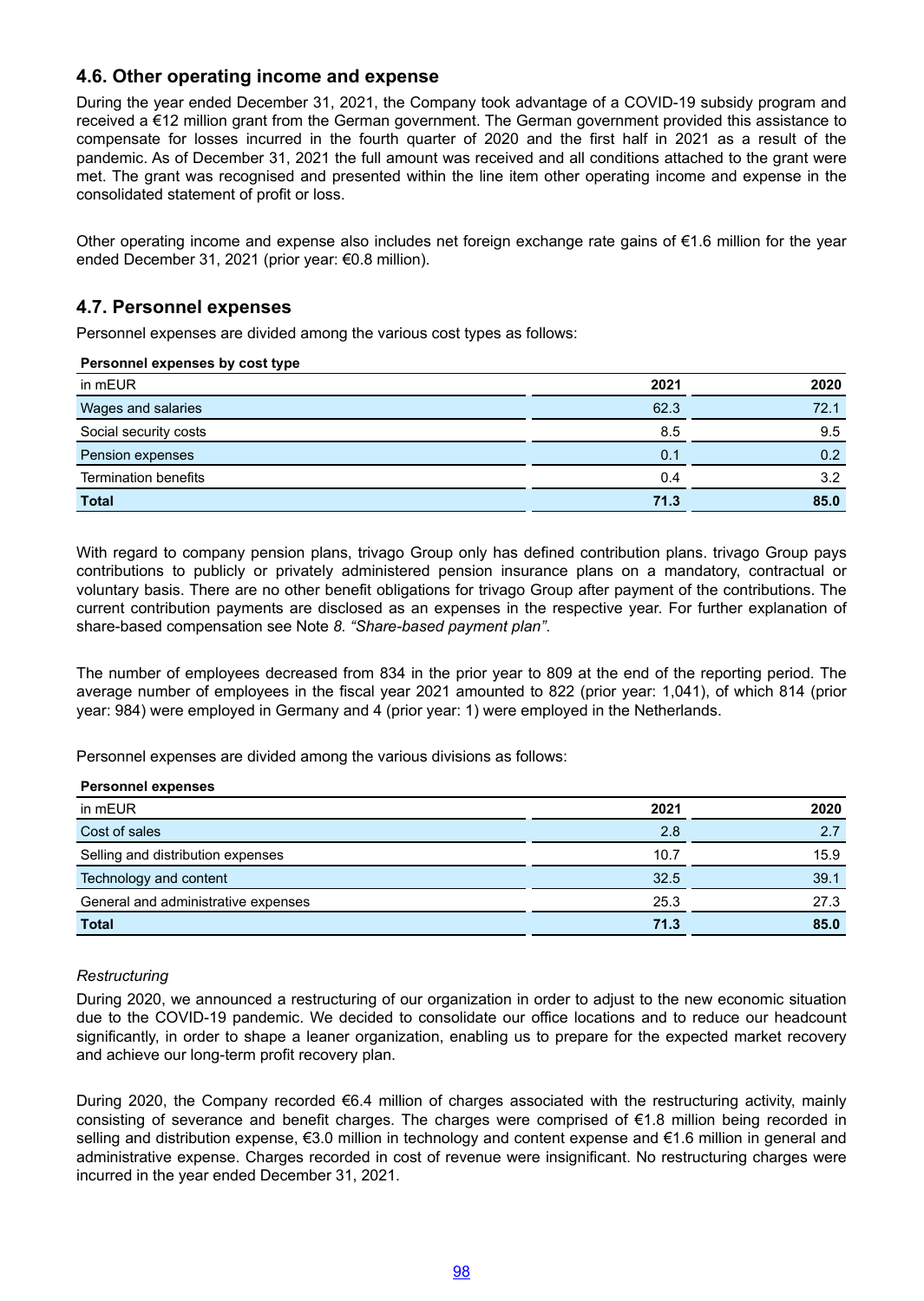## 4.6. Other operating income and expense

During the year ended December 31, 2021, the Company took advantage of a COVID-19 subsidy program and received a €12 million grant from the German government. The German government provided this assistance to compensate for losses incurred in the fourth quarter of 2020 and the first half in 2021 as a result of the pandemic. As of December 31, 2021 the full amount was received and all conditions attached to the grant were met. The grant was recognised and presented within the line item other operating income and expense in the consolidated statement of profit or loss.

Other operating income and expense also includes net foreign exchange rate gains of €1.6 million for the year ended December 31, 2021 (prior year: €0.8 million).

## 4.7. Personnel expenses

Personnel expenses are divided among the various cost types as follows:

**Personnel expenses by cost type**

| in mEUR | 2021 | 2020 |
|---|---|---|
| Wages and salaries | 62.3 | 72.1 |
| Social security costs | 8.5 | 9.5 |
| Pension expenses | 0.1 | 0.2 |
| Termination benefits | 0.4 | 3.2 |
| **Total** | **71.3** | **85.0** |

With regard to company pension plans, trivago Group only has defined contribution plans. trivago Group pays contributions to publicly or privately administered pension insurance plans on a mandatory, contractual or voluntary basis. There are no other benefit obligations for trivago Group after payment of the contributions. The current contribution payments are disclosed as an expenses in the respective year. For further explanation of share-based compensation see Note *8. "Share-based payment plan"*.

The number of employees decreased from 834 in the prior year to 809 at the end of the reporting period. The average number of employees in the fiscal year 2021 amounted to 822 (prior year: 1,041), of which 814 (prior year: 984) were employed in Germany and 4 (prior year: 1) were employed in the Netherlands.

Personnel expenses are divided among the various divisions as follows:

**Personnel expenses**

| in mEUR | 2021 | 2020 |
|---|---|---|
| Cost of sales | 2.8 | 2.7 |
| Selling and distribution expenses | 10.7 | 15.9 |
| Technology and content | 32.5 | 39.1 |
| General and administrative expenses | 25.3 | 27.3 |
| **Total** | **71.3** | **85.0** |

*Restructuring*

During 2020, we announced a restructuring of our organization in order to adjust to the new economic situation due to the COVID-19 pandemic. We decided to consolidate our office locations and to reduce our headcount significantly, in order to shape a leaner organization, enabling us to prepare for the expected market recovery and achieve our long-term profit recovery plan.

During 2020, the Company recorded €6.4 million of charges associated with the restructuring activity, mainly consisting of severance and benefit charges. The charges were comprised of €1.8 million being recorded in selling and distribution expense, €3.0 million in technology and content expense and €1.6 million in general and administrative expense. Charges recorded in cost of revenue were insignificant. No restructuring charges were incurred in the year ended December 31, 2021.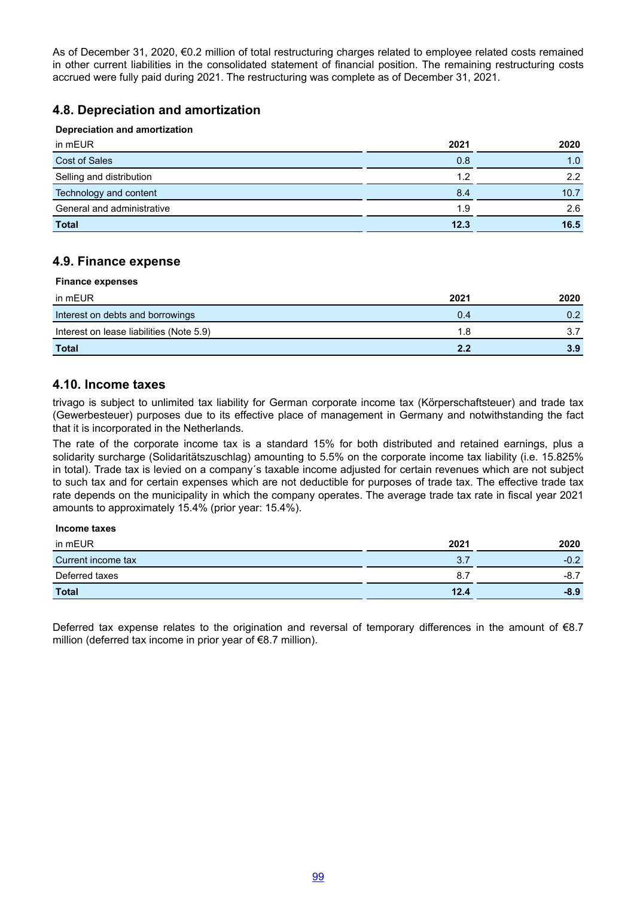As of December 31, 2020, €0.2 million of total restructuring charges related to employee related costs remained in other current liabilities in the consolidated statement of financial position. The remaining restructuring costs accrued were fully paid during 2021. The restructuring was complete as of December 31, 2021.

## 4.8. Depreciation and amortization

**Depreciation and amortization**

| in mEUR | 2021 | 2020 |
|---|---|---|
| Cost of Sales | 0.8 | 1.0 |
| Selling and distribution | 1.2 | 2.2 |
| Technology and content | 8.4 | 10.7 |
| General and administrative | 1.9 | 2.6 |
| **Total** | **12.3** | **16.5** |

## 4.9. Finance expense

**Finance expenses**

| in mEUR | 2021 | 2020 |
|---|---|---|
| Interest on debts and borrowings | 0.4 | 0.2 |
| Interest on lease liabilities (Note 5.9) | 1.8 | 3.7 |
| **Total** | **2.2** | **3.9** |

## 4.10. Income taxes

trivago is subject to unlimited tax liability for German corporate income tax (Körperschaftsteuer) and trade tax (Gewerbesteuer) purposes due to its effective place of management in Germany and notwithstanding the fact that it is incorporated in the Netherlands.

The rate of the corporate income tax is a standard 15% for both distributed and retained earnings, plus a solidarity surcharge (Solidaritätszuschlag) amounting to 5.5% on the corporate income tax liability (i.e. 15.825% in total). Trade tax is levied on a company´s taxable income adjusted for certain revenues which are not subject to such tax and for certain expenses which are not deductible for purposes of trade tax. The effective trade tax rate depends on the municipality in which the company operates. The average trade tax rate in fiscal year 2021 amounts to approximately 15.4% (prior year: 15.4%).

**Income taxes**

| in mEUR | 2021 | 2020 |
|---|---|---|
| Current income tax | 3.7 | -0.2 |
| Deferred taxes | 8.7 | -8.7 |
| **Total** | **12.4** | **-8.9** |

Deferred tax expense relates to the origination and reversal of temporary differences in the amount of €8.7 million (deferred tax income in prior year of €8.7 million).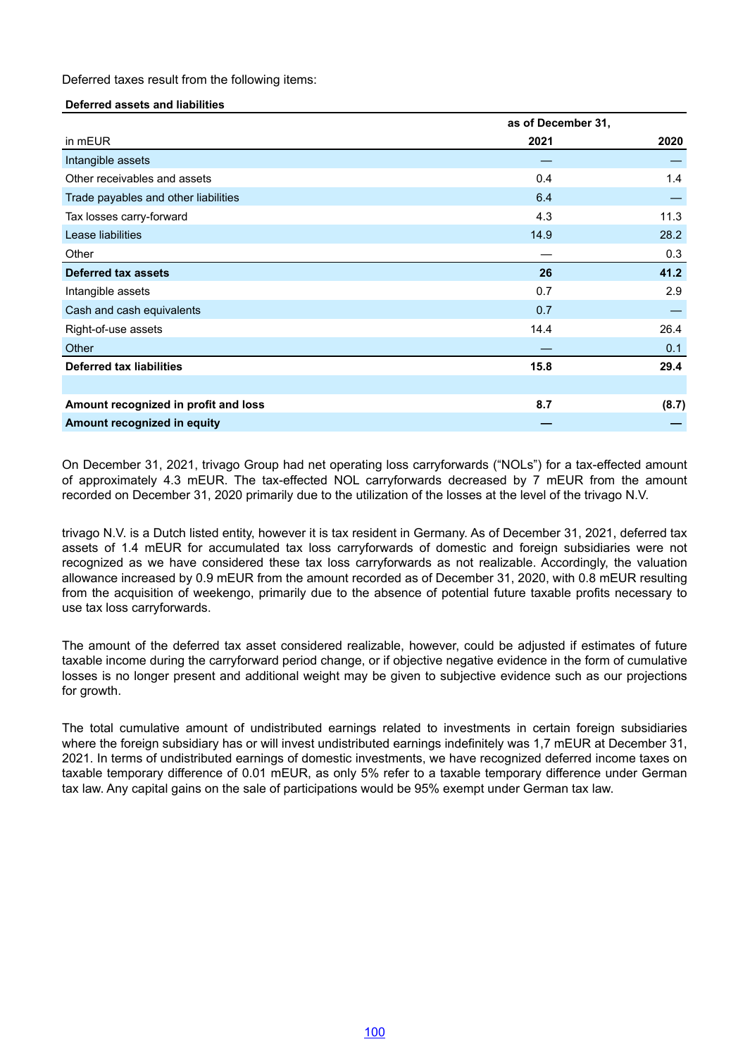Deferred taxes result from the following items:

**Deferred assets and liabilities**

| in mEUR | as of December 31, 2021 | 2020 |
|---|---|---|
| Intangible assets | — | — |
| Other receivables and assets | 0.4 | 1.4 |
| Trade payables and other liabilities | 6.4 | — |
| Tax losses carry-forward | 4.3 | 11.3 |
| Lease liabilities | 14.9 | 28.2 |
| Other | — | 0.3 |
| **Deferred tax assets** | **26** | **41.2** |
| Intangible assets | 0.7 | 2.9 |
| Cash and cash equivalents | 0.7 | — |
| Right-of-use assets | 14.4 | 26.4 |
| Other | — | 0.1 |
| **Deferred tax liabilities** | **15.8** | **29.4** |
| | | |
| **Amount recognized in profit and loss** | **8.7** | **(8.7)** |
| **Amount recognized in equity** | **—** | **—** |

On December 31, 2021, trivago Group had net operating loss carryforwards ("NOLs") for a tax-effected amount of approximately 4.3 mEUR. The tax-effected NOL carryforwards decreased by 7 mEUR from the amount recorded on December 31, 2020 primarily due to the utilization of the losses at the level of the trivago N.V.

trivago N.V. is a Dutch listed entity, however it is tax resident in Germany. As of December 31, 2021, deferred tax assets of 1.4 mEUR for accumulated tax loss carryforwards of domestic and foreign subsidiaries were not recognized as we have considered these tax loss carryforwards as not realizable. Accordingly, the valuation allowance increased by 0.9 mEUR from the amount recorded as of December 31, 2020, with 0.8 mEUR resulting from the acquisition of weekengo, primarily due to the absence of potential future taxable profits necessary to use tax loss carryforwards.

The amount of the deferred tax asset considered realizable, however, could be adjusted if estimates of future taxable income during the carryforward period change, or if objective negative evidence in the form of cumulative losses is no longer present and additional weight may be given to subjective evidence such as our projections for growth.

The total cumulative amount of undistributed earnings related to investments in certain foreign subsidiaries where the foreign subsidiary has or will invest undistributed earnings indefinitely was 1,7 mEUR at December 31, 2021. In terms of undistributed earnings of domestic investments, we have recognized deferred income taxes on taxable temporary difference of 0.01 mEUR, as only 5% refer to a taxable temporary difference under German tax law. Any capital gains on the sale of participations would be 95% exempt under German tax law.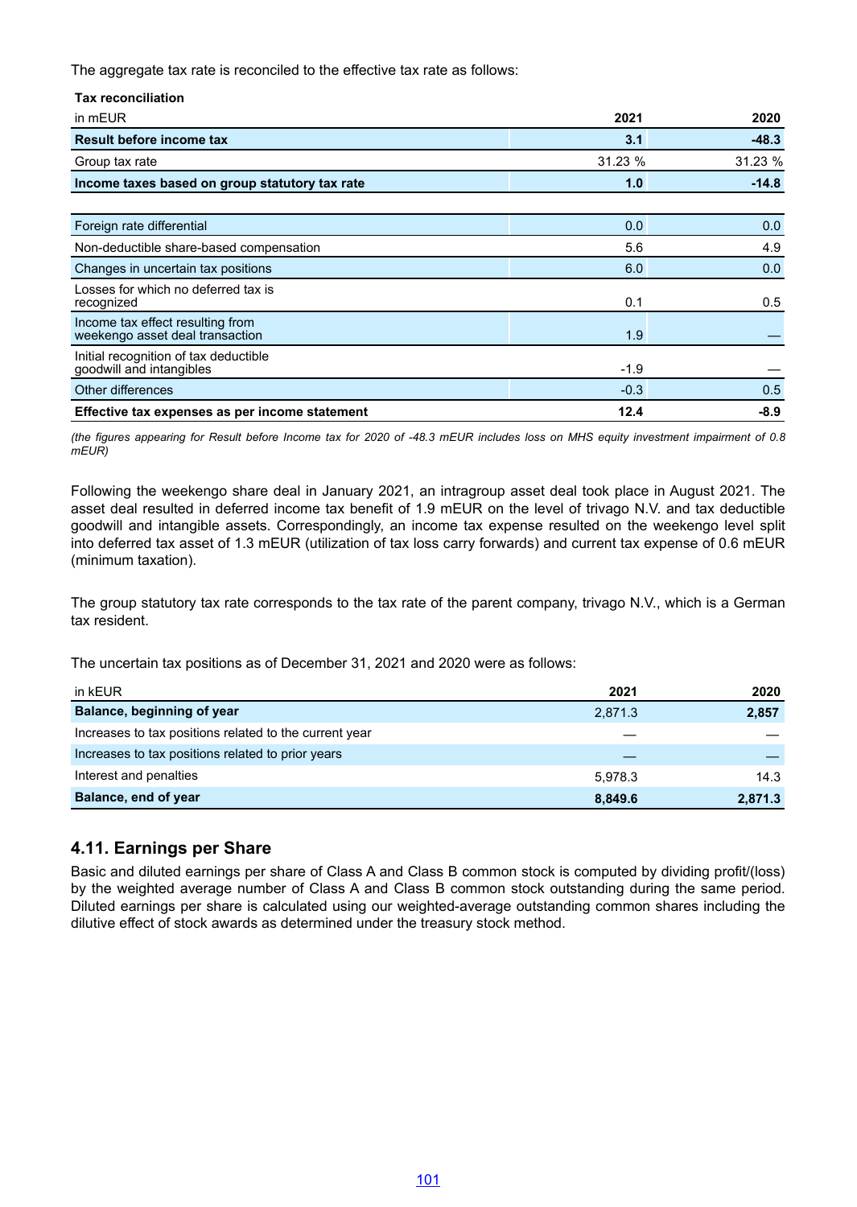The aggregate tax rate is reconciled to the effective tax rate as follows:

**Tax reconciliation**

| in mEUR | 2021 | 2020 |
|---|---|---|
| **Result before income tax** | **3.1** | **-48.3** |
| Group tax rate | 31.23 % | 31.23 % |
| **Income taxes based on group statutory tax rate** | **1.0** | **-14.8** |
| | | |
| Foreign rate differential | 0.0 | 0.0 |
| Non-deductible share-based compensation | 5.6 | 4.9 |
| Changes in uncertain tax positions | 6.0 | 0.0 |
| Losses for which no deferred tax is recognized | 0.1 | 0.5 |
| Income tax effect resulting from weekengo asset deal transaction | 1.9 | — |
| Initial recognition of tax deductible goodwill and intangibles | -1.9 | — |
| Other differences | -0.3 | 0.5 |
| **Effective tax expenses as per income statement** | **12.4** | **-8.9** |

*(the figures appearing for Result before Income tax for 2020 of -48.3 mEUR includes loss on MHS equity investment impairment of 0.8 mEUR)*

Following the weekengo share deal in January 2021, an intragroup asset deal took place in August 2021. The asset deal resulted in deferred income tax benefit of 1.9 mEUR on the level of trivago N.V. and tax deductible goodwill and intangible assets. Correspondingly, an income tax expense resulted on the weekengo level split into deferred tax asset of 1.3 mEUR (utilization of tax loss carry forwards) and current tax expense of 0.6 mEUR (minimum taxation).

The group statutory tax rate corresponds to the tax rate of the parent company, trivago N.V., which is a German tax resident.

The uncertain tax positions as of December 31, 2021 and 2020 were as follows:

| in kEUR | 2021 | 2020 |
|---|---|---|
| **Balance, beginning of year** | 2,871.3 | **2,857** |
| Increases to tax positions related to the current year | — | — |
| Increases to tax positions related to prior years | — | — |
| Interest and penalties | 5,978.3 | 14.3 |
| **Balance, end of year** | **8,849.6** | **2,871.3** |

## 4.11. Earnings per Share

Basic and diluted earnings per share of Class A and Class B common stock is computed by dividing profit/(loss) by the weighted average number of Class A and Class B common stock outstanding during the same period. Diluted earnings per share is calculated using our weighted-average outstanding common shares including the dilutive effect of stock awards as determined under the treasury stock method.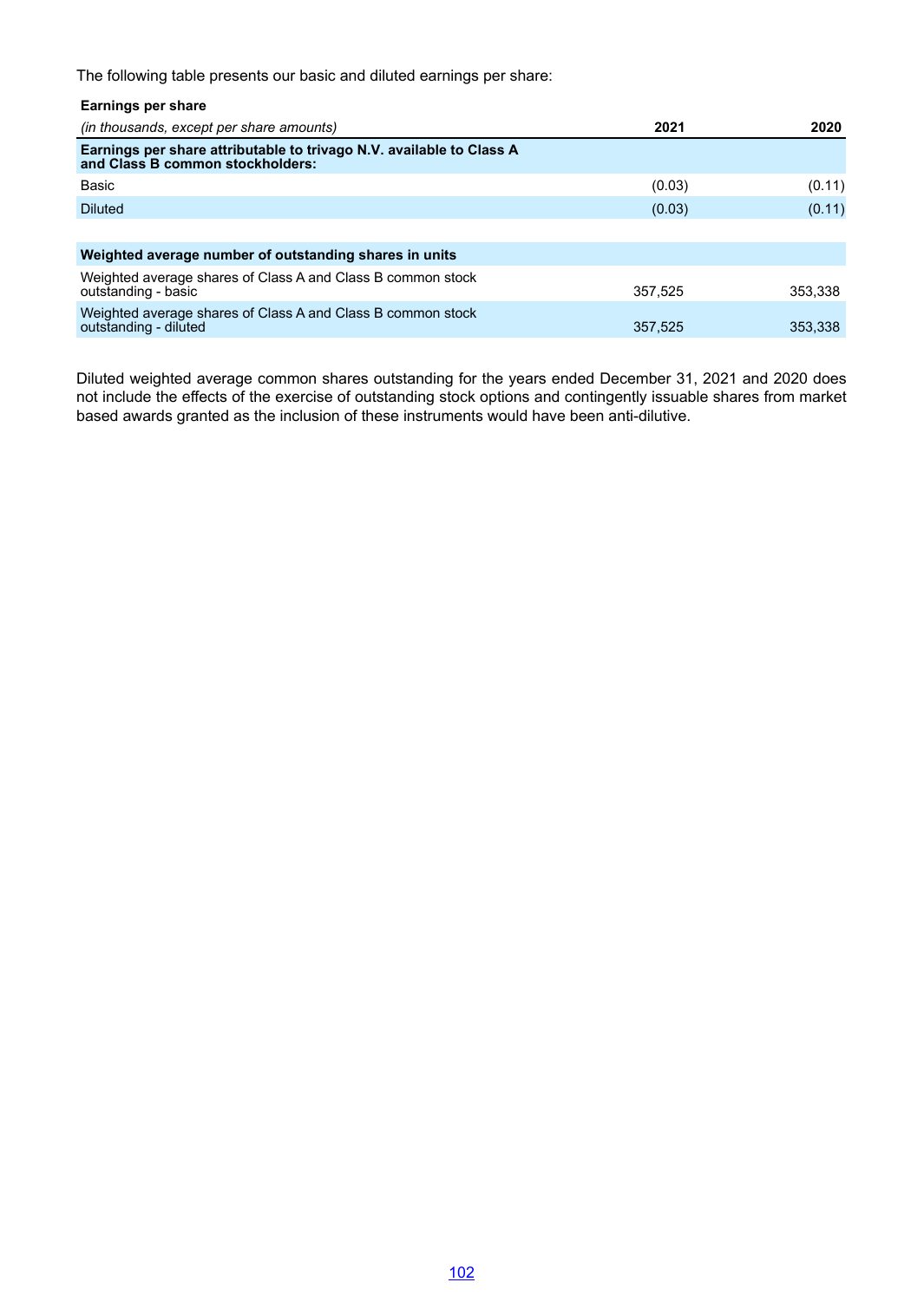The following table presents our basic and diluted earnings per share:

| **Earnings per share** | | |
|---|---|---|
| *(in thousands, except per share amounts)* | **2021** | **2020** |
| **Earnings per share attributable to trivago N.V. available to Class A and Class B common stockholders:** | | |
| Basic | (0.03) | (0.11) |
| Diluted | (0.03) | (0.11) |
| | | |
| **Weighted average number of outstanding shares in units** | | |
| Weighted average shares of Class A and Class B common stock outstanding - basic | 357,525 | 353,338 |
| Weighted average shares of Class A and Class B common stock outstanding - diluted | 357,525 | 353,338 |

Diluted weighted average common shares outstanding for the years ended December 31, 2021 and 2020 does not include the effects of the exercise of outstanding stock options and contingently issuable shares from market based awards granted as the inclusion of these instruments would have been anti-dilutive.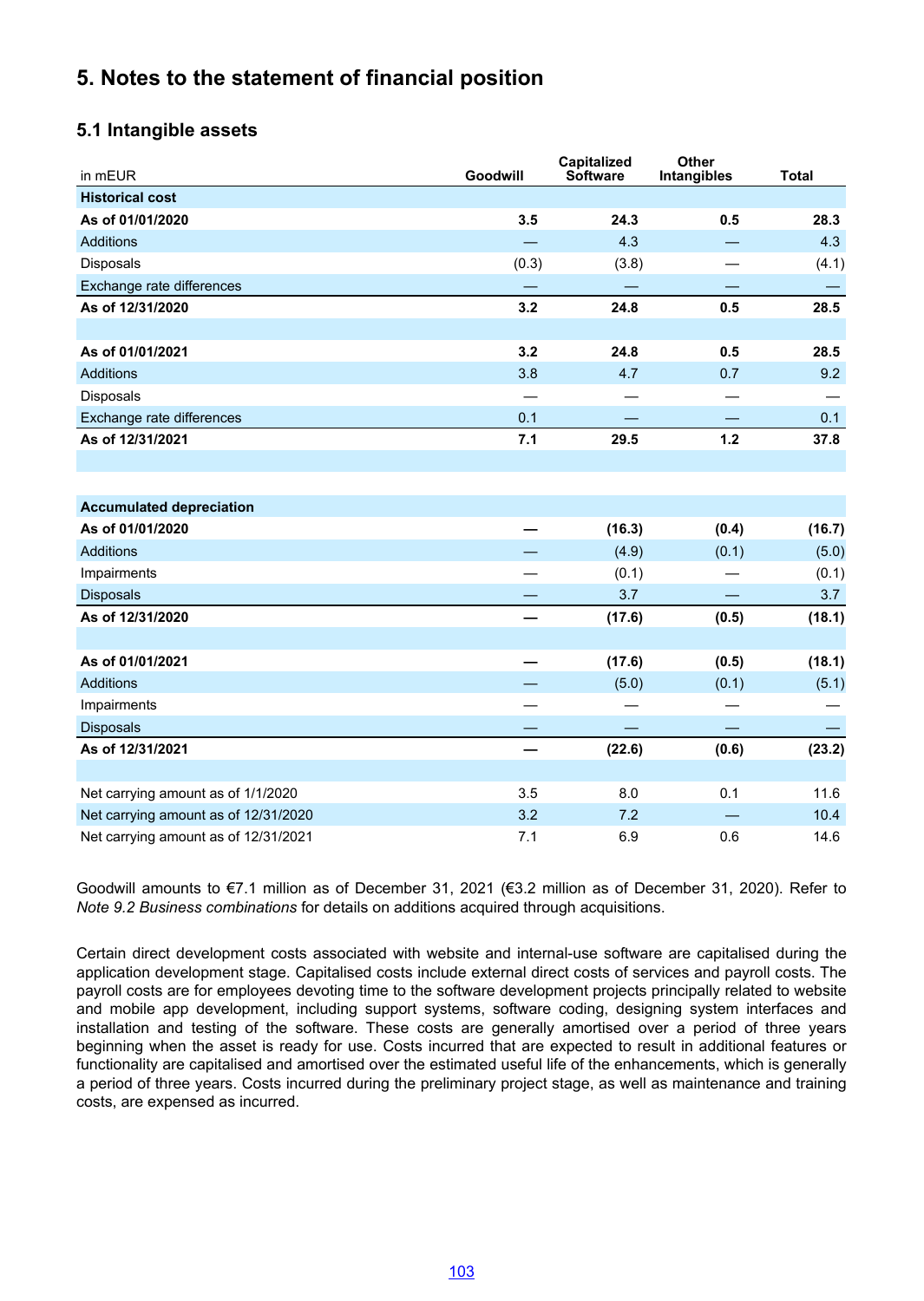# 5. Notes to the statement of financial position

## 5.1 Intangible assets

| in mEUR | Goodwill | Capitalized Software | Other Intangibles | Total |
|---|---|---|---|---|
| **Historical cost** | | | | |
| **As of 01/01/2020** | **3.5** | **24.3** | **0.5** | **28.3** |
| Additions | — | 4.3 | — | 4.3 |
| Disposals | (0.3) | (3.8) | — | (4.1) |
| Exchange rate differences | — | — | — | — |
| **As of 12/31/2020** | **3.2** | **24.8** | **0.5** | **28.5** |
| | | | | |
| **As of 01/01/2021** | **3.2** | **24.8** | **0.5** | **28.5** |
| Additions | 3.8 | 4.7 | 0.7 | 9.2 |
| Disposals | — | — | — | — |
| Exchange rate differences | 0.1 | — | — | 0.1 |
| **As of 12/31/2021** | **7.1** | **29.5** | **1.2** | **37.8** |
| | | | | |
| **Accumulated depreciation** | | | | |
| **As of 01/01/2020** | **—** | **(16.3)** | **(0.4)** | **(16.7)** |
| Additions | — | (4.9) | (0.1) | (5.0) |
| Impairments | — | (0.1) | — | (0.1) |
| Disposals | — | 3.7 | — | 3.7 |
| **As of 12/31/2020** | **—** | **(17.6)** | **(0.5)** | **(18.1)** |
| | | | | |
| **As of 01/01/2021** | **—** | **(17.6)** | **(0.5)** | **(18.1)** |
| Additions | — | (5.0) | (0.1) | (5.1) |
| Impairments | — | — | — | — |
| Disposals | — | — | — | — |
| **As of 12/31/2021** | **—** | **(22.6)** | **(0.6)** | **(23.2)** |
| | | | | |
| Net carrying amount as of 1/1/2020 | 3.5 | 8.0 | 0.1 | 11.6 |
| Net carrying amount as of 12/31/2020 | 3.2 | 7.2 | — | 10.4 |
| Net carrying amount as of 12/31/2021 | 7.1 | 6.9 | 0.6 | 14.6 |

Goodwill amounts to €7.1 million as of December 31, 2021 (€3.2 million as of December 31, 2020). Refer to *Note 9.2 Business combinations* for details on additions acquired through acquisitions.

Certain direct development costs associated with website and internal-use software are capitalised during the application development stage. Capitalised costs include external direct costs of services and payroll costs. The payroll costs are for employees devoting time to the software development projects principally related to website and mobile app development, including support systems, software coding, designing system interfaces and installation and testing of the software. These costs are generally amortised over a period of three years beginning when the asset is ready for use. Costs incurred that are expected to result in additional features or functionality are capitalised and amortised over the estimated useful life of the enhancements, which is generally a period of three years. Costs incurred during the preliminary project stage, as well as maintenance and training costs, are expensed as incurred.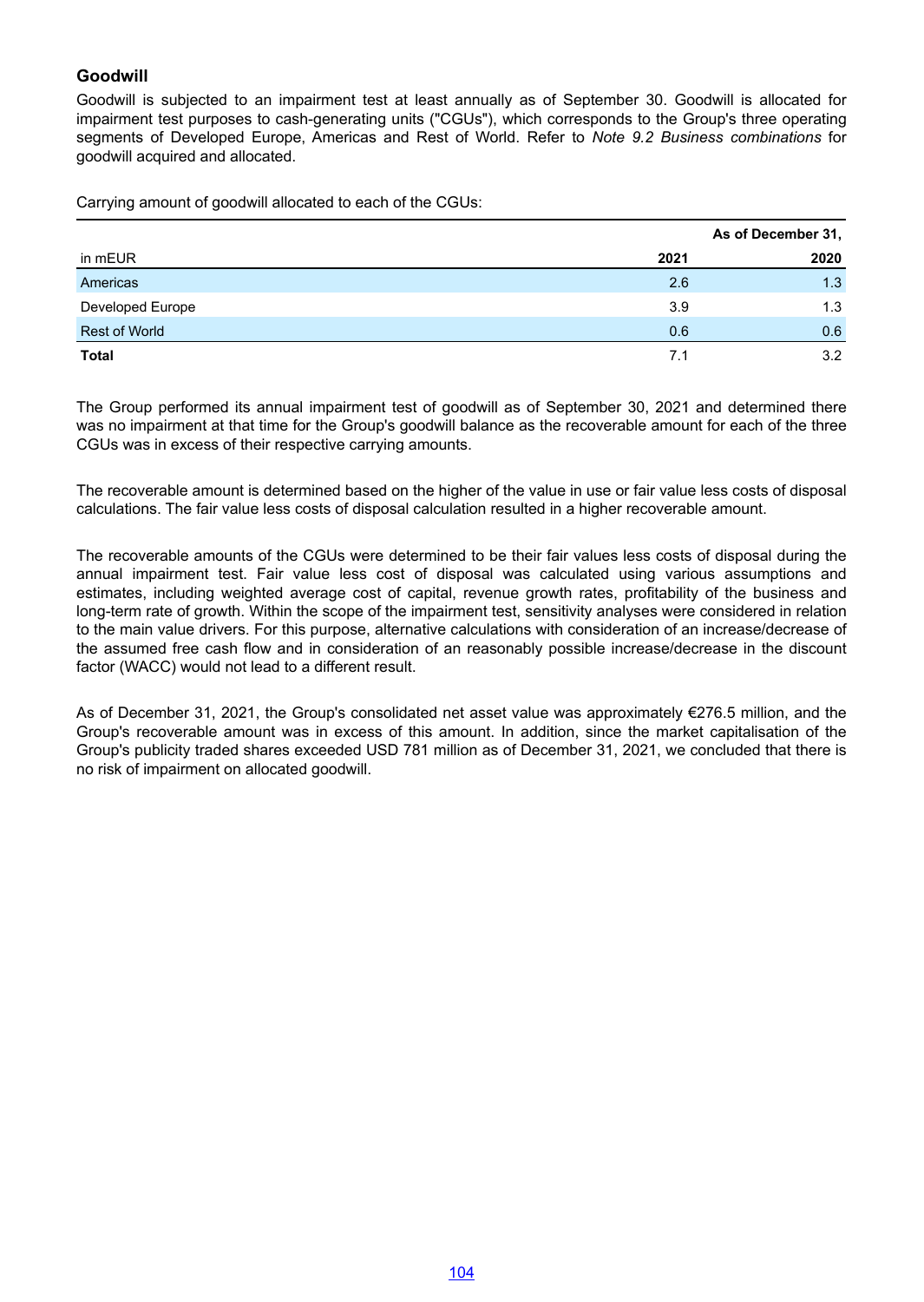## Goodwill

Goodwill is subjected to an impairment test at least annually as of September 30. Goodwill is allocated for impairment test purposes to cash-generating units ("CGUs"), which corresponds to the Group's three operating segments of Developed Europe, Americas and Rest of World. Refer to *Note 9.2 Business combinations* for goodwill acquired and allocated.

Carrying amount of goodwill allocated to each of the CGUs:

| | As of December 31, | |
|---|---|---|
| in mEUR | **2021** | **2020** |
| Americas | 2.6 | 1.3 |
| Developed Europe | 3.9 | 1.3 |
| Rest of World | 0.6 | 0.6 |
| **Total** | 7.1 | 3.2 |

The Group performed its annual impairment test of goodwill as of September 30, 2021 and determined there was no impairment at that time for the Group's goodwill balance as the recoverable amount for each of the three CGUs was in excess of their respective carrying amounts.

The recoverable amount is determined based on the higher of the value in use or fair value less costs of disposal calculations. The fair value less costs of disposal calculation resulted in a higher recoverable amount.

The recoverable amounts of the CGUs were determined to be their fair values less costs of disposal during the annual impairment test. Fair value less cost of disposal was calculated using various assumptions and estimates, including weighted average cost of capital, revenue growth rates, profitability of the business and long-term rate of growth. Within the scope of the impairment test, sensitivity analyses were considered in relation to the main value drivers. For this purpose, alternative calculations with consideration of an increase/decrease of the assumed free cash flow and in consideration of an reasonably possible increase/decrease in the discount factor (WACC) would not lead to a different result.

As of December 31, 2021, the Group's consolidated net asset value was approximately €276.5 million, and the Group's recoverable amount was in excess of this amount. In addition, since the market capitalisation of the Group's publicity traded shares exceeded USD 781 million as of December 31, 2021, we concluded that there is no risk of impairment on allocated goodwill.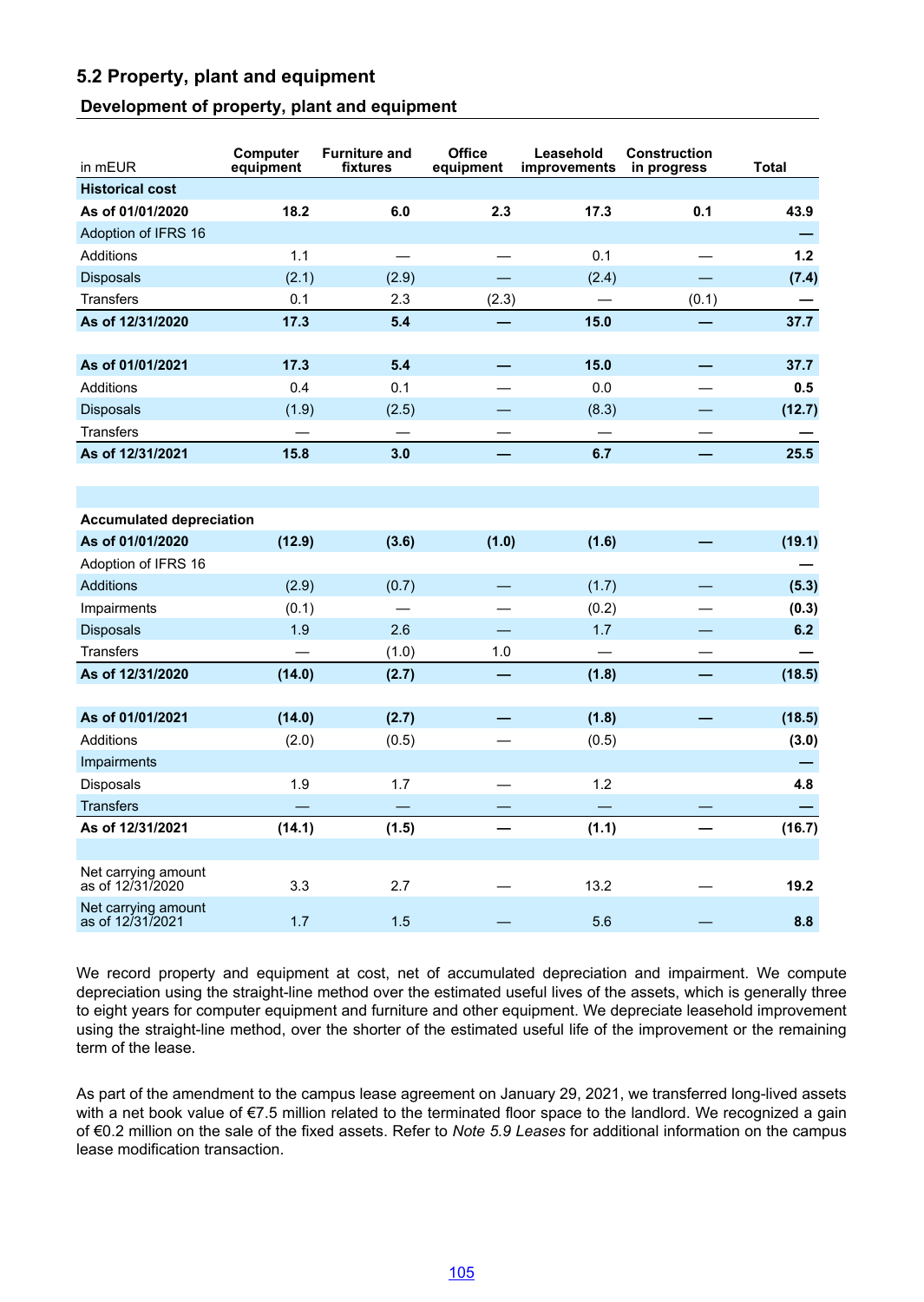## 5.2 Property, plant and equipment

### Development of property, plant and equipment

| in mEUR | Computer equipment | Furniture and fixtures | Office equipment | Leasehold improvements | Construction in progress | Total |
|---|---|---|---|---|---|---|
| **Historical cost** | | | | | | |
| **As of 01/01/2020** | **18.2** | **6.0** | **2.3** | **17.3** | **0.1** | **43.9** |
| Adoption of IFRS 16 | | | | | | **—** |
| Additions | 1.1 | — | — | 0.1 | — | **1.2** |
| Disposals | (2.1) | (2.9) | — | (2.4) | — | **(7.4)** |
| Transfers | 0.1 | 2.3 | (2.3) | — | (0.1) | **—** |
| **As of 12/31/2020** | **17.3** | **5.4** | **—** | **15.0** | **—** | **37.7** |
| | | | | | | |
| **As of 01/01/2021** | **17.3** | **5.4** | **—** | **15.0** | **—** | **37.7** |
| Additions | 0.4 | 0.1 | — | 0.0 | — | **0.5** |
| Disposals | (1.9) | (2.5) | — | (8.3) | — | **(12.7)** |
| Transfers | — | — | — | — | — | **—** |
| **As of 12/31/2021** | **15.8** | **3.0** | **—** | **6.7** | **—** | **25.5** |
| | | | | | | |
| **Accumulated depreciation** | | | | | | |
| **As of 01/01/2020** | **(12.9)** | **(3.6)** | **(1.0)** | **(1.6)** | **—** | **(19.1)** |
| Adoption of IFRS 16 | | | | | | **—** |
| Additions | (2.9) | (0.7) | — | (1.7) | — | **(5.3)** |
| Impairments | (0.1) | — | — | (0.2) | — | **(0.3)** |
| Disposals | 1.9 | 2.6 | — | 1.7 | — | **6.2** |
| Transfers | — | (1.0) | 1.0 | — | — | **—** |
| **As of 12/31/2020** | **(14.0)** | **(2.7)** | **—** | **(1.8)** | **—** | **(18.5)** |
| | | | | | | |
| **As of 01/01/2021** | **(14.0)** | **(2.7)** | **—** | **(1.8)** | **—** | **(18.5)** |
| Additions | (2.0) | (0.5) | — | (0.5) | | **(3.0)** |
| Impairments | | | | | | **—** |
| Disposals | 1.9 | 1.7 | — | 1.2 | | **4.8** |
| Transfers | — | — | — | — | — | **—** |
| **As of 12/31/2021** | **(14.1)** | **(1.5)** | **—** | **(1.1)** | **—** | **(16.7)** |
| | | | | | | |
| Net carrying amount as of 12/31/2020 | 3.3 | 2.7 | — | 13.2 | — | **19.2** |
| Net carrying amount as of 12/31/2021 | 1.7 | 1.5 | — | 5.6 | — | **8.8** |

We record property and equipment at cost, net of accumulated depreciation and impairment. We compute depreciation using the straight-line method over the estimated useful lives of the assets, which is generally three to eight years for computer equipment and furniture and other equipment. We depreciate leasehold improvement using the straight-line method, over the shorter of the estimated useful life of the improvement or the remaining term of the lease.

As part of the amendment to the campus lease agreement on January 29, 2021, we transferred long-lived assets with a net book value of €7.5 million related to the terminated floor space to the landlord. We recognized a gain of €0.2 million on the sale of the fixed assets. Refer to *Note 5.9 Leases* for additional information on the campus lease modification transaction.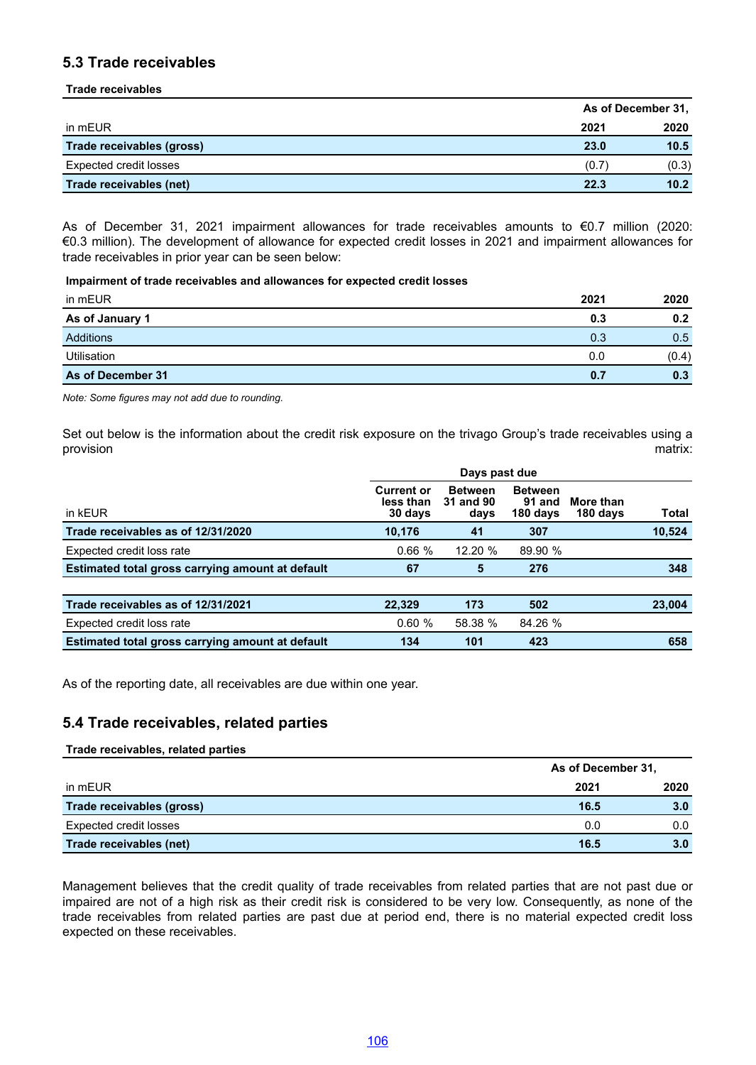## 5.3 Trade receivables

**Trade receivables**

| | As of December 31, | |
|---|---|---|
| in mEUR | 2021 | 2020 |
| **Trade receivables (gross)** | **23.0** | **10.5** |
| Expected credit losses | (0.7) | (0.3) |
| **Trade receivables (net)** | **22.3** | **10.2** |

As of December 31, 2021 impairment allowances for trade receivables amounts to €0.7 million (2020: €0.3 million). The development of allowance for expected credit losses in 2021 and impairment allowances for trade receivables in prior year can be seen below:

**Impairment of trade receivables and allowances for expected credit losses**

| in mEUR | 2021 | 2020 |
|---|---|---|
| **As of January 1** | **0.3** | **0.2** |
| Additions | 0.3 | 0.5 |
| Utilisation | 0.0 | (0.4) |
| **As of December 31** | **0.7** | **0.3** |

*Note: Some figures may not add due to rounding.*

Set out below is the information about the credit risk exposure on the trivago Group's trade receivables using a provision matrix:

| | Days past due | | | | |
|---|---|---|---|---|---|
| in kEUR | Current or less than 30 days | Between 31 and 90 days | Between 91 and 180 days | More than 180 days | Total |
| **Trade receivables as of 12/31/2020** | **10,176** | **41** | **307** | | **10,524** |
| Expected credit loss rate | 0.66 % | 12.20 % | 89.90 % | | |
| **Estimated total gross carrying amount at default** | **67** | **5** | **276** | | **348** |
| | | | | | |
| **Trade receivables as of 12/31/2021** | **22,329** | **173** | **502** | | **23,004** |
| Expected credit loss rate | 0.60 % | 58.38 % | 84.26 % | | |
| **Estimated total gross carrying amount at default** | **134** | **101** | **423** | | **658** |

As of the reporting date, all receivables are due within one year.

## 5.4 Trade receivables, related parties

**Trade receivables, related parties**

| | As of December 31, | |
|---|---|---|
| in mEUR | 2021 | 2020 |
| **Trade receivables (gross)** | **16.5** | **3.0** |
| Expected credit losses | 0.0 | 0.0 |
| **Trade receivables (net)** | **16.5** | **3.0** |

Management believes that the credit quality of trade receivables from related parties that are not past due or impaired are not of a high risk as their credit risk is considered to be very low. Consequently, as none of the trade receivables from related parties are past due at period end, there is no material expected credit loss expected on these receivables.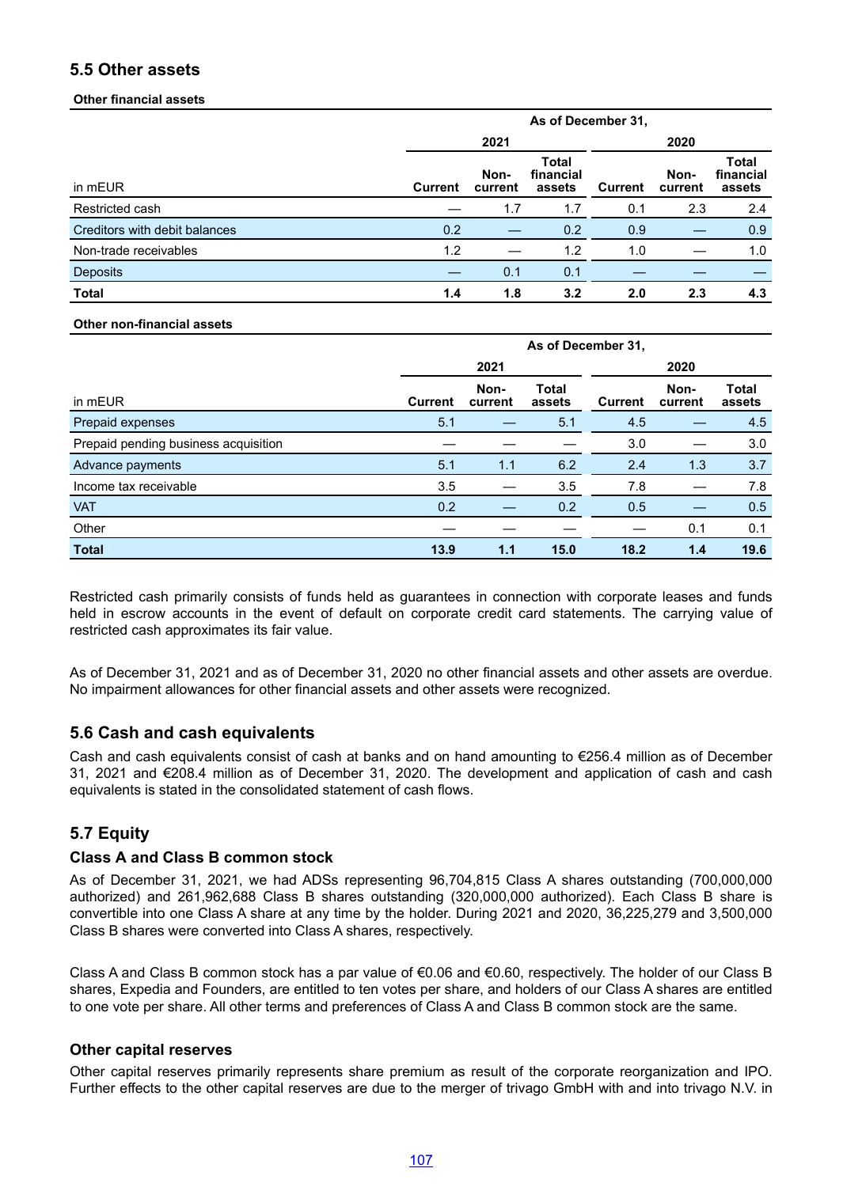## 5.5 Other assets

**Other financial assets**

| in mEUR | As of December 31, 2021 | | | As of December 31, 2020 | | |
|---|---|---|---|---|---|---|
| | Current | Non-current | Total financial assets | Current | Non-current | Total financial assets |
| Restricted cash | — | 1.7 | 1.7 | 0.1 | 2.3 | 2.4 |
| Creditors with debit balances | 0.2 | — | 0.2 | 0.9 | — | 0.9 |
| Non-trade receivables | 1.2 | — | 1.2 | 1.0 | — | 1.0 |
| Deposits | — | 0.1 | 0.1 | — | — | — |
| **Total** | **1.4** | **1.8** | **3.2** | **2.0** | **2.3** | **4.3** |

**Other non-financial assets**

| in mEUR | As of December 31, 2021 | | | As of December 31, 2020 | | |
|---|---|---|---|---|---|---|
| | Current | Non-current | Total assets | Current | Non-current | Total assets |
| Prepaid expenses | 5.1 | — | 5.1 | 4.5 | — | 4.5 |
| Prepaid pending business acquisition | — | — | — | 3.0 | — | 3.0 |
| Advance payments | 5.1 | 1.1 | 6.2 | 2.4 | 1.3 | 3.7 |
| Income tax receivable | 3.5 | — | 3.5 | 7.8 | — | 7.8 |
| VAT | 0.2 | — | 0.2 | 0.5 | — | 0.5 |
| Other | — | — | — | — | 0.1 | 0.1 |
| **Total** | **13.9** | **1.1** | **15.0** | **18.2** | **1.4** | **19.6** |

Restricted cash primarily consists of funds held as guarantees in connection with corporate leases and funds held in escrow accounts in the event of default on corporate credit card statements. The carrying value of restricted cash approximates its fair value.

As of December 31, 2021 and as of December 31, 2020 no other financial assets and other assets are overdue. No impairment allowances for other financial assets and other assets were recognized.

## 5.6 Cash and cash equivalents

Cash and cash equivalents consist of cash at banks and on hand amounting to €256.4 million as of December 31, 2021 and €208.4 million as of December 31, 2020. The development and application of cash and cash equivalents is stated in the consolidated statement of cash flows.

## 5.7 Equity

### Class A and Class B common stock

As of December 31, 2021, we had ADSs representing 96,704,815 Class A shares outstanding (700,000,000 authorized) and 261,962,688 Class B shares outstanding (320,000,000 authorized). Each Class B share is convertible into one Class A share at any time by the holder. During 2021 and 2020, 36,225,279 and 3,500,000 Class B shares were converted into Class A shares, respectively.

Class A and Class B common stock has a par value of €0.06 and €0.60, respectively. The holder of our Class B shares, Expedia and Founders, are entitled to ten votes per share, and holders of our Class A shares are entitled to one vote per share. All other terms and preferences of Class A and Class B common stock are the same.

### Other capital reserves

Other capital reserves primarily represents share premium as result of the corporate reorganization and IPO. Further effects to the other capital reserves are due to the merger of trivago GmbH with and into trivago N.V. in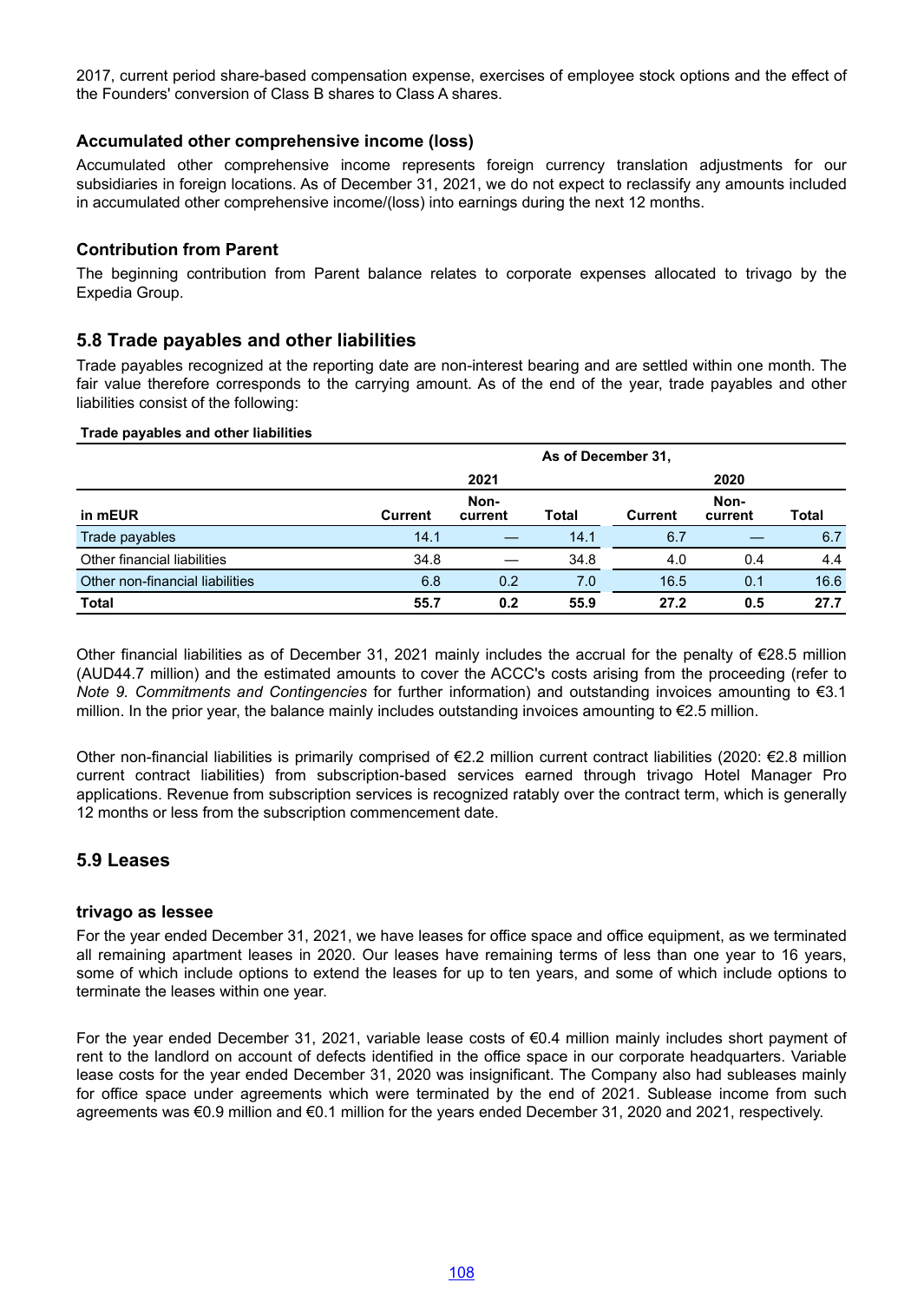2017, current period share-based compensation expense, exercises of employee stock options and the effect of the Founders' conversion of Class B shares to Class A shares.

### Accumulated other comprehensive income (loss)

Accumulated other comprehensive income represents foreign currency translation adjustments for our subsidiaries in foreign locations. As of December 31, 2021, we do not expect to reclassify any amounts included in accumulated other comprehensive income/(loss) into earnings during the next 12 months.

### Contribution from Parent

The beginning contribution from Parent balance relates to corporate expenses allocated to trivago by the Expedia Group.

## 5.8 Trade payables and other liabilities

Trade payables recognized at the reporting date are non-interest bearing and are settled within one month. The fair value therefore corresponds to the carrying amount. As of the end of the year, trade payables and other liabilities consist of the following:

**Trade payables and other liabilities**

| | As of December 31, | | | | | |
|---|---|---|---|---|---|---|
| | 2021 | | | 2020 | | |
| in mEUR | Current | Non-current | Total | Current | Non-current | Total |
| Trade payables | 14.1 | — | 14.1 | 6.7 | — | 6.7 |
| Other financial liabilities | 34.8 | — | 34.8 | 4.0 | 0.4 | 4.4 |
| Other non-financial liabilities | 6.8 | 0.2 | 7.0 | 16.5 | 0.1 | 16.6 |
| **Total** | **55.7** | **0.2** | **55.9** | **27.2** | **0.5** | **27.7** |

Other financial liabilities as of December 31, 2021 mainly includes the accrual for the penalty of €28.5 million (AUD44.7 million) and the estimated amounts to cover the ACCC's costs arising from the proceeding (refer to *Note 9. Commitments and Contingencies* for further information) and outstanding invoices amounting to €3.1 million. In the prior year, the balance mainly includes outstanding invoices amounting to €2.5 million.

Other non-financial liabilities is primarily comprised of €2.2 million current contract liabilities (2020: €2.8 million current contract liabilities) from subscription-based services earned through trivago Hotel Manager Pro applications. Revenue from subscription services is recognized ratably over the contract term, which is generally 12 months or less from the subscription commencement date.

## 5.9 Leases

### trivago as lessee

For the year ended December 31, 2021, we have leases for office space and office equipment, as we terminated all remaining apartment leases in 2020. Our leases have remaining terms of less than one year to 16 years, some of which include options to extend the leases for up to ten years, and some of which include options to terminate the leases within one year.

For the year ended December 31, 2021, variable lease costs of €0.4 million mainly includes short payment of rent to the landlord on account of defects identified in the office space in our corporate headquarters. Variable lease costs for the year ended December 31, 2020 was insignificant. The Company also had subleases mainly for office space under agreements which were terminated by the end of 2021. Sublease income from such agreements was €0.9 million and €0.1 million for the years ended December 31, 2020 and 2021, respectively.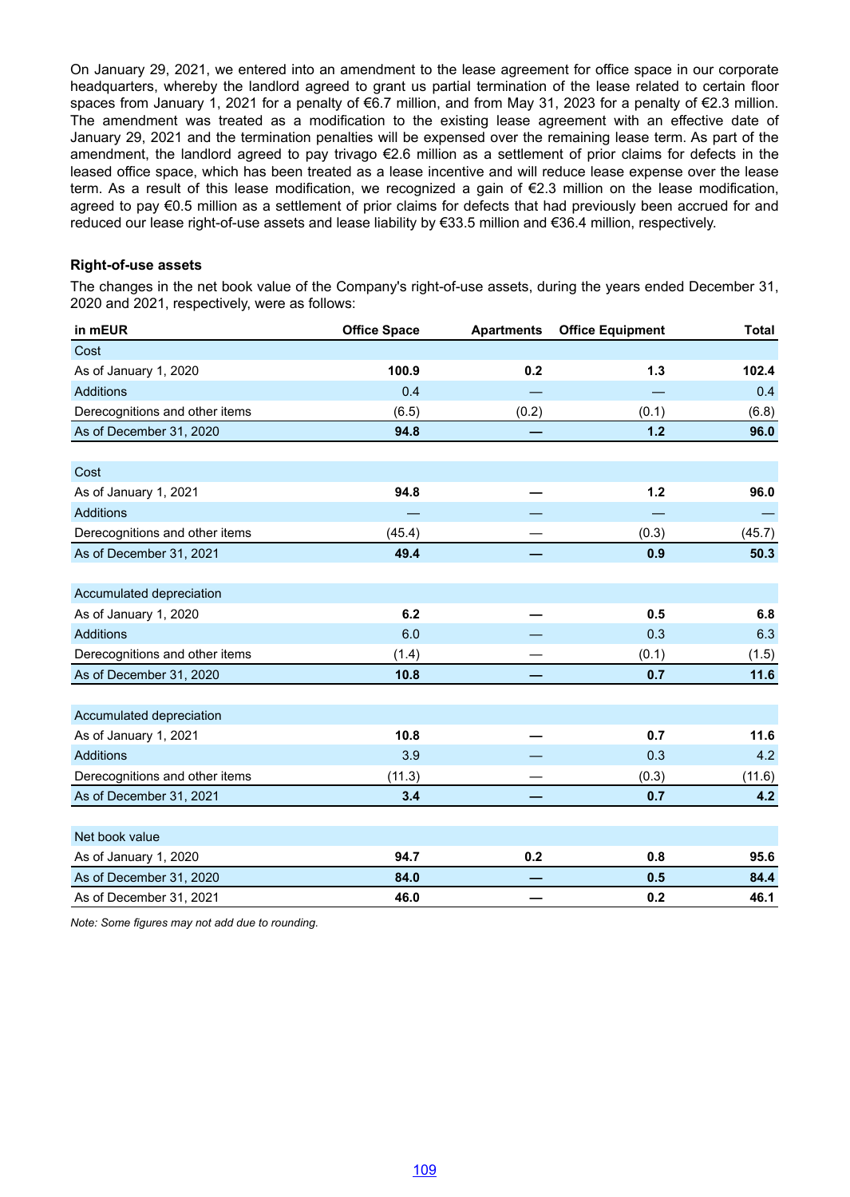On January 29, 2021, we entered into an amendment to the lease agreement for office space in our corporate headquarters, whereby the landlord agreed to grant us partial termination of the lease related to certain floor spaces from January 1, 2021 for a penalty of €6.7 million, and from May 31, 2023 for a penalty of €2.3 million. The amendment was treated as a modification to the existing lease agreement with an effective date of January 29, 2021 and the termination penalties will be expensed over the remaining lease term. As part of the amendment, the landlord agreed to pay trivago €2.6 million as a settlement of prior claims for defects in the leased office space, which has been treated as a lease incentive and will reduce lease expense over the lease term. As a result of this lease modification, we recognized a gain of €2.3 million on the lease modification, agreed to pay €0.5 million as a settlement of prior claims for defects that had previously been accrued for and reduced our lease right-of-use assets and lease liability by €33.5 million and €36.4 million, respectively.

### Right-of-use assets

The changes in the net book value of the Company's right-of-use assets, during the years ended December 31, 2020 and 2021, respectively, were as follows:

| in mEUR | Office Space | Apartments | Office Equipment | Total |
|---|---|---|---|---|
| Cost | | | | |
| As of January 1, 2020 | **100.9** | **0.2** | **1.3** | **102.4** |
| Additions | 0.4 | — | — | 0.4 |
| Derecognitions and other items | (6.5) | (0.2) | (0.1) | (6.8) |
| As of December 31, 2020 | **94.8** | **—** | **1.2** | **96.0** |
| | | | | |
| Cost | | | | |
| As of January 1, 2021 | **94.8** | **—** | **1.2** | **96.0** |
| Additions | — | — | — | — |
| Derecognitions and other items | (45.4) | — | (0.3) | (45.7) |
| As of December 31, 2021 | **49.4** | **—** | **0.9** | **50.3** |
| | | | | |
| Accumulated depreciation | | | | |
| As of January 1, 2020 | **6.2** | **—** | **0.5** | **6.8** |
| Additions | 6.0 | — | 0.3 | 6.3 |
| Derecognitions and other items | (1.4) | — | (0.1) | (1.5) |
| As of December 31, 2020 | **10.8** | **—** | **0.7** | **11.6** |
| | | | | |
| Accumulated depreciation | | | | |
| As of January 1, 2021 | **10.8** | **—** | **0.7** | **11.6** |
| Additions | 3.9 | — | 0.3 | 4.2 |
| Derecognitions and other items | (11.3) | — | (0.3) | (11.6) |
| As of December 31, 2021 | **3.4** | **—** | **0.7** | **4.2** |
| | | | | |
| Net book value | | | | |
| As of January 1, 2020 | **94.7** | **0.2** | **0.8** | **95.6** |
| As of December 31, 2020 | **84.0** | **—** | **0.5** | **84.4** |
| As of December 31, 2021 | **46.0** | **—** | **0.2** | **46.1** |

*Note: Some figures may not add due to rounding.*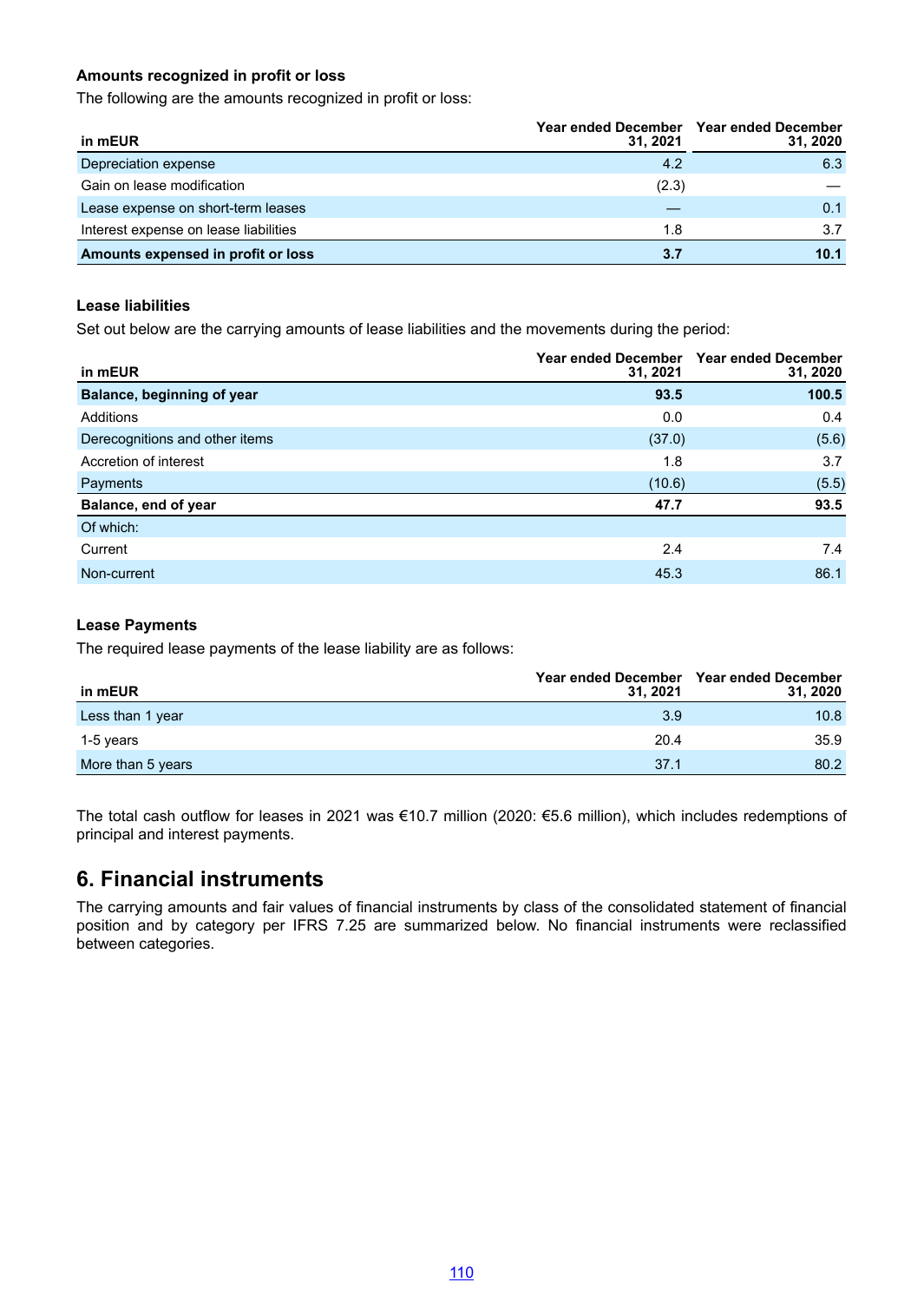**Amounts recognized in profit or loss**

The following are the amounts recognized in profit or loss:

| in mEUR | Year ended December 31, 2021 | Year ended December 31, 2020 |
|---|---|---|
| Depreciation expense | 4.2 | 6.3 |
| Gain on lease modification | (2.3) | — |
| Lease expense on short-term leases | — | 0.1 |
| Interest expense on lease liabilities | 1.8 | 3.7 |
| **Amounts expensed in profit or loss** | **3.7** | **10.1** |

**Lease liabilities**

Set out below are the carrying amounts of lease liabilities and the movements during the period:

| in mEUR | Year ended December 31, 2021 | Year ended December 31, 2020 |
|---|---|---|
| **Balance, beginning of year** | **93.5** | **100.5** |
| Additions | 0.0 | 0.4 |
| Derecognitions and other items | (37.0) | (5.6) |
| Accretion of interest | 1.8 | 3.7 |
| Payments | (10.6) | (5.5) |
| **Balance, end of year** | **47.7** | **93.5** |
| Of which: | | |
| Current | 2.4 | 7.4 |
| Non-current | 45.3 | 86.1 |

**Lease Payments**

The required lease payments of the lease liability are as follows:

| in mEUR | Year ended December 31, 2021 | Year ended December 31, 2020 |
|---|---|---|
| Less than 1 year | 3.9 | 10.8 |
| 1-5 years | 20.4 | 35.9 |
| More than 5 years | 37.1 | 80.2 |

The total cash outflow for leases in 2021 was €10.7 million (2020: €5.6 million), which includes redemptions of principal and interest payments.

## 6. Financial instruments

The carrying amounts and fair values of financial instruments by class of the consolidated statement of financial position and by category per IFRS 7.25 are summarized below. No financial instruments were reclassified between categories.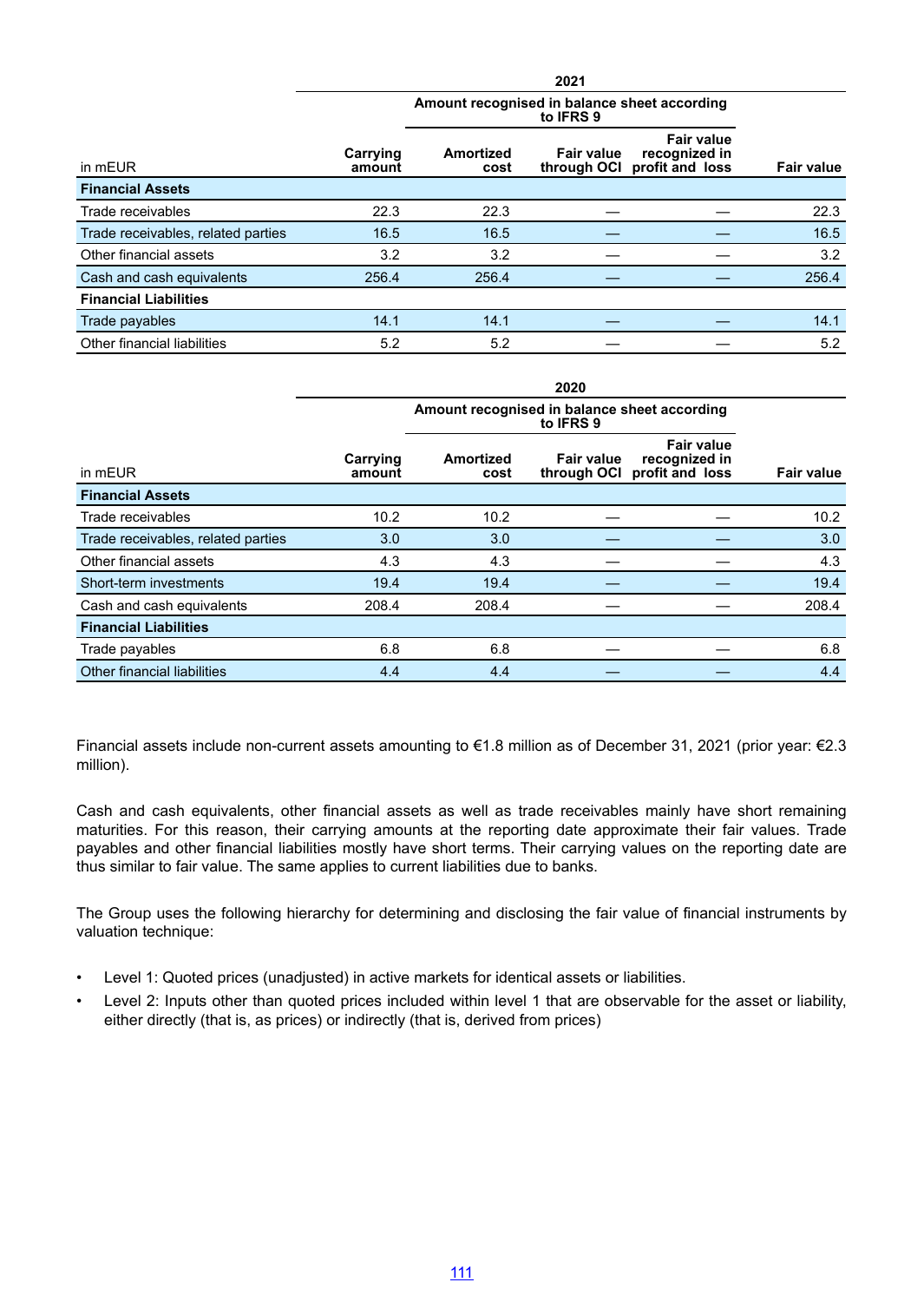| | 2021 | | | | |
|---|---|---|---|---|---|
| | | Amount recognised in balance sheet according to IFRS 9 | | | |
| in mEUR | Carrying amount | Amortized cost | Fair value through OCI | Fair value recognized in profit and loss | Fair value |
| **Financial Assets** | | | | | |
| Trade receivables | 22.3 | 22.3 | — | — | 22.3 |
| Trade receivables, related parties | 16.5 | 16.5 | — | — | 16.5 |
| Other financial assets | 3.2 | 3.2 | — | — | 3.2 |
| Cash and cash equivalents | 256.4 | 256.4 | — | — | 256.4 |
| **Financial Liabilities** | | | | | |
| Trade payables | 14.1 | 14.1 | — | — | 14.1 |
| Other financial liabilities | 5.2 | 5.2 | — | — | 5.2 |

| | 2020 | | | | |
|---|---|---|---|---|---|
| | | Amount recognised in balance sheet according to IFRS 9 | | | |
| in mEUR | Carrying amount | Amortized cost | Fair value through OCI | Fair value recognized in profit and loss | Fair value |
| **Financial Assets** | | | | | |
| Trade receivables | 10.2 | 10.2 | — | — | 10.2 |
| Trade receivables, related parties | 3.0 | 3.0 | — | — | 3.0 |
| Other financial assets | 4.3 | 4.3 | — | — | 4.3 |
| Short-term investments | 19.4 | 19.4 | — | — | 19.4 |
| Cash and cash equivalents | 208.4 | 208.4 | — | — | 208.4 |
| **Financial Liabilities** | | | | | |
| Trade payables | 6.8 | 6.8 | — | — | 6.8 |
| Other financial liabilities | 4.4 | 4.4 | — | — | 4.4 |

Financial assets include non-current assets amounting to €1.8 million as of December 31, 2021 (prior year: €2.3 million).

Cash and cash equivalents, other financial assets as well as trade receivables mainly have short remaining maturities. For this reason, their carrying amounts at the reporting date approximate their fair values. Trade payables and other financial liabilities mostly have short terms. Their carrying values on the reporting date are thus similar to fair value. The same applies to current liabilities due to banks.

The Group uses the following hierarchy for determining and disclosing the fair value of financial instruments by valuation technique:

- Level 1: Quoted prices (unadjusted) in active markets for identical assets or liabilities.
- Level 2: Inputs other than quoted prices included within level 1 that are observable for the asset or liability, either directly (that is, as prices) or indirectly (that is, derived from prices)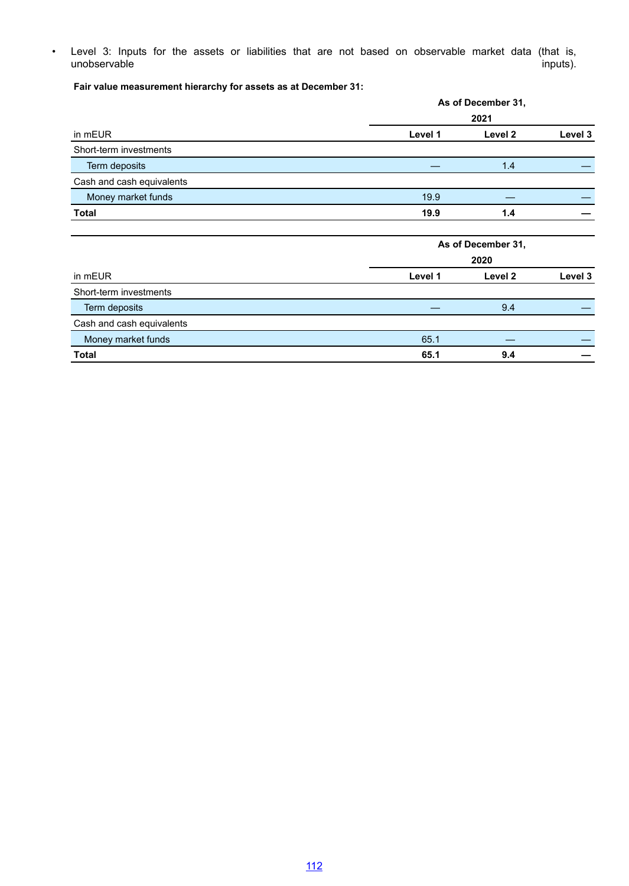- Level 3: Inputs for the assets or liabilities that are not based on observable market data (that is, unobservable inputs).

**Fair value measurement hierarchy for assets as at December 31:**

| | As of December 31, 2021 | | |
|---|---|---|---|
| in mEUR | Level 1 | Level 2 | Level 3 |
| Short-term investments | | | |
| Term deposits | — | 1.4 | — |
| Cash and cash equivalents | | | |
| Money market funds | 19.9 | — | — |
| **Total** | **19.9** | **1.4** | **—** |

| | As of December 31, 2020 | | |
|---|---|---|---|
| in mEUR | Level 1 | Level 2 | Level 3 |
| Short-term investments | | | |
| Term deposits | — | 9.4 | — |
| Cash and cash equivalents | | | |
| Money market funds | 65.1 | — | — |
| **Total** | **65.1** | **9.4** | **—** |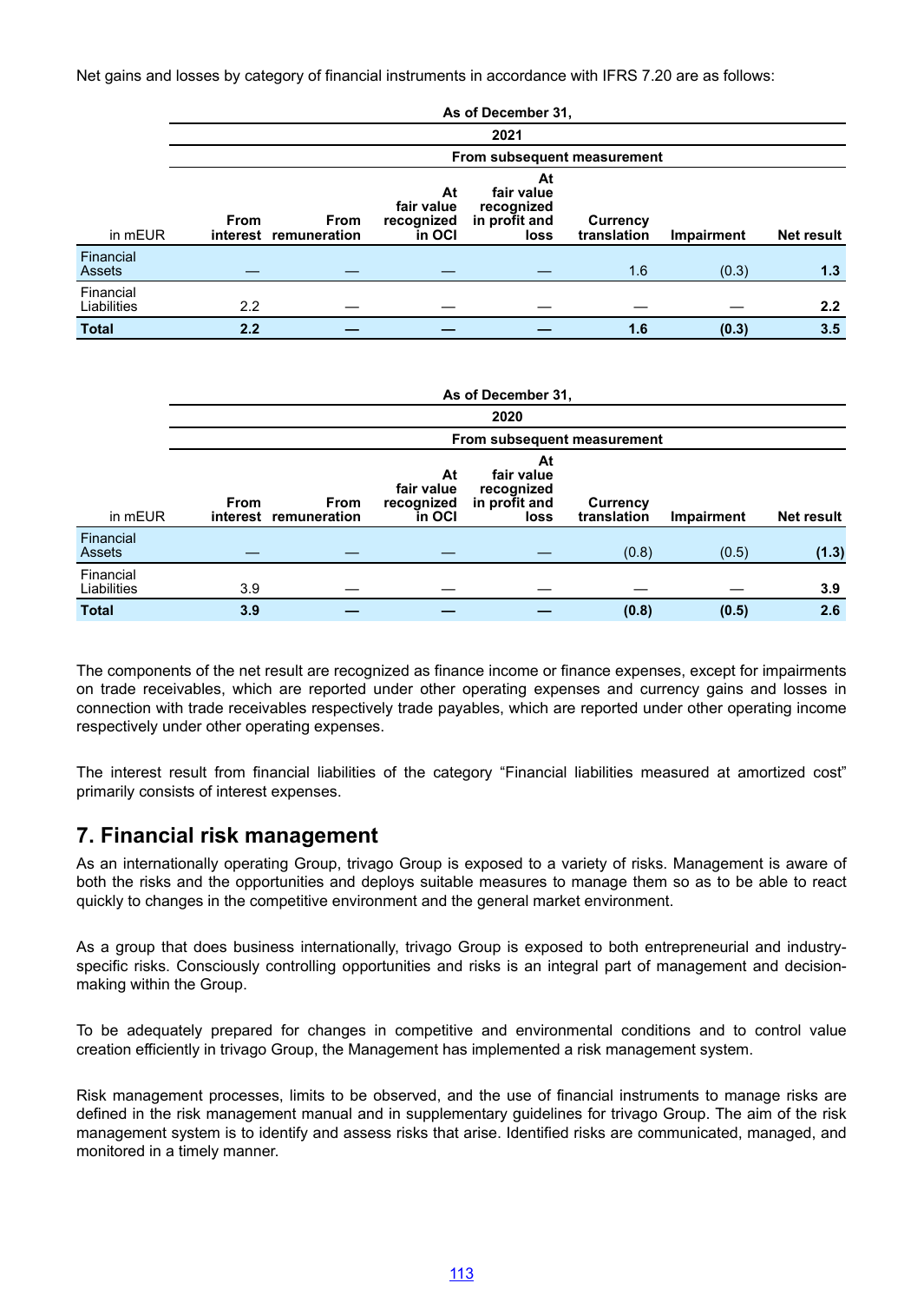Net gains and losses by category of financial instruments in accordance with IFRS 7.20 are as follows:

| | As of December 31, | | | | | | |
|---|---|---|---|---|---|---|---|
| | 2021 | | | | | | |
| | From subsequent measurement | | | | | | |
| in mEUR | From interest | From remuneration | At fair value recognized in OCI | At fair value recognized in profit and loss | Currency translation | Impairment | Net result |
| Financial Assets | — | — | — | — | 1.6 | (0.3) | **1.3** |
| Financial Liabilities | 2.2 | — | — | — | — | — | **2.2** |
| **Total** | **2.2** | **—** | **—** | **—** | **1.6** | **(0.3)** | **3.5** |

| | As of December 31, | | | | | | |
|---|---|---|---|---|---|---|---|
| | 2020 | | | | | | |
| | From subsequent measurement | | | | | | |
| in mEUR | From interest | From remuneration | At fair value recognized in OCI | At fair value recognized in profit and loss | Currency translation | Impairment | Net result |
| Financial Assets | — | — | — | — | (0.8) | (0.5) | **(1.3)** |
| Financial Liabilities | 3.9 | — | — | — | — | — | **3.9** |
| **Total** | **3.9** | **—** | **—** | **—** | **(0.8)** | **(0.5)** | **2.6** |

The components of the net result are recognized as finance income or finance expenses, except for impairments on trade receivables, which are reported under other operating expenses and currency gains and losses in connection with trade receivables respectively trade payables, which are reported under other operating income respectively under other operating expenses.

The interest result from financial liabilities of the category "Financial liabilities measured at amortized cost" primarily consists of interest expenses.

## 7. Financial risk management

As an internationally operating Group, trivago Group is exposed to a variety of risks. Management is aware of both the risks and the opportunities and deploys suitable measures to manage them so as to be able to react quickly to changes in the competitive environment and the general market environment.

As a group that does business internationally, trivago Group is exposed to both entrepreneurial and industry-specific risks. Consciously controlling opportunities and risks is an integral part of management and decision-making within the Group.

To be adequately prepared for changes in competitive and environmental conditions and to control value creation efficiently in trivago Group, the Management has implemented a risk management system.

Risk management processes, limits to be observed, and the use of financial instruments to manage risks are defined in the risk management manual and in supplementary guidelines for trivago Group. The aim of the risk management system is to identify and assess risks that arise. Identified risks are communicated, managed, and monitored in a timely manner.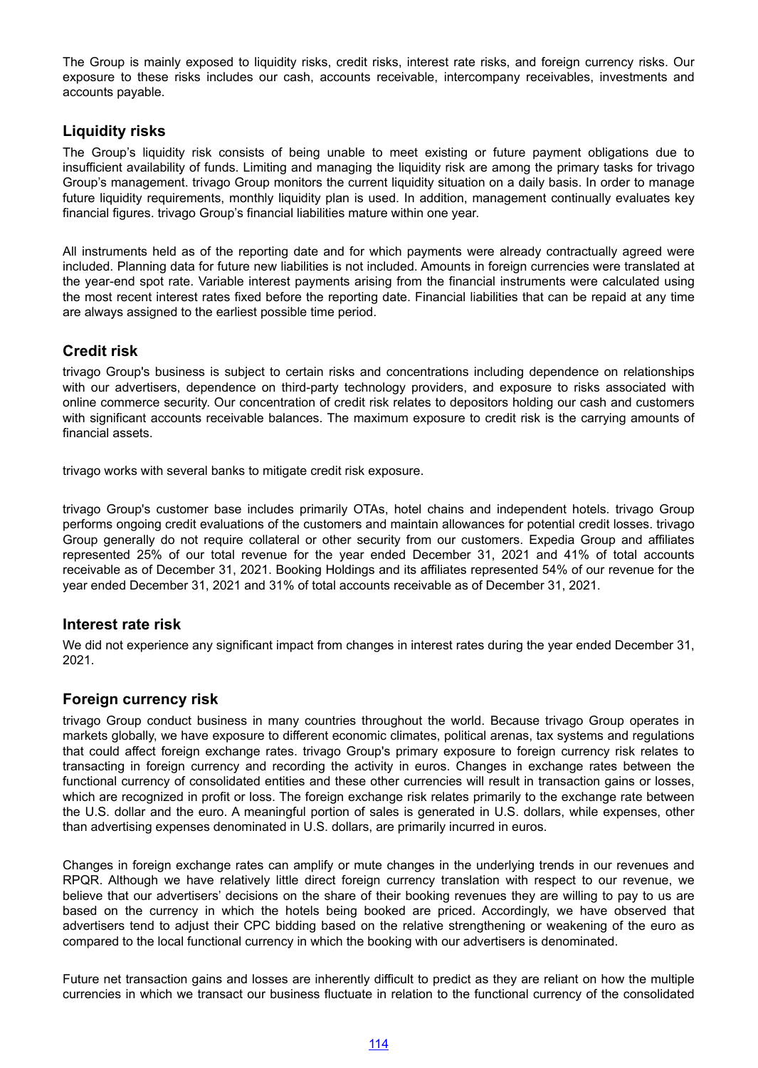The Group is mainly exposed to liquidity risks, credit risks, interest rate risks, and foreign currency risks. Our exposure to these risks includes our cash, accounts receivable, intercompany receivables, investments and accounts payable.

## Liquidity risks

The Group's liquidity risk consists of being unable to meet existing or future payment obligations due to insufficient availability of funds. Limiting and managing the liquidity risk are among the primary tasks for trivago Group's management. trivago Group monitors the current liquidity situation on a daily basis. In order to manage future liquidity requirements, monthly liquidity plan is used. In addition, management continually evaluates key financial figures. trivago Group's financial liabilities mature within one year.

All instruments held as of the reporting date and for which payments were already contractually agreed were included. Planning data for future new liabilities is not included. Amounts in foreign currencies were translated at the year-end spot rate. Variable interest payments arising from the financial instruments were calculated using the most recent interest rates fixed before the reporting date. Financial liabilities that can be repaid at any time are always assigned to the earliest possible time period.

## Credit risk

trivago Group's business is subject to certain risks and concentrations including dependence on relationships with our advertisers, dependence on third-party technology providers, and exposure to risks associated with online commerce security. Our concentration of credit risk relates to depositors holding our cash and customers with significant accounts receivable balances. The maximum exposure to credit risk is the carrying amounts of financial assets.

trivago works with several banks to mitigate credit risk exposure.

trivago Group's customer base includes primarily OTAs, hotel chains and independent hotels. trivago Group performs ongoing credit evaluations of the customers and maintain allowances for potential credit losses. trivago Group generally do not require collateral or other security from our customers. Expedia Group and affiliates represented 25% of our total revenue for the year ended December 31, 2021 and 41% of total accounts receivable as of December 31, 2021. Booking Holdings and its affiliates represented 54% of our revenue for the year ended December 31, 2021 and 31% of total accounts receivable as of December 31, 2021.

## Interest rate risk

We did not experience any significant impact from changes in interest rates during the year ended December 31, 2021.

## Foreign currency risk

trivago Group conduct business in many countries throughout the world. Because trivago Group operates in markets globally, we have exposure to different economic climates, political arenas, tax systems and regulations that could affect foreign exchange rates. trivago Group's primary exposure to foreign currency risk relates to transacting in foreign currency and recording the activity in euros. Changes in exchange rates between the functional currency of consolidated entities and these other currencies will result in transaction gains or losses, which are recognized in profit or loss. The foreign exchange risk relates primarily to the exchange rate between the U.S. dollar and the euro. A meaningful portion of sales is generated in U.S. dollars, while expenses, other than advertising expenses denominated in U.S. dollars, are primarily incurred in euros.

Changes in foreign exchange rates can amplify or mute changes in the underlying trends in our revenues and RPQR. Although we have relatively little direct foreign currency translation with respect to our revenue, we believe that our advertisers' decisions on the share of their booking revenues they are willing to pay to us are based on the currency in which the hotels being booked are priced. Accordingly, we have observed that advertisers tend to adjust their CPC bidding based on the relative strengthening or weakening of the euro as compared to the local functional currency in which the booking with our advertisers is denominated.

Future net transaction gains and losses are inherently difficult to predict as they are reliant on how the multiple currencies in which we transact our business fluctuate in relation to the functional currency of the consolidated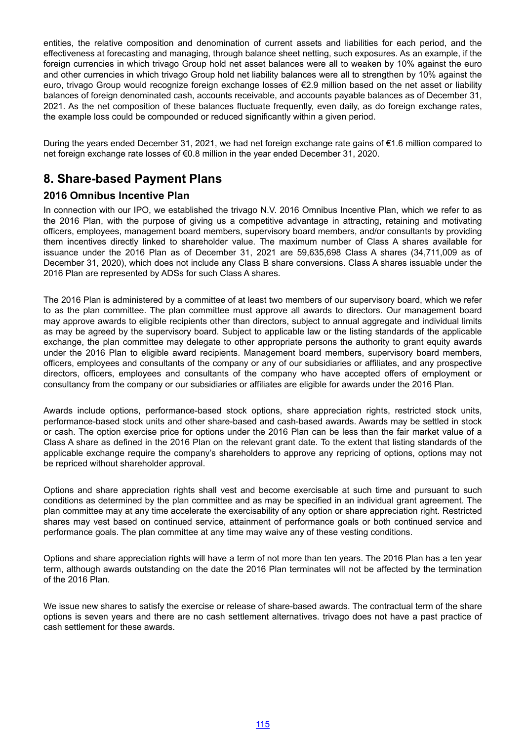entities, the relative composition and denomination of current assets and liabilities for each period, and the effectiveness at forecasting and managing, through balance sheet netting, such exposures. As an example, if the foreign currencies in which trivago Group hold net asset balances were all to weaken by 10% against the euro and other currencies in which trivago Group hold net liability balances were all to strengthen by 10% against the euro, trivago Group would recognize foreign exchange losses of €2.9 million based on the net asset or liability balances of foreign denominated cash, accounts receivable, and accounts payable balances as of December 31, 2021. As the net composition of these balances fluctuate frequently, even daily, as do foreign exchange rates, the example loss could be compounded or reduced significantly within a given period.

During the years ended December 31, 2021, we had net foreign exchange rate gains of €1.6 million compared to net foreign exchange rate losses of €0.8 million in the year ended December 31, 2020.

## 8. Share-based Payment Plans

### 2016 Omnibus Incentive Plan

In connection with our IPO, we established the trivago N.V. 2016 Omnibus Incentive Plan, which we refer to as the 2016 Plan, with the purpose of giving us a competitive advantage in attracting, retaining and motivating officers, employees, management board members, supervisory board members, and/or consultants by providing them incentives directly linked to shareholder value. The maximum number of Class A shares available for issuance under the 2016 Plan as of December 31, 2021 are 59,635,698 Class A shares (34,711,009 as of December 31, 2020), which does not include any Class B share conversions. Class A shares issuable under the 2016 Plan are represented by ADSs for such Class A shares.

The 2016 Plan is administered by a committee of at least two members of our supervisory board, which we refer to as the plan committee. The plan committee must approve all awards to directors. Our management board may approve awards to eligible recipients other than directors, subject to annual aggregate and individual limits as may be agreed by the supervisory board. Subject to applicable law or the listing standards of the applicable exchange, the plan committee may delegate to other appropriate persons the authority to grant equity awards under the 2016 Plan to eligible award recipients. Management board members, supervisory board members, officers, employees and consultants of the company or any of our subsidiaries or affiliates, and any prospective directors, officers, employees and consultants of the company who have accepted offers of employment or consultancy from the company or our subsidiaries or affiliates are eligible for awards under the 2016 Plan.

Awards include options, performance-based stock options, share appreciation rights, restricted stock units, performance-based stock units and other share-based and cash-based awards. Awards may be settled in stock or cash. The option exercise price for options under the 2016 Plan can be less than the fair market value of a Class A share as defined in the 2016 Plan on the relevant grant date. To the extent that listing standards of the applicable exchange require the company's shareholders to approve any repricing of options, options may not be repriced without shareholder approval.

Options and share appreciation rights shall vest and become exercisable at such time and pursuant to such conditions as determined by the plan committee and as may be specified in an individual grant agreement. The plan committee may at any time accelerate the exercisability of any option or share appreciation right. Restricted shares may vest based on continued service, attainment of performance goals or both continued service and performance goals. The plan committee at any time may waive any of these vesting conditions.

Options and share appreciation rights will have a term of not more than ten years. The 2016 Plan has a ten year term, although awards outstanding on the date the 2016 Plan terminates will not be affected by the termination of the 2016 Plan.

We issue new shares to satisfy the exercise or release of share-based awards. The contractual term of the share options is seven years and there are no cash settlement alternatives. trivago does not have a past practice of cash settlement for these awards.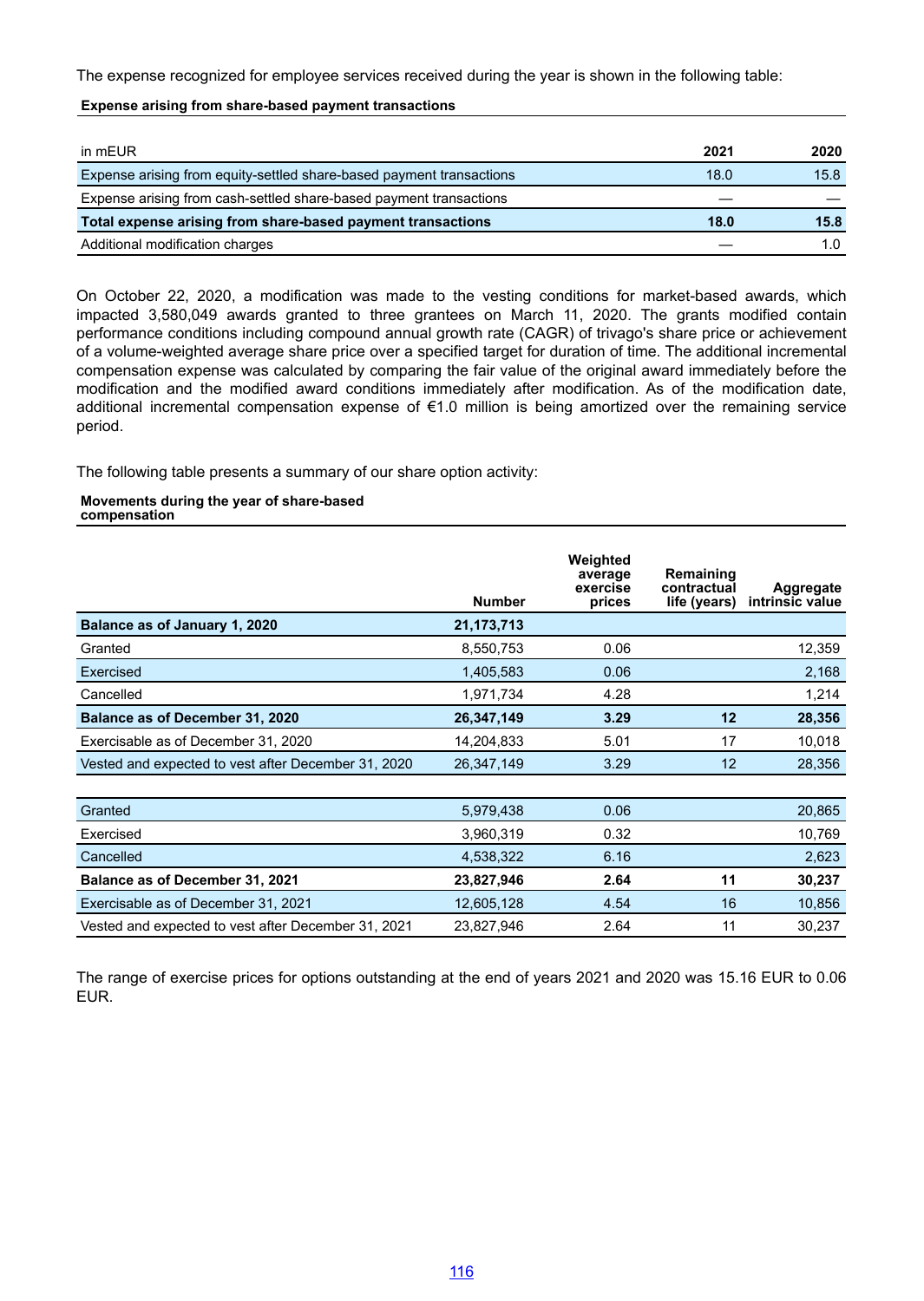The expense recognized for employee services received during the year is shown in the following table:

**Expense arising from share-based payment transactions**

| in mEUR | 2021 | 2020 |
|---|---|---|
| Expense arising from equity-settled share-based payment transactions | 18.0 | 15.8 |
| Expense arising from cash-settled share-based payment transactions | — | — |
| **Total expense arising from share-based payment transactions** | **18.0** | **15.8** |
| Additional modification charges | — | 1.0 |

On October 22, 2020, a modification was made to the vesting conditions for market-based awards, which impacted 3,580,049 awards granted to three grantees on March 11, 2020. The grants modified contain performance conditions including compound annual growth rate (CAGR) of trivago's share price or achievement of a volume-weighted average share price over a specified target for duration of time. The additional incremental compensation expense was calculated by comparing the fair value of the original award immediately before the modification and the modified award conditions immediately after modification. As of the modification date, additional incremental compensation expense of €1.0 million is being amortized over the remaining service period.

The following table presents a summary of our share option activity:

**Movements during the year of share-based compensation**

| | Number | Weighted average exercise prices | Remaining contractual life (years) | Aggregate intrinsic value |
|---|---|---|---|---|
| **Balance as of January 1, 2020** | **21,173,713** | | | |
| Granted | 8,550,753 | 0.06 | | 12,359 |
| Exercised | 1,405,583 | 0.06 | | 2,168 |
| Cancelled | 1,971,734 | 4.28 | | 1,214 |
| **Balance as of December 31, 2020** | **26,347,149** | **3.29** | **12** | **28,356** |
| Exercisable as of December 31, 2020 | 14,204,833 | 5.01 | 17 | 10,018 |
| Vested and expected to vest after December 31, 2020 | 26,347,149 | 3.29 | 12 | 28,356 |
| | | | | |
| Granted | 5,979,438 | 0.06 | | 20,865 |
| Exercised | 3,960,319 | 0.32 | | 10,769 |
| Cancelled | 4,538,322 | 6.16 | | 2,623 |
| **Balance as of December 31, 2021** | **23,827,946** | **2.64** | **11** | **30,237** |
| Exercisable as of December 31, 2021 | 12,605,128 | 4.54 | 16 | 10,856 |
| Vested and expected to vest after December 31, 2021 | 23,827,946 | 2.64 | 11 | 30,237 |

The range of exercise prices for options outstanding at the end of years 2021 and 2020 was 15.16 EUR to 0.06 EUR.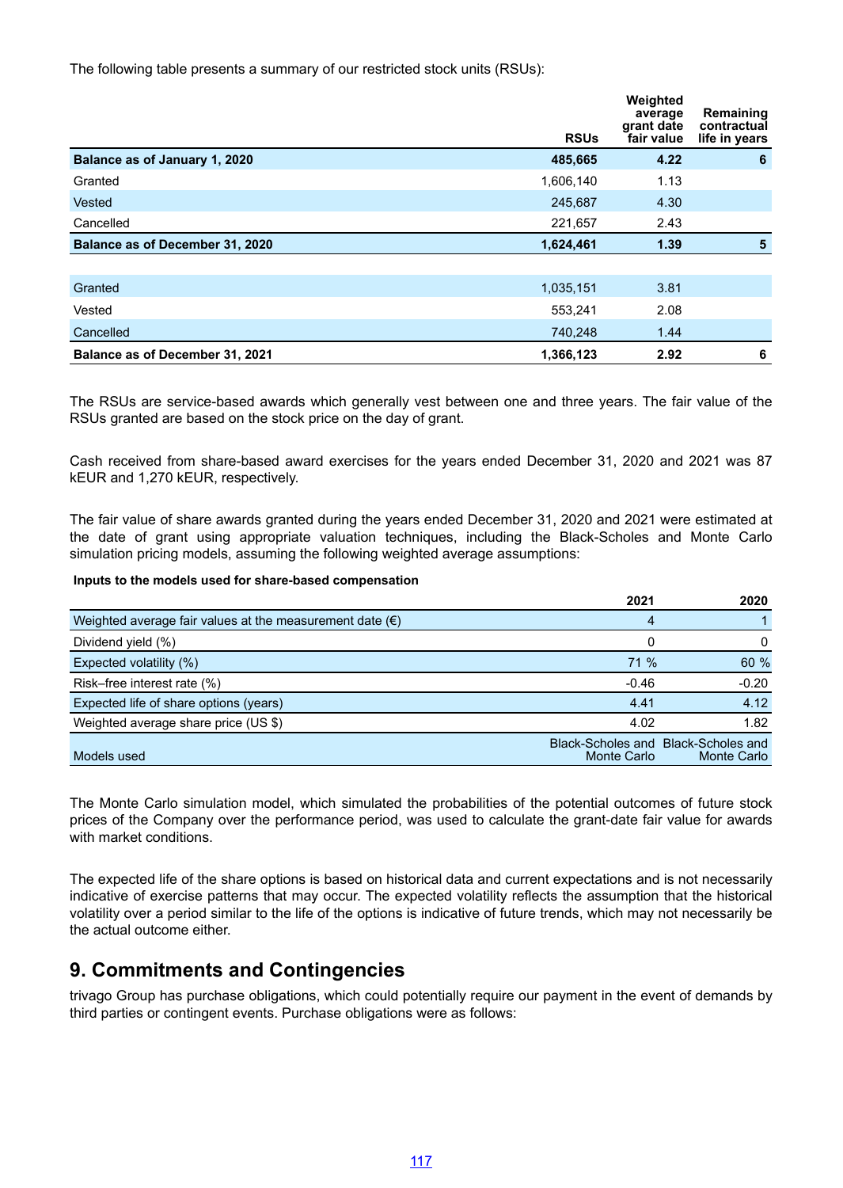The following table presents a summary of our restricted stock units (RSUs):

| | RSUs | Weighted average grant date fair value | Remaining contractual life in years |
|---|---|---|---|
| **Balance as of January 1, 2020** | **485,665** | **4.22** | **6** |
| Granted | 1,606,140 | 1.13 | |
| Vested | 245,687 | 4.30 | |
| Cancelled | 221,657 | 2.43 | |
| **Balance as of December 31, 2020** | **1,624,461** | **1.39** | **5** |
| | | | |
| Granted | 1,035,151 | 3.81 | |
| Vested | 553,241 | 2.08 | |
| Cancelled | 740,248 | 1.44 | |
| **Balance as of December 31, 2021** | **1,366,123** | **2.92** | **6** |

The RSUs are service-based awards which generally vest between one and three years. The fair value of the RSUs granted are based on the stock price on the day of grant.

Cash received from share-based award exercises for the years ended December 31, 2020 and 2021 was 87 kEUR and 1,270 kEUR, respectively.

The fair value of share awards granted during the years ended December 31, 2020 and 2021 were estimated at the date of grant using appropriate valuation techniques, including the Black-Scholes and Monte Carlo simulation pricing models, assuming the following weighted average assumptions:

**Inputs to the models used for share-based compensation**

| | 2021 | 2020 |
|---|---|---|
| Weighted average fair values at the measurement date (€) | 4 | 1 |
| Dividend yield (%) | 0 | 0 |
| Expected volatility (%) | 71 % | 60 % |
| Risk–free interest rate (%) | -0.46 | -0.20 |
| Expected life of share options (years) | 4.41 | 4.12 |
| Weighted average share price (US $) | 4.02 | 1.82 |
| Models used | Black-Scholes and Monte Carlo | Black-Scholes and Monte Carlo |

The Monte Carlo simulation model, which simulated the probabilities of the potential outcomes of future stock prices of the Company over the performance period, was used to calculate the grant-date fair value for awards with market conditions.

The expected life of the share options is based on historical data and current expectations and is not necessarily indicative of exercise patterns that may occur. The expected volatility reflects the assumption that the historical volatility over a period similar to the life of the options is indicative of future trends, which may not necessarily be the actual outcome either.

## 9. Commitments and Contingencies

trivago Group has purchase obligations, which could potentially require our payment in the event of demands by third parties or contingent events. Purchase obligations were as follows: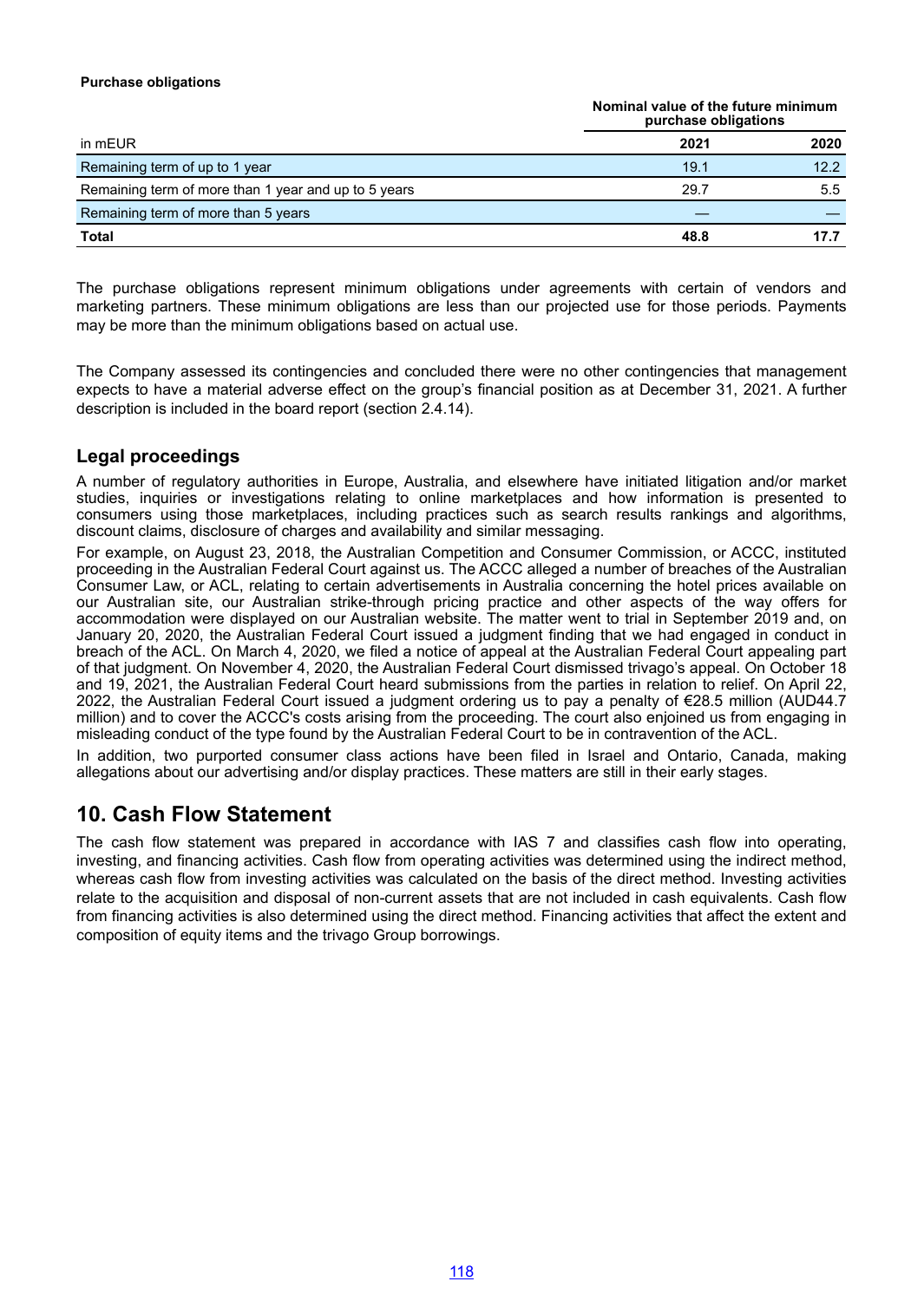**Purchase obligations**

| in mEUR | Nominal value of the future minimum purchase obligations | |
|---|---|---|
| | 2021 | 2020 |
| Remaining term of up to 1 year | 19.1 | 12.2 |
| Remaining term of more than 1 year and up to 5 years | 29.7 | 5.5 |
| Remaining term of more than 5 years | — | — |
| **Total** | **48.8** | **17.7** |

The purchase obligations represent minimum obligations under agreements with certain of vendors and marketing partners. These minimum obligations are less than our projected use for those periods. Payments may be more than the minimum obligations based on actual use.

The Company assessed its contingencies and concluded there were no other contingencies that management expects to have a material adverse effect on the group's financial position as at December 31, 2021. A further description is included in the board report (section 2.4.14).

## Legal proceedings

A number of regulatory authorities in Europe, Australia, and elsewhere have initiated litigation and/or market studies, inquiries or investigations relating to online marketplaces and how information is presented to consumers using those marketplaces, including practices such as search results rankings and algorithms, discount claims, disclosure of charges and availability and similar messaging.

For example, on August 23, 2018, the Australian Competition and Consumer Commission, or ACCC, instituted proceeding in the Australian Federal Court against us. The ACCC alleged a number of breaches of the Australian Consumer Law, or ACL, relating to certain advertisements in Australia concerning the hotel prices available on our Australian site, our Australian strike-through pricing practice and other aspects of the way offers for accommodation were displayed on our Australian website. The matter went to trial in September 2019 and, on January 20, 2020, the Australian Federal Court issued a judgment finding that we had engaged in conduct in breach of the ACL. On March 4, 2020, we filed a notice of appeal at the Australian Federal Court appealing part of that judgment. On November 4, 2020, the Australian Federal Court dismissed trivago's appeal. On October 18 and 19, 2021, the Australian Federal Court heard submissions from the parties in relation to relief. On April 22, 2022, the Australian Federal Court issued a judgment ordering us to pay a penalty of €28.5 million (AUD44.7 million) and to cover the ACCC's costs arising from the proceeding. The court also enjoined us from engaging in misleading conduct of the type found by the Australian Federal Court to be in contravention of the ACL.

In addition, two purported consumer class actions have been filed in Israel and Ontario, Canada, making allegations about our advertising and/or display practices. These matters are still in their early stages.

# 10. Cash Flow Statement

The cash flow statement was prepared in accordance with IAS 7 and classifies cash flow into operating, investing, and financing activities. Cash flow from operating activities was determined using the indirect method, whereas cash flow from investing activities was calculated on the basis of the direct method. Investing activities relate to the acquisition and disposal of non-current assets that are not included in cash equivalents. Cash flow from financing activities is also determined using the direct method. Financing activities that affect the extent and composition of equity items and the trivago Group borrowings.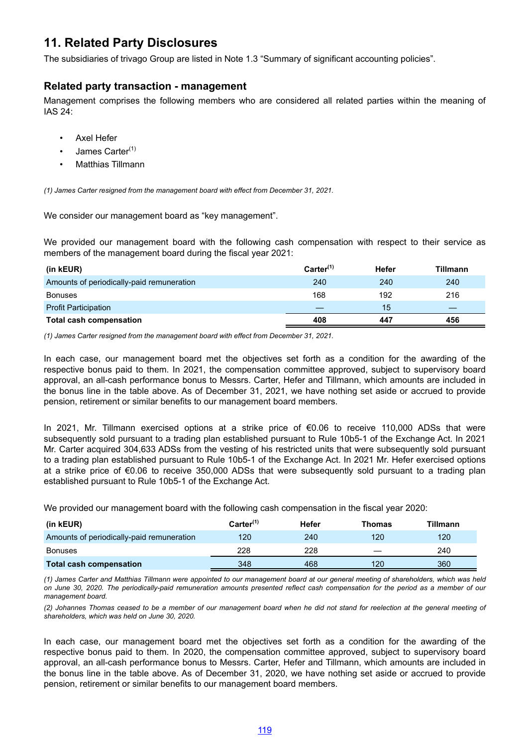## 11. Related Party Disclosures

The subsidiaries of trivago Group are listed in Note 1.3 "Summary of significant accounting policies".

### Related party transaction - management

Management comprises the following members who are considered all related parties within the meaning of IAS 24:

- Axel Hefer
- James Carter[(1)]
- Matthias Tillmann

*(1) James Carter resigned from the management board with effect from December 31, 2021.*

We consider our management board as "key management".

We provided our management board with the following cash compensation with respect to their service as members of the management board during the fiscal year 2021:

| (in kEUR) | Carter[(1)] | Hefer | Tillmann |
|---|---|---|---|
| Amounts of periodically-paid remuneration | 240 | 240 | 240 |
| Bonuses | 168 | 192 | 216 |
| Profit Participation | — | 15 | — |
| **Total cash compensation** | **408** | **447** | **456** |

*(1) James Carter resigned from the management board with effect from December 31, 2021.*

In each case, our management board met the objectives set forth as a condition for the awarding of the respective bonus paid to them. In 2021, the compensation committee approved, subject to supervisory board approval, an all-cash performance bonus to Messrs. Carter, Hefer and Tillmann, which amounts are included in the bonus line in the table above. As of December 31, 2021, we have nothing set aside or accrued to provide pension, retirement or similar benefits to our management board members.

In 2021, Mr. Tillmann exercised options at a strike price of €0.06 to receive 110,000 ADSs that were subsequently sold pursuant to a trading plan established pursuant to Rule 10b5-1 of the Exchange Act. In 2021 Mr. Carter acquired 304,633 ADSs from the vesting of his restricted units that were subsequently sold pursuant to a trading plan established pursuant to Rule 10b5-1 of the Exchange Act. In 2021 Mr. Hefer exercised options at a strike price of €0.06 to receive 350,000 ADSs that were subsequently sold pursuant to a trading plan established pursuant to Rule 10b5-1 of the Exchange Act.

We provided our management board with the following cash compensation in the fiscal year 2020:

| (in kEUR) | Carter[(1)] | Hefer | Thomas | Tillmann |
|---|---|---|---|---|
| Amounts of periodically-paid remuneration | 120 | 240 | 120 | 120 |
| Bonuses | 228 | 228 | — | 240 |
| **Total cash compensation** | 348 | 468 | 120 | 360 |

*(1) James Carter and Matthias Tillmann were appointed to our management board at our general meeting of shareholders, which was held on June 30, 2020. The periodically-paid remuneration amounts presented reflect cash compensation for the period as a member of our management board.*

*(2) Johannes Thomas ceased to be a member of our management board when he did not stand for reelection at the general meeting of shareholders, which was held on June 30, 2020.*

In each case, our management board met the objectives set forth as a condition for the awarding of the respective bonus paid to them. In 2020, the compensation committee approved, subject to supervisory board approval, an all-cash performance bonus to Messrs. Carter, Hefer and Tillmann, which amounts are included in the bonus line in the table above. As of December 31, 2020, we have nothing set aside or accrued to provide pension, retirement or similar benefits to our management board members.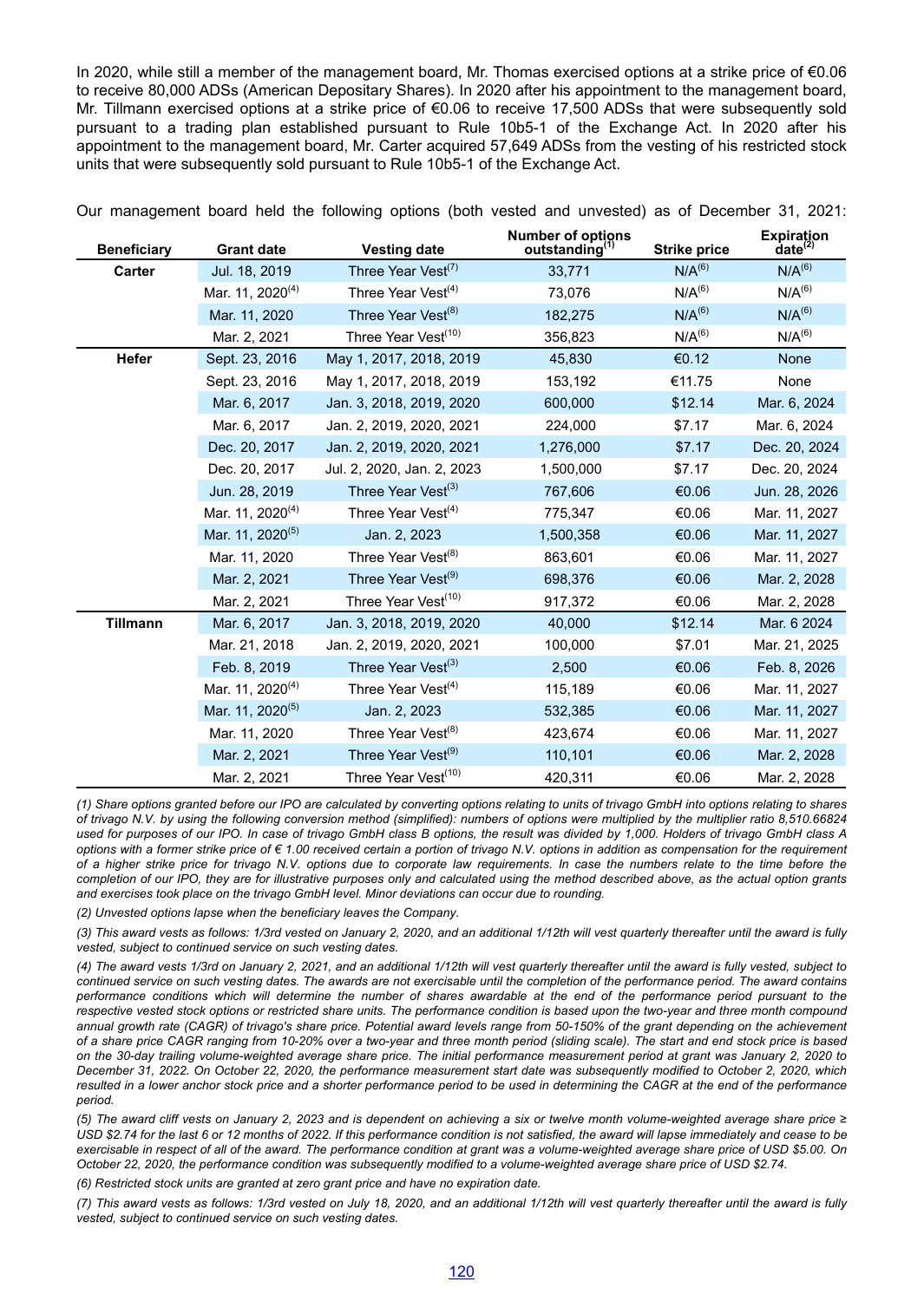In 2020, while still a member of the management board, Mr. Thomas exercised options at a strike price of €0.06 to receive 80,000 ADSs (American Depositary Shares). In 2020 after his appointment to the management board, Mr. Tillmann exercised options at a strike price of €0.06 to receive 17,500 ADSs that were subsequently sold pursuant to a trading plan established pursuant to Rule 10b5-1 of the Exchange Act. In 2020 after his appointment to the management board, Mr. Carter acquired 57,649 ADSs from the vesting of his restricted stock units that were subsequently sold pursuant to Rule 10b5-1 of the Exchange Act.

Our management board held the following options (both vested and unvested) as of December 31, 2021:

| Beneficiary | Grant date | Vesting date | Number of options outstanding[1] | Strike price | Expiration date[2] |
|---|---|---|---|---|---|
| Carter | Jul. 18, 2019 | Three Year Vest[7] | 33,771 | N/A[6] | N/A[6] |
| | Mar. 11, 2020[4] | Three Year Vest[4] | 73,076 | N/A[6] | N/A[6] |
| | Mar. 11, 2020 | Three Year Vest[8] | 182,275 | N/A[6] | N/A[6] |
| | Mar. 2, 2021 | Three Year Vest[10] | 356,823 | N/A[6] | N/A[6] |
| Hefer | Sept. 23, 2016 | May 1, 2017, 2018, 2019 | 45,830 | €0.12 | None |
| | Sept. 23, 2016 | May 1, 2017, 2018, 2019 | 153,192 | €11.75 | None |
| | Mar. 6, 2017 | Jan. 3, 2018, 2019, 2020 | 600,000 | $12.14 | Mar. 6, 2024 |
| | Mar. 6, 2017 | Jan. 2, 2019, 2020, 2021 | 224,000 | $7.17 | Mar. 6, 2024 |
| | Dec. 20, 2017 | Jan. 2, 2019, 2020, 2021 | 1,276,000 | $7.17 | Dec. 20, 2024 |
| | Dec. 20, 2017 | Jul. 2, 2020, Jan. 2, 2023 | 1,500,000 | $7.17 | Dec. 20, 2024 |
| | Jun. 28, 2019 | Three Year Vest[3] | 767,606 | €0.06 | Jun. 28, 2026 |
| | Mar. 11, 2020[4] | Three Year Vest[4] | 775,347 | €0.06 | Mar. 11, 2027 |
| | Mar. 11, 2020[5] | Jan. 2, 2023 | 1,500,358 | €0.06 | Mar. 11, 2027 |
| | Mar. 11, 2020 | Three Year Vest[8] | 863,601 | €0.06 | Mar. 11, 2027 |
| | Mar. 2, 2021 | Three Year Vest[9] | 698,376 | €0.06 | Mar. 2, 2028 |
| | Mar. 2, 2021 | Three Year Vest[10] | 917,372 | €0.06 | Mar. 2, 2028 |
| Tillmann | Mar. 6, 2017 | Jan. 3, 2018, 2019, 2020 | 40,000 | $12.14 | Mar. 6 2024 |
| | Mar. 21, 2018 | Jan. 2, 2019, 2020, 2021 | 100,000 | $7.01 | Mar. 21, 2025 |
| | Feb. 8, 2019 | Three Year Vest[3] | 2,500 | €0.06 | Feb. 8, 2026 |
| | Mar. 11, 2020[4] | Three Year Vest[4] | 115,189 | €0.06 | Mar. 11, 2027 |
| | Mar. 11, 2020[5] | Jan. 2, 2023 | 532,385 | €0.06 | Mar. 11, 2027 |
| | Mar. 11, 2020 | Three Year Vest[8] | 423,674 | €0.06 | Mar. 11, 2027 |
| | Mar. 2, 2021 | Three Year Vest[9] | 110,101 | €0.06 | Mar. 2, 2028 |
| | Mar. 2, 2021 | Three Year Vest[10] | 420,311 | €0.06 | Mar. 2, 2028 |

*(1) Share options granted before our IPO are calculated by converting options relating to units of trivago GmbH into options relating to shares of trivago N.V. by using the following conversion method (simplified): numbers of options were multiplied by the multiplier ratio 8,510.66824 used for purposes of our IPO. In case of trivago GmbH class B options, the result was divided by 1,000. Holders of trivago GmbH class A options with a former strike price of € 1.00 received certain a portion of trivago N.V. options in addition as compensation for the requirement of a higher strike price for trivago N.V. options due to corporate law requirements. In case the numbers relate to the time before the completion of our IPO, they are for illustrative purposes only and calculated using the method described above, as the actual option grants and exercises took place on the trivago GmbH level. Minor deviations can occur due to rounding.*

*(2) Unvested options lapse when the beneficiary leaves the Company.*

*(3) This award vests as follows: 1/3rd vested on January 2, 2020, and an additional 1/12th will vest quarterly thereafter until the award is fully vested, subject to continued service on such vesting dates.*

*(4) The award vests 1/3rd on January 2, 2021, and an additional 1/12th will vest quarterly thereafter until the award is fully vested, subject to continued service on such vesting dates. The awards are not exercisable until the completion of the performance period. The award contains performance conditions which will determine the number of shares awardable at the end of the performance period pursuant to the respective vested stock options or restricted share units. The performance condition is based upon the two-year and three month compound annual growth rate (CAGR) of trivago's share price. Potential award levels range from 50-150% of the grant depending on the achievement of a share price CAGR ranging from 10-20% over a two-year and three month period (sliding scale). The start and end stock price is based on the 30-day trailing volume-weighted average share price. The initial performance measurement period at grant was January 2, 2020 to December 31, 2022. On October 22, 2020, the performance measurement start date was subsequently modified to October 2, 2020, which resulted in a lower anchor stock price and a shorter performance period to be used in determining the CAGR at the end of the performance period.*

*(5) The award cliff vests on January 2, 2023 and is dependent on achieving a six or twelve month volume-weighted average share price ≥ USD $2.74 for the last 6 or 12 months of 2022. If this performance condition is not satisfied, the award will lapse immediately and cease to be exercisable in respect of all of the award. The performance condition at grant was a volume-weighted average share price of USD $5.00. On October 22, 2020, the performance condition was subsequently modified to a volume-weighted average share price of USD $2.74.*

*(6) Restricted stock units are granted at zero grant price and have no expiration date.*

*(7) This award vests as follows: 1/3rd vested on July 18, 2020, and an additional 1/12th will vest quarterly thereafter until the award is fully vested, subject to continued service on such vesting dates.*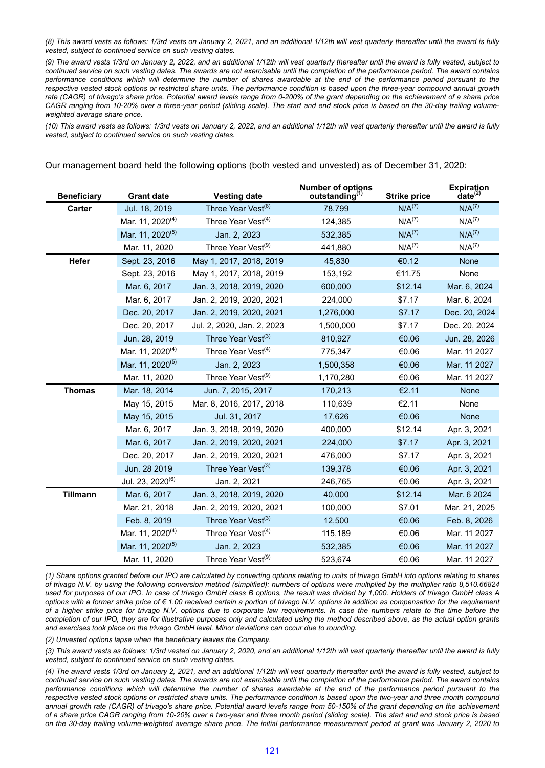*(8) This award vests as follows: 1/3rd vests on January 2, 2021, and an additional 1/12th will vest quarterly thereafter until the award is fully vested, subject to continued service on such vesting dates.*

*(9) The award vests 1/3rd on January 2, 2022, and an additional 1/12th will vest quarterly thereafter until the award is fully vested, subject to continued service on such vesting dates. The awards are not exercisable until the completion of the performance period. The award contains performance conditions which will determine the number of shares awardable at the end of the performance period pursuant to the respective vested stock options or restricted share units. The performance condition is based upon the three-year compound annual growth rate (CAGR) of trivago's share price. Potential award levels range from 0-200% of the grant depending on the achievement of a share price CAGR ranging from 10-20% over a three-year period (sliding scale). The start and end stock price is based on the 30-day trailing volume-weighted average share price.*

*(10) This award vests as follows: 1/3rd vests on January 2, 2022, and an additional 1/12th will vest quarterly thereafter until the award is fully vested, subject to continued service on such vesting dates.*

Our management board held the following options (both vested and unvested) as of December 31, 2020:

| Beneficiary | Grant date | Vesting date | Number of options outstanding[1] | Strike price | Expiration date[2] |
|---|---|---|---|---|---|
| **Carter** | Jul. 18, 2019 | Three Year Vest[8] | 78,799 | N/A[7] | N/A[7] |
| | Mar. 11, 2020[4] | Three Year Vest[4] | 124,385 | N/A[7] | N/A[7] |
| | Mar. 11, 2020[5] | Jan. 2, 2023 | 532,385 | N/A[7] | N/A[7] |
| | Mar. 11, 2020 | Three Year Vest[9] | 441,880 | N/A[7] | N/A[7] |
| **Hefer** | Sept. 23, 2016 | May 1, 2017, 2018, 2019 | 45,830 | €0.12 | None |
| | Sept. 23, 2016 | May 1, 2017, 2018, 2019 | 153,192 | €11.75 | None |
| | Mar. 6, 2017 | Jan. 3, 2018, 2019, 2020 | 600,000 | $12.14 | Mar. 6, 2024 |
| | Mar. 6, 2017 | Jan. 2, 2019, 2020, 2021 | 224,000 | $7.17 | Mar. 6, 2024 |
| | Dec. 20, 2017 | Jan. 2, 2019, 2020, 2021 | 1,276,000 | $7.17 | Dec. 20, 2024 |
| | Dec. 20, 2017 | Jul. 2, 2020, Jan. 2, 2023 | 1,500,000 | $7.17 | Dec. 20, 2024 |
| | Jun. 28, 2019 | Three Year Vest[3] | 810,927 | €0.06 | Jun. 28, 2026 |
| | Mar. 11, 2020[4] | Three Year Vest[4] | 775,347 | €0.06 | Mar. 11 2027 |
| | Mar. 11, 2020[5] | Jan. 2, 2023 | 1,500,358 | €0.06 | Mar. 11 2027 |
| | Mar. 11, 2020 | Three Year Vest[9] | 1,170,280 | €0.06 | Mar. 11 2027 |
| **Thomas** | Mar. 18, 2014 | Jun. 7, 2015, 2017 | 170,213 | €2.11 | None |
| | May 15, 2015 | Mar. 8, 2016, 2017, 2018 | 110,639 | €2.11 | None |
| | May 15, 2015 | Jul. 31, 2017 | 17,626 | €0.06 | None |
| | Mar. 6, 2017 | Jan. 3, 2018, 2019, 2020 | 400,000 | $12.14 | Apr. 3, 2021 |
| | Mar. 6, 2017 | Jan. 2, 2019, 2020, 2021 | 224,000 | $7.17 | Apr. 3, 2021 |
| | Dec. 20, 2017 | Jan. 2, 2019, 2020, 2021 | 476,000 | $7.17 | Apr. 3, 2021 |
| | Jun. 28 2019 | Three Year Vest[3] | 139,378 | €0.06 | Apr. 3, 2021 |
| | Jul. 23, 2020[6] | Jan. 2, 2021 | 246,765 | €0.06 | Apr. 3, 2021 |
| **Tillmann** | Mar. 6, 2017 | Jan. 3, 2018, 2019, 2020 | 40,000 | $12.14 | Mar. 6 2024 |
| | Mar. 21, 2018 | Jan. 2, 2019, 2020, 2021 | 100,000 | $7.01 | Mar. 21, 2025 |
| | Feb. 8, 2019 | Three Year Vest[3] | 12,500 | €0.06 | Feb. 8, 2026 |
| | Mar. 11, 2020[4] | Three Year Vest[4] | 115,189 | €0.06 | Mar. 11 2027 |
| | Mar. 11, 2020[5] | Jan. 2, 2023 | 532,385 | €0.06 | Mar. 11 2027 |
| | Mar. 11, 2020 | Three Year Vest[9] | 523,674 | €0.06 | Mar. 11 2027 |

*(1) Share options granted before our IPO are calculated by converting options relating to units of trivago GmbH into options relating to shares of trivago N.V. by using the following conversion method (simplified): numbers of options were multiplied by the multiplier ratio 8,510.66824 used for purposes of our IPO. In case of trivago GmbH class B options, the result was divided by 1,000. Holders of trivago GmbH class A options with a former strike price of € 1.00 received certain a portion of trivago N.V. options in addition as compensation for the requirement of a higher strike price for trivago N.V. options due to corporate law requirements. In case the numbers relate to the time before the completion of our IPO, they are for illustrative purposes only and calculated using the method described above, as the actual option grants and exercises took place on the trivago GmbH level. Minor deviations can occur due to rounding.*

*(2) Unvested options lapse when the beneficiary leaves the Company.*

*(3) This award vests as follows: 1/3rd vested on January 2, 2020, and an additional 1/12th will vest quarterly thereafter until the award is fully vested, subject to continued service on such vesting dates.*

*(4) The award vests 1/3rd on January 2, 2021, and an additional 1/12th will vest quarterly thereafter until the award is fully vested, subject to continued service on such vesting dates. The awards are not exercisable until the completion of the performance period. The award contains performance conditions which will determine the number of shares awardable at the end of the performance period pursuant to the respective vested stock options or restricted share units. The performance condition is based upon the two-year and three month compound annual growth rate (CAGR) of trivago's share price. Potential award levels range from 50-150% of the grant depending on the achievement of a share price CAGR ranging from 10-20% over a two-year and three month period (sliding scale). The start and end stock price is based on the 30-day trailing volume-weighted average share price. The initial performance measurement period at grant was January 2, 2020 to*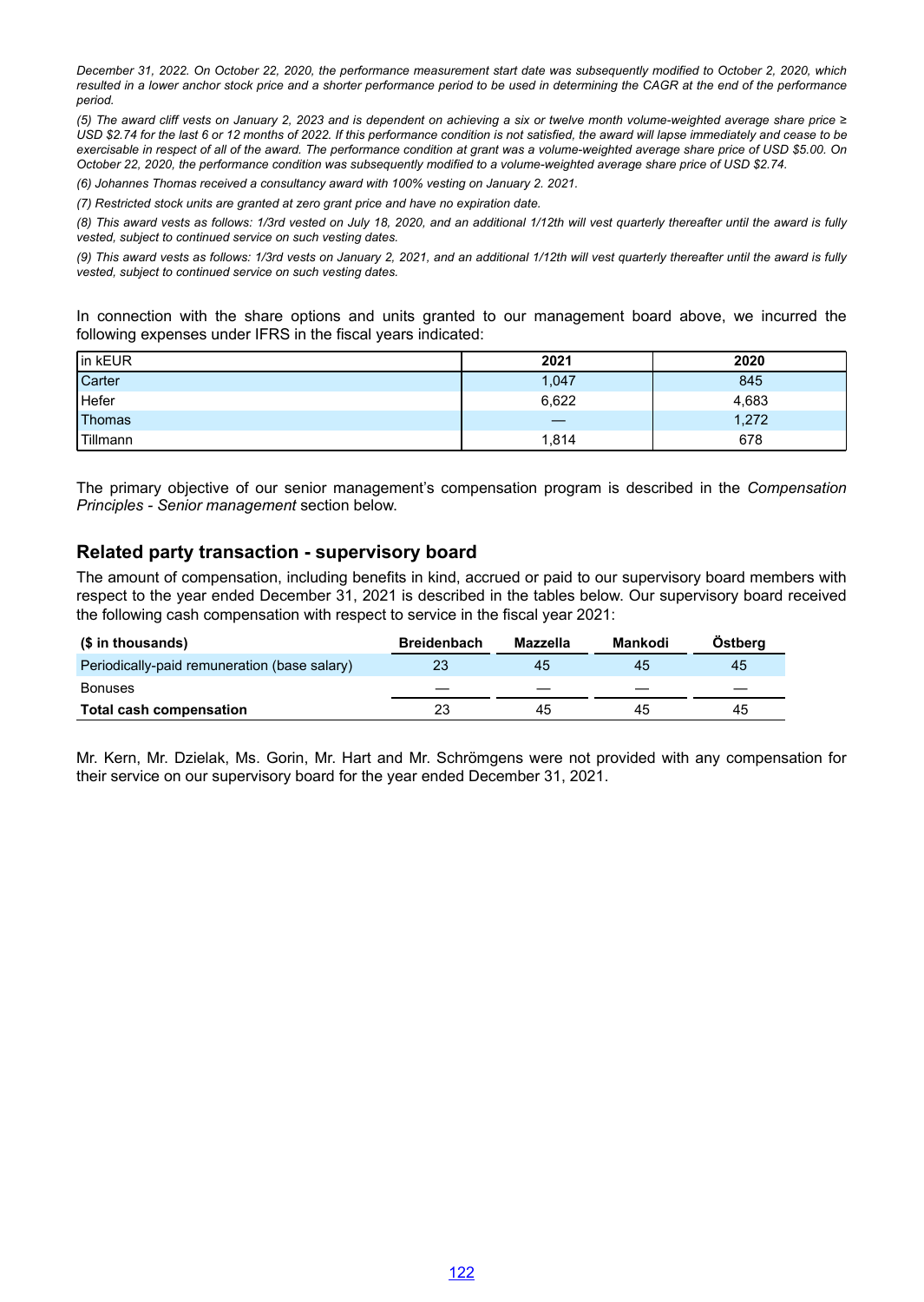*December 31, 2022. On October 22, 2020, the performance measurement start date was subsequently modified to October 2, 2020, which resulted in a lower anchor stock price and a shorter performance period to be used in determining the CAGR at the end of the performance period.*

*(5) The award cliff vests on January 2, 2023 and is dependent on achieving a six or twelve month volume-weighted average share price ≥ USD $2.74 for the last 6 or 12 months of 2022. If this performance condition is not satisfied, the award will lapse immediately and cease to be exercisable in respect of all of the award. The performance condition at grant was a volume-weighted average share price of USD $5.00. On October 22, 2020, the performance condition was subsequently modified to a volume-weighted average share price of USD $2.74.*

*(6) Johannes Thomas received a consultancy award with 100% vesting on January 2. 2021.*

*(7) Restricted stock units are granted at zero grant price and have no expiration date.*

*(8) This award vests as follows: 1/3rd vested on July 18, 2020, and an additional 1/12th will vest quarterly thereafter until the award is fully vested, subject to continued service on such vesting dates.*

*(9) This award vests as follows: 1/3rd vests on January 2, 2021, and an additional 1/12th will vest quarterly thereafter until the award is fully vested, subject to continued service on such vesting dates.*

In connection with the share options and units granted to our management board above, we incurred the following expenses under IFRS in the fiscal years indicated:

| in kEUR | 2021 | 2020 |
|---|---|---|
| Carter | 1,047 | 845 |
| Hefer | 6,622 | 4,683 |
| Thomas | — | 1,272 |
| Tillmann | 1,814 | 678 |

The primary objective of our senior management's compensation program is described in the *Compensation Principles - Senior management* section below.

## Related party transaction - supervisory board

The amount of compensation, including benefits in kind, accrued or paid to our supervisory board members with respect to the year ended December 31, 2021 is described in the tables below. Our supervisory board received the following cash compensation with respect to service in the fiscal year 2021:

| ($ in thousands) | Breidenbach | Mazzella | Mankodi | Östberg |
|---|---|---|---|---|
| Periodically-paid remuneration (base salary) | 23 | 45 | 45 | 45 |
| Bonuses | — | — | — | — |
| **Total cash compensation** | 23 | 45 | 45 | 45 |

Mr. Kern, Mr. Dzielak, Ms. Gorin, Mr. Hart and Mr. Schrömgens were not provided with any compensation for their service on our supervisory board for the year ended December 31, 2021.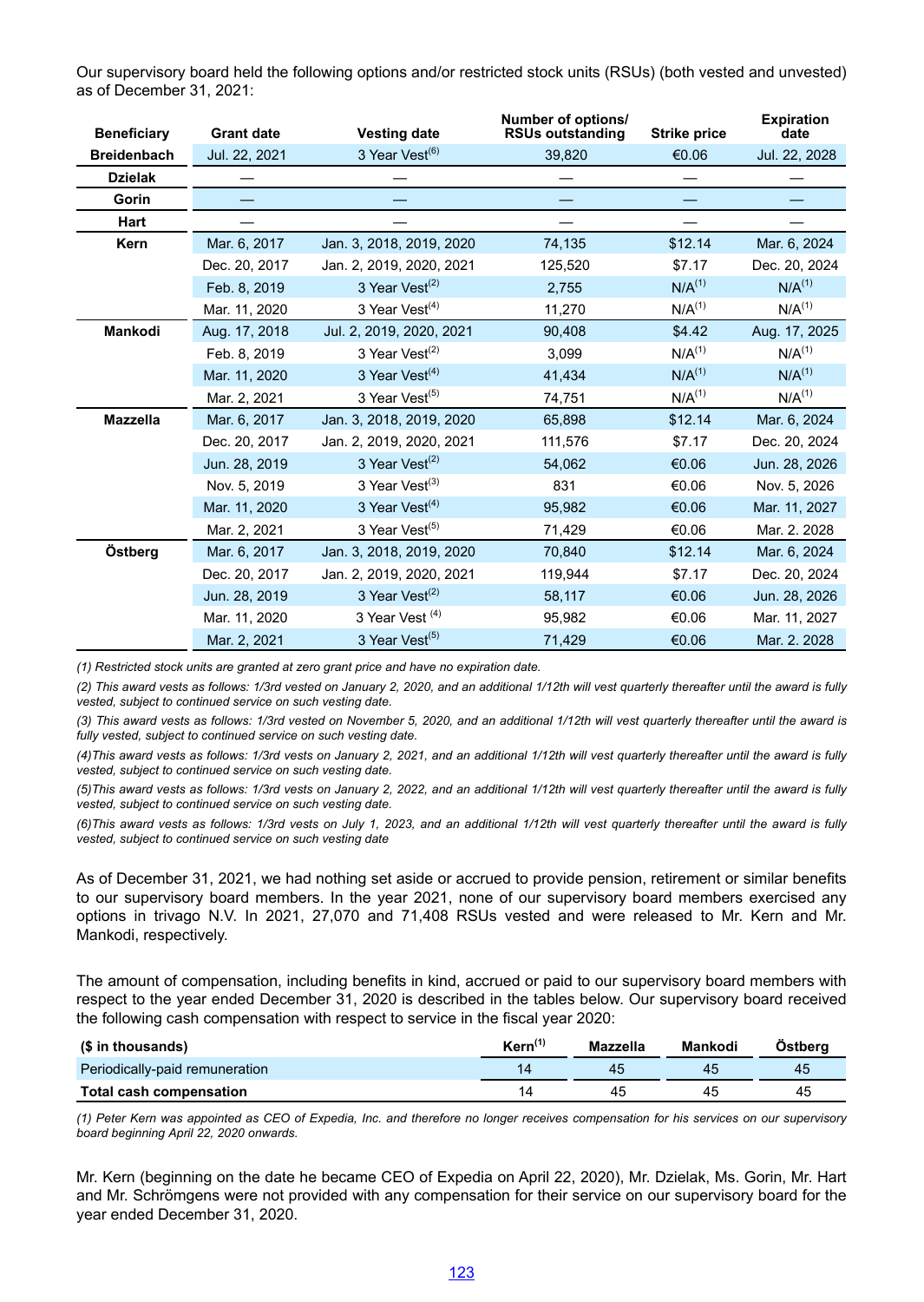Our supervisory board held the following options and/or restricted stock units (RSUs) (both vested and unvested) as of December 31, 2021:

| Beneficiary | Grant date | Vesting date | Number of options/ RSUs outstanding | Strike price | Expiration date |
|---|---|---|---|---|---|
| **Breidenbach** | Jul. 22, 2021 | 3 Year Vest[(6)] | 39,820 | €0.06 | Jul. 22, 2028 |
| **Dzielak** | — | — | — | — | — |
| **Gorin** | — | — | — | — | — |
| **Hart** | — | — | — | — | — |
| **Kern** | Mar. 6, 2017 | Jan. 3, 2018, 2019, 2020 | 74,135 | $12.14 | Mar. 6, 2024 |
| | Dec. 20, 2017 | Jan. 2, 2019, 2020, 2021 | 125,520 | $7.17 | Dec. 20, 2024 |
| | Feb. 8, 2019 | 3 Year Vest[(2)] | 2,755 | N/A[(1)] | N/A[(1)] |
| | Mar. 11, 2020 | 3 Year Vest[(4)] | 11,270 | N/A[(1)] | N/A[(1)] |
| **Mankodi** | Aug. 17, 2018 | Jul. 2, 2019, 2020, 2021 | 90,408 | $4.42 | Aug. 17, 2025 |
| | Feb. 8, 2019 | 3 Year Vest[(2)] | 3,099 | N/A[(1)] | N/A[(1)] |
| | Mar. 11, 2020 | 3 Year Vest[(4)] | 41,434 | N/A[(1)] | N/A[(1)] |
| | Mar. 2, 2021 | 3 Year Vest[(5)] | 74,751 | N/A[(1)] | N/A[(1)] |
| **Mazzella** | Mar. 6, 2017 | Jan. 3, 2018, 2019, 2020 | 65,898 | $12.14 | Mar. 6, 2024 |
| | Dec. 20, 2017 | Jan. 2, 2019, 2020, 2021 | 111,576 | $7.17 | Dec. 20, 2024 |
| | Jun. 28, 2019 | 3 Year Vest[(2)] | 54,062 | €0.06 | Jun. 28, 2026 |
| | Nov. 5, 2019 | 3 Year Vest[(3)] | 831 | €0.06 | Nov. 5, 2026 |
| | Mar. 11, 2020 | 3 Year Vest[(4)] | 95,982 | €0.06 | Mar. 11, 2027 |
| | Mar. 2, 2021 | 3 Year Vest[(5)] | 71,429 | €0.06 | Mar. 2. 2028 |
| **Östberg** | Mar. 6, 2017 | Jan. 3, 2018, 2019, 2020 | 70,840 | $12.14 | Mar. 6, 2024 |
| | Dec. 20, 2017 | Jan. 2, 2019, 2020, 2021 | 119,944 | $7.17 | Dec. 20, 2024 |
| | Jun. 28, 2019 | 3 Year Vest[(2)] | 58,117 | €0.06 | Jun. 28, 2026 |
| | Mar. 11, 2020 | 3 Year Vest [(4)] | 95,982 | €0.06 | Mar. 11, 2027 |
| | Mar. 2, 2021 | 3 Year Vest[(5)] | 71,429 | €0.06 | Mar. 2. 2028 |

*(1) Restricted stock units are granted at zero grant price and have no expiration date.*

*(2) This award vests as follows: 1/3rd vested on January 2, 2020, and an additional 1/12th will vest quarterly thereafter until the award is fully vested, subject to continued service on such vesting date.*

*(3) This award vests as follows: 1/3rd vested on November 5, 2020, and an additional 1/12th will vest quarterly thereafter until the award is fully vested, subject to continued service on such vesting date.*

*(4)This award vests as follows: 1/3rd vests on January 2, 2021, and an additional 1/12th will vest quarterly thereafter until the award is fully vested, subject to continued service on such vesting date.*

*(5)This award vests as follows: 1/3rd vests on January 2, 2022, and an additional 1/12th will vest quarterly thereafter until the award is fully vested, subject to continued service on such vesting date.*

*(6)This award vests as follows: 1/3rd vests on July 1, 2023, and an additional 1/12th will vest quarterly thereafter until the award is fully vested, subject to continued service on such vesting date*

As of December 31, 2021, we had nothing set aside or accrued to provide pension, retirement or similar benefits to our supervisory board members. In the year 2021, none of our supervisory board members exercised any options in trivago N.V. In 2021, 27,070 and 71,408 RSUs vested and were released to Mr. Kern and Mr. Mankodi, respectively.

The amount of compensation, including benefits in kind, accrued or paid to our supervisory board members with respect to the year ended December 31, 2020 is described in the tables below. Our supervisory board received the following cash compensation with respect to service in the fiscal year 2020:

| ($ in thousands) | Kern[(1)] | Mazzella | Mankodi | Östberg |
|---|---|---|---|---|
| Periodically-paid remuneration | 14 | 45 | 45 | 45 |
| **Total cash compensation** | 14 | 45 | 45 | 45 |

*(1) Peter Kern was appointed as CEO of Expedia, Inc. and therefore no longer receives compensation for his services on our supervisory board beginning April 22, 2020 onwards.*

Mr. Kern (beginning on the date he became CEO of Expedia on April 22, 2020), Mr. Dzielak, Ms. Gorin, Mr. Hart and Mr. Schrömgens were not provided with any compensation for their service on our supervisory board for the year ended December 31, 2020.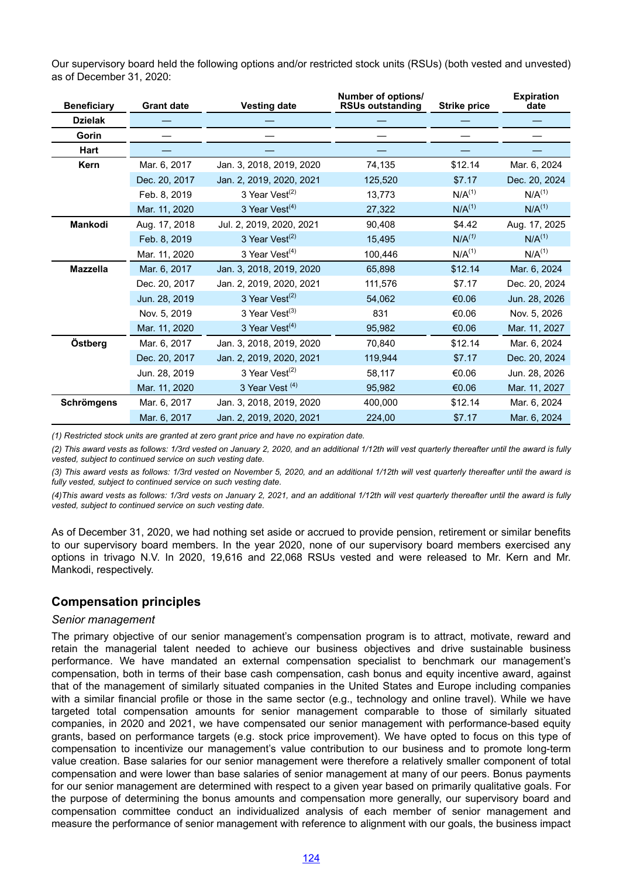Our supervisory board held the following options and/or restricted stock units (RSUs) (both vested and unvested) as of December 31, 2020:

| Beneficiary | Grant date | Vesting date | Number of options/ RSUs outstanding | Strike price | Expiration date |
|---|---|---|---|---|---|
| **Dzielak** | — | — | — | — | — |
| **Gorin** | — | — | — | — | — |
| **Hart** | — | — | — | — | — |
| **Kern** | Mar. 6, 2017 | Jan. 3, 2018, 2019, 2020 | 74,135 | $12.14 | Mar. 6, 2024 |
| | Dec. 20, 2017 | Jan. 2, 2019, 2020, 2021 | 125,520 | $7.17 | Dec. 20, 2024 |
| | Feb. 8, 2019 | 3 Year Vest(2) | 13,773 | N/A(1) | N/A(1) |
| | Mar. 11, 2020 | 3 Year Vest(4) | 27,322 | N/A(1) | N/A(1) |
| **Mankodi** | Aug. 17, 2018 | Jul. 2, 2019, 2020, 2021 | 90,408 | $4.42 | Aug. 17, 2025 |
| | Feb. 8, 2019 | 3 Year Vest(2) | 15,495 | N/A(1) | N/A(1) |
| | Mar. 11, 2020 | 3 Year Vest(4) | 100,446 | N/A(1) | N/A(1) |
| **Mazzella** | Mar. 6, 2017 | Jan. 3, 2018, 2019, 2020 | 65,898 | $12.14 | Mar. 6, 2024 |
| | Dec. 20, 2017 | Jan. 2, 2019, 2020, 2021 | 111,576 | $7.17 | Dec. 20, 2024 |
| | Jun. 28, 2019 | 3 Year Vest(2) | 54,062 | €0.06 | Jun. 28, 2026 |
| | Nov. 5, 2019 | 3 Year Vest(3) | 831 | €0.06 | Nov. 5, 2026 |
| | Mar. 11, 2020 | 3 Year Vest(4) | 95,982 | €0.06 | Mar. 11, 2027 |
| **Östberg** | Mar. 6, 2017 | Jan. 3, 2018, 2019, 2020 | 70,840 | $12.14 | Mar. 6, 2024 |
| | Dec. 20, 2017 | Jan. 2, 2019, 2020, 2021 | 119,944 | $7.17 | Dec. 20, 2024 |
| | Jun. 28, 2019 | 3 Year Vest(2) | 58,117 | €0.06 | Jun. 28, 2026 |
| | Mar. 11, 2020 | 3 Year Vest (4) | 95,982 | €0.06 | Mar. 11, 2027 |
| **Schrömgens** | Mar. 6, 2017 | Jan. 3, 2018, 2019, 2020 | 400,000 | $12.14 | Mar. 6, 2024 |
| | Mar. 6, 2017 | Jan. 2, 2019, 2020, 2021 | 224,00 | $7.17 | Mar. 6, 2024 |

*(1) Restricted stock units are granted at zero grant price and have no expiration date.*

*(2) This award vests as follows: 1/3rd vested on January 2, 2020, and an additional 1/12th will vest quarterly thereafter until the award is fully vested, subject to continued service on such vesting date.*

*(3) This award vests as follows: 1/3rd vested on November 5, 2020, and an additional 1/12th will vest quarterly thereafter until the award is fully vested, subject to continued service on such vesting date.*

*(4)This award vests as follows: 1/3rd vests on January 2, 2021, and an additional 1/12th will vest quarterly thereafter until the award is fully vested, subject to continued service on such vesting date.*

As of December 31, 2020, we had nothing set aside or accrued to provide pension, retirement or similar benefits to our supervisory board members. In the year 2020, none of our supervisory board members exercised any options in trivago N.V. In 2020, 19,616 and 22,068 RSUs vested and were released to Mr. Kern and Mr. Mankodi, respectively.

## Compensation principles

*Senior management*

The primary objective of our senior management's compensation program is to attract, motivate, reward and retain the managerial talent needed to achieve our business objectives and drive sustainable business performance. We have mandated an external compensation specialist to benchmark our management's compensation, both in terms of their base cash compensation, cash bonus and equity incentive award, against that of the management of similarly situated companies in the United States and Europe including companies with a similar financial profile or those in the same sector (e.g., technology and online travel). While we have targeted total compensation amounts for senior management comparable to those of similarly situated companies, in 2020 and 2021, we have compensated our senior management with performance-based equity grants, based on performance targets (e.g. stock price improvement). We have opted to focus on this type of compensation to incentivize our management's value contribution to our business and to promote long-term value creation. Base salaries for our senior management were therefore a relatively smaller component of total compensation and were lower than base salaries of senior management at many of our peers. Bonus payments for our senior management are determined with respect to a given year based on primarily qualitative goals. For the purpose of determining the bonus amounts and compensation more generally, our supervisory board and compensation committee conduct an individualized analysis of each member of senior management and measure the performance of senior management with reference to alignment with our goals, the business impact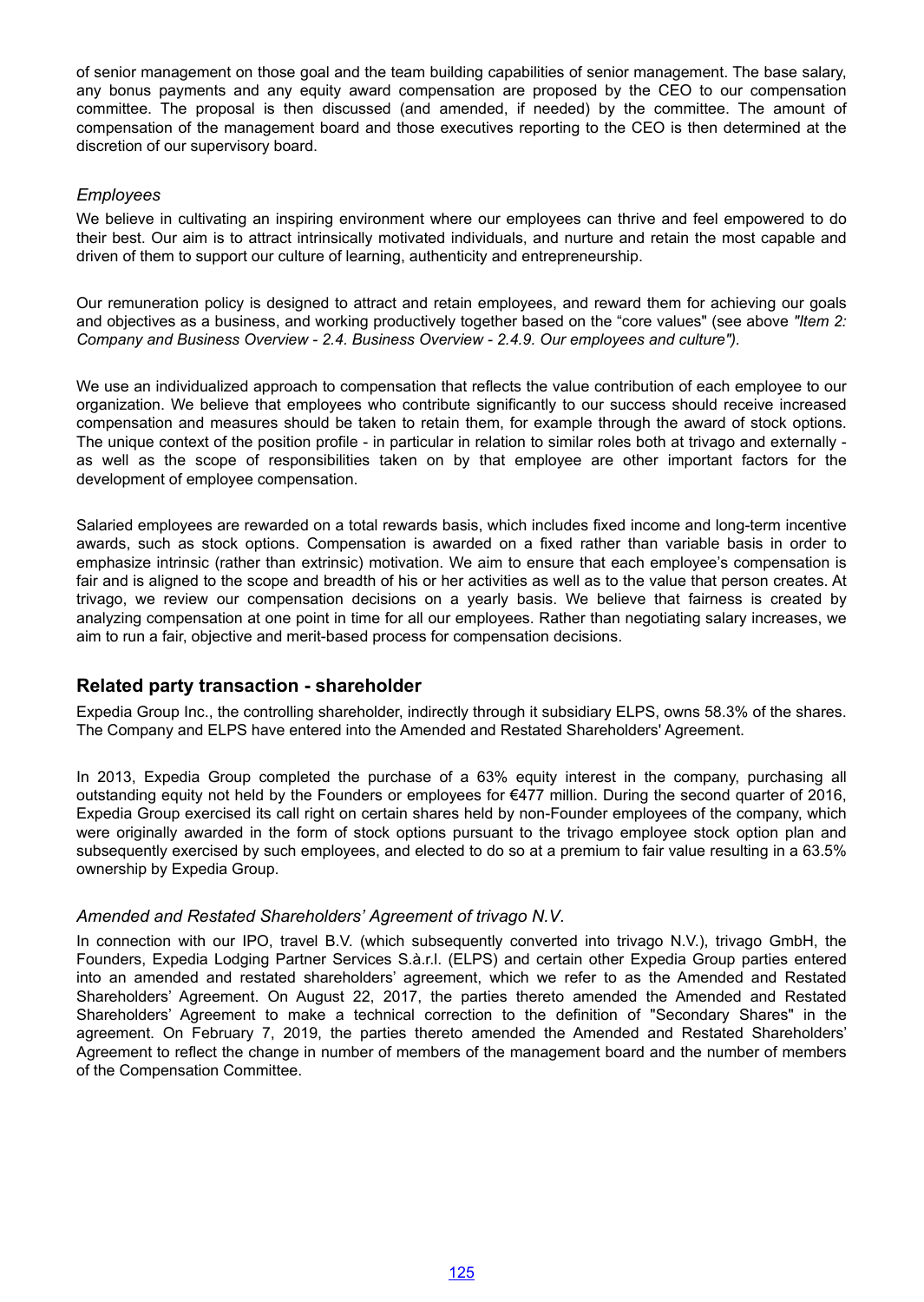of senior management on those goal and the team building capabilities of senior management. The base salary, any bonus payments and any equity award compensation are proposed by the CEO to our compensation committee. The proposal is then discussed (and amended, if needed) by the committee. The amount of compensation of the management board and those executives reporting to the CEO is then determined at the discretion of our supervisory board.

### *Employees*

We believe in cultivating an inspiring environment where our employees can thrive and feel empowered to do their best. Our aim is to attract intrinsically motivated individuals, and nurture and retain the most capable and driven of them to support our culture of learning, authenticity and entrepreneurship.

Our remuneration policy is designed to attract and retain employees, and reward them for achieving our goals and objectives as a business, and working productively together based on the "core values" (see above *"Item 2: Company and Business Overview - 2.4. Business Overview - 2.4.9. Our employees and culture")*.

We use an individualized approach to compensation that reflects the value contribution of each employee to our organization. We believe that employees who contribute significantly to our success should receive increased compensation and measures should be taken to retain them, for example through the award of stock options. The unique context of the position profile - in particular in relation to similar roles both at trivago and externally - as well as the scope of responsibilities taken on by that employee are other important factors for the development of employee compensation.

Salaried employees are rewarded on a total rewards basis, which includes fixed income and long-term incentive awards, such as stock options. Compensation is awarded on a fixed rather than variable basis in order to emphasize intrinsic (rather than extrinsic) motivation. We aim to ensure that each employee's compensation is fair and is aligned to the scope and breadth of his or her activities as well as to the value that person creates. At trivago, we review our compensation decisions on a yearly basis. We believe that fairness is created by analyzing compensation at one point in time for all our employees. Rather than negotiating salary increases, we aim to run a fair, objective and merit-based process for compensation decisions.

## **Related party transaction - shareholder**

Expedia Group Inc., the controlling shareholder, indirectly through it subsidiary ELPS, owns 58.3% of the shares. The Company and ELPS have entered into the Amended and Restated Shareholders' Agreement.

In 2013, Expedia Group completed the purchase of a 63% equity interest in the company, purchasing all outstanding equity not held by the Founders or employees for €477 million. During the second quarter of 2016, Expedia Group exercised its call right on certain shares held by non-Founder employees of the company, which were originally awarded in the form of stock options pursuant to the trivago employee stock option plan and subsequently exercised by such employees, and elected to do so at a premium to fair value resulting in a 63.5% ownership by Expedia Group.

### *Amended and Restated Shareholders' Agreement of trivago N.V.*

In connection with our IPO, travel B.V. (which subsequently converted into trivago N.V.), trivago GmbH, the Founders, Expedia Lodging Partner Services S.à.r.l. (ELPS) and certain other Expedia Group parties entered into an amended and restated shareholders' agreement, which we refer to as the Amended and Restated Shareholders' Agreement. On August 22, 2017, the parties thereto amended the Amended and Restated Shareholders' Agreement to make a technical correction to the definition of "Secondary Shares" in the agreement. On February 7, 2019, the parties thereto amended the Amended and Restated Shareholders' Agreement to reflect the change in number of members of the management board and the number of members of the Compensation Committee.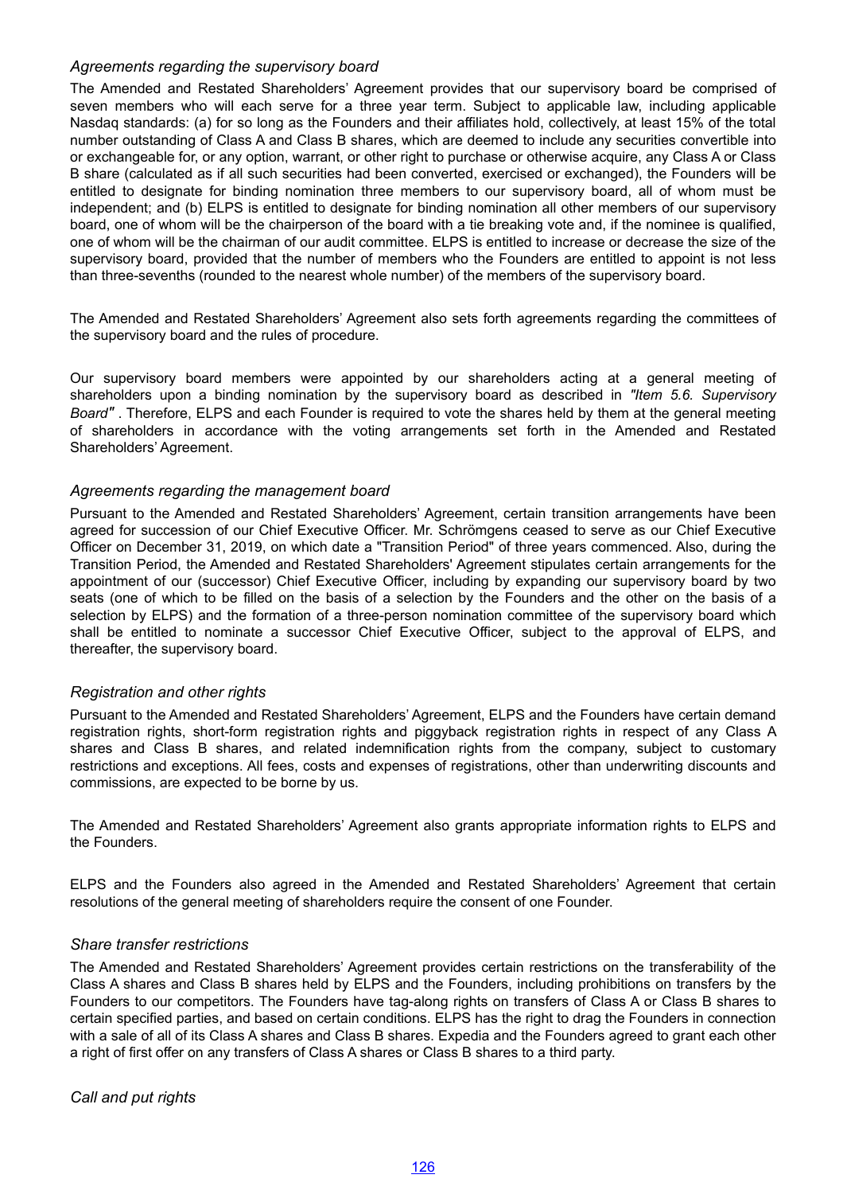*Agreements regarding the supervisory board*

The Amended and Restated Shareholders' Agreement provides that our supervisory board be comprised of seven members who will each serve for a three year term. Subject to applicable law, including applicable Nasdaq standards: (a) for so long as the Founders and their affiliates hold, collectively, at least 15% of the total number outstanding of Class A and Class B shares, which are deemed to include any securities convertible into or exchangeable for, or any option, warrant, or other right to purchase or otherwise acquire, any Class A or Class B share (calculated as if all such securities had been converted, exercised or exchanged), the Founders will be entitled to designate for binding nomination three members to our supervisory board, all of whom must be independent; and (b) ELPS is entitled to designate for binding nomination all other members of our supervisory board, one of whom will be the chairperson of the board with a tie breaking vote and, if the nominee is qualified, one of whom will be the chairman of our audit committee. ELPS is entitled to increase or decrease the size of the supervisory board, provided that the number of members who the Founders are entitled to appoint is not less than three-sevenths (rounded to the nearest whole number) of the members of the supervisory board.

The Amended and Restated Shareholders' Agreement also sets forth agreements regarding the committees of the supervisory board and the rules of procedure.

Our supervisory board members were appointed by our shareholders acting at a general meeting of shareholders upon a binding nomination by the supervisory board as described in *"Item 5.6. Supervisory Board"* . Therefore, ELPS and each Founder is required to vote the shares held by them at the general meeting of shareholders in accordance with the voting arrangements set forth in the Amended and Restated Shareholders' Agreement.

*Agreements regarding the management board*

Pursuant to the Amended and Restated Shareholders' Agreement, certain transition arrangements have been agreed for succession of our Chief Executive Officer. Mr. Schrömgens ceased to serve as our Chief Executive Officer on December 31, 2019, on which date a "Transition Period" of three years commenced. Also, during the Transition Period, the Amended and Restated Shareholders' Agreement stipulates certain arrangements for the appointment of our (successor) Chief Executive Officer, including by expanding our supervisory board by two seats (one of which to be filled on the basis of a selection by the Founders and the other on the basis of a selection by ELPS) and the formation of a three-person nomination committee of the supervisory board which shall be entitled to nominate a successor Chief Executive Officer, subject to the approval of ELPS, and thereafter, the supervisory board.

*Registration and other rights*

Pursuant to the Amended and Restated Shareholders' Agreement, ELPS and the Founders have certain demand registration rights, short-form registration rights and piggyback registration rights in respect of any Class A shares and Class B shares, and related indemnification rights from the company, subject to customary restrictions and exceptions. All fees, costs and expenses of registrations, other than underwriting discounts and commissions, are expected to be borne by us.

The Amended and Restated Shareholders' Agreement also grants appropriate information rights to ELPS and the Founders.

ELPS and the Founders also agreed in the Amended and Restated Shareholders' Agreement that certain resolutions of the general meeting of shareholders require the consent of one Founder.

*Share transfer restrictions*

The Amended and Restated Shareholders' Agreement provides certain restrictions on the transferability of the Class A shares and Class B shares held by ELPS and the Founders, including prohibitions on transfers by the Founders to our competitors. The Founders have tag-along rights on transfers of Class A or Class B shares to certain specified parties, and based on certain conditions. ELPS has the right to drag the Founders in connection with a sale of all of its Class A shares and Class B shares. Expedia and the Founders agreed to grant each other a right of first offer on any transfers of Class A shares or Class B shares to a third party.

*Call and put rights*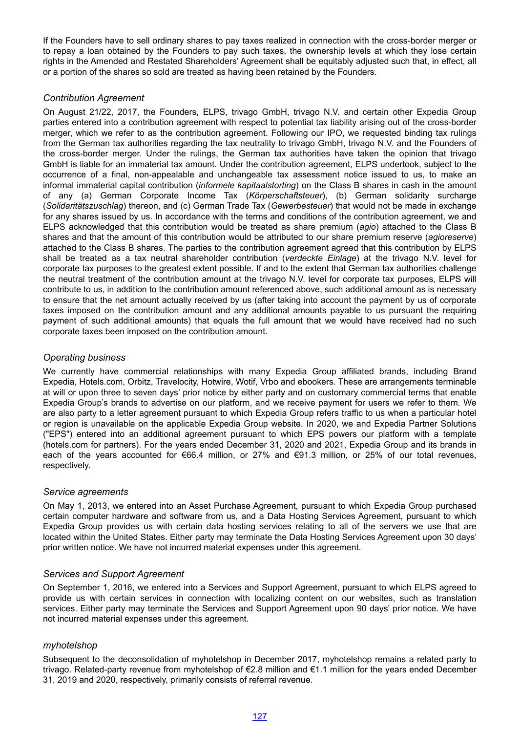If the Founders have to sell ordinary shares to pay taxes realized in connection with the cross-border merger or to repay a loan obtained by the Founders to pay such taxes, the ownership levels at which they lose certain rights in the Amended and Restated Shareholders' Agreement shall be equitably adjusted such that, in effect, all or a portion of the shares so sold are treated as having been retained by the Founders.

### *Contribution Agreement*

On August 21/22, 2017, the Founders, ELPS, trivago GmbH, trivago N.V. and certain other Expedia Group parties entered into a contribution agreement with respect to potential tax liability arising out of the cross-border merger, which we refer to as the contribution agreement. Following our IPO, we requested binding tax rulings from the German tax authorities regarding the tax neutrality to trivago GmbH, trivago N.V. and the Founders of the cross-border merger. Under the rulings, the German tax authorities have taken the opinion that trivago GmbH is liable for an immaterial tax amount. Under the contribution agreement, ELPS undertook, subject to the occurrence of a final, non-appealable and unchangeable tax assessment notice issued to us, to make an informal immaterial capital contribution (*informele kapitaalstorting*) on the Class B shares in cash in the amount of any (a) German Corporate Income Tax (*Körperschaftsteuer*), (b) German solidarity surcharge (*Solidaritätszuschlag*) thereon, and (c) German Trade Tax (*Gewerbesteuer*) that would not be made in exchange for any shares issued by us. In accordance with the terms and conditions of the contribution agreement, we and ELPS acknowledged that this contribution would be treated as share premium (*agio*) attached to the Class B shares and that the amount of this contribution would be attributed to our share premium reserve (*agioreserve*) attached to the Class B shares. The parties to the contribution agreement agreed that this contribution by ELPS shall be treated as a tax neutral shareholder contribution (*verdeckte Einlage*) at the trivago N.V. level for corporate tax purposes to the greatest extent possible. If and to the extent that German tax authorities challenge the neutral treatment of the contribution amount at the trivago N.V. level for corporate tax purposes, ELPS will contribute to us, in addition to the contribution amount referenced above, such additional amount as is necessary to ensure that the net amount actually received by us (after taking into account the payment by us of corporate taxes imposed on the contribution amount and any additional amounts payable to us pursuant the requiring payment of such additional amounts) that equals the full amount that we would have received had no such corporate taxes been imposed on the contribution amount.

### *Operating business*

We currently have commercial relationships with many Expedia Group affiliated brands, including Brand Expedia, Hotels.com, Orbitz, Travelocity, Hotwire, Wotif, Vrbo and ebookers. These are arrangements terminable at will or upon three to seven days' prior notice by either party and on customary commercial terms that enable Expedia Group's brands to advertise on our platform, and we receive payment for users we refer to them. We are also party to a letter agreement pursuant to which Expedia Group refers traffic to us when a particular hotel or region is unavailable on the applicable Expedia Group website. In 2020, we and Expedia Partner Solutions ("EPS") entered into an additional agreement pursuant to which EPS powers our platform with a template (hotels.com for partners). For the years ended December 31, 2020 and 2021, Expedia Group and its brands in each of the years accounted for €66.4 million, or 27% and €91.3 million, or 25% of our total revenues, respectively.

### *Service agreements*

On May 1, 2013, we entered into an Asset Purchase Agreement, pursuant to which Expedia Group purchased certain computer hardware and software from us, and a Data Hosting Services Agreement, pursuant to which Expedia Group provides us with certain data hosting services relating to all of the servers we use that are located within the United States. Either party may terminate the Data Hosting Services Agreement upon 30 days' prior written notice. We have not incurred material expenses under this agreement.

### *Services and Support Agreement*

On September 1, 2016, we entered into a Services and Support Agreement, pursuant to which ELPS agreed to provide us with certain services in connection with localizing content on our websites, such as translation services. Either party may terminate the Services and Support Agreement upon 90 days' prior notice. We have not incurred material expenses under this agreement.

### *myhotelshop*

Subsequent to the deconsolidation of myhotelshop in December 2017, myhotelshop remains a related party to trivago. Related-party revenue from myhotelshop of €2.8 million and €1.1 million for the years ended December 31, 2019 and 2020, respectively, primarily consists of referral revenue.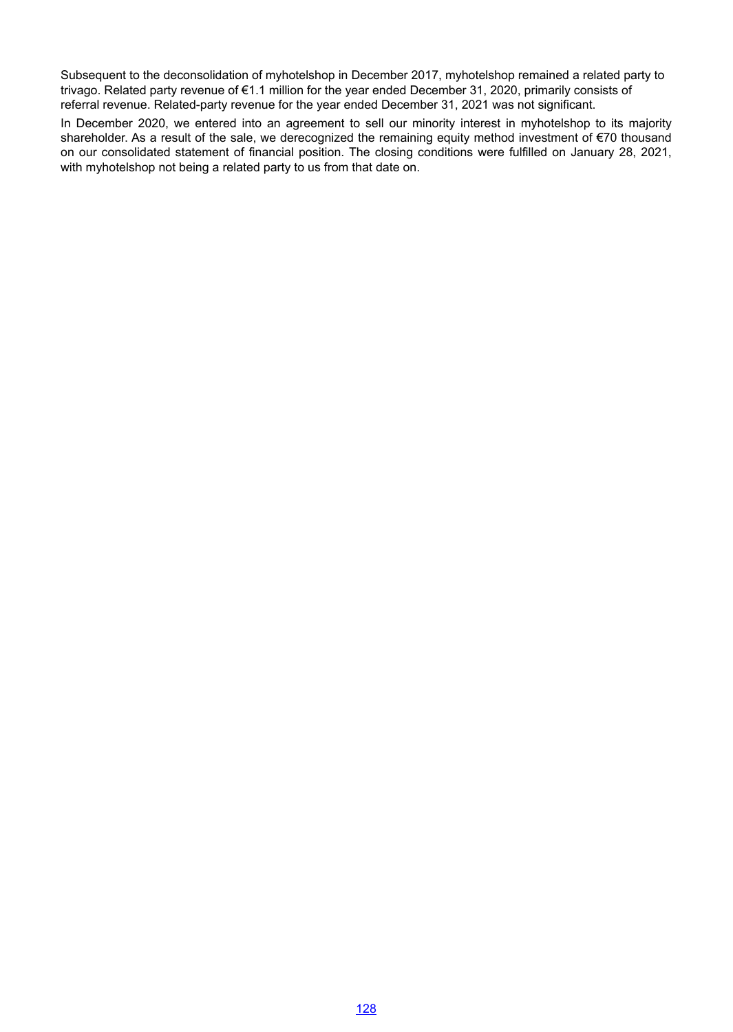Subsequent to the deconsolidation of myhotelshop in December 2017, myhotelshop remained a related party to trivago. Related party revenue of €1.1 million for the year ended December 31, 2020, primarily consists of referral revenue. Related-party revenue for the year ended December 31, 2021 was not significant.

In December 2020, we entered into an agreement to sell our minority interest in myhotelshop to its majority shareholder. As a result of the sale, we derecognized the remaining equity method investment of €70 thousand on our consolidated statement of financial position. The closing conditions were fulfilled on January 28, 2021, with myhotelshop not being a related party to us from that date on.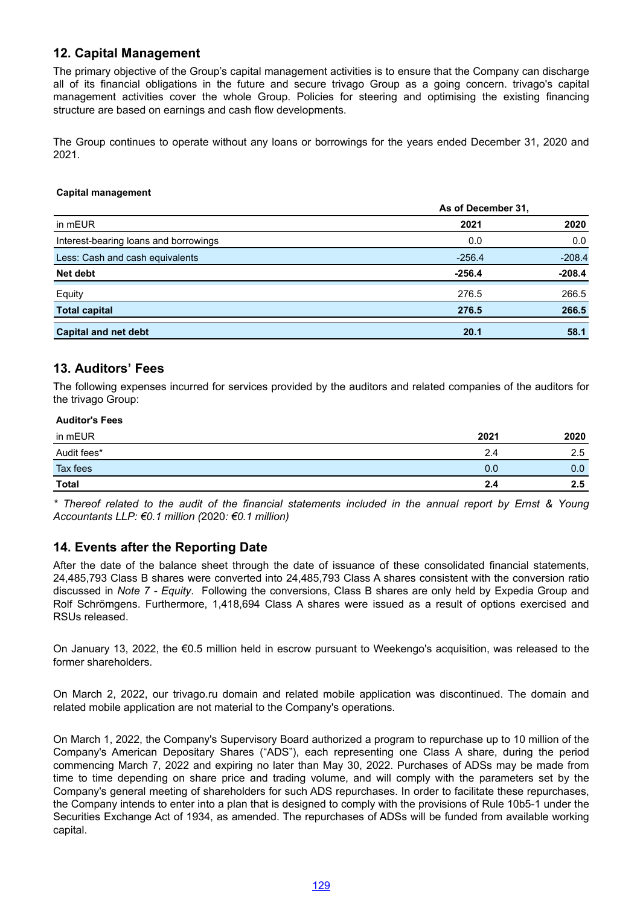## 12. Capital Management

The primary objective of the Group's capital management activities is to ensure that the Company can discharge all of its financial obligations in the future and secure trivago Group as a going concern. trivago's capital management activities cover the whole Group. Policies for steering and optimising the existing financing structure are based on earnings and cash flow developments.

The Group continues to operate without any loans or borrowings for the years ended December 31, 2020 and 2021.

**Capital management**

| | As of December 31, | |
|---|---|---|
| in mEUR | **2021** | **2020** |
| Interest-bearing loans and borrowings | 0.0 | 0.0 |
| Less: Cash and cash equivalents | -256.4 | -208.4 |
| **Net debt** | **-256.4** | **-208.4** |
| Equity | 276.5 | 266.5 |
| **Total capital** | **276.5** | **266.5** |
| **Capital and net debt** | **20.1** | **58.1** |

## 13. Auditors' Fees

The following expenses incurred for services provided by the auditors and related companies of the auditors for the trivago Group:

**Auditor's Fees**

| in mEUR | 2021 | 2020 |
|---|---|---|
| Audit fees* | 2.4 | 2.5 |
| Tax fees | 0.0 | 0.0 |
| **Total** | **2.4** | **2.5** |

*\* Thereof related to the audit of the financial statements included in the annual report by Ernst & Young Accountants LLP: €0.1 million (*2020*: €0.1 million)*

## 14. Events after the Reporting Date

After the date of the balance sheet through the date of issuance of these consolidated financial statements, 24,485,793 Class B shares were converted into 24,485,793 Class A shares consistent with the conversion ratio discussed in *Note 7 - Equity*. Following the conversions, Class B shares are only held by Expedia Group and Rolf Schrömgens. Furthermore, 1,418,694 Class A shares were issued as a result of options exercised and RSUs released.

On January 13, 2022, the €0.5 million held in escrow pursuant to Weekengo's acquisition, was released to the former shareholders.

On March 2, 2022, our trivago.ru domain and related mobile application was discontinued. The domain and related mobile application are not material to the Company's operations.

On March 1, 2022, the Company's Supervisory Board authorized a program to repurchase up to 10 million of the Company's American Depositary Shares ("ADS"), each representing one Class A share, during the period commencing March 7, 2022 and expiring no later than May 30, 2022. Purchases of ADSs may be made from time to time depending on share price and trading volume, and will comply with the parameters set by the Company's general meeting of shareholders for such ADS repurchases. In order to facilitate these repurchases, the Company intends to enter into a plan that is designed to comply with the provisions of Rule 10b5-1 under the Securities Exchange Act of 1934, as amended. The repurchases of ADSs will be funded from available working capital.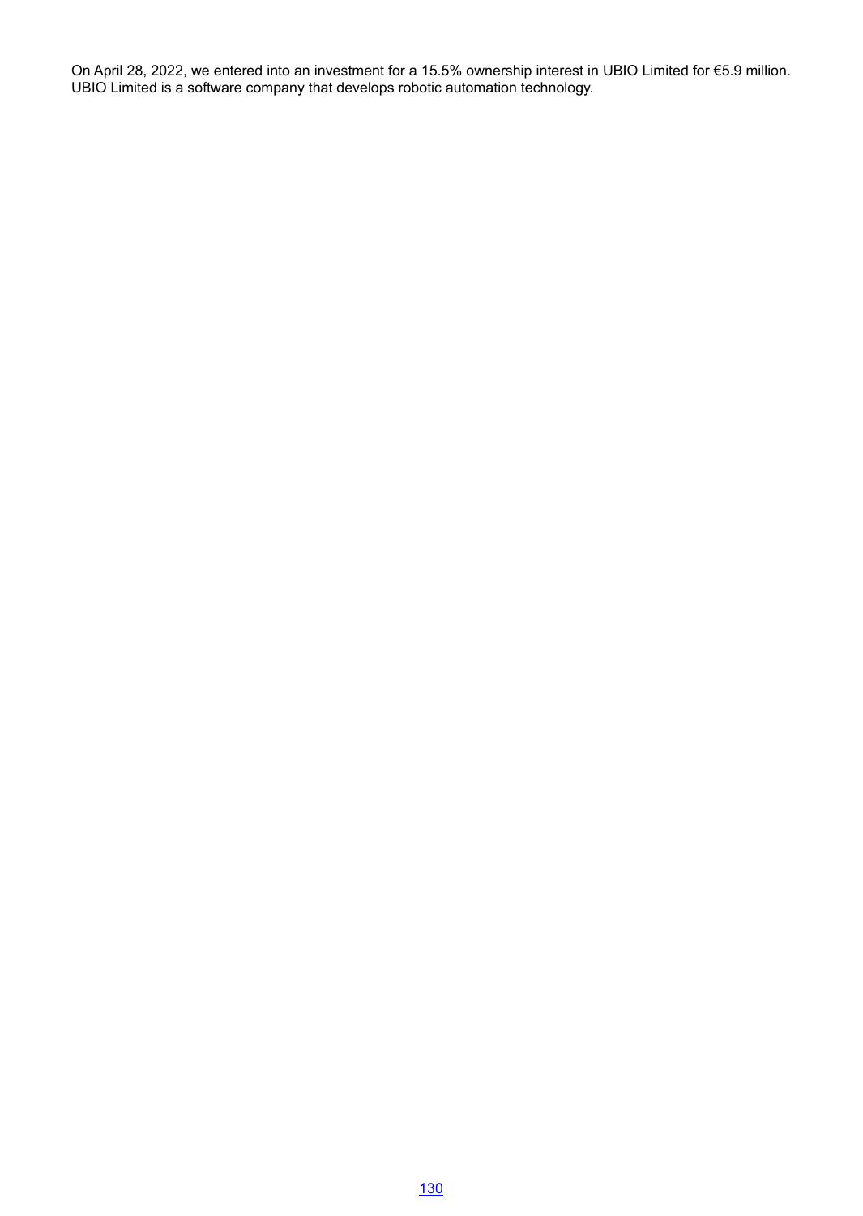On April 28, 2022, we entered into an investment for a 15.5% ownership interest in UBIO Limited for €5.9 million. UBIO Limited is a software company that develops robotic automation technology.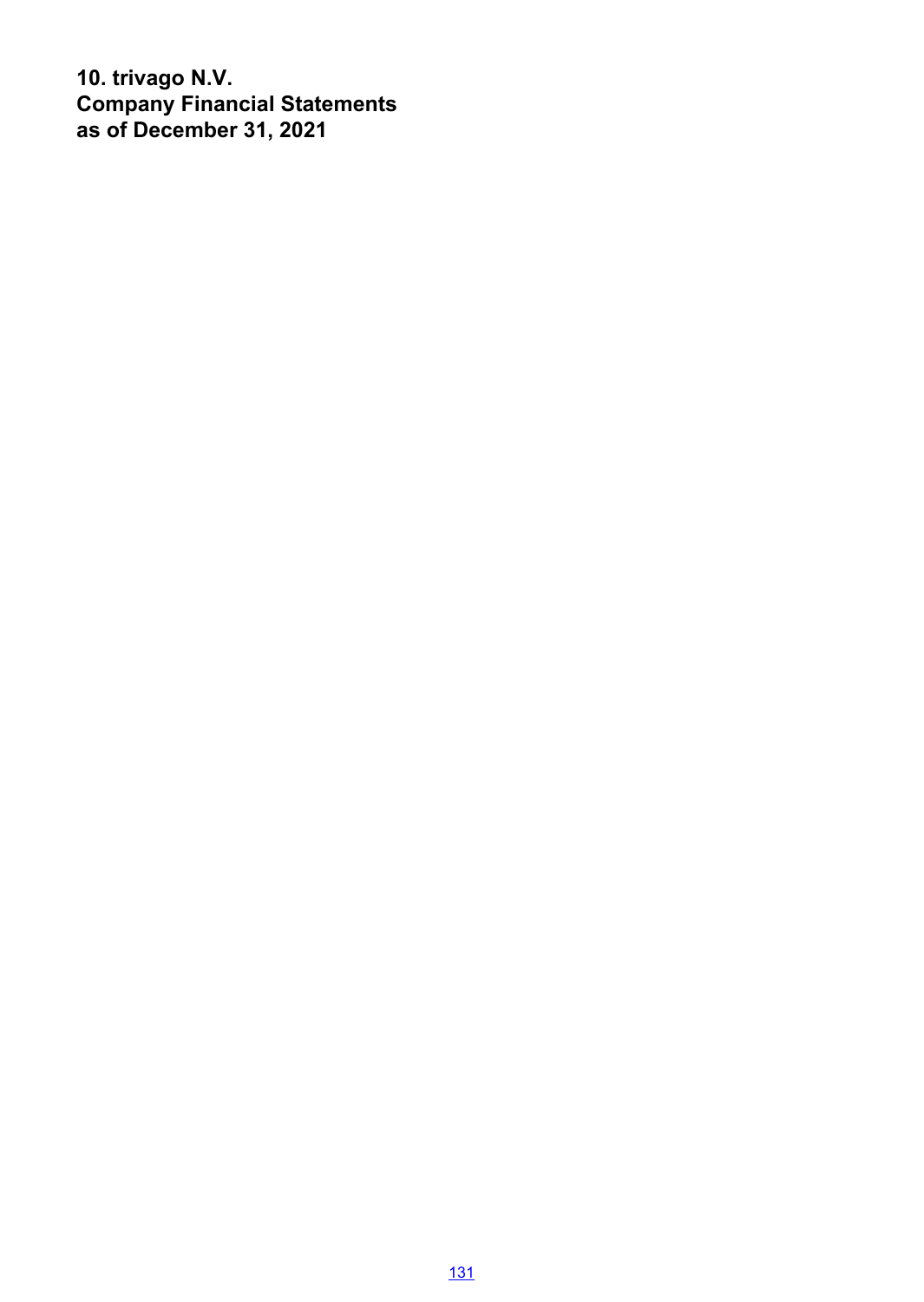# 10. trivago N.V.
# Company Financial Statements
# as of December 31, 2021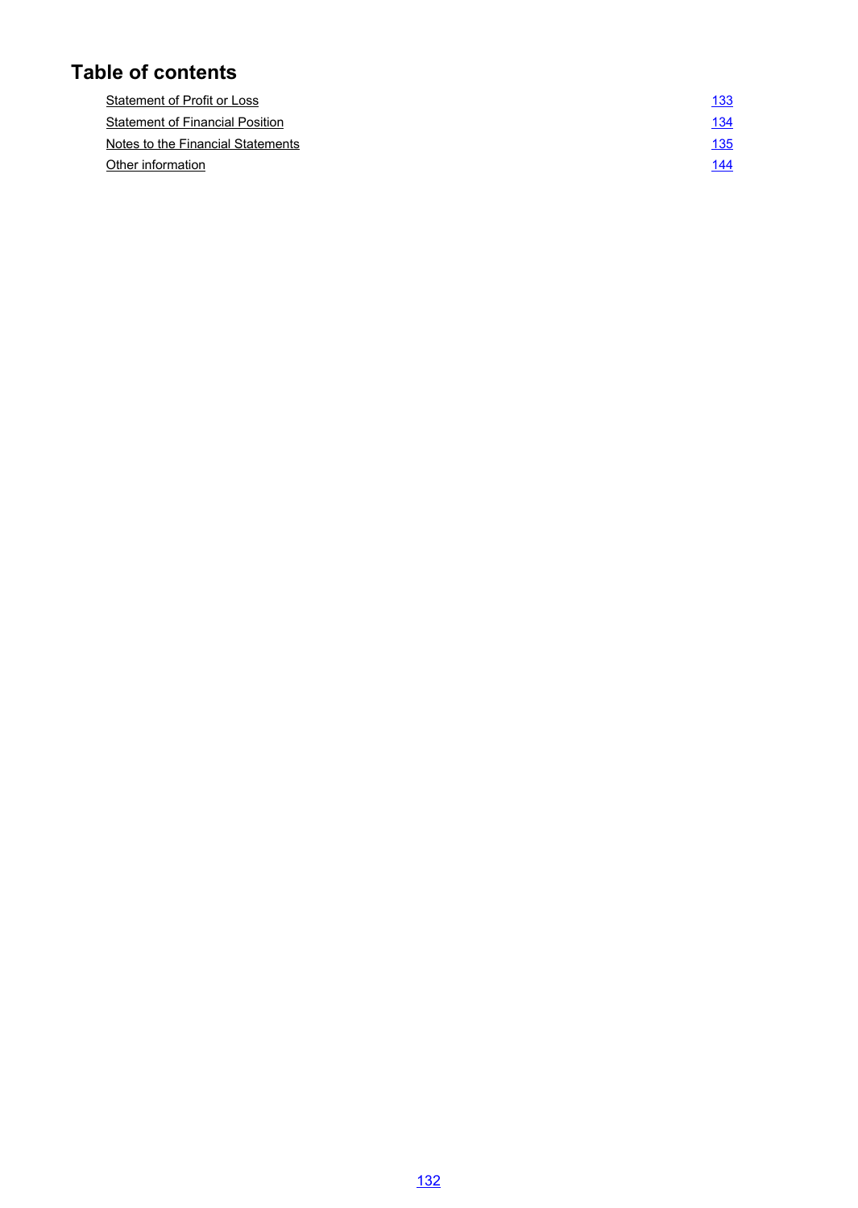# Table of contents

| | |
|---|---|
| Statement of Profit or Loss | 133 |
| Statement of Financial Position | 134 |
| Notes to the Financial Statements | 135 |
| Other information | 144 |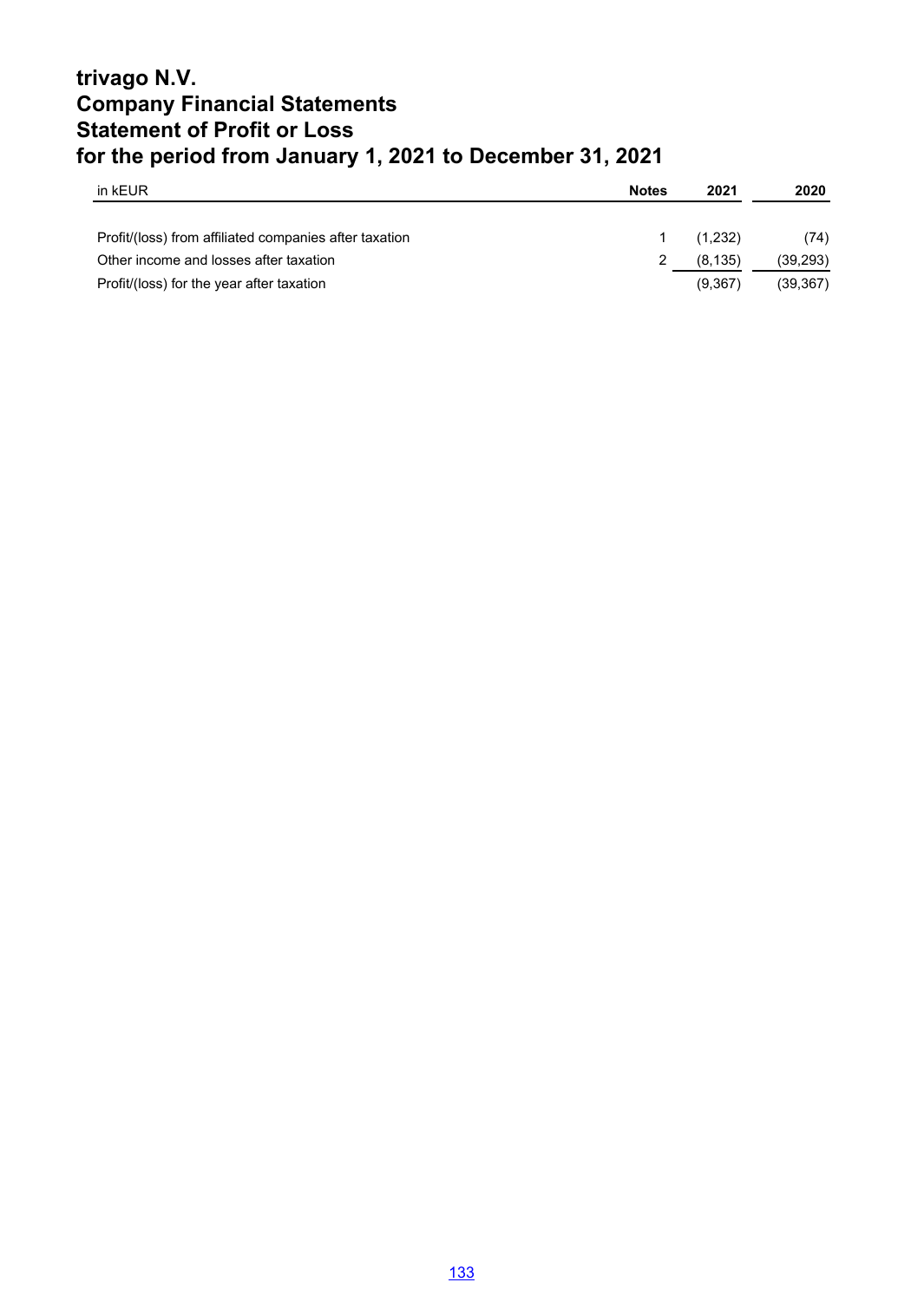# trivago N.V.
# Company Financial Statements
# Statement of Profit or Loss
# for the period from January 1, 2021 to December 31, 2021

| in kEUR | Notes | 2021 | 2020 |
|---|---|---|---|
| Profit/(loss) from affiliated companies after taxation | 1 | (1,232) | (74) |
| Other income and losses after taxation | 2 | (8,135) | (39,293) |
| Profit/(loss) for the year after taxation | | (9,367) | (39,367) |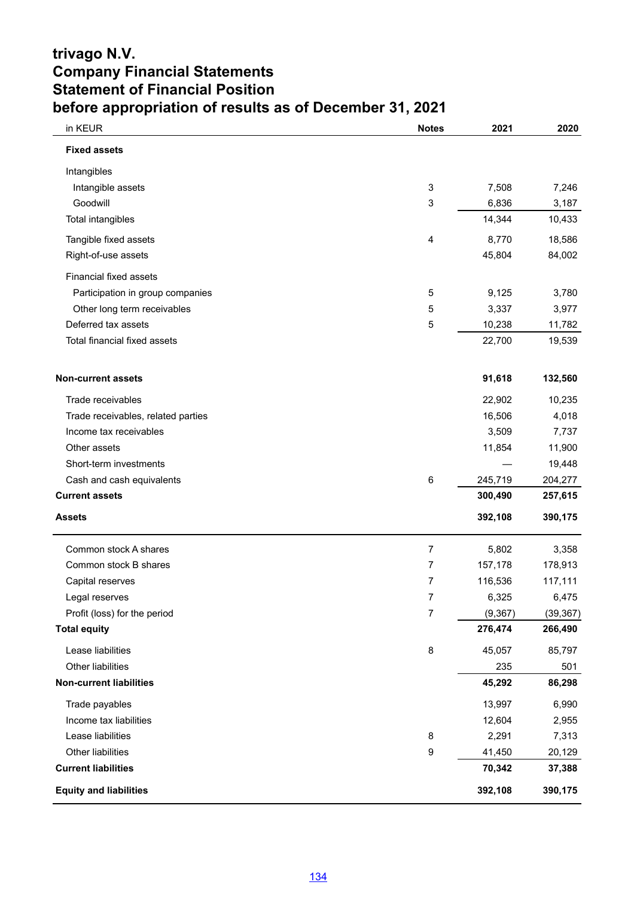# trivago N.V.
# Company Financial Statements
# Statement of Financial Position
# before appropriation of results as of December 31, 2021

| in KEUR | Notes | 2021 | 2020 |
|---|---|---|---|
| **Fixed assets** | | | |
| Intangibles | | | |
| Intangible assets | 3 | 7,508 | 7,246 |
| Goodwill | 3 | 6,836 | 3,187 |
| Total intangibles | | 14,344 | 10,433 |
| Tangible fixed assets | 4 | 8,770 | 18,586 |
| Right-of-use assets | | 45,804 | 84,002 |
| Financial fixed assets | | | |
| Participation in group companies | 5 | 9,125 | 3,780 |
| Other long term receivables | 5 | 3,337 | 3,977 |
| Deferred tax assets | 5 | 10,238 | 11,782 |
| Total financial fixed assets | | 22,700 | 19,539 |
| **Non-current assets** | | **91,618** | **132,560** |
| Trade receivables | | 22,902 | 10,235 |
| Trade receivables, related parties | | 16,506 | 4,018 |
| Income tax receivables | | 3,509 | 7,737 |
| Other assets | | 11,854 | 11,900 |
| Short-term investments | | — | 19,448 |
| Cash and cash equivalents | 6 | 245,719 | 204,277 |
| **Current assets** | | **300,490** | **257,615** |
| **Assets** | | **392,108** | **390,175** |
| Common stock A shares | 7 | 5,802 | 3,358 |
| Common stock B shares | 7 | 157,178 | 178,913 |
| Capital reserves | 7 | 116,536 | 117,111 |
| Legal reserves | 7 | 6,325 | 6,475 |
| Profit (loss) for the period | 7 | (9,367) | (39,367) |
| **Total equity** | | **276,474** | **266,490** |
| Lease liabilities | 8 | 45,057 | 85,797 |
| Other liabilities | | 235 | 501 |
| **Non-current liabilities** | | **45,292** | **86,298** |
| Trade payables | | 13,997 | 6,990 |
| Income tax liabilities | | 12,604 | 2,955 |
| Lease liabilities | 8 | 2,291 | 7,313 |
| Other liabilities | 9 | 41,450 | 20,129 |
| **Current liabilities** | | **70,342** | **37,388** |
| **Equity and liabilities** | | **392,108** | **390,175** |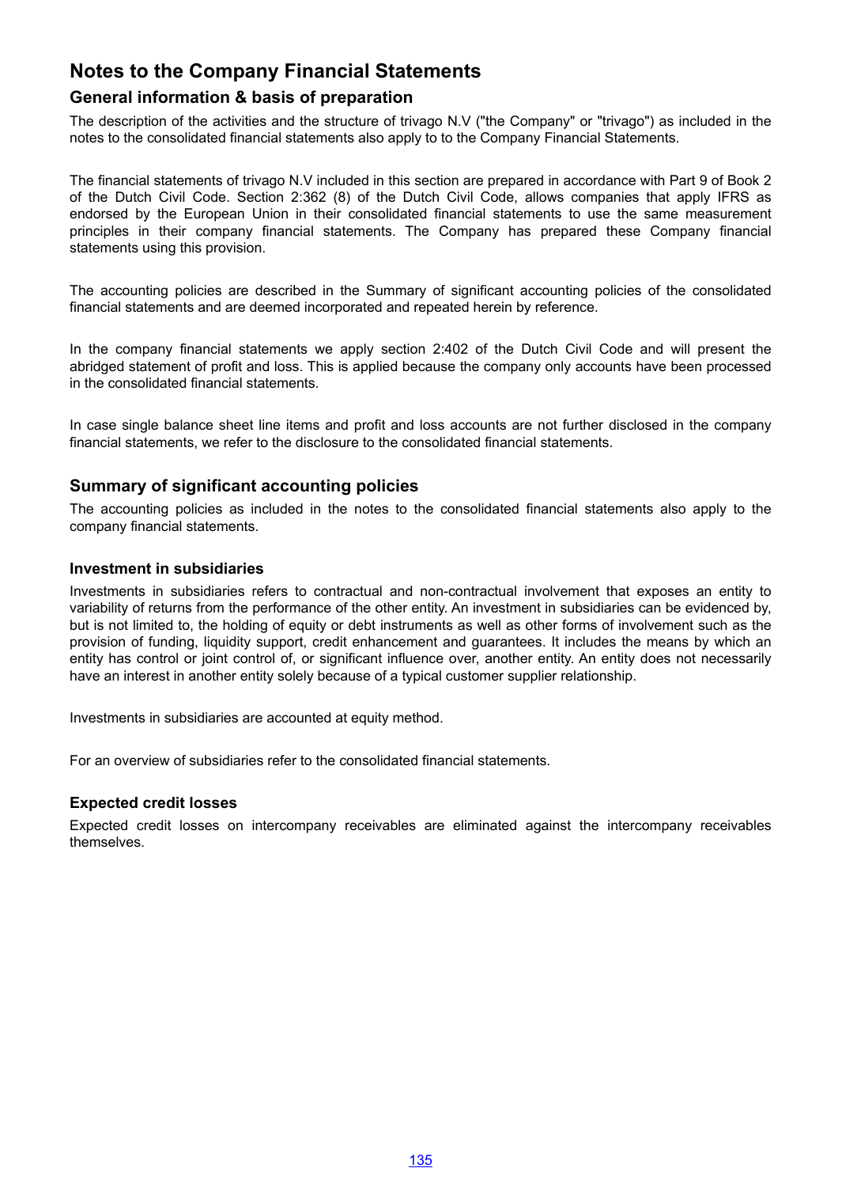# Notes to the Company Financial Statements

## General information & basis of preparation

The description of the activities and the structure of trivago N.V ("the Company" or "trivago") as included in the notes to the consolidated financial statements also apply to to the Company Financial Statements.

The financial statements of trivago N.V included in this section are prepared in accordance with Part 9 of Book 2 of the Dutch Civil Code. Section 2:362 (8) of the Dutch Civil Code, allows companies that apply IFRS as endorsed by the European Union in their consolidated financial statements to use the same measurement principles in their company financial statements. The Company has prepared these Company financial statements using this provision.

The accounting policies are described in the Summary of significant accounting policies of the consolidated financial statements and are deemed incorporated and repeated herein by reference.

In the company financial statements we apply section 2:402 of the Dutch Civil Code and will present the abridged statement of profit and loss. This is applied because the company only accounts have been processed in the consolidated financial statements.

In case single balance sheet line items and profit and loss accounts are not further disclosed in the company financial statements, we refer to the disclosure to the consolidated financial statements.

## Summary of significant accounting policies

The accounting policies as included in the notes to the consolidated financial statements also apply to the company financial statements.

### Investment in subsidiaries

Investments in subsidiaries refers to contractual and non-contractual involvement that exposes an entity to variability of returns from the performance of the other entity. An investment in subsidiaries can be evidenced by, but is not limited to, the holding of equity or debt instruments as well as other forms of involvement such as the provision of funding, liquidity support, credit enhancement and guarantees. It includes the means by which an entity has control or joint control of, or significant influence over, another entity. An entity does not necessarily have an interest in another entity solely because of a typical customer supplier relationship.

Investments in subsidiaries are accounted at equity method.

For an overview of subsidiaries refer to the consolidated financial statements.

### Expected credit losses

Expected credit losses on intercompany receivables are eliminated against the intercompany receivables themselves.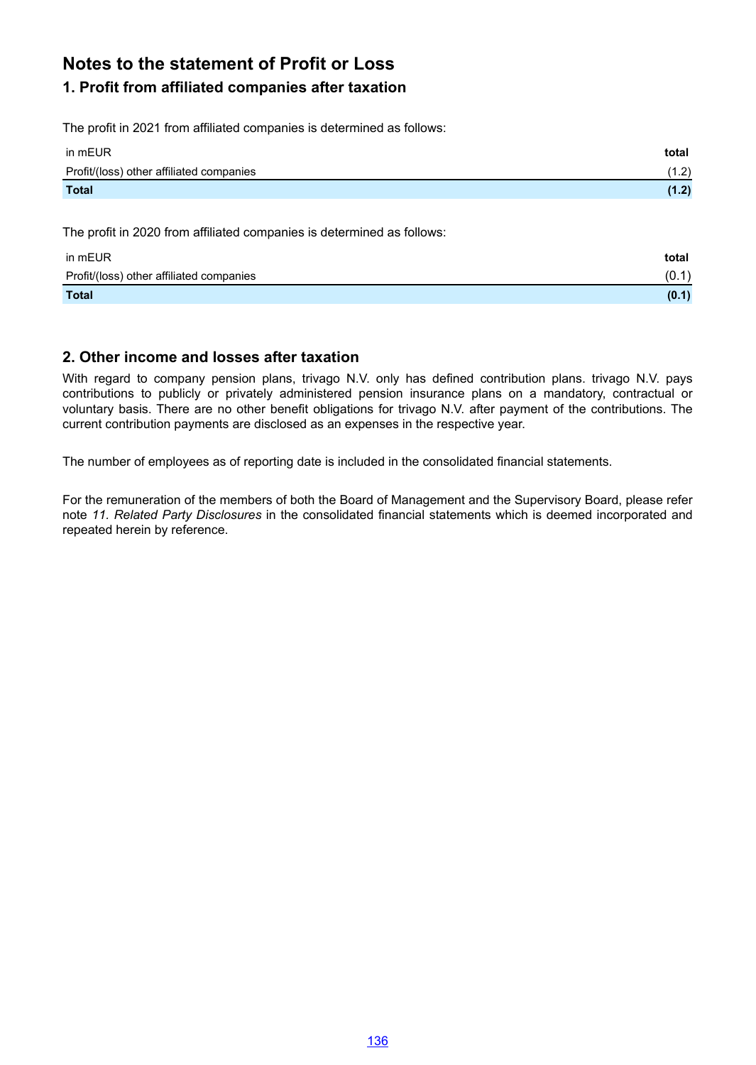# Notes to the statement of Profit or Loss

## 1. Profit from affiliated companies after taxation

The profit in 2021 from affiliated companies is determined as follows:

| in mEUR | total |
|---|---|
| Profit/(loss) other affiliated companies | (1.2) |
| **Total** | **(1.2)** |

The profit in 2020 from affiliated companies is determined as follows:

| in mEUR | total |
|---|---|
| Profit/(loss) other affiliated companies | (0.1) |
| **Total** | **(0.1)** |

## 2. Other income and losses after taxation

With regard to company pension plans, trivago N.V. only has defined contribution plans. trivago N.V. pays contributions to publicly or privately administered pension insurance plans on a mandatory, contractual or voluntary basis. There are no other benefit obligations for trivago N.V. after payment of the contributions. The current contribution payments are disclosed as an expenses in the respective year.

The number of employees as of reporting date is included in the consolidated financial statements.

For the remuneration of the members of both the Board of Management and the Supervisory Board, please refer note *11. Related Party Disclosures* in the consolidated financial statements which is deemed incorporated and repeated herein by reference.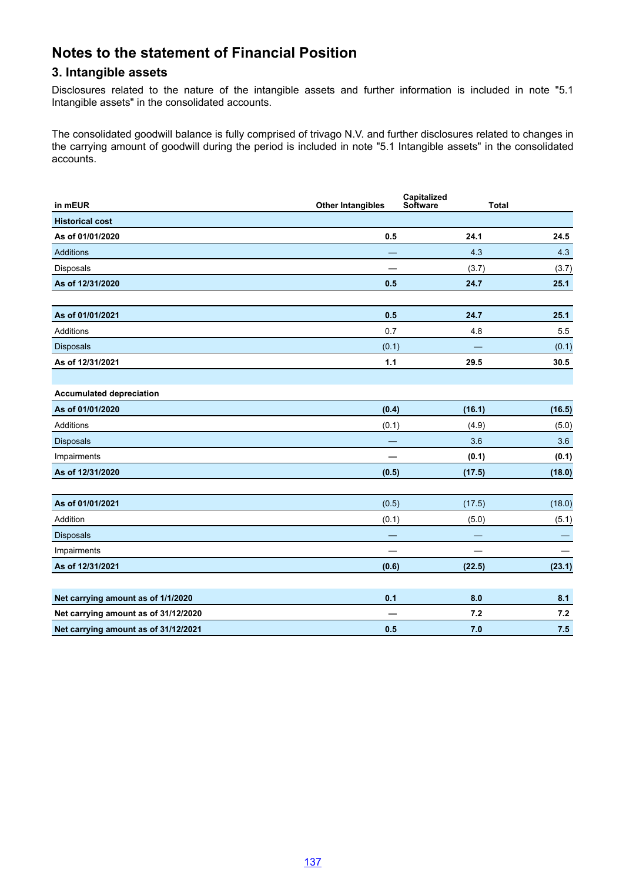# Notes to the statement of Financial Position

## 3. Intangible assets

Disclosures related to the nature of the intangible assets and further information is included in note "5.1 Intangible assets" in the consolidated accounts.

The consolidated goodwill balance is fully comprised of trivago N.V. and further disclosures related to changes in the carrying amount of goodwill during the period is included in note "5.1 Intangible assets" in the consolidated accounts.

| in mEUR | Other Intangibles | Capitalized Software | Total |
|---|---|---|---|
| **Historical cost** | | | |
| **As of 01/01/2020** | **0.5** | **24.1** | **24.5** |
| Additions | — | 4.3 | 4.3 |
| Disposals | — | (3.7) | (3.7) |
| **As of 12/31/2020** | **0.5** | **24.7** | **25.1** |
| | | | |
| **As of 01/01/2021** | **0.5** | **24.7** | **25.1** |
| Additions | 0.7 | 4.8 | 5.5 |
| Disposals | (0.1) | — | (0.1) |
| **As of 12/31/2021** | **1.1** | **29.5** | **30.5** |
| | | | |
| **Accumulated depreciation** | | | |
| **As of 01/01/2020** | **(0.4)** | **(16.1)** | **(16.5)** |
| Additions | (0.1) | (4.9) | (5.0) |
| Disposals | — | 3.6 | 3.6 |
| Impairments | — | **(0.1)** | **(0.1)** |
| **As of 12/31/2020** | **(0.5)** | **(17.5)** | **(18.0)** |
| | | | |
| **As of 01/01/2021** | (0.5) | (17.5) | (18.0) |
| Addition | (0.1) | (5.0) | (5.1) |
| Disposals | — | — | — |
| Impairments | — | — | — |
| **As of 12/31/2021** | **(0.6)** | **(22.5)** | **(23.1)** |
| | | | |
| **Net carrying amount as of 1/1/2020** | **0.1** | **8.0** | **8.1** |
| **Net carrying amount as of 31/12/2020** | **—** | **7.2** | **7.2** |
| **Net carrying amount as of 31/12/2021** | **0.5** | **7.0** | **7.5** |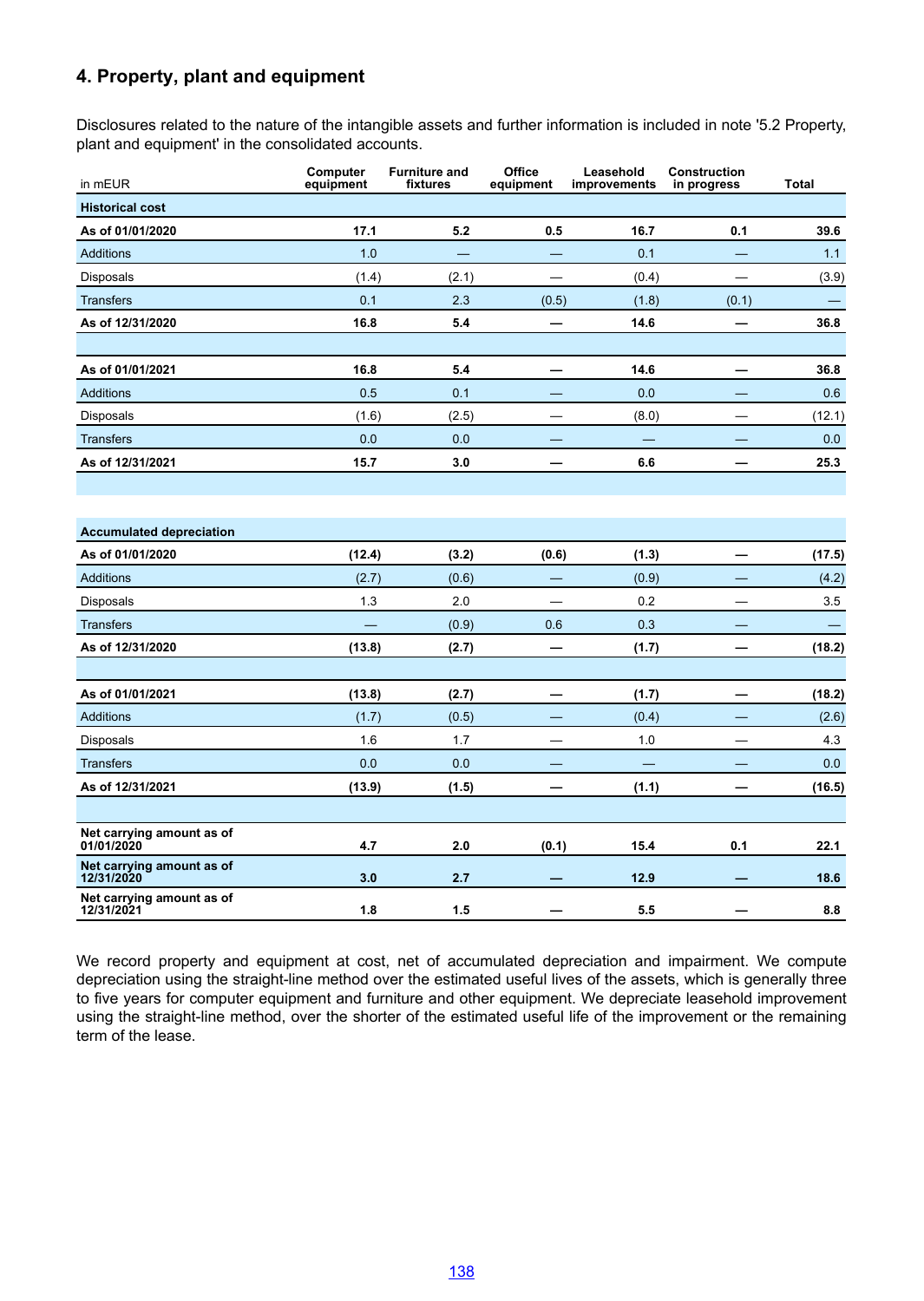## 4. Property, plant and equipment

Disclosures related to the nature of the intangible assets and further information is included in note '5.2 Property, plant and equipment' in the consolidated accounts.

| in mEUR | Computer equipment | Furniture and fixtures | Office equipment | Leasehold improvements | Construction in progress | Total |
|---|---|---|---|---|---|---|
| **Historical cost** | | | | | | |
| **As of 01/01/2020** | **17.1** | **5.2** | **0.5** | **16.7** | **0.1** | **39.6** |
| Additions | 1.0 | — | — | 0.1 | — | 1.1 |
| Disposals | (1.4) | (2.1) | — | (0.4) | — | (3.9) |
| Transfers | 0.1 | 2.3 | (0.5) | (1.8) | (0.1) | — |
| **As of 12/31/2020** | **16.8** | **5.4** | **—** | **14.6** | **—** | **36.8** |
| | | | | | | |
| **As of 01/01/2021** | **16.8** | **5.4** | **—** | **14.6** | **—** | **36.8** |
| Additions | 0.5 | 0.1 | — | 0.0 | — | 0.6 |
| Disposals | (1.6) | (2.5) | — | (8.0) | — | (12.1) |
| Transfers | 0.0 | 0.0 | — | — | — | 0.0 |
| **As of 12/31/2021** | **15.7** | **3.0** | **—** | **6.6** | **—** | **25.3** |
| | | | | | | |
| **Accumulated depreciation** | | | | | | |
| **As of 01/01/2020** | **(12.4)** | **(3.2)** | **(0.6)** | **(1.3)** | **—** | **(17.5)** |
| Additions | (2.7) | (0.6) | — | (0.9) | — | (4.2) |
| Disposals | 1.3 | 2.0 | — | 0.2 | — | 3.5 |
| Transfers | — | (0.9) | 0.6 | 0.3 | — | — |
| **As of 12/31/2020** | **(13.8)** | **(2.7)** | **—** | **(1.7)** | **—** | **(18.2)** |
| | | | | | | |
| **As of 01/01/2021** | **(13.8)** | **(2.7)** | **—** | **(1.7)** | **—** | **(18.2)** |
| Additions | (1.7) | (0.5) | — | (0.4) | — | (2.6) |
| Disposals | 1.6 | 1.7 | — | 1.0 | — | 4.3 |
| Transfers | 0.0 | 0.0 | — | — | — | 0.0 |
| **As of 12/31/2021** | **(13.9)** | **(1.5)** | **—** | **(1.1)** | **—** | **(16.5)** |
| | | | | | | |
| **Net carrying amount as of 01/01/2020** | **4.7** | **2.0** | **(0.1)** | **15.4** | **0.1** | **22.1** |
| **Net carrying amount as of 12/31/2020** | **3.0** | **2.7** | **—** | **12.9** | **—** | **18.6** |
| **Net carrying amount as of 12/31/2021** | **1.8** | **1.5** | **—** | **5.5** | **—** | **8.8** |

We record property and equipment at cost, net of accumulated depreciation and impairment. We compute depreciation using the straight-line method over the estimated useful lives of the assets, which is generally three to five years for computer equipment and furniture and other equipment. We depreciate leasehold improvement using the straight-line method, over the shorter of the estimated useful life of the improvement or the remaining term of the lease.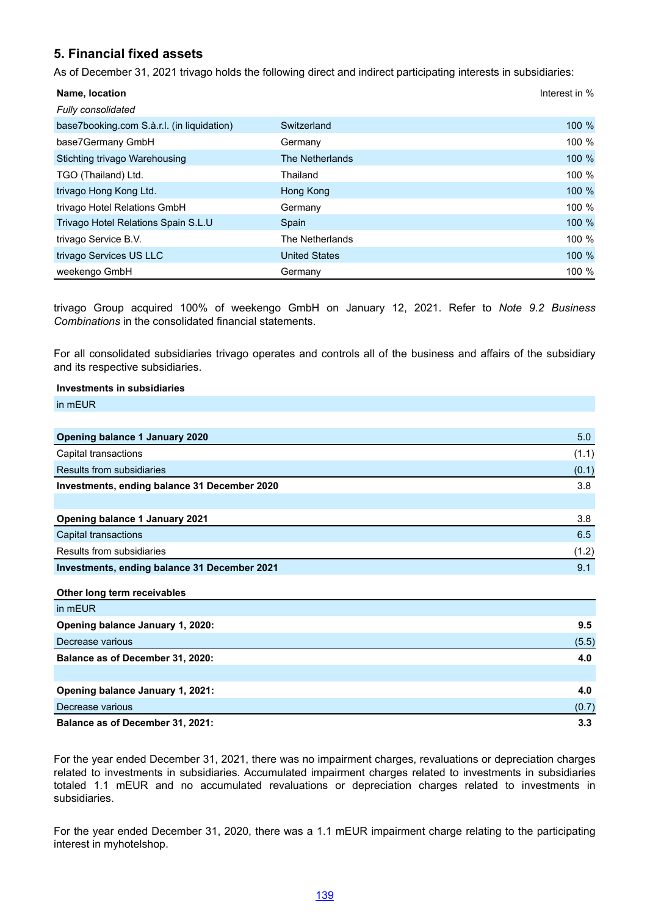## 5. Financial fixed assets

As of December 31, 2021 trivago holds the following direct and indirect participating interests in subsidiaries:

| Name, location | | Interest in % |
|---|---|---|
| *Fully consolidated* | | |
| base7booking.com S.à.r.l. (in liquidation) | Switzerland | 100 % |
| base7Germany GmbH | Germany | 100 % |
| Stichting trivago Warehousing | The Netherlands | 100 % |
| TGO (Thailand) Ltd. | Thailand | 100 % |
| trivago Hong Kong Ltd. | Hong Kong | 100 % |
| trivago Hotel Relations GmbH | Germany | 100 % |
| Trivago Hotel Relations Spain S.L.U | Spain | 100 % |
| trivago Service B.V. | The Netherlands | 100 % |
| trivago Services US LLC | United States | 100 % |
| weekengo GmbH | Germany | 100 % |

trivago Group acquired 100% of weekengo GmbH on January 12, 2021. Refer to *Note 9.2 Business Combinations* in the consolidated financial statements.

For all consolidated subsidiaries trivago operates and controls all of the business and affairs of the subsidiary and its respective subsidiaries.

**Investments in subsidiaries**

| in mEUR | |
|---|---|
| **Opening balance 1 January 2020** | 5.0 |
| Capital transactions | (1.1) |
| Results from subsidiaries | (0.1) |
| **Investments, ending balance 31 December 2020** | 3.8 |
| | |
| **Opening balance 1 January 2021** | 3.8 |
| Capital transactions | 6.5 |
| Results from subsidiaries | (1.2) |
| **Investments, ending balance 31 December 2021** | 9.1 |

**Other long term receivables**

| in mEUR | |
|---|---|
| **Opening balance January 1, 2020:** | **9.5** |
| Decrease various | (5.5) |
| **Balance as of December 31, 2020:** | **4.0** |
| | |
| **Opening balance January 1, 2021:** | **4.0** |
| Decrease various | (0.7) |
| **Balance as of December 31, 2021:** | **3.3** |

For the year ended December 31, 2021, there was no impairment charges, revaluations or depreciation charges related to investments in subsidiaries. Accumulated impairment charges related to investments in subsidiaries totaled 1.1 mEUR and no accumulated revaluations or depreciation charges related to investments in subsidiaries.

For the year ended December 31, 2020, there was a 1.1 mEUR impairment charge relating to the participating interest in myhotelshop.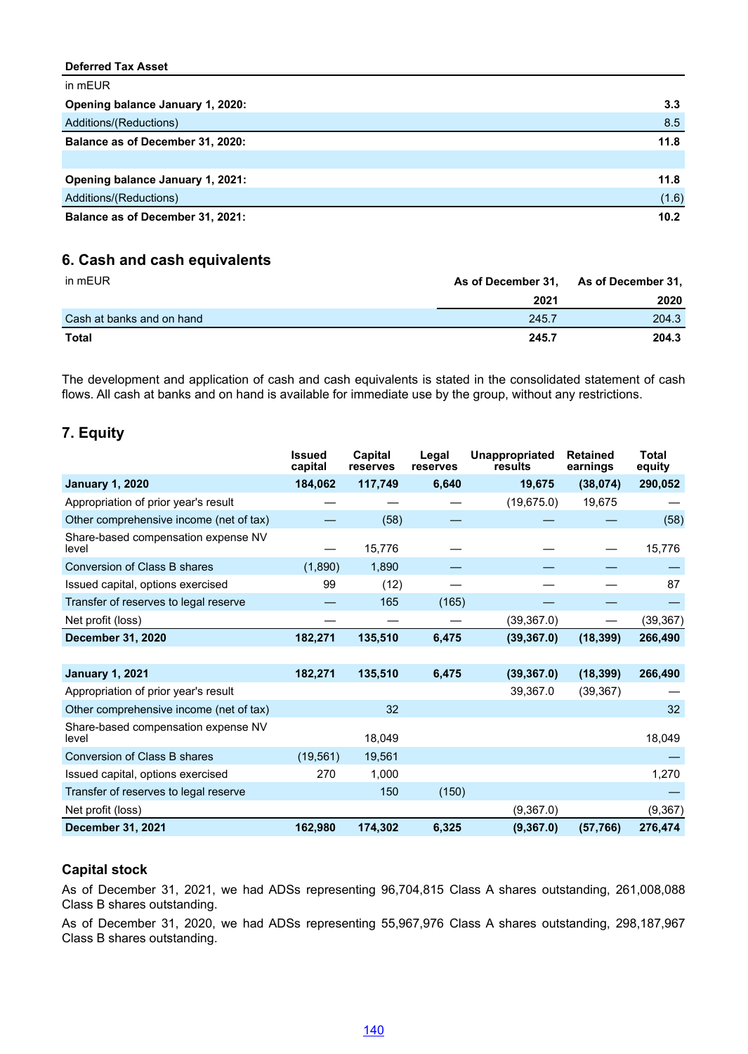**Deferred Tax Asset**

| in mEUR | |
|---|---|
| **Opening balance January 1, 2020:** | **3.3** |
| Additions/(Reductions) | 8.5 |
| **Balance as of December 31, 2020:** | **11.8** |
| | |
| **Opening balance January 1, 2021:** | **11.8** |
| Additions/(Reductions) | (1.6) |
| **Balance as of December 31, 2021:** | **10.2** |

## 6. Cash and cash equivalents

| in mEUR | As of December 31, 2021 | As of December 31, 2020 |
|---|---|---|
| Cash at banks and on hand | 245.7 | 204.3 |
| **Total** | **245.7** | **204.3** |

The development and application of cash and cash equivalents is stated in the consolidated statement of cash flows. All cash at banks and on hand is available for immediate use by the group, without any restrictions.

## 7. Equity

| | Issued capital | Capital reserves | Legal reserves | Unappropriated results | Retained earnings | Total equity |
|---|---|---|---|---|---|---|
| **January 1, 2020** | **184,062** | **117,749** | **6,640** | **19,675** | **(38,074)** | **290,052** |
| Appropriation of prior year's result | — | — | — | (19,675.0) | 19,675 | — |
| Other comprehensive income (net of tax) | — | (58) | — | — | — | (58) |
| Share-based compensation expense NV level | — | 15,776 | — | — | — | 15,776 |
| Conversion of Class B shares | (1,890) | 1,890 | — | — | — | — |
| Issued capital, options exercised | 99 | (12) | — | — | — | 87 |
| Transfer of reserves to legal reserve | — | 165 | (165) | — | — | — |
| Net profit (loss) | — | — | — | (39,367.0) | — | (39,367) |
| **December 31, 2020** | **182,271** | **135,510** | **6,475** | **(39,367.0)** | **(18,399)** | **266,490** |
| | | | | | | |
| **January 1, 2021** | **182,271** | **135,510** | **6,475** | **(39,367.0)** | **(18,399)** | **266,490** |
| Appropriation of prior year's result | | | | 39,367.0 | (39,367) | — |
| Other comprehensive income (net of tax) | | 32 | | | | 32 |
| Share-based compensation expense NV level | | 18,049 | | | | 18,049 |
| Conversion of Class B shares | (19,561) | 19,561 | | | | — |
| Issued capital, options exercised | 270 | 1,000 | | | | 1,270 |
| Transfer of reserves to legal reserve | | 150 | (150) | | | — |
| Net profit (loss) | | | | (9,367.0) | | (9,367) |
| **December 31, 2021** | **162,980** | **174,302** | **6,325** | **(9,367.0)** | **(57,766)** | **276,474** |

### Capital stock

As of December 31, 2021, we had ADSs representing 96,704,815 Class A shares outstanding, 261,008,088 Class B shares outstanding.

As of December 31, 2020, we had ADSs representing 55,967,976 Class A shares outstanding, 298,187,967 Class B shares outstanding.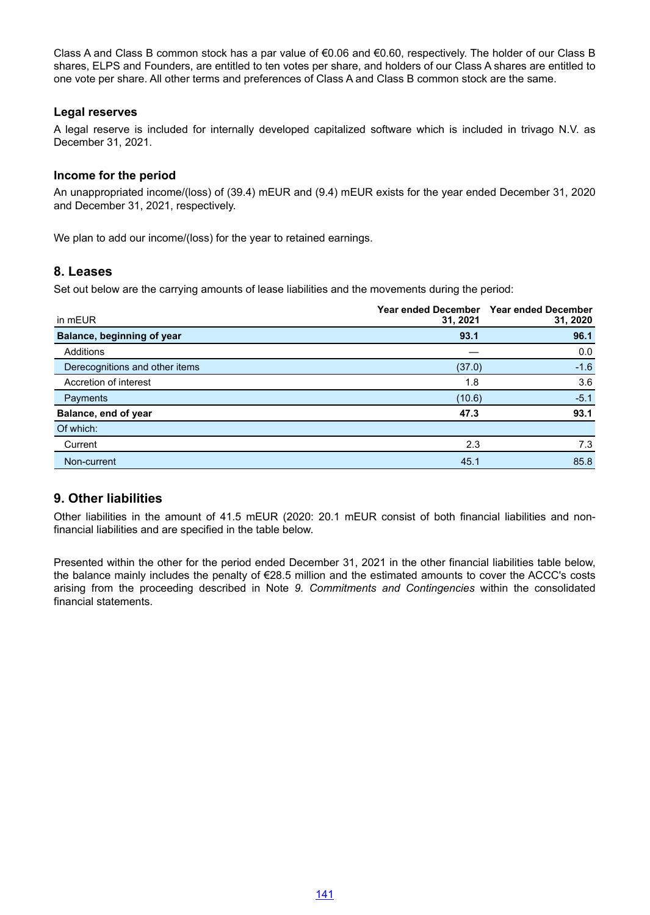Class A and Class B common stock has a par value of €0.06 and €0.60, respectively. The holder of our Class B shares, ELPS and Founders, are entitled to ten votes per share, and holders of our Class A shares are entitled to one vote per share. All other terms and preferences of Class A and Class B common stock are the same.

### Legal reserves

A legal reserve is included for internally developed capitalized software which is included in trivago N.V. as December 31, 2021.

### Income for the period

An unappropriated income/(loss) of (39.4) mEUR and (9.4) mEUR exists for the year ended December 31, 2020 and December 31, 2021, respectively.

We plan to add our income/(loss) for the year to retained earnings.

## 8. Leases

Set out below are the carrying amounts of lease liabilities and the movements during the period:

| in mEUR | Year ended December 31, 2021 | Year ended December 31, 2020 |
|---|---|---|
| **Balance, beginning of year** | **93.1** | **96.1** |
| Additions | — | 0.0 |
| Derecognitions and other items | (37.0) | -1.6 |
| Accretion of interest | 1.8 | 3.6 |
| Payments | (10.6) | -5.1 |
| **Balance, end of year** | **47.3** | **93.1** |
| Of which: | | |
| Current | 2.3 | 7.3 |
| Non-current | 45.1 | 85.8 |

## 9. Other liabilities

Other liabilities in the amount of 41.5 mEUR (2020: 20.1 mEUR consist of both financial liabilities and non-financial liabilities and are specified in the table below.

Presented within the other for the period ended December 31, 2021 in the other financial liabilities table below, the balance mainly includes the penalty of €28.5 million and the estimated amounts to cover the ACCC's costs arising from the proceeding described in Note *9. Commitments and Contingencies* within the consolidated financial statements.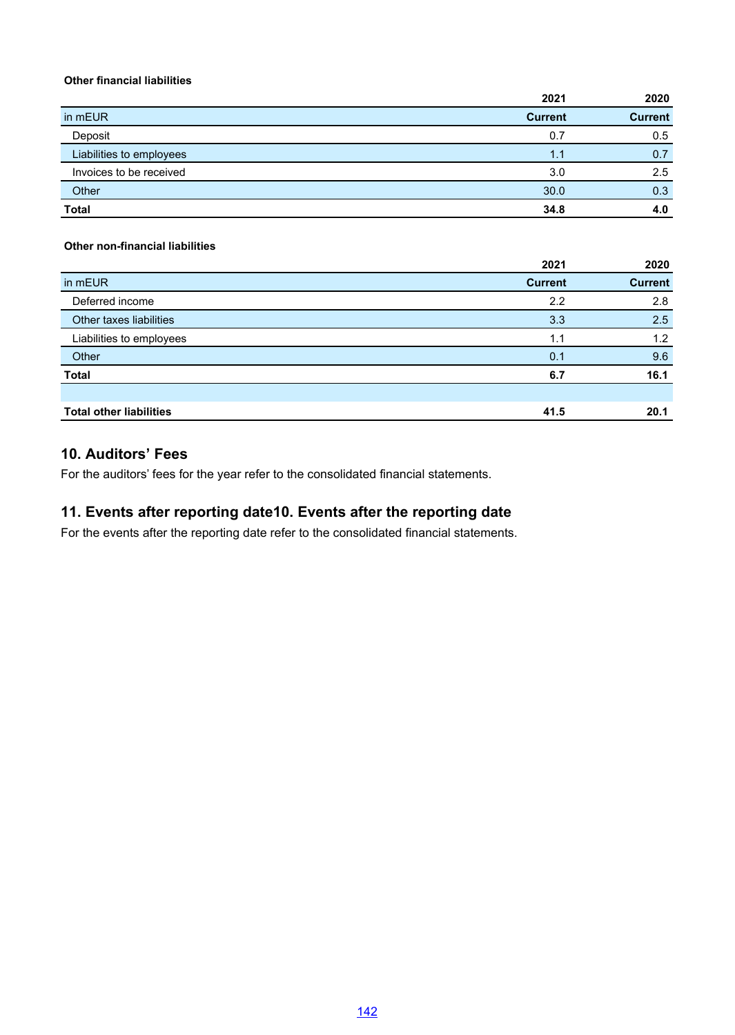**Other financial liabilities**

| | 2021 | 2020 |
|---|---|---|
| in mEUR | **Current** | **Current** |
| Deposit | 0.7 | 0.5 |
| Liabilities to employees | 1.1 | 0.7 |
| Invoices to be received | 3.0 | 2.5 |
| Other | 30.0 | 0.3 |
| **Total** | **34.8** | **4.0** |

**Other non-financial liabilities**

| | 2021 | 2020 |
|---|---|---|
| in mEUR | **Current** | **Current** |
| Deferred income | 2.2 | 2.8 |
| Other taxes liabilities | 3.3 | 2.5 |
| Liabilities to employees | 1.1 | 1.2 |
| Other | 0.1 | 9.6 |
| **Total** | **6.7** | **16.1** |
| | | |
| **Total other liabilities** | **41.5** | **20.1** |

## 10. Auditors’ Fees

For the auditors’ fees for the year refer to the consolidated financial statements.

## 11. Events after reporting date10. Events after the reporting date

For the events after the reporting date refer to the consolidated financial statements.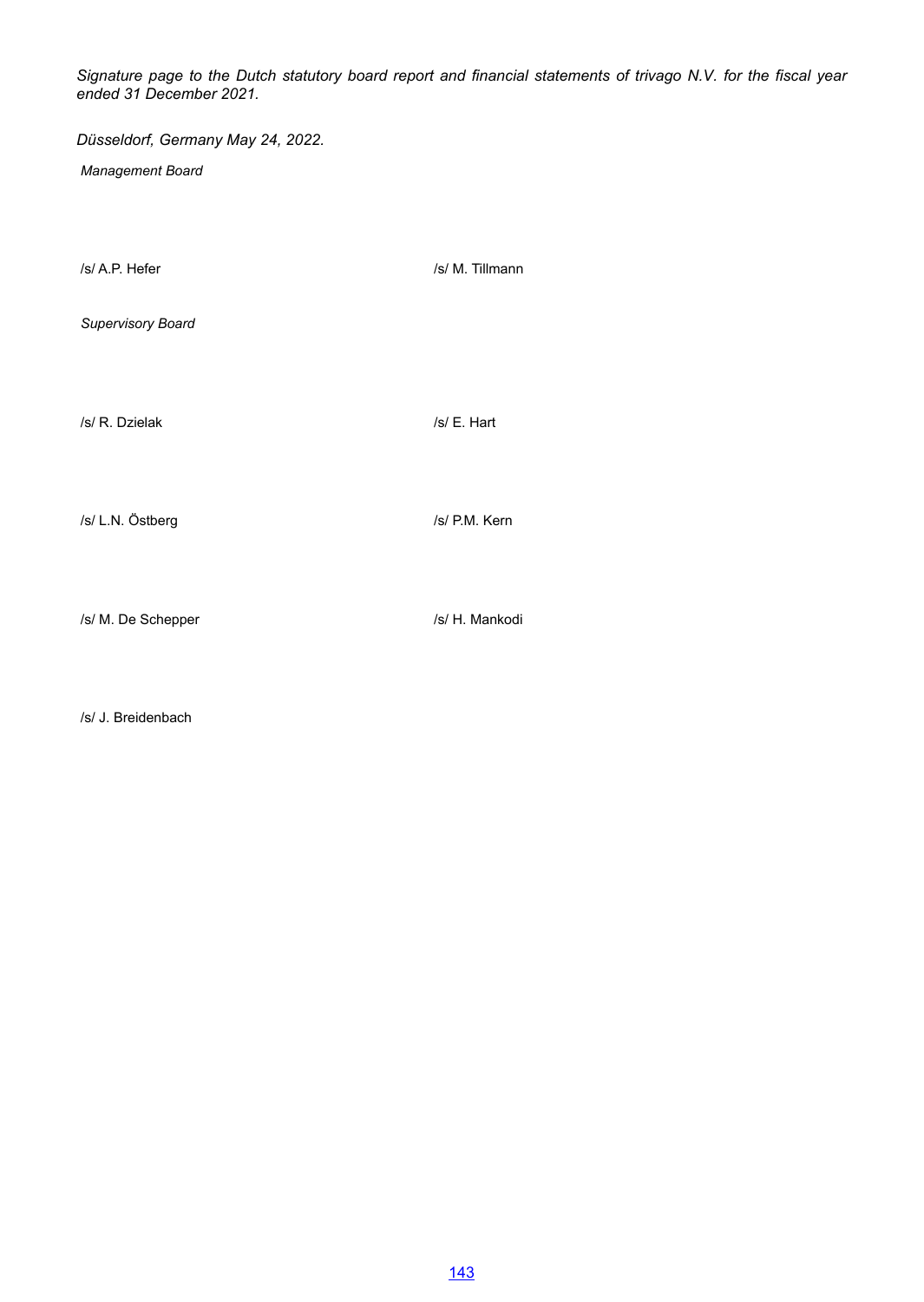*Signature page to the Dutch statutory board report and financial statements of trivago N.V. for the fiscal year ended 31 December 2021.*

*Düsseldorf, Germany May 24, 2022.*

*Management Board*

/s/ A.P. Hefer

/s/ M. Tillmann

*Supervisory Board*

/s/ R. Dzielak

/s/ E. Hart

/s/ L.N. Östberg

/s/ P.M. Kern

/s/ M. De Schepper

/s/ H. Mankodi

/s/ J. Breidenbach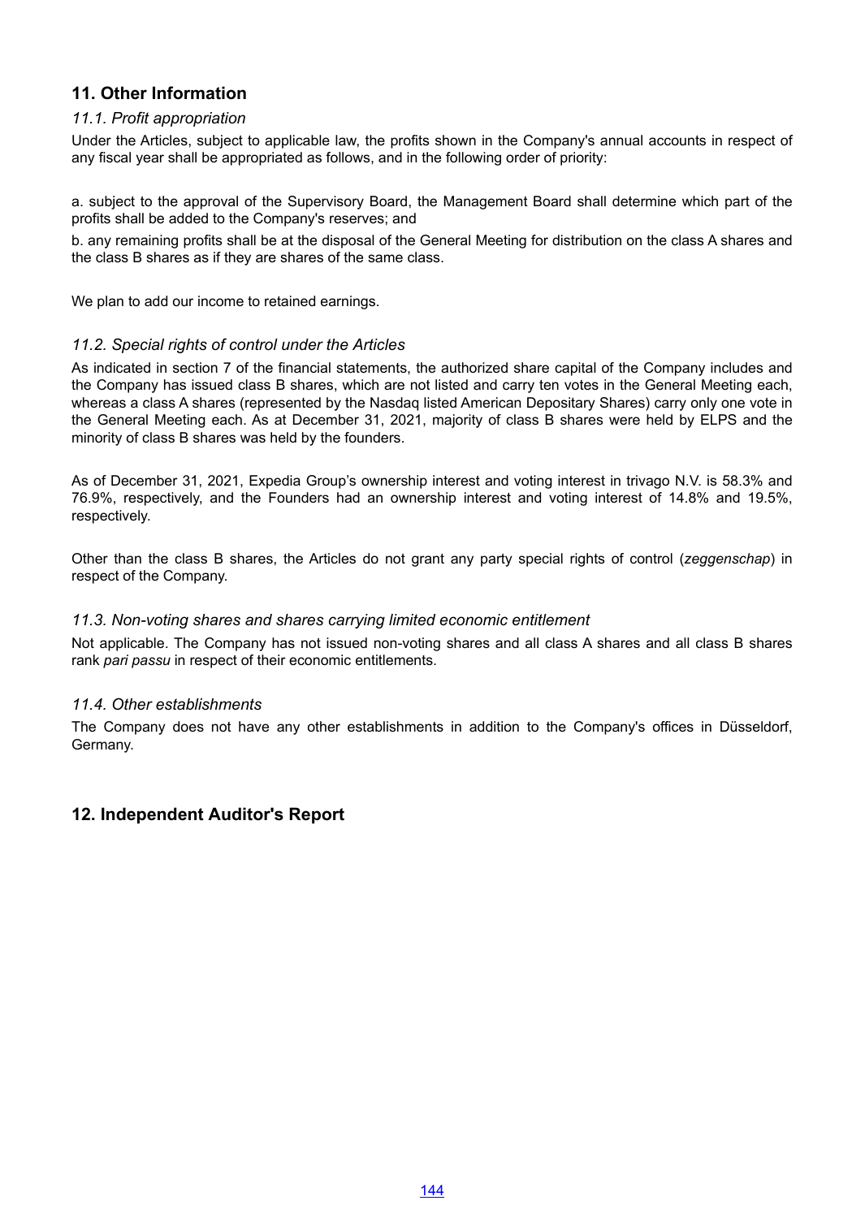## 11. Other Information

### *11.1. Profit appropriation*

Under the Articles, subject to applicable law, the profits shown in the Company's annual accounts in respect of any fiscal year shall be appropriated as follows, and in the following order of priority:

a. subject to the approval of the Supervisory Board, the Management Board shall determine which part of the profits shall be added to the Company's reserves; and

b. any remaining profits shall be at the disposal of the General Meeting for distribution on the class A shares and the class B shares as if they are shares of the same class.

We plan to add our income to retained earnings.

### *11.2. Special rights of control under the Articles*

As indicated in section 7 of the financial statements, the authorized share capital of the Company includes and the Company has issued class B shares, which are not listed and carry ten votes in the General Meeting each, whereas a class A shares (represented by the Nasdaq listed American Depositary Shares) carry only one vote in the General Meeting each. As at December 31, 2021, majority of class B shares were held by ELPS and the minority of class B shares was held by the founders.

As of December 31, 2021, Expedia Group's ownership interest and voting interest in trivago N.V. is 58.3% and 76.9%, respectively, and the Founders had an ownership interest and voting interest of 14.8% and 19.5%, respectively.

Other than the class B shares, the Articles do not grant any party special rights of control (*zeggenschap*) in respect of the Company.

### *11.3. Non-voting shares and shares carrying limited economic entitlement*

Not applicable. The Company has not issued non-voting shares and all class A shares and all class B shares rank *pari passu* in respect of their economic entitlements.

### *11.4. Other establishments*

The Company does not have any other establishments in addition to the Company's offices in Düsseldorf, Germany.

## 12. Independent Auditor's Report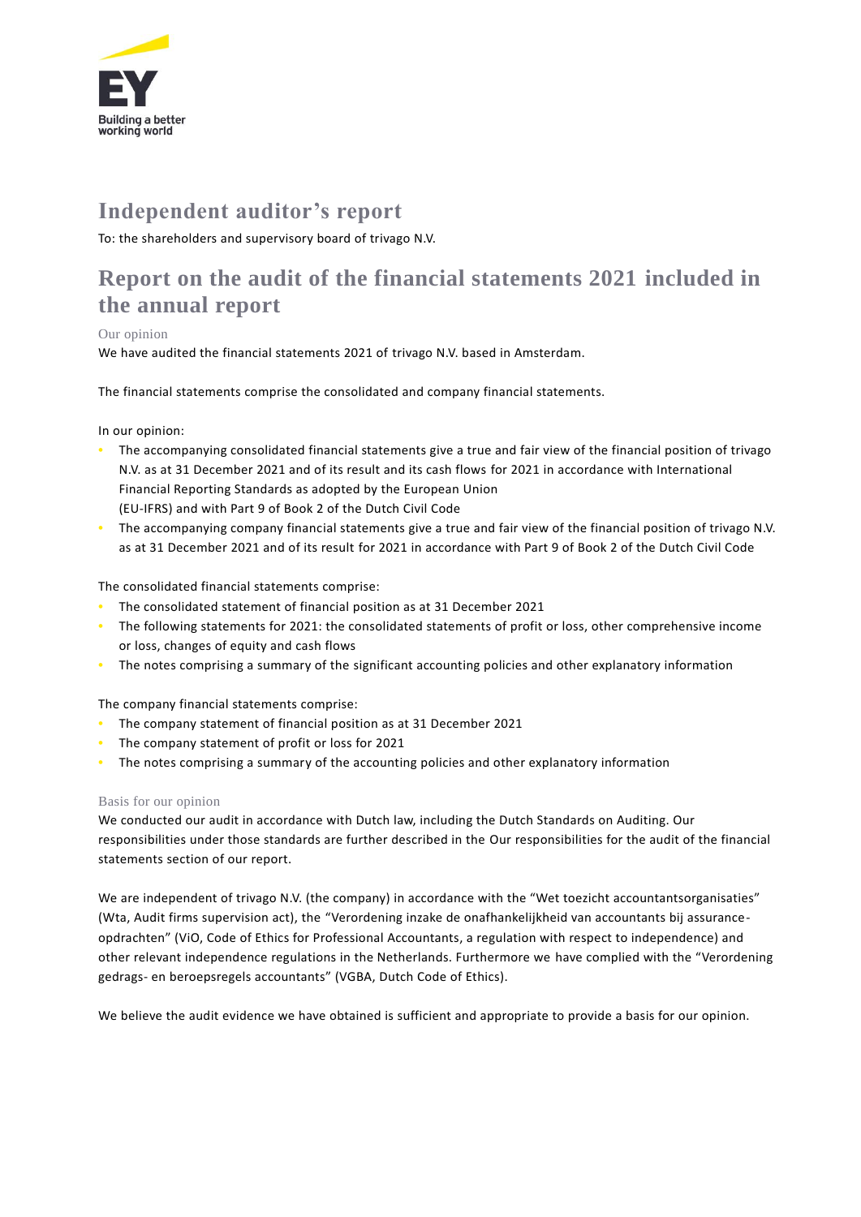# Independent auditor's report

To: the shareholders and supervisory board of trivago N.V.

# Report on the audit of the financial statements 2021 included in the annual report

### Our opinion

We have audited the financial statements 2021 of trivago N.V. based in Amsterdam.

The financial statements comprise the consolidated and company financial statements.

In our opinion:

- The accompanying consolidated financial statements give a true and fair view of the financial position of trivago N.V. as at 31 December 2021 and of its result and its cash flows for 2021 in accordance with International Financial Reporting Standards as adopted by the European Union (EU-IFRS) and with Part 9 of Book 2 of the Dutch Civil Code
- The accompanying company financial statements give a true and fair view of the financial position of trivago N.V. as at 31 December 2021 and of its result for 2021 in accordance with Part 9 of Book 2 of the Dutch Civil Code

The consolidated financial statements comprise:

- The consolidated statement of financial position as at 31 December 2021
- The following statements for 2021: the consolidated statements of profit or loss, other comprehensive income or loss, changes of equity and cash flows
- The notes comprising a summary of the significant accounting policies and other explanatory information

The company financial statements comprise:

- The company statement of financial position as at 31 December 2021
- The company statement of profit or loss for 2021
- The notes comprising a summary of the accounting policies and other explanatory information

### Basis for our opinion

We conducted our audit in accordance with Dutch law, including the Dutch Standards on Auditing. Our responsibilities under those standards are further described in the Our responsibilities for the audit of the financial statements section of our report.

We are independent of trivago N.V. (the company) in accordance with the "Wet toezicht accountantsorganisaties" (Wta, Audit firms supervision act), the "Verordening inzake de onafhankelijkheid van accountants bij assurance-opdrachten" (ViO, Code of Ethics for Professional Accountants, a regulation with respect to independence) and other relevant independence regulations in the Netherlands. Furthermore we have complied with the "Verordening gedrags- en beroepsregels accountants" (VGBA, Dutch Code of Ethics).

We believe the audit evidence we have obtained is sufficient and appropriate to provide a basis for our opinion.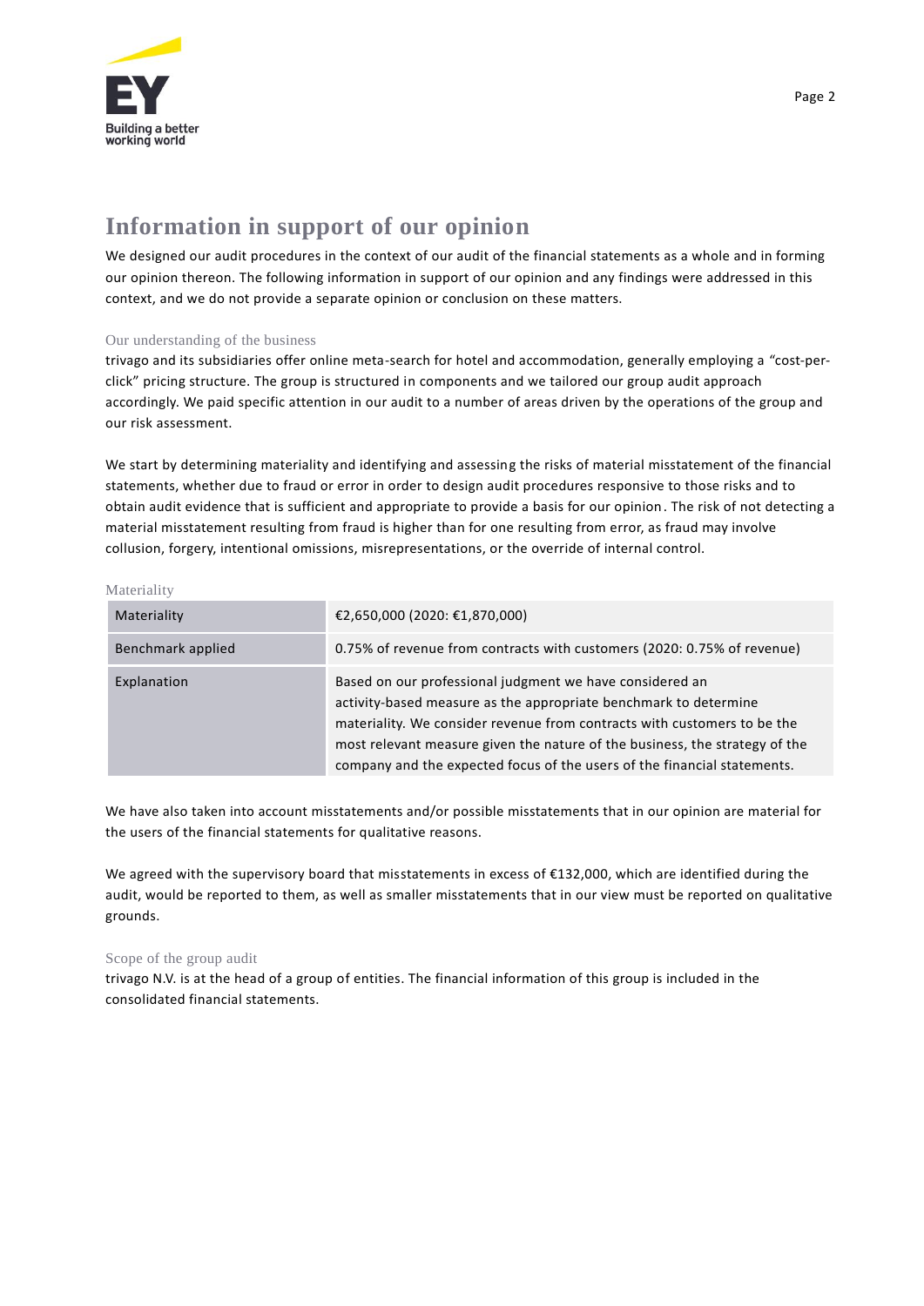## Information in support of our opinion

We designed our audit procedures in the context of our audit of the financial statements as a whole and in forming our opinion thereon. The following information in support of our opinion and any findings were addressed in this context, and we do not provide a separate opinion or conclusion on these matters.

### Our understanding of the business

trivago and its subsidiaries offer online meta-search for hotel and accommodation, generally employing a "cost-per-click" pricing structure. The group is structured in components and we tailored our group audit approach accordingly. We paid specific attention in our audit to a number of areas driven by the operations of the group and our risk assessment.

We start by determining materiality and identifying and assessing the risks of material misstatement of the financial statements, whether due to fraud or error in order to design audit procedures responsive to those risks and to obtain audit evidence that is sufficient and appropriate to provide a basis for our opinion. The risk of not detecting a material misstatement resulting from fraud is higher than for one resulting from error, as fraud may involve collusion, forgery, intentional omissions, misrepresentations, or the override of internal control.

### Materiality

| Materiality | €2,650,000 (2020: €1,870,000) |
| --- | --- |
| Benchmark applied | 0.75% of revenue from contracts with customers (2020: 0.75% of revenue) |
| Explanation | Based on our professional judgment we have considered an activity-based measure as the appropriate benchmark to determine materiality. We consider revenue from contracts with customers to be the most relevant measure given the nature of the business, the strategy of the company and the expected focus of the users of the financial statements. |

We have also taken into account misstatements and/or possible misstatements that in our opinion are material for the users of the financial statements for qualitative reasons.

We agreed with the supervisory board that misstatements in excess of €132,000, which are identified during the audit, would be reported to them, as well as smaller misstatements that in our view must be reported on qualitative grounds.

### Scope of the group audit

trivago N.V. is at the head of a group of entities. The financial information of this group is included in the consolidated financial statements.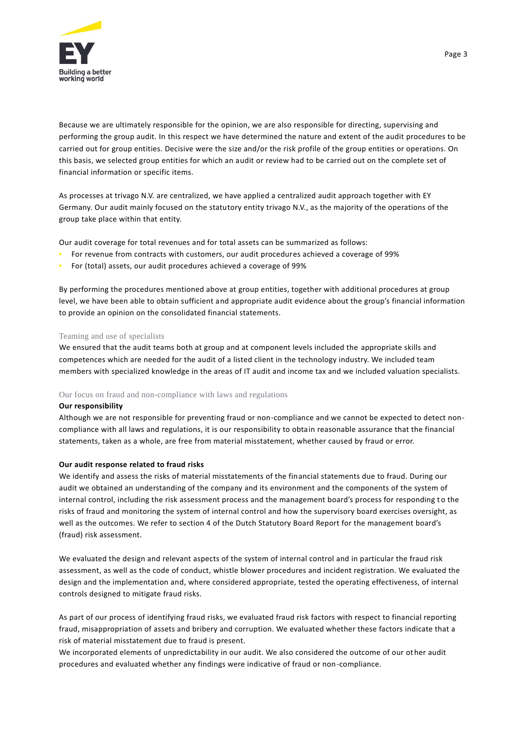Because we are ultimately responsible for the opinion, we are also responsible for directing, supervising and performing the group audit. In this respect we have determined the nature and extent of the audit procedures to be carried out for group entities. Decisive were the size and/or the risk profile of the group entities or operations. On this basis, we selected group entities for which an audit or review had to be carried out on the complete set of financial information or specific items.

As processes at trivago N.V. are centralized, we have applied a centralized audit approach together with EY Germany. Our audit mainly focused on the statutory entity trivago N.V., as the majority of the operations of the group take place within that entity.

Our audit coverage for total revenues and for total assets can be summarized as follows:

- For revenue from contracts with customers, our audit procedures achieved a coverage of 99%
- For (total) assets, our audit procedures achieved a coverage of 99%

By performing the procedures mentioned above at group entities, together with additional procedures at group level, we have been able to obtain sufficient and appropriate audit evidence about the group's financial information to provide an opinion on the consolidated financial statements.

### Teaming and use of specialists

We ensured that the audit teams both at group and at component levels included the appropriate skills and competences which are needed for the audit of a listed client in the technology industry. We included team members with specialized knowledge in the areas of IT audit and income tax and we included valuation specialists.

### Our focus on fraud and non-compliance with laws and regulations

**Our responsibility**

Although we are not responsible for preventing fraud or non-compliance and we cannot be expected to detect non-compliance with all laws and regulations, it is our responsibility to obtain reasonable assurance that the financial statements, taken as a whole, are free from material misstatement, whether caused by fraud or error.

**Our audit response related to fraud risks**

We identify and assess the risks of material misstatements of the financial statements due to fraud. During our audit we obtained an understanding of the company and its environment and the components of the system of internal control, including the risk assessment process and the management board's process for responding to the risks of fraud and monitoring the system of internal control and how the supervisory board exercises oversight, as well as the outcomes. We refer to section 4 of the Dutch Statutory Board Report for the management board's (fraud) risk assessment.

We evaluated the design and relevant aspects of the system of internal control and in particular the fraud risk assessment, as well as the code of conduct, whistle blower procedures and incident registration. We evaluated the design and the implementation and, where considered appropriate, tested the operating effectiveness, of internal controls designed to mitigate fraud risks.

As part of our process of identifying fraud risks, we evaluated fraud risk factors with respect to financial reporting fraud, misappropriation of assets and bribery and corruption. We evaluated whether these factors indicate that a risk of material misstatement due to fraud is present.

We incorporated elements of unpredictability in our audit. We also considered the outcome of our other audit procedures and evaluated whether any findings were indicative of fraud or non-compliance.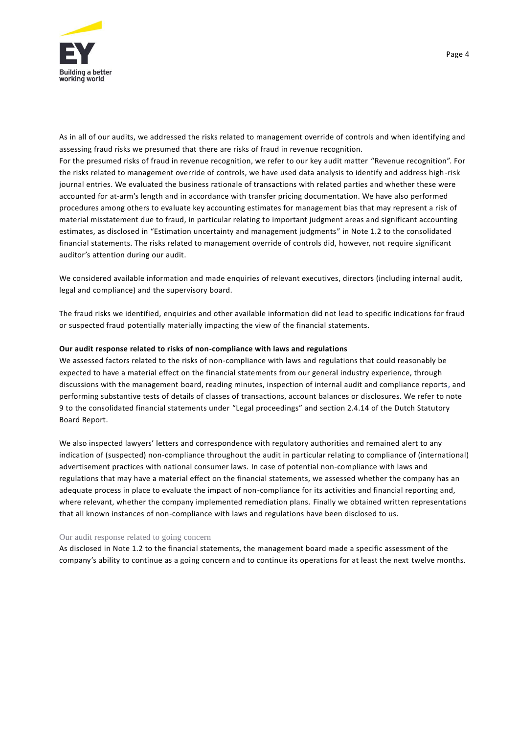As in all of our audits, we addressed the risks related to management override of controls and when identifying and assessing fraud risks we presumed that there are risks of fraud in revenue recognition.
For the presumed risks of fraud in revenue recognition, we refer to our key audit matter "Revenue recognition". For the risks related to management override of controls, we have used data analysis to identify and address high-risk journal entries. We evaluated the business rationale of transactions with related parties and whether these were accounted for at-arm's length and in accordance with transfer pricing documentation. We have also performed procedures among others to evaluate key accounting estimates for management bias that may represent a risk of material misstatement due to fraud, in particular relating to important judgment areas and significant accounting estimates, as disclosed in "Estimation uncertainty and management judgments" in Note 1.2 to the consolidated financial statements. The risks related to management override of controls did, however, not require significant auditor's attention during our audit.

We considered available information and made enquiries of relevant executives, directors (including internal audit, legal and compliance) and the supervisory board.

The fraud risks we identified, enquiries and other available information did not lead to specific indications for fraud or suspected fraud potentially materially impacting the view of the financial statements.

**Our audit response related to risks of non-compliance with laws and regulations**

We assessed factors related to the risks of non-compliance with laws and regulations that could reasonably be expected to have a material effect on the financial statements from our general industry experience, through discussions with the management board, reading minutes, inspection of internal audit and compliance reports, and performing substantive tests of details of classes of transactions, account balances or disclosures. We refer to note 9 to the consolidated financial statements under "Legal proceedings" and section 2.4.14 of the Dutch Statutory Board Report.

We also inspected lawyers' letters and correspondence with regulatory authorities and remained alert to any indication of (suspected) non-compliance throughout the audit in particular relating to compliance of (international) advertisement practices with national consumer laws. In case of potential non-compliance with laws and regulations that may have a material effect on the financial statements, we assessed whether the company has an adequate process in place to evaluate the impact of non-compliance for its activities and financial reporting and, where relevant, whether the company implemented remediation plans. Finally we obtained written representations that all known instances of non-compliance with laws and regulations have been disclosed to us.

Our audit response related to going concern

As disclosed in Note 1.2 to the financial statements, the management board made a specific assessment of the company's ability to continue as a going concern and to continue its operations for at least the next twelve months.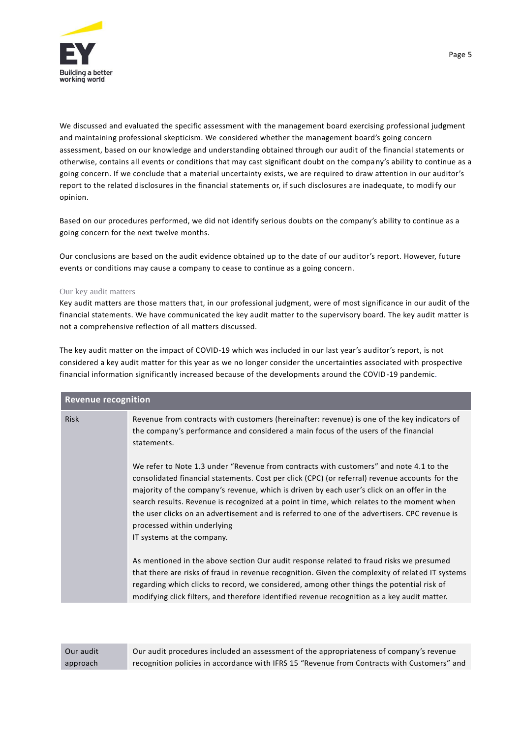We discussed and evaluated the specific assessment with the management board exercising professional judgment and maintaining professional skepticism. We considered whether the management board's going concern assessment, based on our knowledge and understanding obtained through our audit of the financial statements or otherwise, contains all events or conditions that may cast significant doubt on the company's ability to continue as a going concern. If we conclude that a material uncertainty exists, we are required to draw attention in our auditor's report to the related disclosures in the financial statements or, if such disclosures are inadequate, to modify our opinion.

Based on our procedures performed, we did not identify serious doubts on the company's ability to continue as a going concern for the next twelve months.

Our conclusions are based on the audit evidence obtained up to the date of our auditor's report. However, future events or conditions may cause a company to cease to continue as a going concern.

### Our key audit matters

Key audit matters are those matters that, in our professional judgment, were of most significance in our audit of the financial statements. We have communicated the key audit matter to the supervisory board. The key audit matter is not a comprehensive reflection of all matters discussed.

The key audit matter on the impact of COVID-19 which was included in our last year's auditor's report, is not considered a key audit matter for this year as we no longer consider the uncertainties associated with prospective financial information significantly increased because of the developments around the COVID-19 pandemic.

| Revenue recognition | |
|---|---|
| Risk | Revenue from contracts with customers (hereinafter: revenue) is one of the key indicators of the company's performance and considered a main focus of the users of the financial statements.<br><br>We refer to Note 1.3 under "Revenue from contracts with customers" and note 4.1 to the consolidated financial statements. Cost per click (CPC) (or referral) revenue accounts for the majority of the company's revenue, which is driven by each user's click on an offer in the search results. Revenue is recognized at a point in time, which relates to the moment when the user clicks on an advertisement and is referred to one of the advertisers. CPC revenue is processed within underlying IT systems at the company.<br><br>As mentioned in the above section Our audit response related to fraud risks we presumed that there are risks of fraud in revenue recognition. Given the complexity of related IT systems regarding which clicks to record, we considered, among other things the potential risk of modifying click filters, and therefore identified revenue recognition as a key audit matter. |
| Our audit approach | Our audit procedures included an assessment of the appropriateness of company's revenue recognition policies in accordance with IFRS 15 "Revenue from Contracts with Customers" and |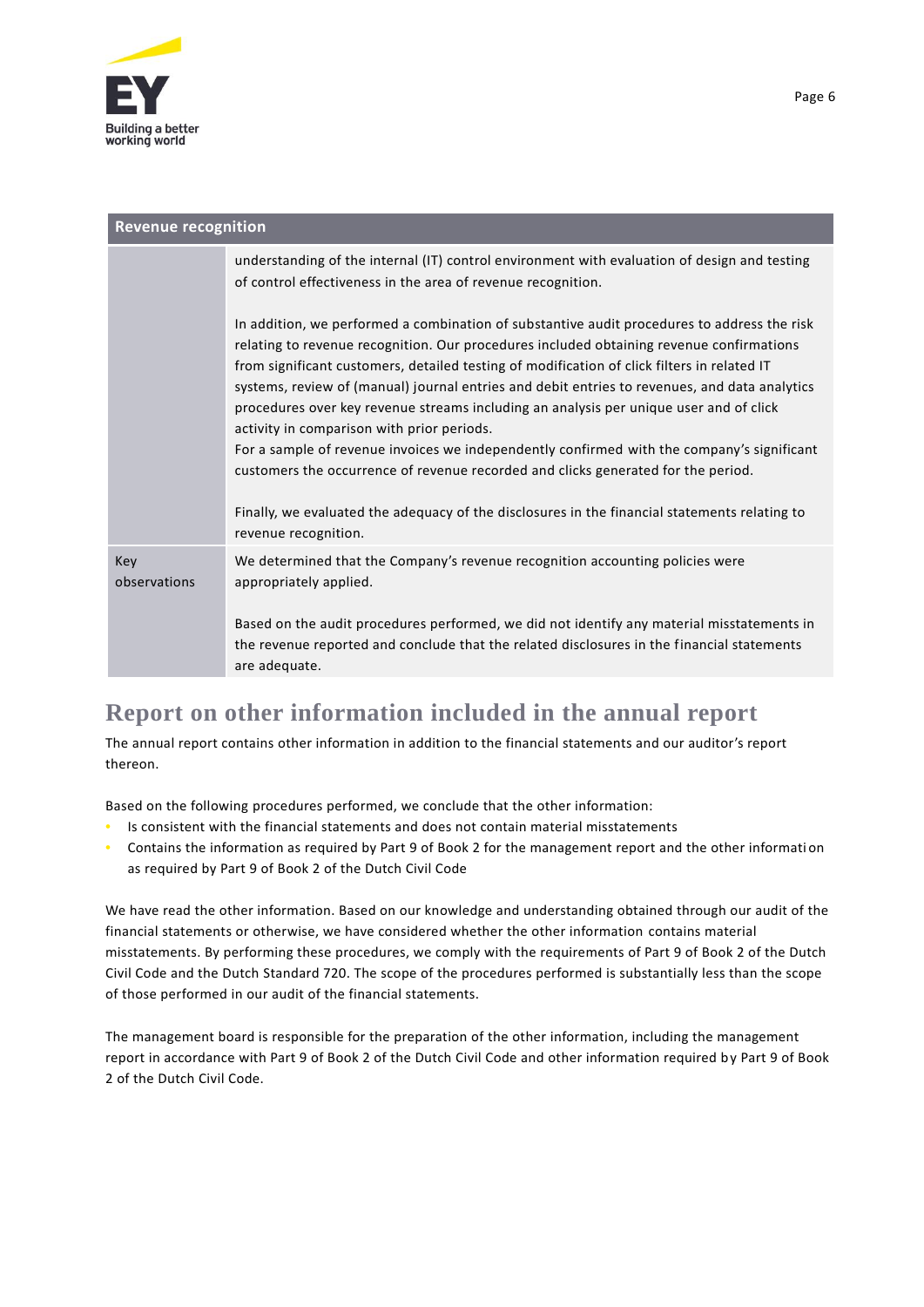| Revenue recognition | |
|---|---|
| | understanding of the internal (IT) control environment with evaluation of design and testing of control effectiveness in the area of revenue recognition.<br><br>In addition, we performed a combination of substantive audit procedures to address the risk relating to revenue recognition. Our procedures included obtaining revenue confirmations from significant customers, detailed testing of modification of click filters in related IT systems, review of (manual) journal entries and debit entries to revenues, and data analytics procedures over key revenue streams including an analysis per unique user and of click activity in comparison with prior periods.<br>For a sample of revenue invoices we independently confirmed with the company's significant customers the occurrence of revenue recorded and clicks generated for the period.<br><br>Finally, we evaluated the adequacy of the disclosures in the financial statements relating to revenue recognition. |
| Key observations | We determined that the Company's revenue recognition accounting policies were appropriately applied.<br><br>Based on the audit procedures performed, we did not identify any material misstatements in the revenue reported and conclude that the related disclosures in the financial statements are adequate. |

## Report on other information included in the annual report

The annual report contains other information in addition to the financial statements and our auditor's report thereon.

Based on the following procedures performed, we conclude that the other information:

- Is consistent with the financial statements and does not contain material misstatements
- Contains the information as required by Part 9 of Book 2 for the management report and the other information as required by Part 9 of Book 2 of the Dutch Civil Code

We have read the other information. Based on our knowledge and understanding obtained through our audit of the financial statements or otherwise, we have considered whether the other information contains material misstatements. By performing these procedures, we comply with the requirements of Part 9 of Book 2 of the Dutch Civil Code and the Dutch Standard 720. The scope of the procedures performed is substantially less than the scope of those performed in our audit of the financial statements.

The management board is responsible for the preparation of the other information, including the management report in accordance with Part 9 of Book 2 of the Dutch Civil Code and other information required by Part 9 of Book 2 of the Dutch Civil Code.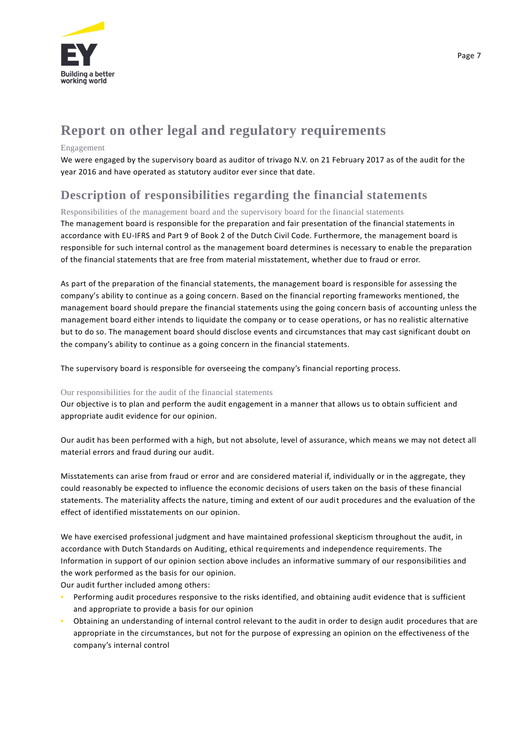## Report on other legal and regulatory requirements

### Engagement

We were engaged by the supervisory board as auditor of trivago N.V. on 21 February 2017 as of the audit for the year 2016 and have operated as statutory auditor ever since that date.

## Description of responsibilities regarding the financial statements

### Responsibilities of the management board and the supervisory board for the financial statements

The management board is responsible for the preparation and fair presentation of the financial statements in accordance with EU-IFRS and Part 9 of Book 2 of the Dutch Civil Code. Furthermore, the management board is responsible for such internal control as the management board determines is necessary to enable the preparation of the financial statements that are free from material misstatement, whether due to fraud or error.

As part of the preparation of the financial statements, the management board is responsible for assessing the company's ability to continue as a going concern. Based on the financial reporting frameworks mentioned, the management board should prepare the financial statements using the going concern basis of accounting unless the management board either intends to liquidate the company or to cease operations, or has no realistic alternative but to do so. The management board should disclose events and circumstances that may cast significant doubt on the company's ability to continue as a going concern in the financial statements.

The supervisory board is responsible for overseeing the company's financial reporting process.

### Our responsibilities for the audit of the financial statements

Our objective is to plan and perform the audit engagement in a manner that allows us to obtain sufficient and appropriate audit evidence for our opinion.

Our audit has been performed with a high, but not absolute, level of assurance, which means we may not detect all material errors and fraud during our audit.

Misstatements can arise from fraud or error and are considered material if, individually or in the aggregate, they could reasonably be expected to influence the economic decisions of users taken on the basis of these financial statements. The materiality affects the nature, timing and extent of our audit procedures and the evaluation of the effect of identified misstatements on our opinion.

We have exercised professional judgment and have maintained professional skepticism throughout the audit, in accordance with Dutch Standards on Auditing, ethical requirements and independence requirements. The Information in support of our opinion section above includes an informative summary of our responsibilities and the work performed as the basis for our opinion.

Our audit further included among others:

- Performing audit procedures responsive to the risks identified, and obtaining audit evidence that is sufficient and appropriate to provide a basis for our opinion
- Obtaining an understanding of internal control relevant to the audit in order to design audit procedures that are appropriate in the circumstances, but not for the purpose of expressing an opinion on the effectiveness of the company's internal control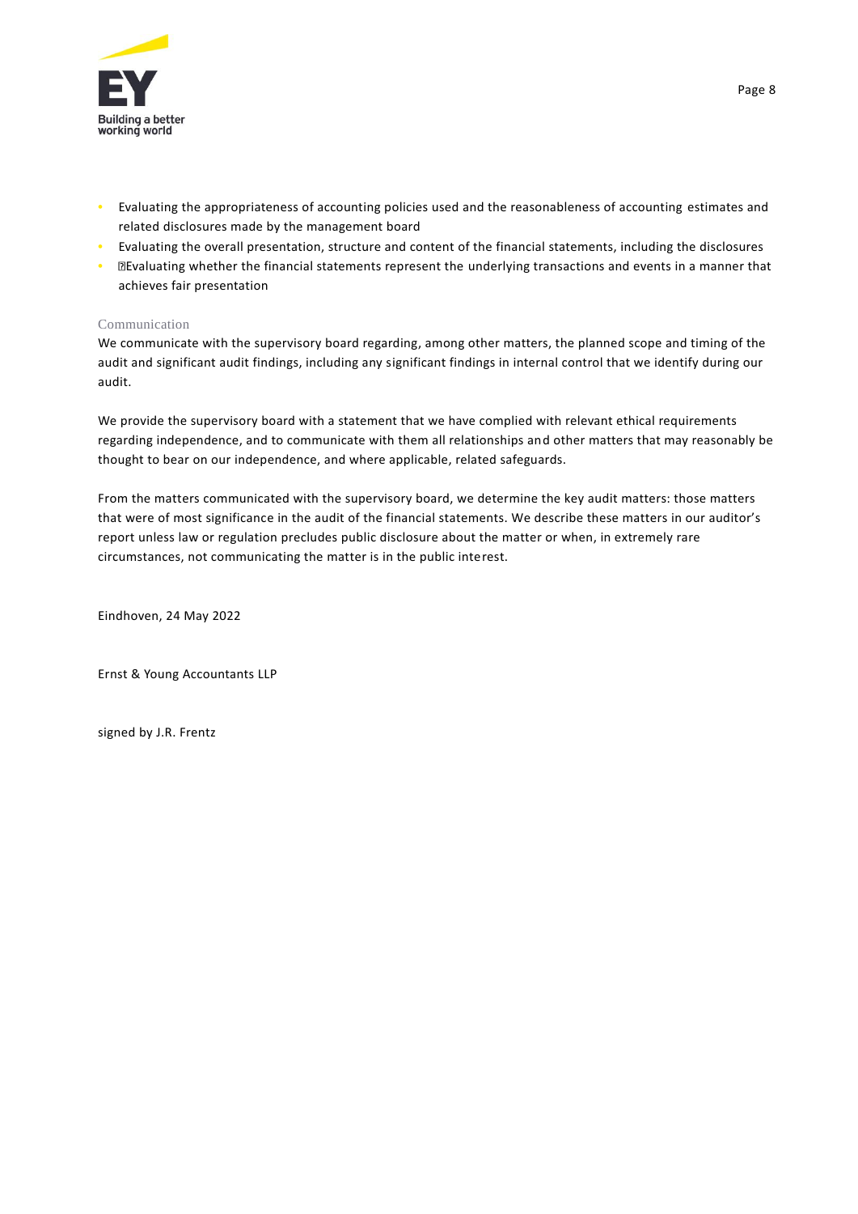- Evaluating the appropriateness of accounting policies used and the reasonableness of accounting estimates and related disclosures made by the management board
- Evaluating the overall presentation, structure and content of the financial statements, including the disclosures
- Evaluating whether the financial statements represent the underlying transactions and events in a manner that achieves fair presentation

### Communication

We communicate with the supervisory board regarding, among other matters, the planned scope and timing of the audit and significant audit findings, including any significant findings in internal control that we identify during our audit.

We provide the supervisory board with a statement that we have complied with relevant ethical requirements regarding independence, and to communicate with them all relationships and other matters that may reasonably be thought to bear on our independence, and where applicable, related safeguards.

From the matters communicated with the supervisory board, we determine the key audit matters: those matters that were of most significance in the audit of the financial statements. We describe these matters in our auditor's report unless law or regulation precludes public disclosure about the matter or when, in extremely rare circumstances, not communicating the matter is in the public interest.

Eindhoven, 24 May 2022

Ernst & Young Accountants LLP

signed by J.R. Frentz